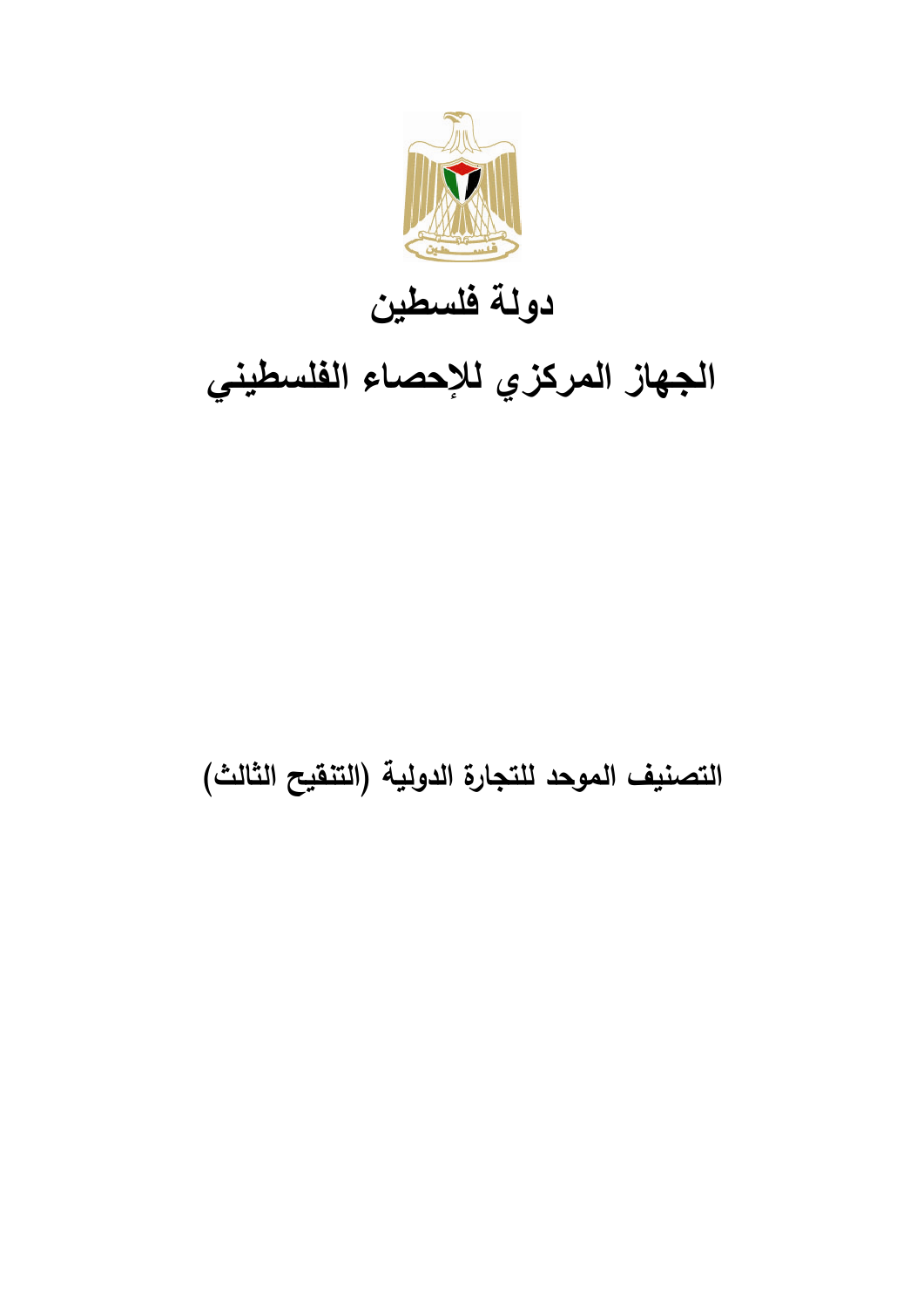# دولة فلسطين

# الجهاز المركزي للإحصاء الفلسطيني

## التصنيف الموحد للتجارة الدولية (التنقيح الثالث)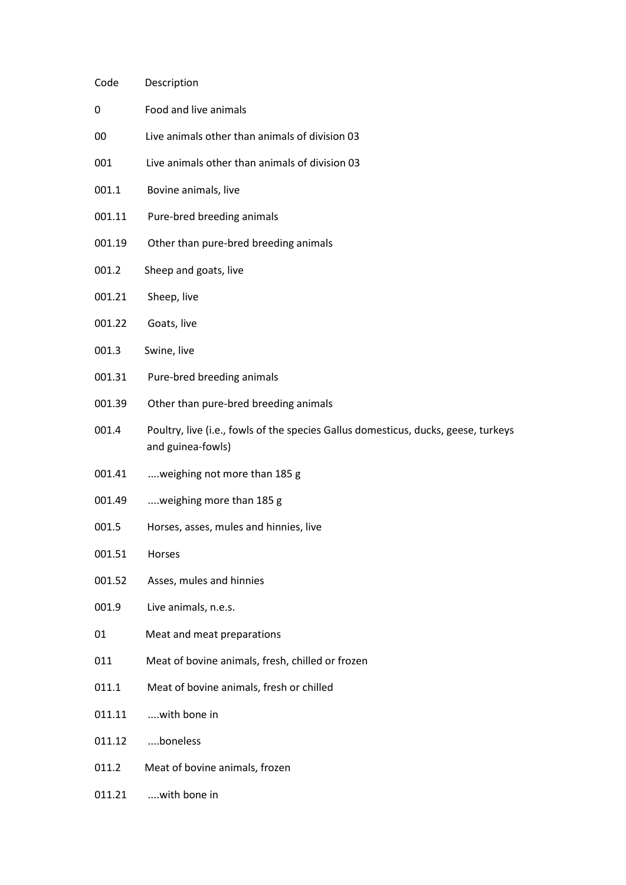| Code | Description |
| --- | --- |
| 0 | Food and live animals |
| 00 | Live animals other than animals of division 03 |
| 001 | Live animals other than animals of division 03 |
| 001.1 | Bovine animals, live |
| 001.11 | Pure-bred breeding animals |
| 001.19 | Other than pure-bred breeding animals |
| 001.2 | Sheep and goats, live |
| 001.21 | Sheep, live |
| 001.22 | Goats, live |
| 001.3 | Swine, live |
| 001.31 | Pure-bred breeding animals |
| 001.39 | Other than pure-bred breeding animals |
| 001.4 | Poultry, live (i.e., fowls of the species Gallus domesticus, ducks, geese, turkeys and guinea-fowls) |
| 001.41 | ....weighing not more than 185 g |
| 001.49 | ....weighing more than 185 g |
| 001.5 | Horses, asses, mules and hinnies, live |
| 001.51 | Horses |
| 001.52 | Asses, mules and hinnies |
| 001.9 | Live animals, n.e.s. |
| 01 | Meat and meat preparations |
| 011 | Meat of bovine animals, fresh, chilled or frozen |
| 011.1 | Meat of bovine animals, fresh or chilled |
| 011.11 | ....with bone in |
| 011.12 | ....boneless |
| 011.2 | Meat of bovine animals, frozen |
| 011.21 | ....with bone in |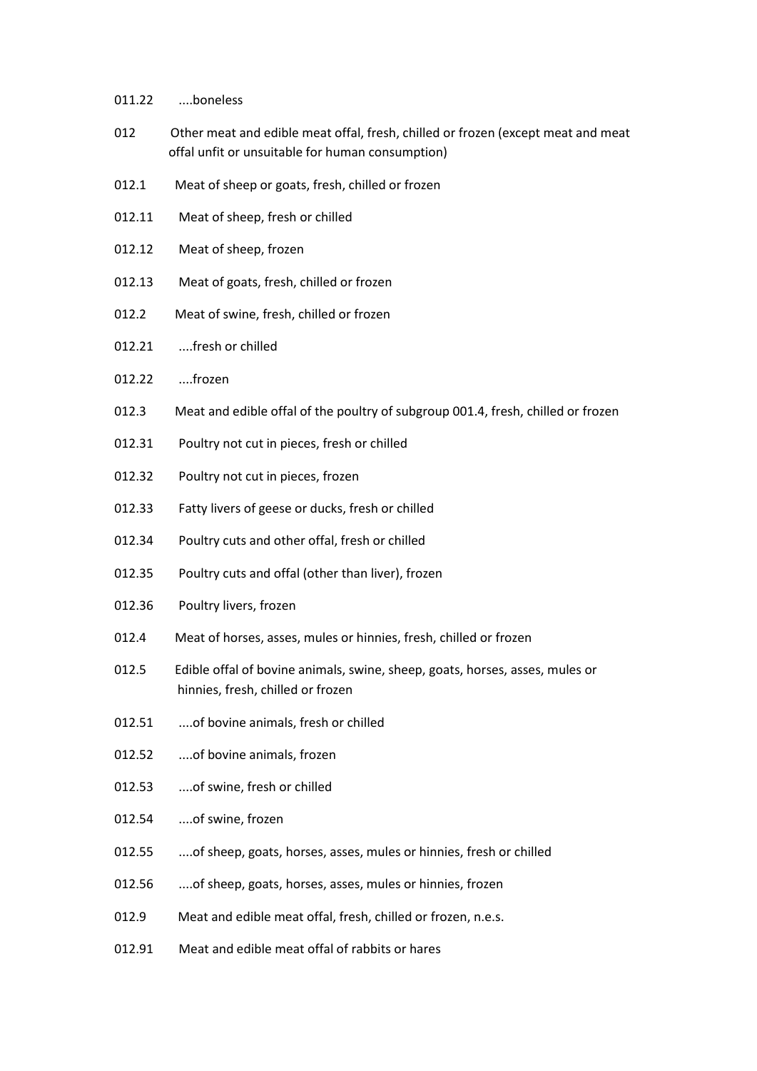011.22 ....boneless

012 Other meat and edible meat offal, fresh, chilled or frozen (except meat and meat offal unfit or unsuitable for human consumption)

012.1 Meat of sheep or goats, fresh, chilled or frozen

012.11 Meat of sheep, fresh or chilled

012.12 Meat of sheep, frozen

012.13 Meat of goats, fresh, chilled or frozen

012.2 Meat of swine, fresh, chilled or frozen

012.21 ....fresh or chilled

012.22 ....frozen

012.3 Meat and edible offal of the poultry of subgroup 001.4, fresh, chilled or frozen

012.31 Poultry not cut in pieces, fresh or chilled

012.32 Poultry not cut in pieces, frozen

012.33 Fatty livers of geese or ducks, fresh or chilled

012.34 Poultry cuts and other offal, fresh or chilled

012.35 Poultry cuts and offal (other than liver), frozen

012.36 Poultry livers, frozen

012.4 Meat of horses, asses, mules or hinnies, fresh, chilled or frozen

012.5 Edible offal of bovine animals, swine, sheep, goats, horses, asses, mules or hinnies, fresh, chilled or frozen

012.51 ....of bovine animals, fresh or chilled

012.52 ....of bovine animals, frozen

012.53 ....of swine, fresh or chilled

012.54 ....of swine, frozen

012.55 ....of sheep, goats, horses, asses, mules or hinnies, fresh or chilled

012.56 ....of sheep, goats, horses, asses, mules or hinnies, frozen

012.9 Meat and edible meat offal, fresh, chilled or frozen, n.e.s.

012.91 Meat and edible meat offal of rabbits or hares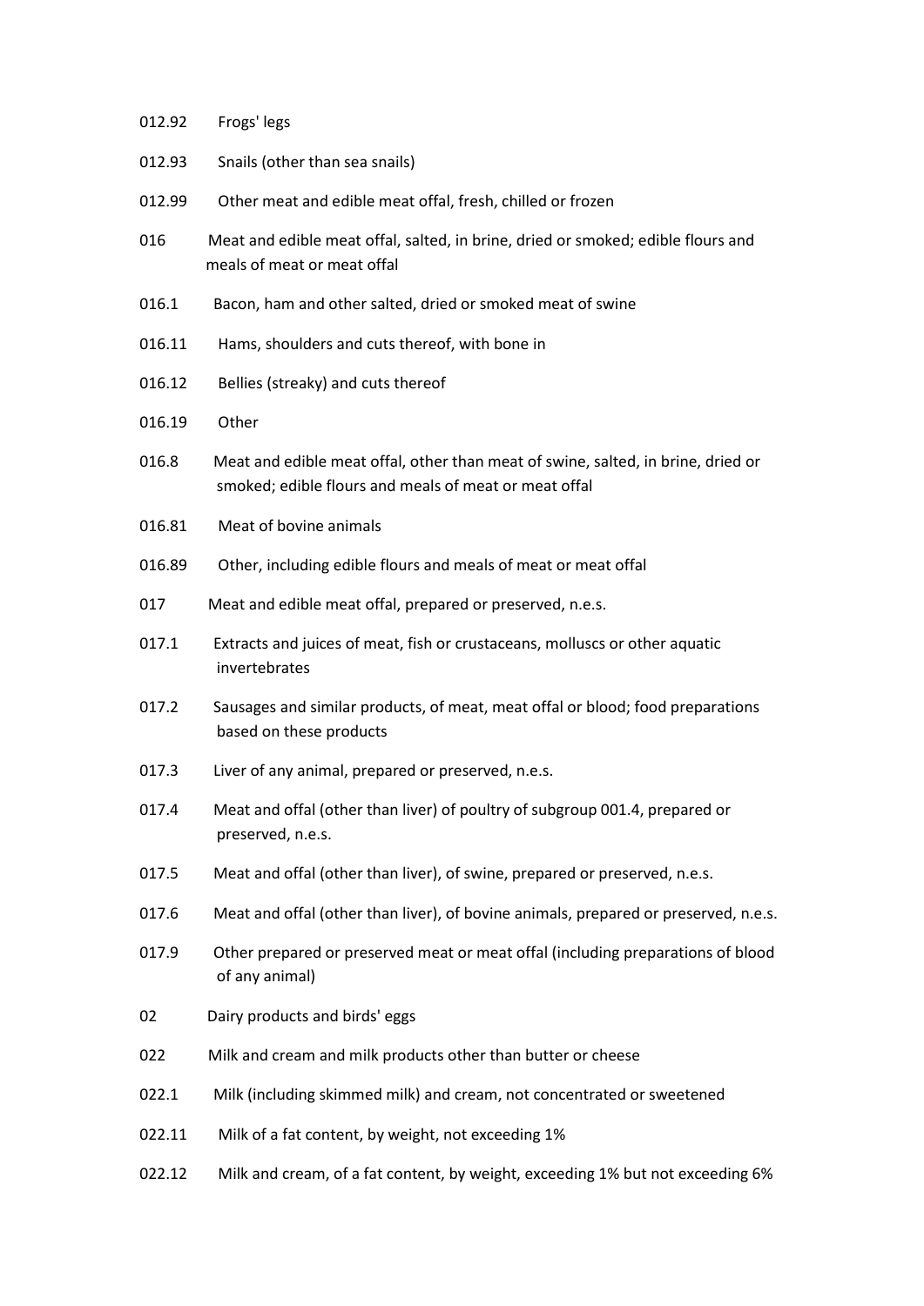012.92 Frogs' legs

012.93 Snails (other than sea snails)

012.99 Other meat and edible meat offal, fresh, chilled or frozen

016 Meat and edible meat offal, salted, in brine, dried or smoked; edible flours and meals of meat or meat offal

016.1 Bacon, ham and other salted, dried or smoked meat of swine

016.11 Hams, shoulders and cuts thereof, with bone in

016.12 Bellies (streaky) and cuts thereof

016.19 Other

016.8 Meat and edible meat offal, other than meat of swine, salted, in brine, dried or smoked; edible flours and meals of meat or meat offal

016.81 Meat of bovine animals

016.89 Other, including edible flours and meals of meat or meat offal

017 Meat and edible meat offal, prepared or preserved, n.e.s.

017.1 Extracts and juices of meat, fish or crustaceans, molluscs or other aquatic invertebrates

017.2 Sausages and similar products, of meat, meat offal or blood; food preparations based on these products

017.3 Liver of any animal, prepared or preserved, n.e.s.

017.4 Meat and offal (other than liver) of poultry of subgroup 001.4, prepared or preserved, n.e.s.

017.5 Meat and offal (other than liver), of swine, prepared or preserved, n.e.s.

017.6 Meat and offal (other than liver), of bovine animals, prepared or preserved, n.e.s.

017.9 Other prepared or preserved meat or meat offal (including preparations of blood of any animal)

02 Dairy products and birds' eggs

022 Milk and cream and milk products other than butter or cheese

022.1 Milk (including skimmed milk) and cream, not concentrated or sweetened

022.11 Milk of a fat content, by weight, not exceeding 1%

022.12 Milk and cream, of a fat content, by weight, exceeding 1% but not exceeding 6%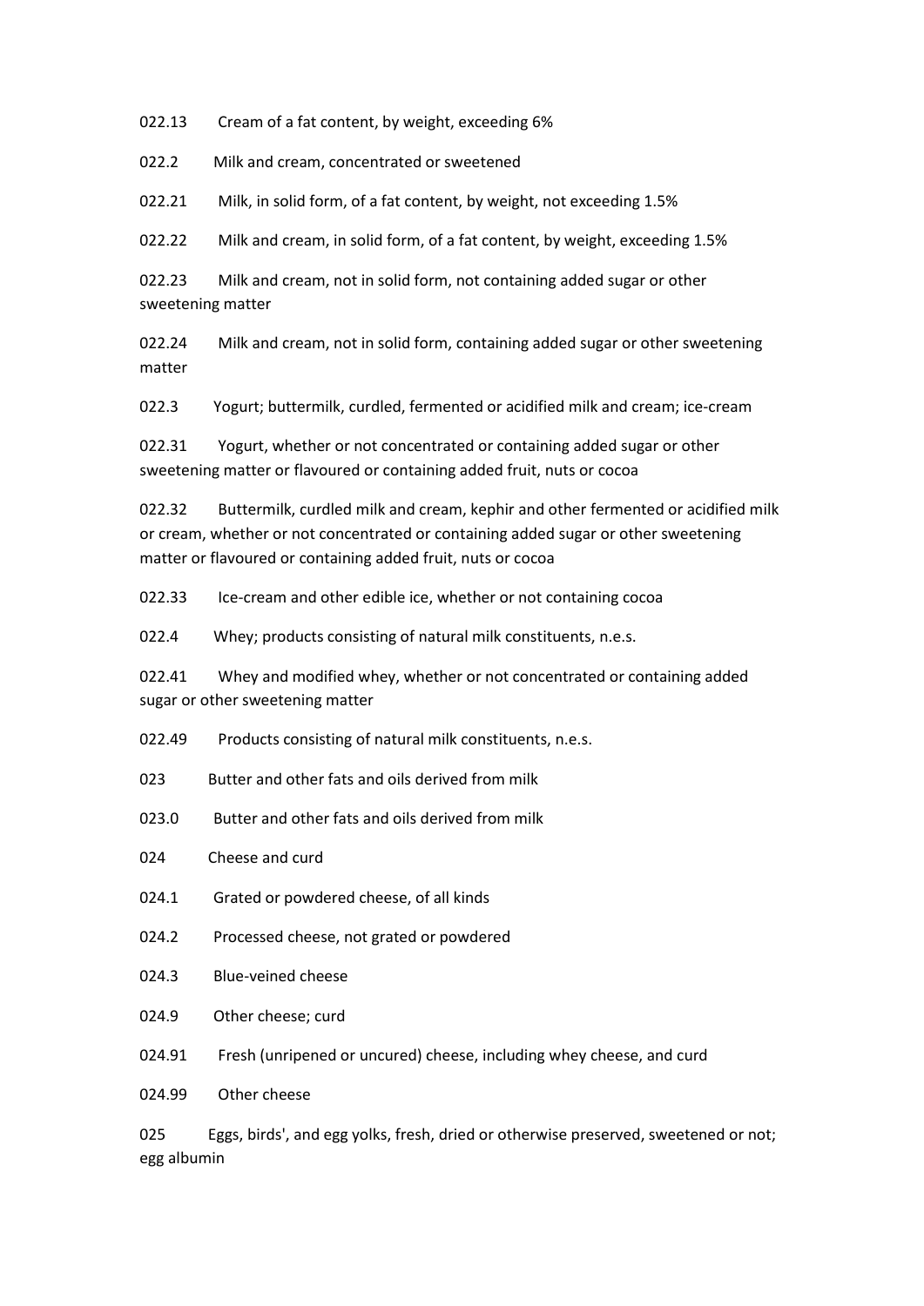022.13 Cream of a fat content, by weight, exceeding 6%

022.2 Milk and cream, concentrated or sweetened

022.21 Milk, in solid form, of a fat content, by weight, not exceeding 1.5%

022.22 Milk and cream, in solid form, of a fat content, by weight, exceeding 1.5%

022.23 Milk and cream, not in solid form, not containing added sugar or other sweetening matter

022.24 Milk and cream, not in solid form, containing added sugar or other sweetening matter

022.3 Yogurt; buttermilk, curdled, fermented or acidified milk and cream; ice-cream

022.31 Yogurt, whether or not concentrated or containing added sugar or other sweetening matter or flavoured or containing added fruit, nuts or cocoa

022.32 Buttermilk, curdled milk and cream, kephir and other fermented or acidified milk or cream, whether or not concentrated or containing added sugar or other sweetening matter or flavoured or containing added fruit, nuts or cocoa

022.33 Ice-cream and other edible ice, whether or not containing cocoa

022.4 Whey; products consisting of natural milk constituents, n.e.s.

022.41 Whey and modified whey, whether or not concentrated or containing added sugar or other sweetening matter

022.49 Products consisting of natural milk constituents, n.e.s.

023 Butter and other fats and oils derived from milk

023.0 Butter and other fats and oils derived from milk

024 Cheese and curd

024.1 Grated or powdered cheese, of all kinds

024.2 Processed cheese, not grated or powdered

024.3 Blue-veined cheese

024.9 Other cheese; curd

024.91 Fresh (unripened or uncured) cheese, including whey cheese, and curd

024.99 Other cheese

025 Eggs, birds', and egg yolks, fresh, dried or otherwise preserved, sweetened or not; egg albumin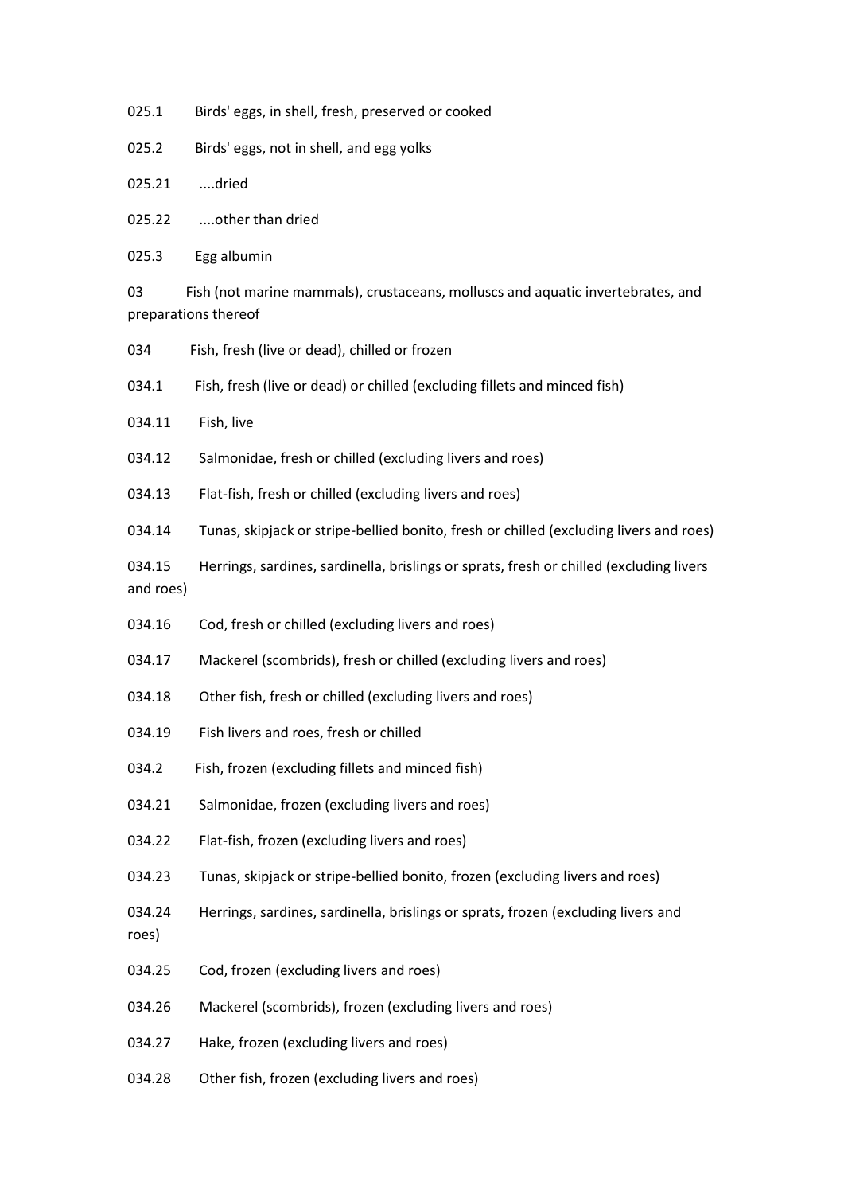025.1 Birds' eggs, in shell, fresh, preserved or cooked

025.2 Birds' eggs, not in shell, and egg yolks

025.21 ....dried

025.22 ....other than dried

025.3 Egg albumin

03 Fish (not marine mammals), crustaceans, molluscs and aquatic invertebrates, and preparations thereof

034 Fish, fresh (live or dead), chilled or frozen

034.1 Fish, fresh (live or dead) or chilled (excluding fillets and minced fish)

034.11 Fish, live

034.12 Salmonidae, fresh or chilled (excluding livers and roes)

034.13 Flat-fish, fresh or chilled (excluding livers and roes)

034.14 Tunas, skipjack or stripe-bellied bonito, fresh or chilled (excluding livers and roes)

034.15 Herrings, sardines, sardinella, brislings or sprats, fresh or chilled (excluding livers and roes)

034.16 Cod, fresh or chilled (excluding livers and roes)

034.17 Mackerel (scombrids), fresh or chilled (excluding livers and roes)

034.18 Other fish, fresh or chilled (excluding livers and roes)

034.19 Fish livers and roes, fresh or chilled

034.2 Fish, frozen (excluding fillets and minced fish)

034.21 Salmonidae, frozen (excluding livers and roes)

034.22 Flat-fish, frozen (excluding livers and roes)

034.23 Tunas, skipjack or stripe-bellied bonito, frozen (excluding livers and roes)

034.24 Herrings, sardines, sardinella, brislings or sprats, frozen (excluding livers and roes)

034.25 Cod, frozen (excluding livers and roes)

034.26 Mackerel (scombrids), frozen (excluding livers and roes)

034.27 Hake, frozen (excluding livers and roes)

034.28 Other fish, frozen (excluding livers and roes)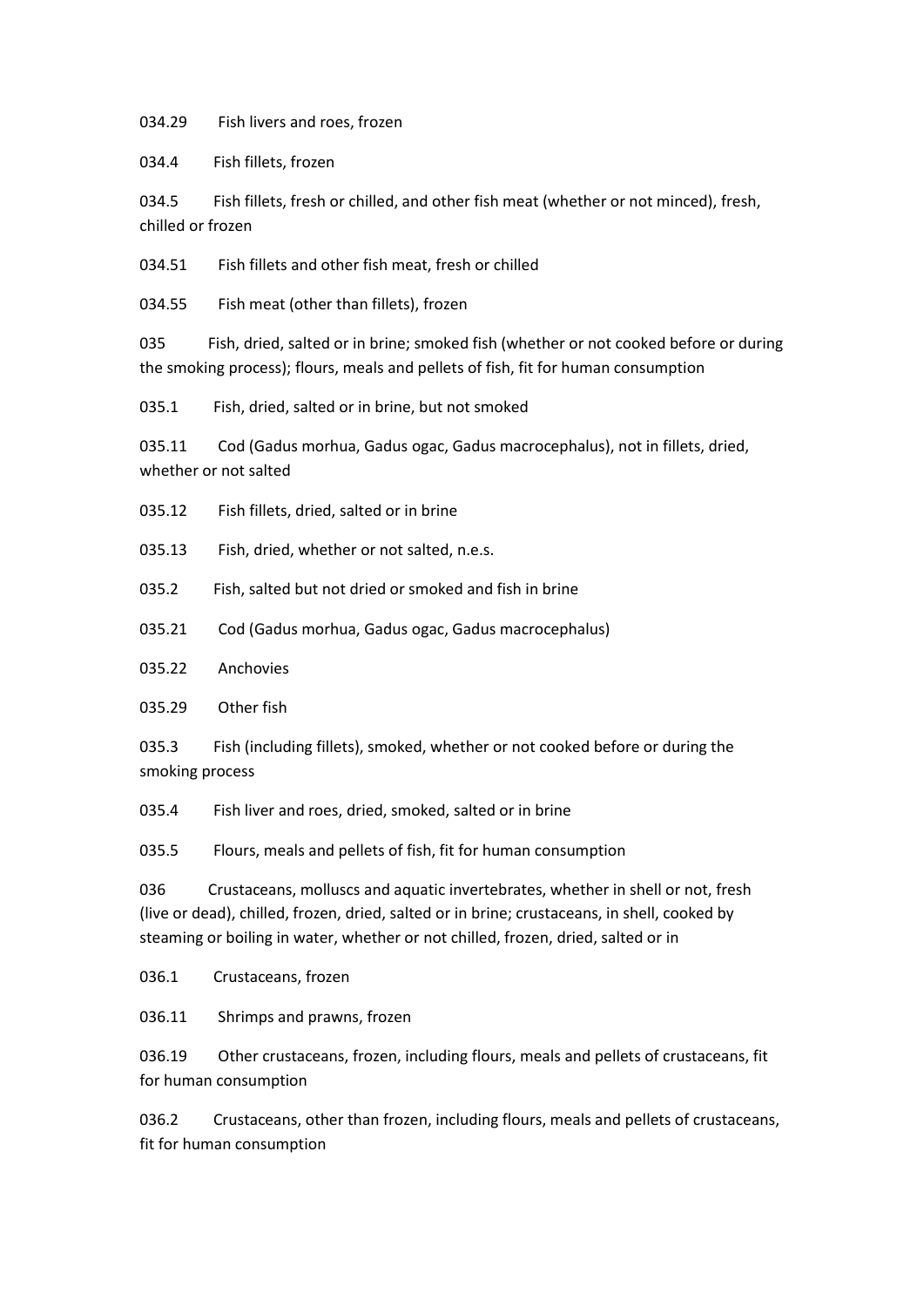034.29 Fish livers and roes, frozen

034.4 Fish fillets, frozen

034.5 Fish fillets, fresh or chilled, and other fish meat (whether or not minced), fresh, chilled or frozen

034.51 Fish fillets and other fish meat, fresh or chilled

034.55 Fish meat (other than fillets), frozen

035 Fish, dried, salted or in brine; smoked fish (whether or not cooked before or during the smoking process); flours, meals and pellets of fish, fit for human consumption

035.1 Fish, dried, salted or in brine, but not smoked

035.11 Cod (Gadus morhua, Gadus ogac, Gadus macrocephalus), not in fillets, dried, whether or not salted

035.12 Fish fillets, dried, salted or in brine

035.13 Fish, dried, whether or not salted, n.e.s.

035.2 Fish, salted but not dried or smoked and fish in brine

035.21 Cod (Gadus morhua, Gadus ogac, Gadus macrocephalus)

035.22 Anchovies

035.29 Other fish

035.3 Fish (including fillets), smoked, whether or not cooked before or during the smoking process

035.4 Fish liver and roes, dried, smoked, salted or in brine

035.5 Flours, meals and pellets of fish, fit for human consumption

036 Crustaceans, molluscs and aquatic invertebrates, whether in shell or not, fresh (live or dead), chilled, frozen, dried, salted or in brine; crustaceans, in shell, cooked by steaming or boiling in water, whether or not chilled, frozen, dried, salted or in

036.1 Crustaceans, frozen

036.11 Shrimps and prawns, frozen

036.19 Other crustaceans, frozen, including flours, meals and pellets of crustaceans, fit for human consumption

036.2 Crustaceans, other than frozen, including flours, meals and pellets of crustaceans, fit for human consumption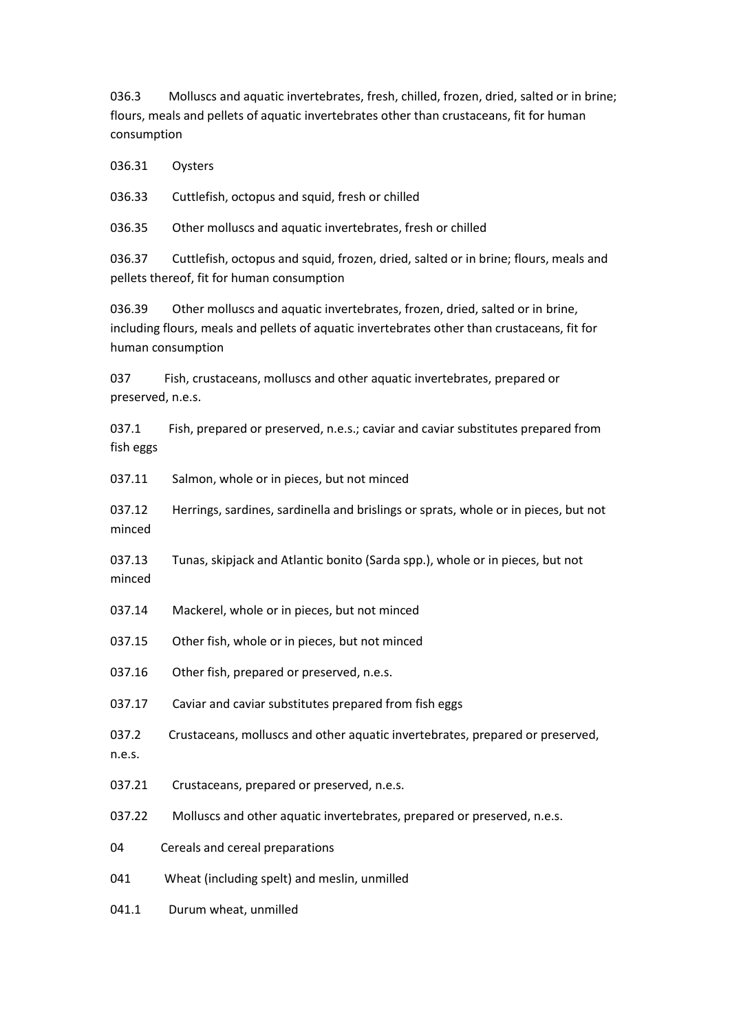036.3 Molluscs and aquatic invertebrates, fresh, chilled, frozen, dried, salted or in brine; flours, meals and pellets of aquatic invertebrates other than crustaceans, fit for human consumption

036.31 Oysters

036.33 Cuttlefish, octopus and squid, fresh or chilled

036.35 Other molluscs and aquatic invertebrates, fresh or chilled

036.37 Cuttlefish, octopus and squid, frozen, dried, salted or in brine; flours, meals and pellets thereof, fit for human consumption

036.39 Other molluscs and aquatic invertebrates, frozen, dried, salted or in brine, including flours, meals and pellets of aquatic invertebrates other than crustaceans, fit for human consumption

037 Fish, crustaceans, molluscs and other aquatic invertebrates, prepared or preserved, n.e.s.

037.1 Fish, prepared or preserved, n.e.s.; caviar and caviar substitutes prepared from fish eggs

037.11 Salmon, whole or in pieces, but not minced

037.12 Herrings, sardines, sardinella and brislings or sprats, whole or in pieces, but not minced

037.13 Tunas, skipjack and Atlantic bonito (Sarda spp.), whole or in pieces, but not minced

037.14 Mackerel, whole or in pieces, but not minced

037.15 Other fish, whole or in pieces, but not minced

037.16 Other fish, prepared or preserved, n.e.s.

037.17 Caviar and caviar substitutes prepared from fish eggs

037.2 Crustaceans, molluscs and other aquatic invertebrates, prepared or preserved, n.e.s.

037.21 Crustaceans, prepared or preserved, n.e.s.

037.22 Molluscs and other aquatic invertebrates, prepared or preserved, n.e.s.

04 Cereals and cereal preparations

041 Wheat (including spelt) and meslin, unmilled

041.1 Durum wheat, unmilled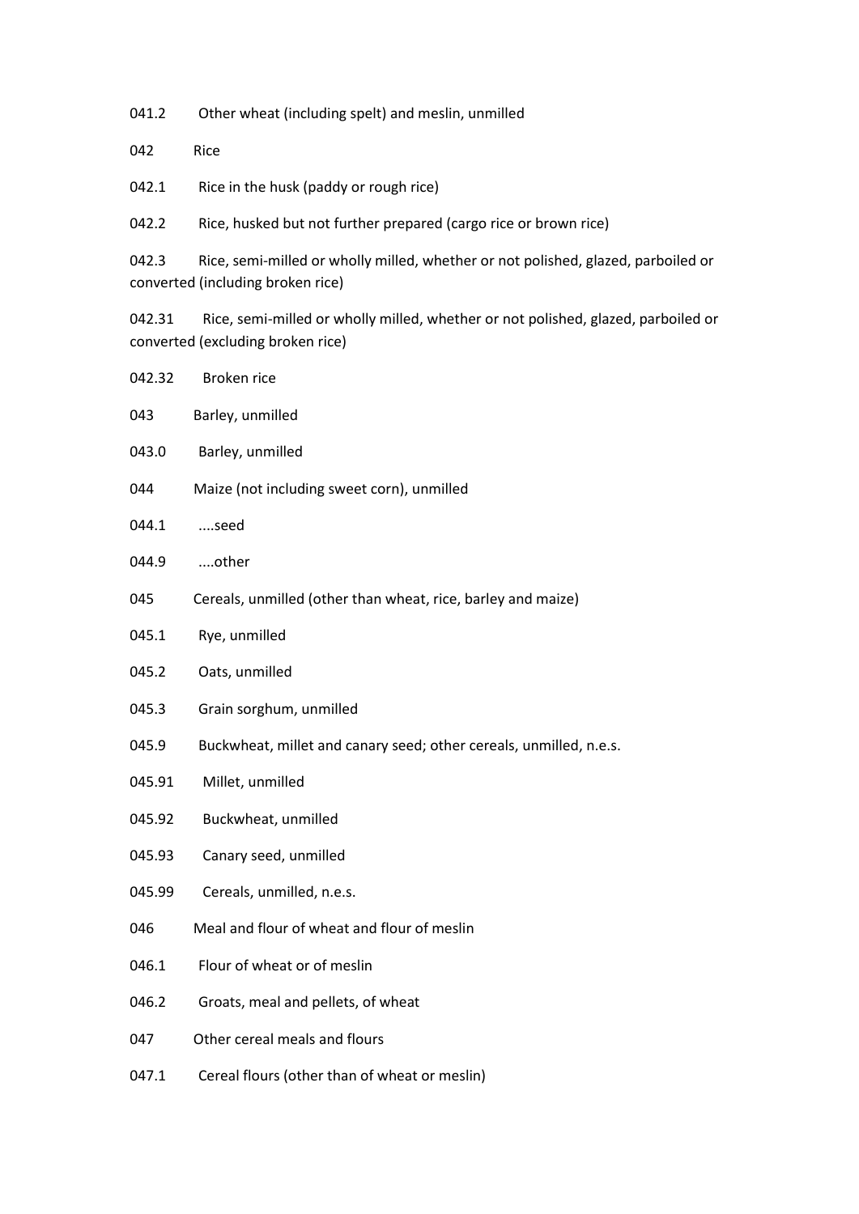041.2 Other wheat (including spelt) and meslin, unmilled

042 Rice

042.1 Rice in the husk (paddy or rough rice)

042.2 Rice, husked but not further prepared (cargo rice or brown rice)

042.3 Rice, semi-milled or wholly milled, whether or not polished, glazed, parboiled or converted (including broken rice)

042.31 Rice, semi-milled or wholly milled, whether or not polished, glazed, parboiled or converted (excluding broken rice)

042.32 Broken rice

043 Barley, unmilled

043.0 Barley, unmilled

044 Maize (not including sweet corn), unmilled

044.1 ....seed

044.9 ....other

045 Cereals, unmilled (other than wheat, rice, barley and maize)

045.1 Rye, unmilled

045.2 Oats, unmilled

045.3 Grain sorghum, unmilled

045.9 Buckwheat, millet and canary seed; other cereals, unmilled, n.e.s.

045.91 Millet, unmilled

045.92 Buckwheat, unmilled

045.93 Canary seed, unmilled

045.99 Cereals, unmilled, n.e.s.

046 Meal and flour of wheat and flour of meslin

046.1 Flour of wheat or of meslin

046.2 Groats, meal and pellets, of wheat

047 Other cereal meals and flours

047.1 Cereal flours (other than of wheat or meslin)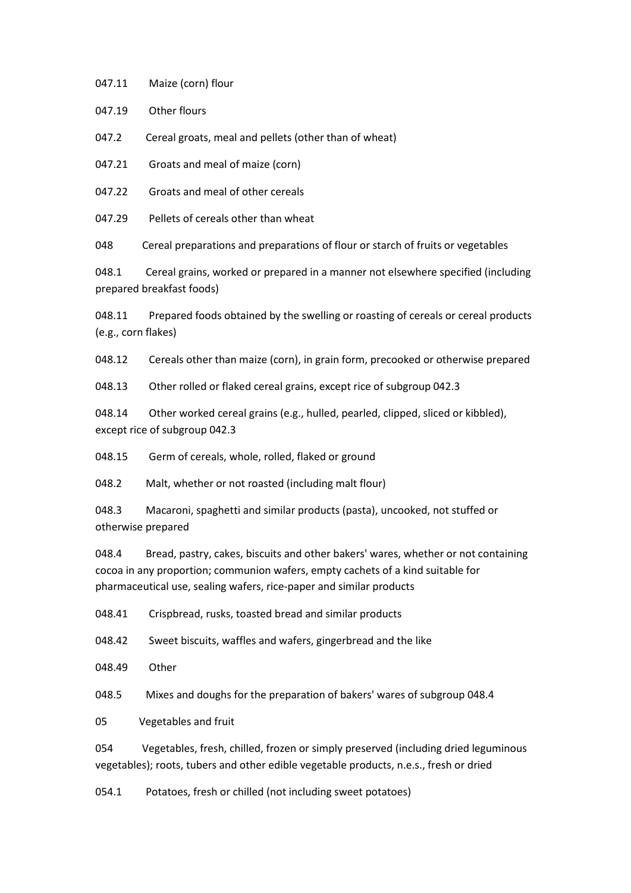047.11 Maize (corn) flour

047.19 Other flours

047.2 Cereal groats, meal and pellets (other than of wheat)

047.21 Groats and meal of maize (corn)

047.22 Groats and meal of other cereals

047.29 Pellets of cereals other than wheat

048 Cereal preparations and preparations of flour or starch of fruits or vegetables

048.1 Cereal grains, worked or prepared in a manner not elsewhere specified (including prepared breakfast foods)

048.11 Prepared foods obtained by the swelling or roasting of cereals or cereal products (e.g., corn flakes)

048.12 Cereals other than maize (corn), in grain form, precooked or otherwise prepared

048.13 Other rolled or flaked cereal grains, except rice of subgroup 042.3

048.14 Other worked cereal grains (e.g., hulled, pearled, clipped, sliced or kibbled), except rice of subgroup 042.3

048.15 Germ of cereals, whole, rolled, flaked or ground

048.2 Malt, whether or not roasted (including malt flour)

048.3 Macaroni, spaghetti and similar products (pasta), uncooked, not stuffed or otherwise prepared

048.4 Bread, pastry, cakes, biscuits and other bakers' wares, whether or not containing cocoa in any proportion; communion wafers, empty cachets of a kind suitable for pharmaceutical use, sealing wafers, rice-paper and similar products

048.41 Crispbread, rusks, toasted bread and similar products

048.42 Sweet biscuits, waffles and wafers, gingerbread and the like

048.49 Other

048.5 Mixes and doughs for the preparation of bakers' wares of subgroup 048.4

05 Vegetables and fruit

054 Vegetables, fresh, chilled, frozen or simply preserved (including dried leguminous vegetables); roots, tubers and other edible vegetable products, n.e.s., fresh or dried

054.1 Potatoes, fresh or chilled (not including sweet potatoes)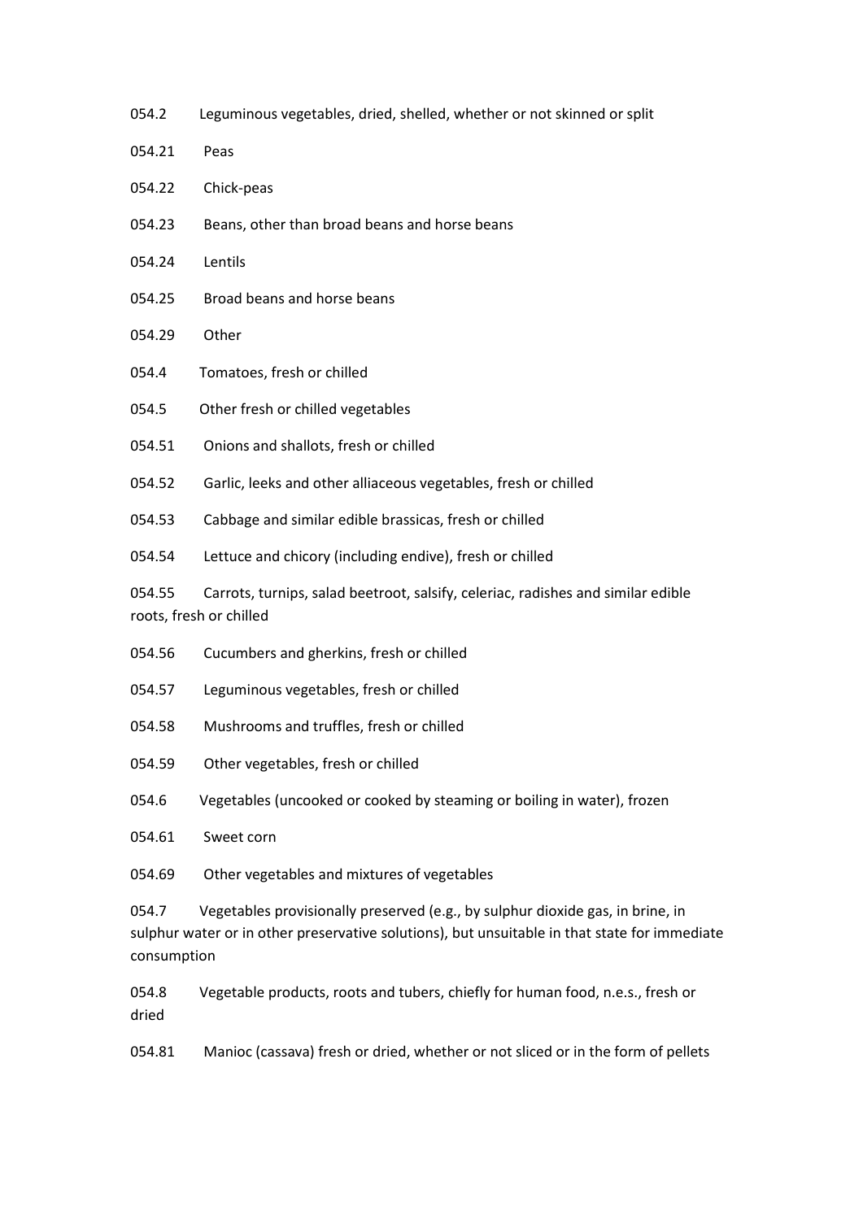054.2 Leguminous vegetables, dried, shelled, whether or not skinned or split

054.21 Peas

054.22 Chick-peas

054.23 Beans, other than broad beans and horse beans

054.24 Lentils

054.25 Broad beans and horse beans

054.29 Other

054.4 Tomatoes, fresh or chilled

054.5 Other fresh or chilled vegetables

054.51 Onions and shallots, fresh or chilled

054.52 Garlic, leeks and other alliaceous vegetables, fresh or chilled

054.53 Cabbage and similar edible brassicas, fresh or chilled

054.54 Lettuce and chicory (including endive), fresh or chilled

054.55 Carrots, turnips, salad beetroot, salsify, celeriac, radishes and similar edible roots, fresh or chilled

054.56 Cucumbers and gherkins, fresh or chilled

054.57 Leguminous vegetables, fresh or chilled

054.58 Mushrooms and truffles, fresh or chilled

054.59 Other vegetables, fresh or chilled

054.6 Vegetables (uncooked or cooked by steaming or boiling in water), frozen

054.61 Sweet corn

054.69 Other vegetables and mixtures of vegetables

054.7 Vegetables provisionally preserved (e.g., by sulphur dioxide gas, in brine, in sulphur water or in other preservative solutions), but unsuitable in that state for immediate consumption

054.8 Vegetable products, roots and tubers, chiefly for human food, n.e.s., fresh or dried

054.81 Manioc (cassava) fresh or dried, whether or not sliced or in the form of pellets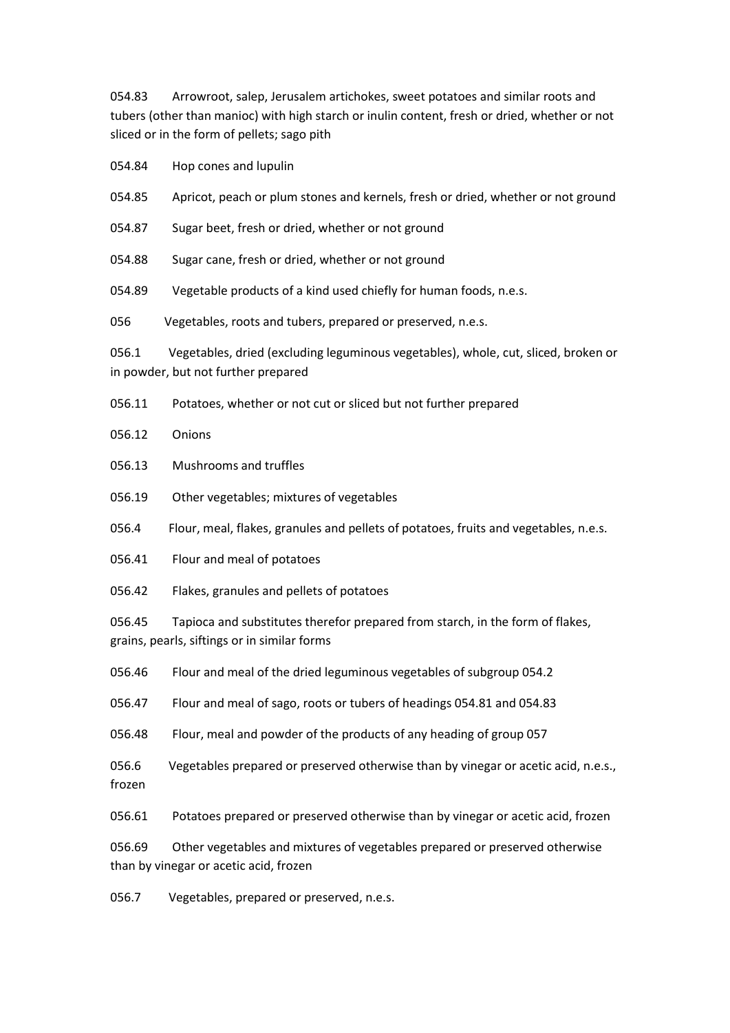054.83 Arrowroot, salep, Jerusalem artichokes, sweet potatoes and similar roots and tubers (other than manioc) with high starch or inulin content, fresh or dried, whether or not sliced or in the form of pellets; sago pith

054.84 Hop cones and lupulin

054.85 Apricot, peach or plum stones and kernels, fresh or dried, whether or not ground

054.87 Sugar beet, fresh or dried, whether or not ground

054.88 Sugar cane, fresh or dried, whether or not ground

054.89 Vegetable products of a kind used chiefly for human foods, n.e.s.

056 Vegetables, roots and tubers, prepared or preserved, n.e.s.

056.1 Vegetables, dried (excluding leguminous vegetables), whole, cut, sliced, broken or in powder, but not further prepared

056.11 Potatoes, whether or not cut or sliced but not further prepared

056.12 Onions

056.13 Mushrooms and truffles

056.19 Other vegetables; mixtures of vegetables

056.4 Flour, meal, flakes, granules and pellets of potatoes, fruits and vegetables, n.e.s.

056.41 Flour and meal of potatoes

056.42 Flakes, granules and pellets of potatoes

056.45 Tapioca and substitutes therefor prepared from starch, in the form of flakes, grains, pearls, siftings or in similar forms

056.46 Flour and meal of the dried leguminous vegetables of subgroup 054.2

056.47 Flour and meal of sago, roots or tubers of headings 054.81 and 054.83

056.48 Flour, meal and powder of the products of any heading of group 057

056.6 Vegetables prepared or preserved otherwise than by vinegar or acetic acid, n.e.s., frozen

056.61 Potatoes prepared or preserved otherwise than by vinegar or acetic acid, frozen

056.69 Other vegetables and mixtures of vegetables prepared or preserved otherwise than by vinegar or acetic acid, frozen

056.7 Vegetables, prepared or preserved, n.e.s.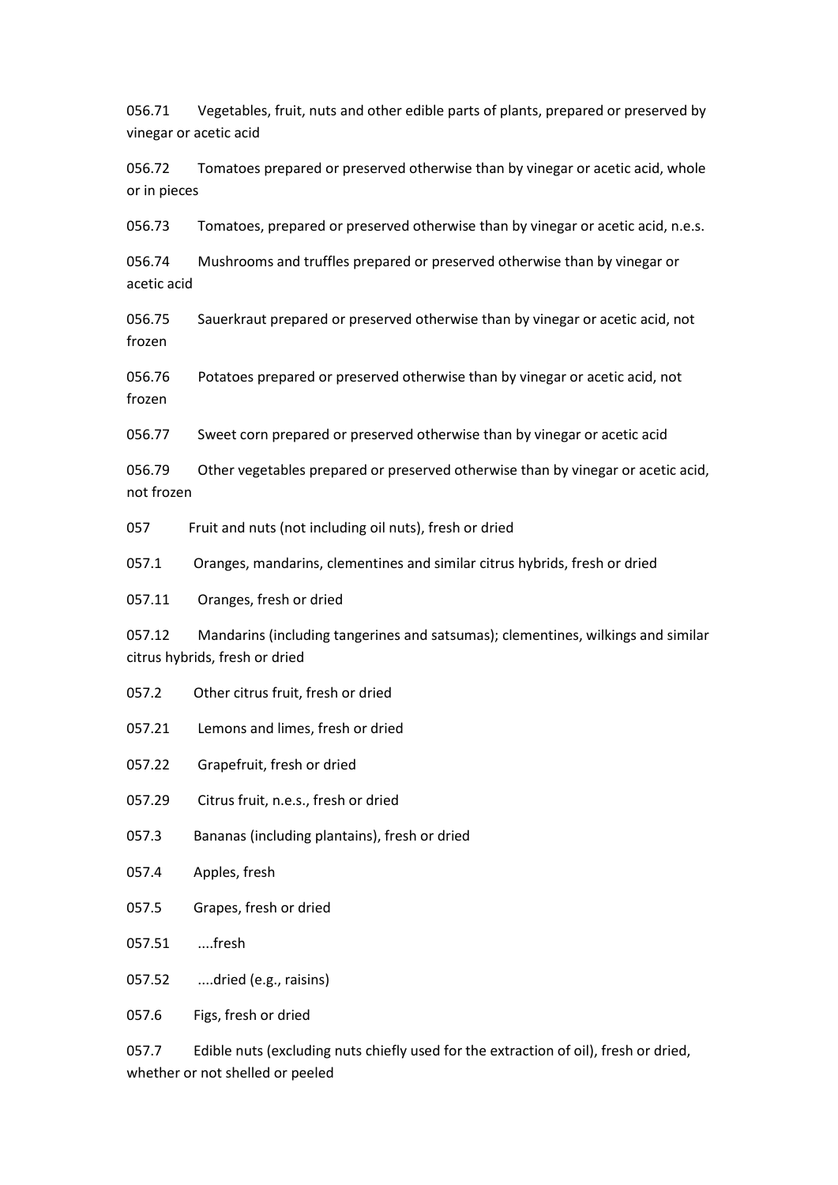056.71 Vegetables, fruit, nuts and other edible parts of plants, prepared or preserved by vinegar or acetic acid

056.72 Tomatoes prepared or preserved otherwise than by vinegar or acetic acid, whole or in pieces

056.73 Tomatoes, prepared or preserved otherwise than by vinegar or acetic acid, n.e.s.

056.74 Mushrooms and truffles prepared or preserved otherwise than by vinegar or acetic acid

056.75 Sauerkraut prepared or preserved otherwise than by vinegar or acetic acid, not frozen

056.76 Potatoes prepared or preserved otherwise than by vinegar or acetic acid, not frozen

056.77 Sweet corn prepared or preserved otherwise than by vinegar or acetic acid

056.79 Other vegetables prepared or preserved otherwise than by vinegar or acetic acid, not frozen

057 Fruit and nuts (not including oil nuts), fresh or dried

057.1 Oranges, mandarins, clementines and similar citrus hybrids, fresh or dried

057.11 Oranges, fresh or dried

057.12 Mandarins (including tangerines and satsumas); clementines, wilkings and similar citrus hybrids, fresh or dried

057.2 Other citrus fruit, fresh or dried

057.21 Lemons and limes, fresh or dried

057.22 Grapefruit, fresh or dried

057.29 Citrus fruit, n.e.s., fresh or dried

057.3 Bananas (including plantains), fresh or dried

057.4 Apples, fresh

057.5 Grapes, fresh or dried

057.51 ....fresh

057.52 ....dried (e.g., raisins)

057.6 Figs, fresh or dried

057.7 Edible nuts (excluding nuts chiefly used for the extraction of oil), fresh or dried, whether or not shelled or peeled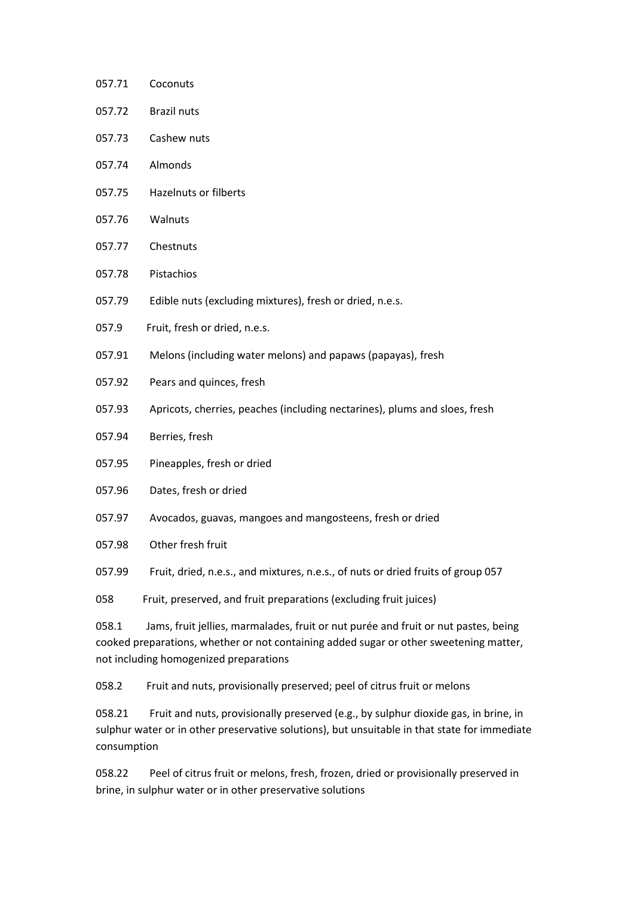057.71 Coconuts

057.72 Brazil nuts

057.73 Cashew nuts

057.74 Almonds

057.75 Hazelnuts or filberts

057.76 Walnuts

057.77 Chestnuts

057.78 Pistachios

057.79 Edible nuts (excluding mixtures), fresh or dried, n.e.s.

057.9 Fruit, fresh or dried, n.e.s.

057.91 Melons (including water melons) and papaws (papayas), fresh

057.92 Pears and quinces, fresh

057.93 Apricots, cherries, peaches (including nectarines), plums and sloes, fresh

057.94 Berries, fresh

057.95 Pineapples, fresh or dried

057.96 Dates, fresh or dried

057.97 Avocados, guavas, mangoes and mangosteens, fresh or dried

057.98 Other fresh fruit

057.99 Fruit, dried, n.e.s., and mixtures, n.e.s., of nuts or dried fruits of group 057

058 Fruit, preserved, and fruit preparations (excluding fruit juices)

058.1 Jams, fruit jellies, marmalades, fruit or nut purée and fruit or nut pastes, being cooked preparations, whether or not containing added sugar or other sweetening matter, not including homogenized preparations

058.2 Fruit and nuts, provisionally preserved; peel of citrus fruit or melons

058.21 Fruit and nuts, provisionally preserved (e.g., by sulphur dioxide gas, in brine, in sulphur water or in other preservative solutions), but unsuitable in that state for immediate consumption

058.22 Peel of citrus fruit or melons, fresh, frozen, dried or provisionally preserved in brine, in sulphur water or in other preservative solutions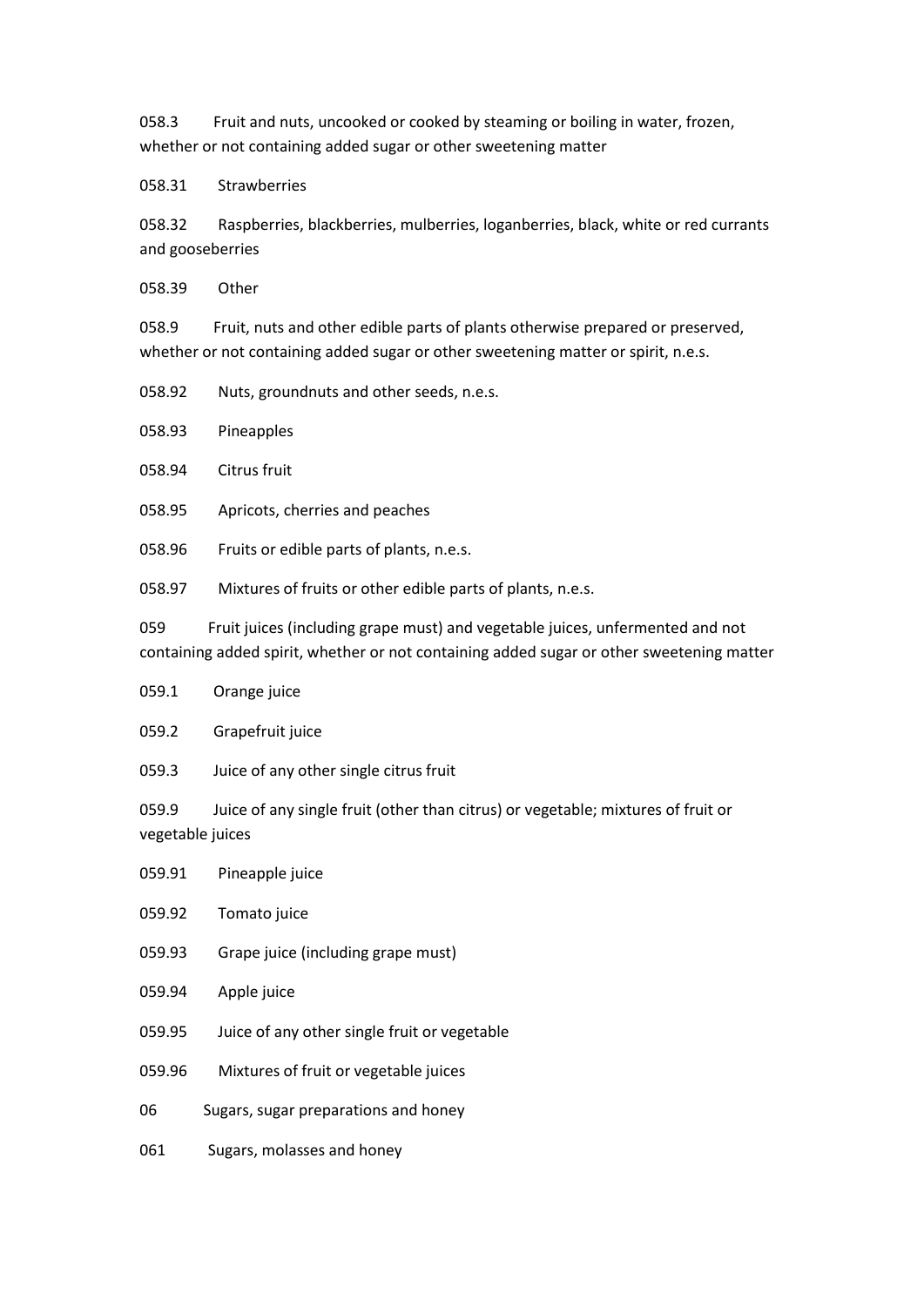058.3 Fruit and nuts, uncooked or cooked by steaming or boiling in water, frozen, whether or not containing added sugar or other sweetening matter

058.31 Strawberries

058.32 Raspberries, blackberries, mulberries, loganberries, black, white or red currants and gooseberries

058.39 Other

058.9 Fruit, nuts and other edible parts of plants otherwise prepared or preserved, whether or not containing added sugar or other sweetening matter or spirit, n.e.s.

058.92 Nuts, groundnuts and other seeds, n.e.s.

058.93 Pineapples

058.94 Citrus fruit

058.95 Apricots, cherries and peaches

058.96 Fruits or edible parts of plants, n.e.s.

058.97 Mixtures of fruits or other edible parts of plants, n.e.s.

059 Fruit juices (including grape must) and vegetable juices, unfermented and not containing added spirit, whether or not containing added sugar or other sweetening matter

059.1 Orange juice

059.2 Grapefruit juice

059.3 Juice of any other single citrus fruit

059.9 Juice of any single fruit (other than citrus) or vegetable; mixtures of fruit or vegetable juices

059.91 Pineapple juice

059.92 Tomato juice

059.93 Grape juice (including grape must)

059.94 Apple juice

059.95 Juice of any other single fruit or vegetable

059.96 Mixtures of fruit or vegetable juices

06 Sugars, sugar preparations and honey

061 Sugars, molasses and honey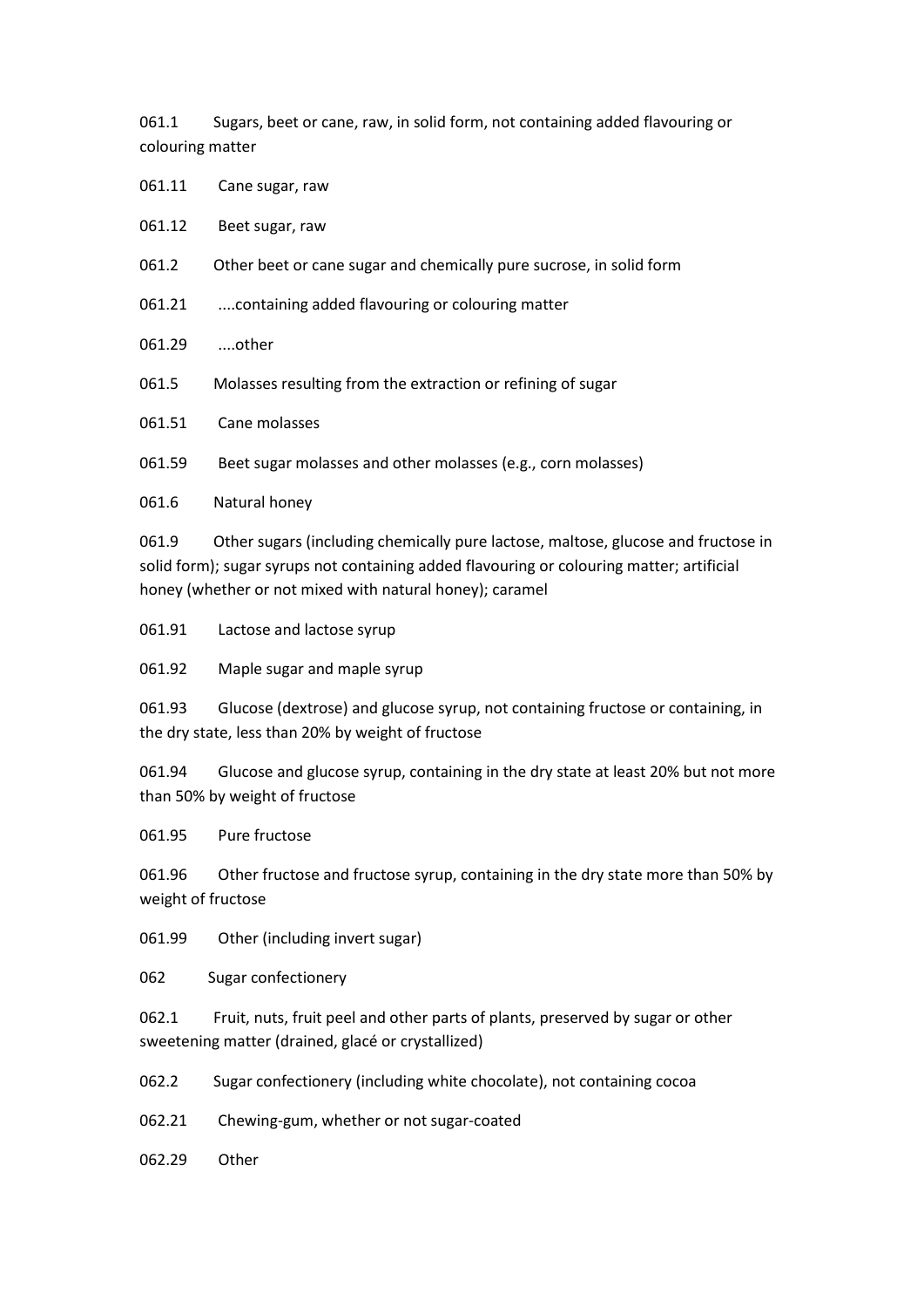061.1 Sugars, beet or cane, raw, in solid form, not containing added flavouring or colouring matter

061.11 Cane sugar, raw

061.12 Beet sugar, raw

061.2 Other beet or cane sugar and chemically pure sucrose, in solid form

061.21 ....containing added flavouring or colouring matter

061.29 ....other

061.5 Molasses resulting from the extraction or refining of sugar

061.51 Cane molasses

061.59 Beet sugar molasses and other molasses (e.g., corn molasses)

061.6 Natural honey

061.9 Other sugars (including chemically pure lactose, maltose, glucose and fructose in solid form); sugar syrups not containing added flavouring or colouring matter; artificial honey (whether or not mixed with natural honey); caramel

061.91 Lactose and lactose syrup

061.92 Maple sugar and maple syrup

061.93 Glucose (dextrose) and glucose syrup, not containing fructose or containing, in the dry state, less than 20% by weight of fructose

061.94 Glucose and glucose syrup, containing in the dry state at least 20% but not more than 50% by weight of fructose

061.95 Pure fructose

061.96 Other fructose and fructose syrup, containing in the dry state more than 50% by weight of fructose

061.99 Other (including invert sugar)

062 Sugar confectionery

062.1 Fruit, nuts, fruit peel and other parts of plants, preserved by sugar or other sweetening matter (drained, glacé or crystallized)

062.2 Sugar confectionery (including white chocolate), not containing cocoa

062.21 Chewing-gum, whether or not sugar-coated

062.29 Other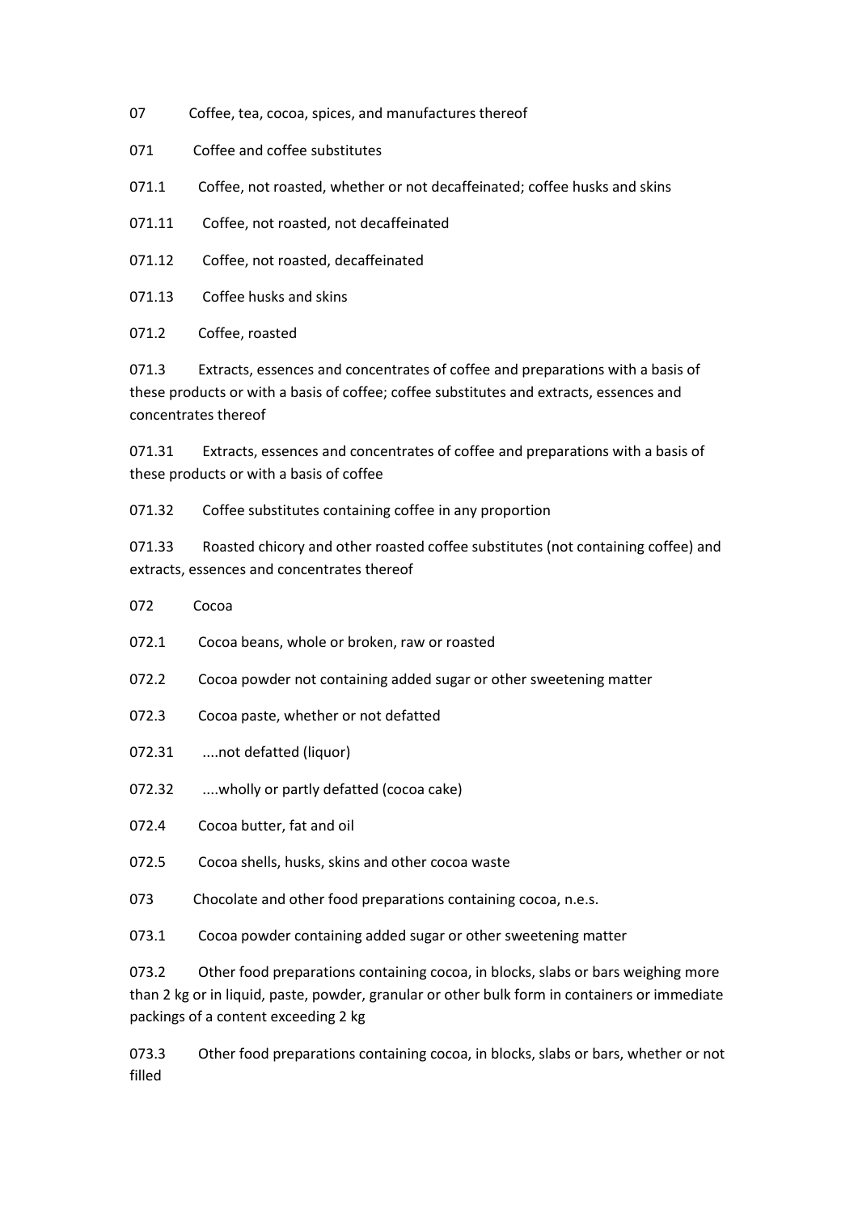07 Coffee, tea, cocoa, spices, and manufactures thereof

071 Coffee and coffee substitutes

071.1 Coffee, not roasted, whether or not decaffeinated; coffee husks and skins

071.11 Coffee, not roasted, not decaffeinated

071.12 Coffee, not roasted, decaffeinated

071.13 Coffee husks and skins

071.2 Coffee, roasted

071.3 Extracts, essences and concentrates of coffee and preparations with a basis of these products or with a basis of coffee; coffee substitutes and extracts, essences and concentrates thereof

071.31 Extracts, essences and concentrates of coffee and preparations with a basis of these products or with a basis of coffee

071.32 Coffee substitutes containing coffee in any proportion

071.33 Roasted chicory and other roasted coffee substitutes (not containing coffee) and extracts, essences and concentrates thereof

072 Cocoa

072.1 Cocoa beans, whole or broken, raw or roasted

072.2 Cocoa powder not containing added sugar or other sweetening matter

072.3 Cocoa paste, whether or not defatted

072.31 ....not defatted (liquor)

072.32 ....wholly or partly defatted (cocoa cake)

072.4 Cocoa butter, fat and oil

072.5 Cocoa shells, husks, skins and other cocoa waste

073 Chocolate and other food preparations containing cocoa, n.e.s.

073.1 Cocoa powder containing added sugar or other sweetening matter

073.2 Other food preparations containing cocoa, in blocks, slabs or bars weighing more than 2 kg or in liquid, paste, powder, granular or other bulk form in containers or immediate packings of a content exceeding 2 kg

073.3 Other food preparations containing cocoa, in blocks, slabs or bars, whether or not filled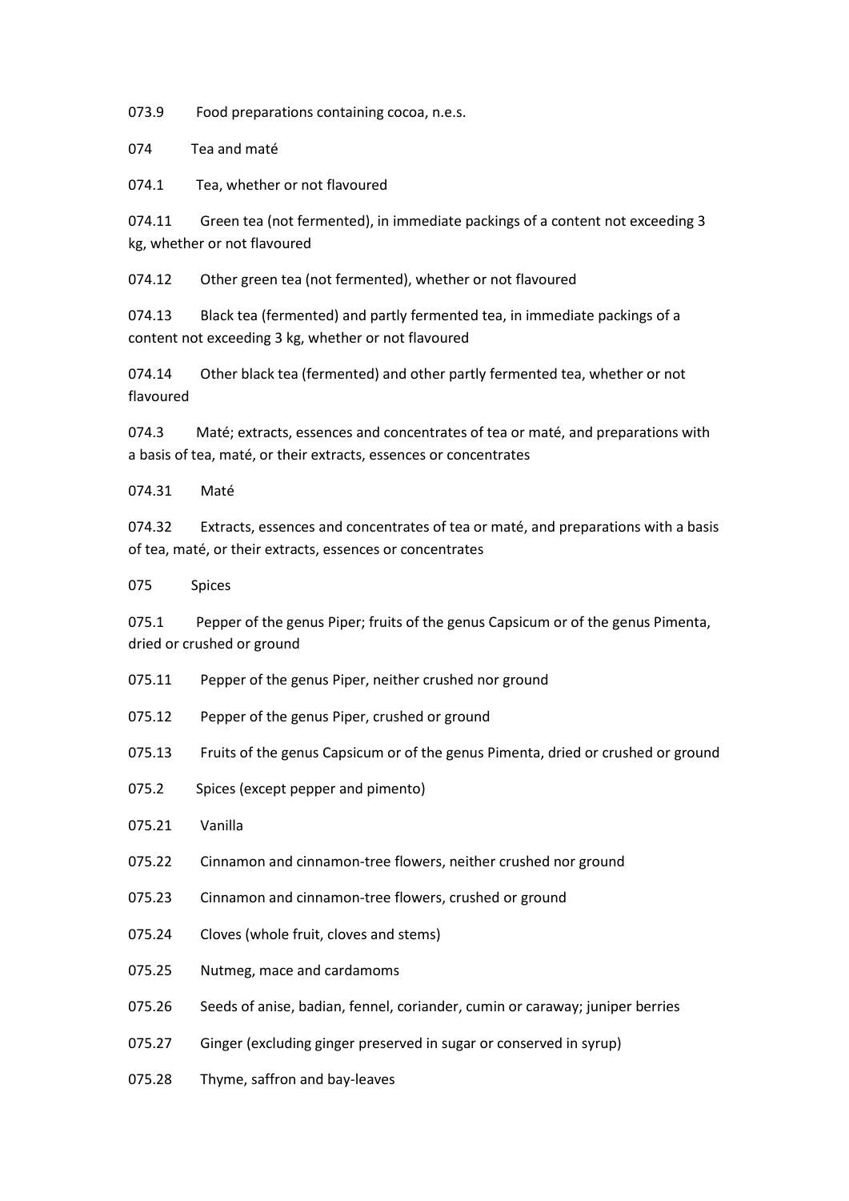073.9 Food preparations containing cocoa, n.e.s.

074 Tea and maté

074.1 Tea, whether or not flavoured

074.11 Green tea (not fermented), in immediate packings of a content not exceeding 3 kg, whether or not flavoured

074.12 Other green tea (not fermented), whether or not flavoured

074.13 Black tea (fermented) and partly fermented tea, in immediate packings of a content not exceeding 3 kg, whether or not flavoured

074.14 Other black tea (fermented) and other partly fermented tea, whether or not flavoured

074.3 Maté; extracts, essences and concentrates of tea or maté, and preparations with a basis of tea, maté, or their extracts, essences or concentrates

074.31 Maté

074.32 Extracts, essences and concentrates of tea or maté, and preparations with a basis of tea, maté, or their extracts, essences or concentrates

075 Spices

075.1 Pepper of the genus Piper; fruits of the genus Capsicum or of the genus Pimenta, dried or crushed or ground

075.11 Pepper of the genus Piper, neither crushed nor ground

075.12 Pepper of the genus Piper, crushed or ground

075.13 Fruits of the genus Capsicum or of the genus Pimenta, dried or crushed or ground

075.2 Spices (except pepper and pimento)

075.21 Vanilla

075.22 Cinnamon and cinnamon-tree flowers, neither crushed nor ground

075.23 Cinnamon and cinnamon-tree flowers, crushed or ground

075.24 Cloves (whole fruit, cloves and stems)

075.25 Nutmeg, mace and cardamoms

075.26 Seeds of anise, badian, fennel, coriander, cumin or caraway; juniper berries

075.27 Ginger (excluding ginger preserved in sugar or conserved in syrup)

075.28 Thyme, saffron and bay-leaves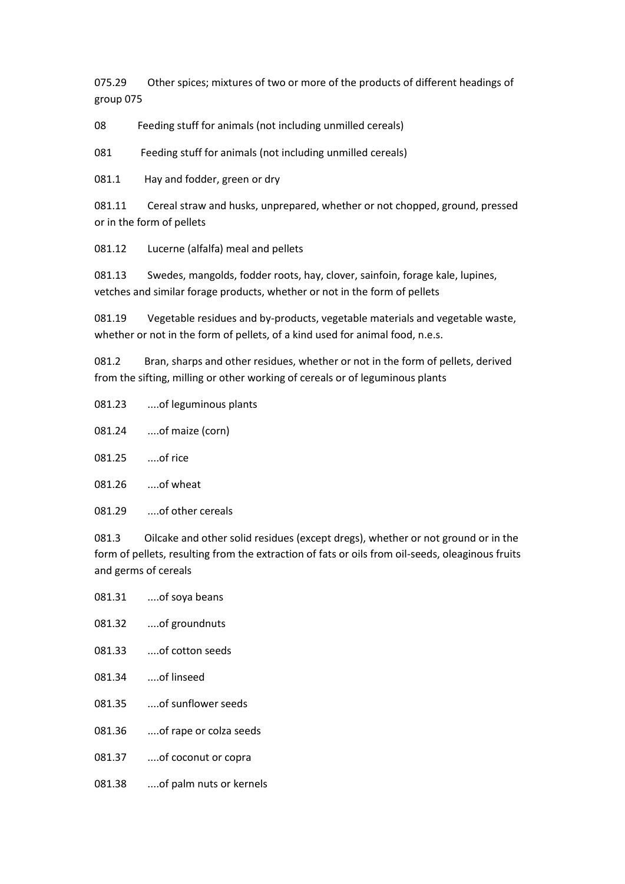075.29 Other spices; mixtures of two or more of the products of different headings of group 075

08 Feeding stuff for animals (not including unmilled cereals)

081 Feeding stuff for animals (not including unmilled cereals)

081.1 Hay and fodder, green or dry

081.11 Cereal straw and husks, unprepared, whether or not chopped, ground, pressed or in the form of pellets

081.12 Lucerne (alfalfa) meal and pellets

081.13 Swedes, mangolds, fodder roots, hay, clover, sainfoin, forage kale, lupines, vetches and similar forage products, whether or not in the form of pellets

081.19 Vegetable residues and by-products, vegetable materials and vegetable waste, whether or not in the form of pellets, of a kind used for animal food, n.e.s.

081.2 Bran, sharps and other residues, whether or not in the form of pellets, derived from the sifting, milling or other working of cereals or of leguminous plants

081.23 ....of leguminous plants

081.24 ....of maize (corn)

081.25 ....of rice

081.26 ....of wheat

081.29 ....of other cereals

081.3 Oilcake and other solid residues (except dregs), whether or not ground or in the form of pellets, resulting from the extraction of fats or oils from oil-seeds, oleaginous fruits and germs of cereals

081.31 ....of soya beans

081.32 ....of groundnuts

081.33 ....of cotton seeds

081.34 ....of linseed

081.35 ....of sunflower seeds

081.36 ....of rape or colza seeds

081.37 ....of coconut or copra

081.38 ....of palm nuts or kernels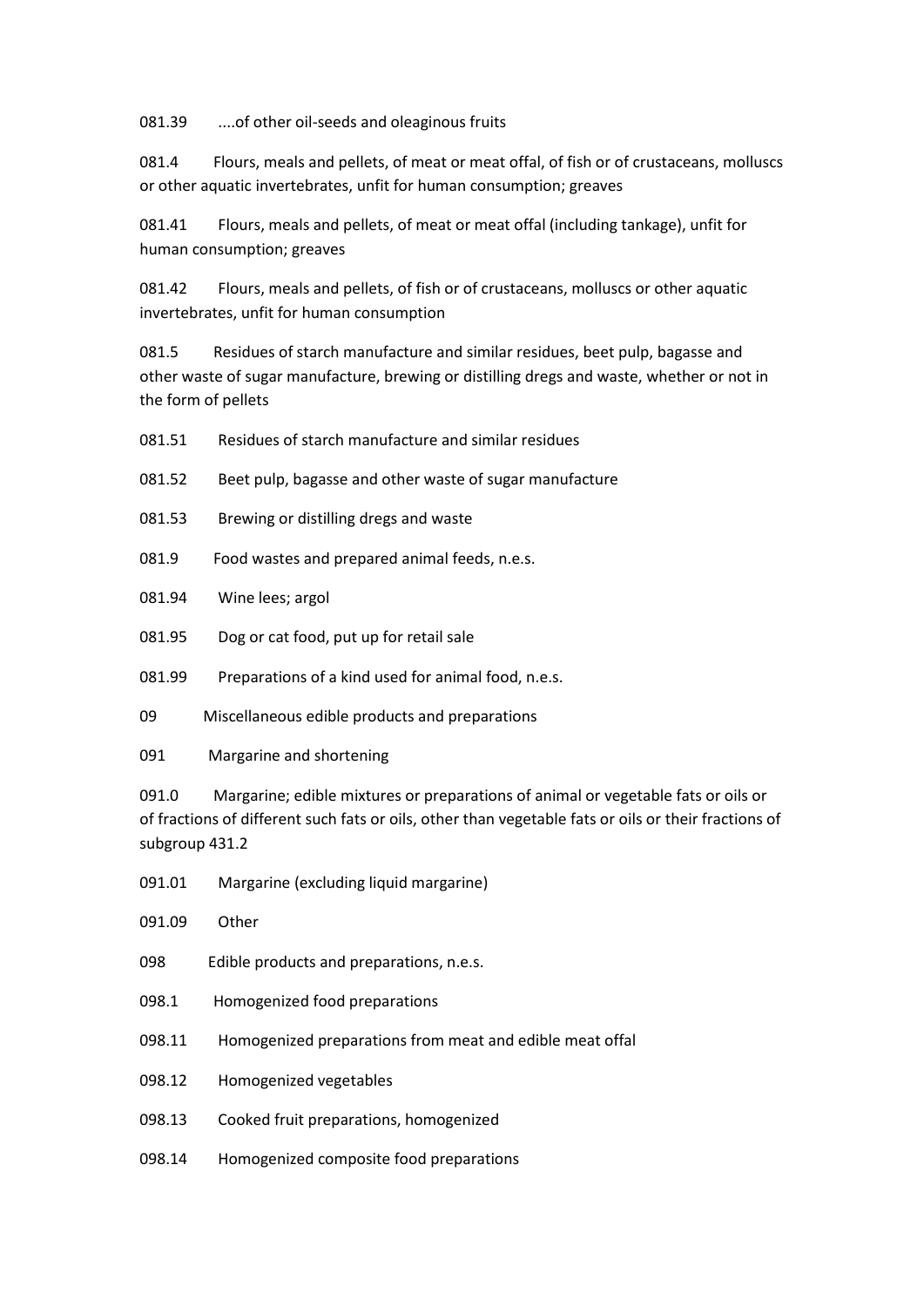081.39 ....of other oil-seeds and oleaginous fruits

081.4 Flours, meals and pellets, of meat or meat offal, of fish or of crustaceans, molluscs or other aquatic invertebrates, unfit for human consumption; greaves

081.41 Flours, meals and pellets, of meat or meat offal (including tankage), unfit for human consumption; greaves

081.42 Flours, meals and pellets, of fish or of crustaceans, molluscs or other aquatic invertebrates, unfit for human consumption

081.5 Residues of starch manufacture and similar residues, beet pulp, bagasse and other waste of sugar manufacture, brewing or distilling dregs and waste, whether or not in the form of pellets

081.51 Residues of starch manufacture and similar residues

081.52 Beet pulp, bagasse and other waste of sugar manufacture

081.53 Brewing or distilling dregs and waste

081.9 Food wastes and prepared animal feeds, n.e.s.

081.94 Wine lees; argol

081.95 Dog or cat food, put up for retail sale

081.99 Preparations of a kind used for animal food, n.e.s.

09 Miscellaneous edible products and preparations

091 Margarine and shortening

091.0 Margarine; edible mixtures or preparations of animal or vegetable fats or oils or of fractions of different such fats or oils, other than vegetable fats or oils or their fractions of subgroup 431.2

091.01 Margarine (excluding liquid margarine)

091.09 Other

098 Edible products and preparations, n.e.s.

098.1 Homogenized food preparations

098.11 Homogenized preparations from meat and edible meat offal

098.12 Homogenized vegetables

098.13 Cooked fruit preparations, homogenized

098.14 Homogenized composite food preparations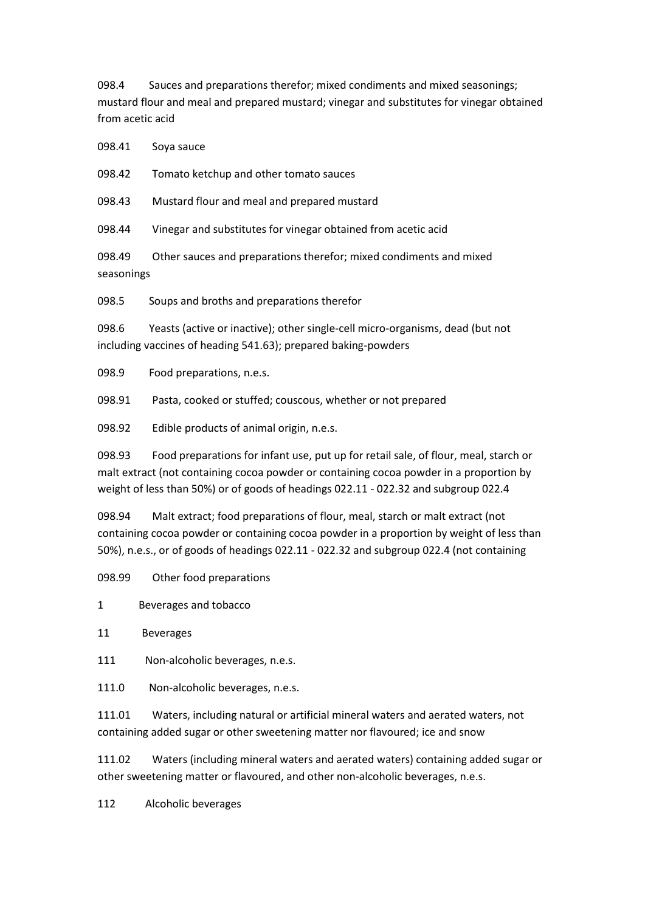098.4 Sauces and preparations therefor; mixed condiments and mixed seasonings; mustard flour and meal and prepared mustard; vinegar and substitutes for vinegar obtained from acetic acid

098.41 Soya sauce

098.42 Tomato ketchup and other tomato sauces

098.43 Mustard flour and meal and prepared mustard

098.44 Vinegar and substitutes for vinegar obtained from acetic acid

098.49 Other sauces and preparations therefor; mixed condiments and mixed seasonings

098.5 Soups and broths and preparations therefor

098.6 Yeasts (active or inactive); other single-cell micro-organisms, dead (but not including vaccines of heading 541.63); prepared baking-powders

098.9 Food preparations, n.e.s.

098.91 Pasta, cooked or stuffed; couscous, whether or not prepared

098.92 Edible products of animal origin, n.e.s.

098.93 Food preparations for infant use, put up for retail sale, of flour, meal, starch or malt extract (not containing cocoa powder or containing cocoa powder in a proportion by weight of less than 50%) or of goods of headings 022.11 - 022.32 and subgroup 022.4

098.94 Malt extract; food preparations of flour, meal, starch or malt extract (not containing cocoa powder or containing cocoa powder in a proportion by weight of less than 50%), n.e.s., or of goods of headings 022.11 - 022.32 and subgroup 022.4 (not containing

098.99 Other food preparations

1 Beverages and tobacco

11 Beverages

111 Non-alcoholic beverages, n.e.s.

111.0 Non-alcoholic beverages, n.e.s.

111.01 Waters, including natural or artificial mineral waters and aerated waters, not containing added sugar or other sweetening matter nor flavoured; ice and snow

111.02 Waters (including mineral waters and aerated waters) containing added sugar or other sweetening matter or flavoured, and other non-alcoholic beverages, n.e.s.

112 Alcoholic beverages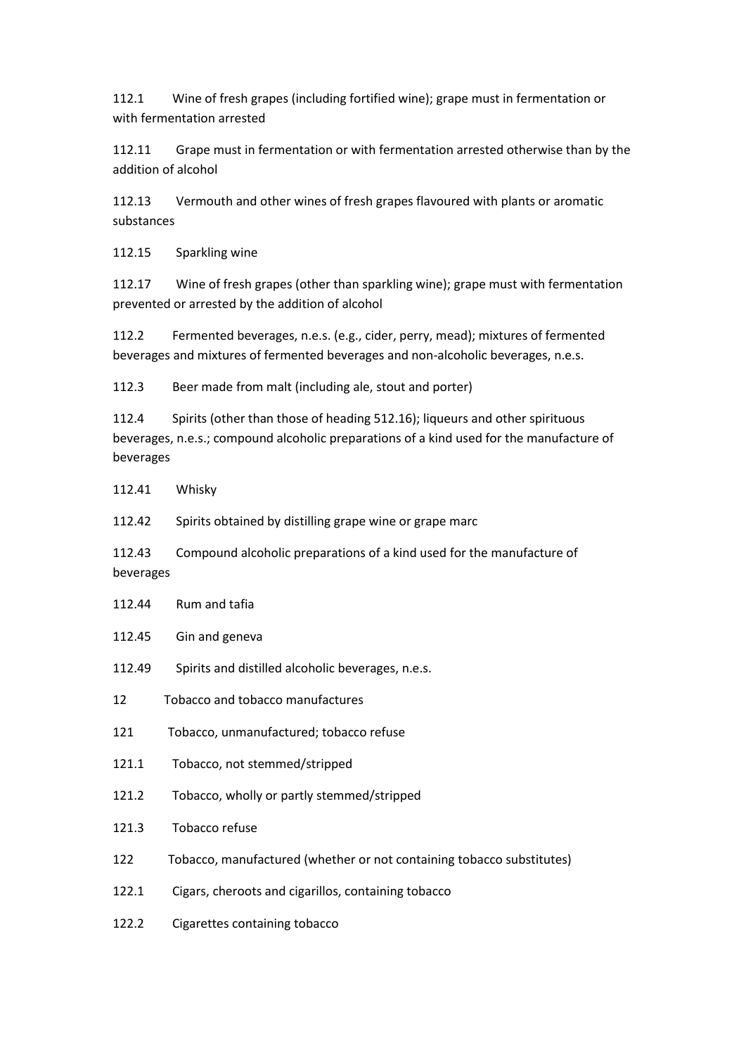112.1 Wine of fresh grapes (including fortified wine); grape must in fermentation or with fermentation arrested

112.11 Grape must in fermentation or with fermentation arrested otherwise than by the addition of alcohol

112.13 Vermouth and other wines of fresh grapes flavoured with plants or aromatic substances

112.15 Sparkling wine

112.17 Wine of fresh grapes (other than sparkling wine); grape must with fermentation prevented or arrested by the addition of alcohol

112.2 Fermented beverages, n.e.s. (e.g., cider, perry, mead); mixtures of fermented beverages and mixtures of fermented beverages and non-alcoholic beverages, n.e.s.

112.3 Beer made from malt (including ale, stout and porter)

112.4 Spirits (other than those of heading 512.16); liqueurs and other spirituous beverages, n.e.s.; compound alcoholic preparations of a kind used for the manufacture of beverages

112.41 Whisky

112.42 Spirits obtained by distilling grape wine or grape marc

112.43 Compound alcoholic preparations of a kind used for the manufacture of beverages

112.44 Rum and tafia

112.45 Gin and geneva

112.49 Spirits and distilled alcoholic beverages, n.e.s.

12 Tobacco and tobacco manufactures

121 Tobacco, unmanufactured; tobacco refuse

121.1 Tobacco, not stemmed/stripped

121.2 Tobacco, wholly or partly stemmed/stripped

121.3 Tobacco refuse

122 Tobacco, manufactured (whether or not containing tobacco substitutes)

122.1 Cigars, cheroots and cigarillos, containing tobacco

122.2 Cigarettes containing tobacco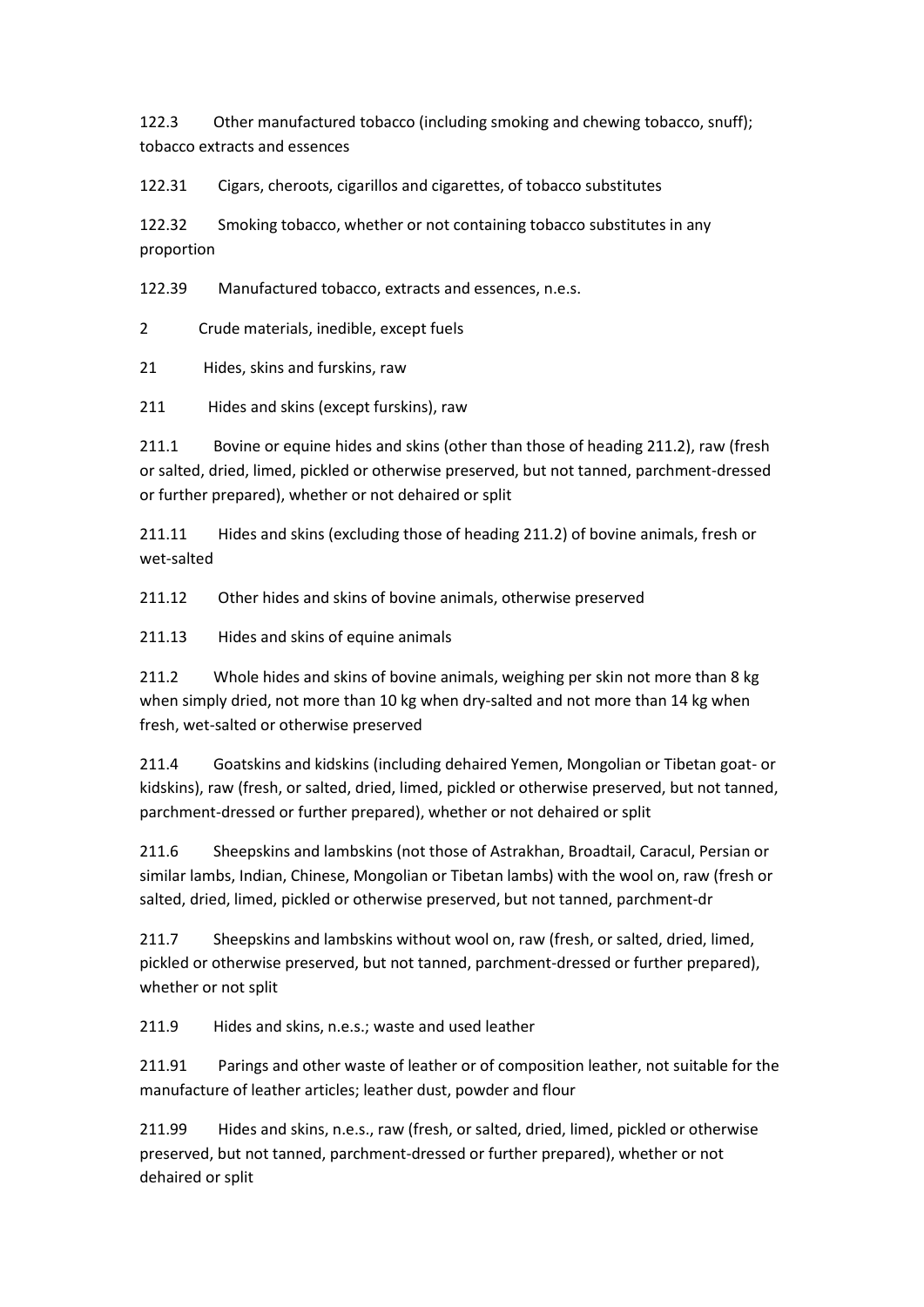122.3 Other manufactured tobacco (including smoking and chewing tobacco, snuff); tobacco extracts and essences

122.31 Cigars, cheroots, cigarillos and cigarettes, of tobacco substitutes

122.32 Smoking tobacco, whether or not containing tobacco substitutes in any proportion

122.39 Manufactured tobacco, extracts and essences, n.e.s.

2 Crude materials, inedible, except fuels

21 Hides, skins and furskins, raw

211 Hides and skins (except furskins), raw

211.1 Bovine or equine hides and skins (other than those of heading 211.2), raw (fresh or salted, dried, limed, pickled or otherwise preserved, but not tanned, parchment-dressed or further prepared), whether or not dehaired or split

211.11 Hides and skins (excluding those of heading 211.2) of bovine animals, fresh or wet-salted

211.12 Other hides and skins of bovine animals, otherwise preserved

211.13 Hides and skins of equine animals

211.2 Whole hides and skins of bovine animals, weighing per skin not more than 8 kg when simply dried, not more than 10 kg when dry-salted and not more than 14 kg when fresh, wet-salted or otherwise preserved

211.4 Goatskins and kidskins (including dehaired Yemen, Mongolian or Tibetan goat- or kidskins), raw (fresh, or salted, dried, limed, pickled or otherwise preserved, but not tanned, parchment-dressed or further prepared), whether or not dehaired or split

211.6 Sheepskins and lambskins (not those of Astrakhan, Broadtail, Caracul, Persian or similar lambs, Indian, Chinese, Mongolian or Tibetan lambs) with the wool on, raw (fresh or salted, dried, limed, pickled or otherwise preserved, but not tanned, parchment-dr

211.7 Sheepskins and lambskins without wool on, raw (fresh, or salted, dried, limed, pickled or otherwise preserved, but not tanned, parchment-dressed or further prepared), whether or not split

211.9 Hides and skins, n.e.s.; waste and used leather

211.91 Parings and other waste of leather or of composition leather, not suitable for the manufacture of leather articles; leather dust, powder and flour

211.99 Hides and skins, n.e.s., raw (fresh, or salted, dried, limed, pickled or otherwise preserved, but not tanned, parchment-dressed or further prepared), whether or not dehaired or split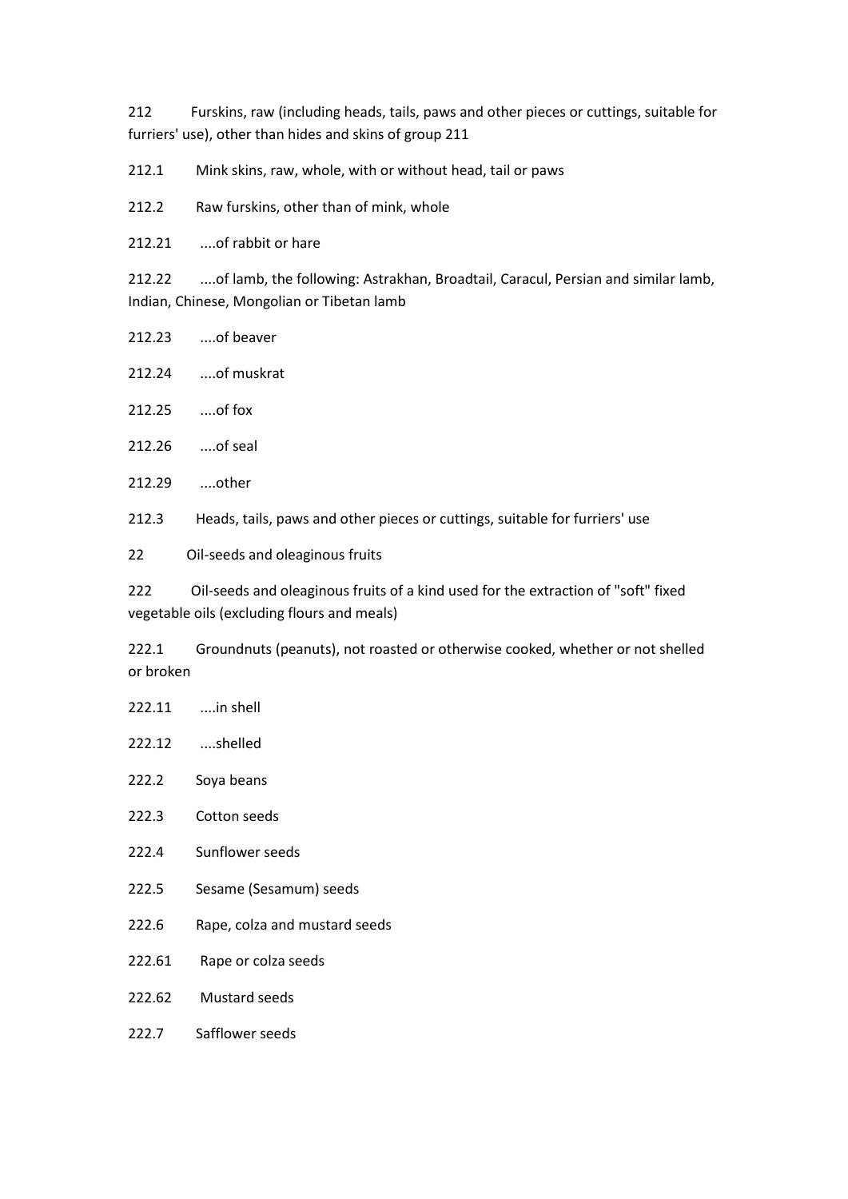212 Furskins, raw (including heads, tails, paws and other pieces or cuttings, suitable for furriers' use), other than hides and skins of group 211

212.1 Mink skins, raw, whole, with or without head, tail or paws

212.2 Raw furskins, other than of mink, whole

212.21 ....of rabbit or hare

212.22 ....of lamb, the following: Astrakhan, Broadtail, Caracul, Persian and similar lamb, Indian, Chinese, Mongolian or Tibetan lamb

212.23 ....of beaver

212.24 ....of muskrat

212.25 ....of fox

212.26 ....of seal

212.29 ....other

212.3 Heads, tails, paws and other pieces or cuttings, suitable for furriers' use

22 Oil-seeds and oleaginous fruits

222 Oil-seeds and oleaginous fruits of a kind used for the extraction of "soft" fixed vegetable oils (excluding flours and meals)

222.1 Groundnuts (peanuts), not roasted or otherwise cooked, whether or not shelled or broken

222.11 ....in shell

222.12 ....shelled

222.2 Soya beans

222.3 Cotton seeds

222.4 Sunflower seeds

222.5 Sesame (Sesamum) seeds

222.6 Rape, colza and mustard seeds

222.61 Rape or colza seeds

222.62 Mustard seeds

222.7 Safflower seeds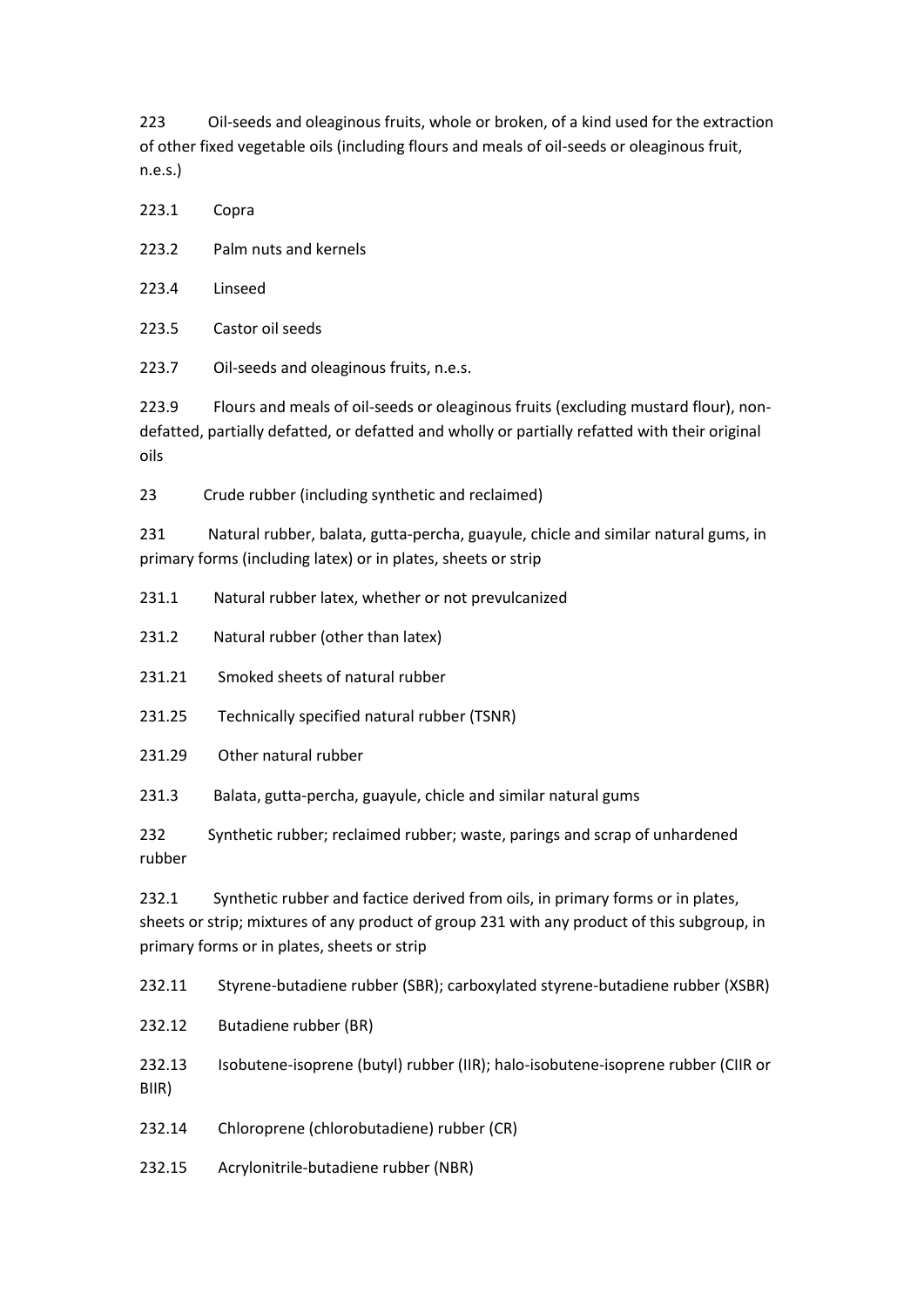223 Oil-seeds and oleaginous fruits, whole or broken, of a kind used for the extraction of other fixed vegetable oils (including flours and meals of oil-seeds or oleaginous fruit, n.e.s.)

223.1 Copra

223.2 Palm nuts and kernels

223.4 Linseed

223.5 Castor oil seeds

223.7 Oil-seeds and oleaginous fruits, n.e.s.

223.9 Flours and meals of oil-seeds or oleaginous fruits (excluding mustard flour), non-defatted, partially defatted, or defatted and wholly or partially refatted with their original oils

23 Crude rubber (including synthetic and reclaimed)

231 Natural rubber, balata, gutta-percha, guayule, chicle and similar natural gums, in primary forms (including latex) or in plates, sheets or strip

231.1 Natural rubber latex, whether or not prevulcanized

231.2 Natural rubber (other than latex)

231.21 Smoked sheets of natural rubber

231.25 Technically specified natural rubber (TSNR)

231.29 Other natural rubber

231.3 Balata, gutta-percha, guayule, chicle and similar natural gums

232 Synthetic rubber; reclaimed rubber; waste, parings and scrap of unhardened rubber

232.1 Synthetic rubber and factice derived from oils, in primary forms or in plates, sheets or strip; mixtures of any product of group 231 with any product of this subgroup, in primary forms or in plates, sheets or strip

232.11 Styrene-butadiene rubber (SBR); carboxylated styrene-butadiene rubber (XSBR)

232.12 Butadiene rubber (BR)

232.13 Isobutene-isoprene (butyl) rubber (IIR); halo-isobutene-isoprene rubber (CIIR or BIIR)

232.14 Chloroprene (chlorobutadiene) rubber (CR)

232.15 Acrylonitrile-butadiene rubber (NBR)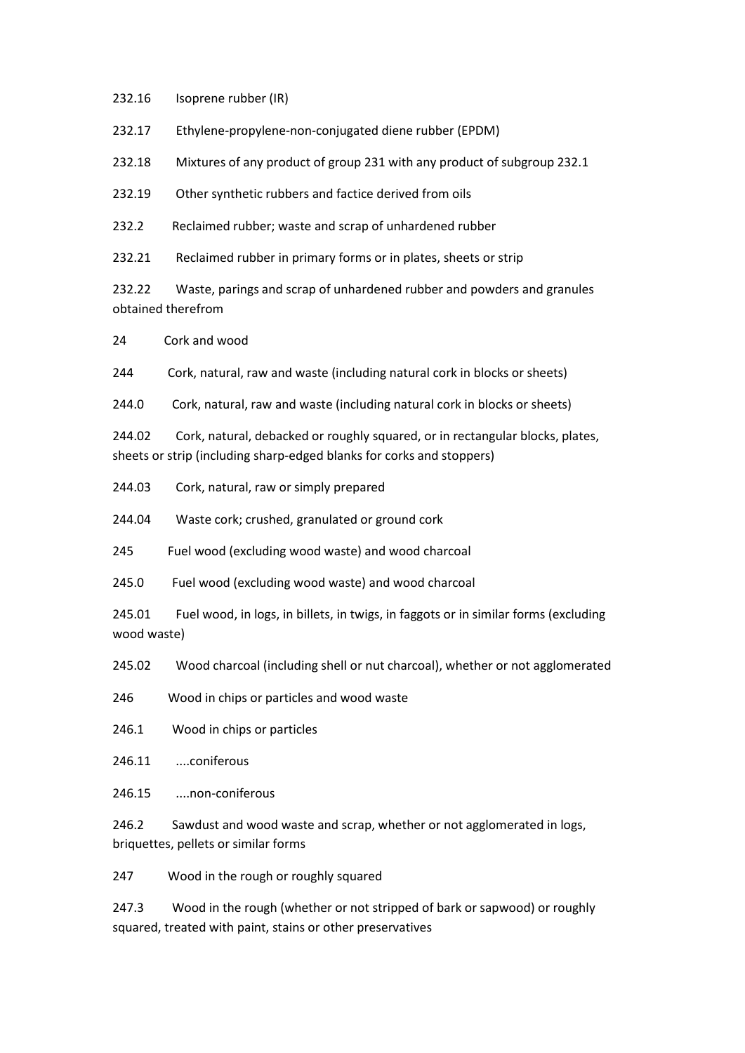232.16 Isoprene rubber (IR)

232.17 Ethylene-propylene-non-conjugated diene rubber (EPDM)

232.18 Mixtures of any product of group 231 with any product of subgroup 232.1

232.19 Other synthetic rubbers and factice derived from oils

232.2 Reclaimed rubber; waste and scrap of unhardened rubber

232.21 Reclaimed rubber in primary forms or in plates, sheets or strip

232.22 Waste, parings and scrap of unhardened rubber and powders and granules obtained therefrom

24 Cork and wood

244 Cork, natural, raw and waste (including natural cork in blocks or sheets)

244.0 Cork, natural, raw and waste (including natural cork in blocks or sheets)

244.02 Cork, natural, debacked or roughly squared, or in rectangular blocks, plates, sheets or strip (including sharp-edged blanks for corks and stoppers)

244.03 Cork, natural, raw or simply prepared

244.04 Waste cork; crushed, granulated or ground cork

245 Fuel wood (excluding wood waste) and wood charcoal

245.0 Fuel wood (excluding wood waste) and wood charcoal

245.01 Fuel wood, in logs, in billets, in twigs, in faggots or in similar forms (excluding wood waste)

245.02 Wood charcoal (including shell or nut charcoal), whether or not agglomerated

246 Wood in chips or particles and wood waste

246.1 Wood in chips or particles

246.11 ....coniferous

246.15 ....non-coniferous

246.2 Sawdust and wood waste and scrap, whether or not agglomerated in logs, briquettes, pellets or similar forms

247 Wood in the rough or roughly squared

247.3 Wood in the rough (whether or not stripped of bark or sapwood) or roughly squared, treated with paint, stains or other preservatives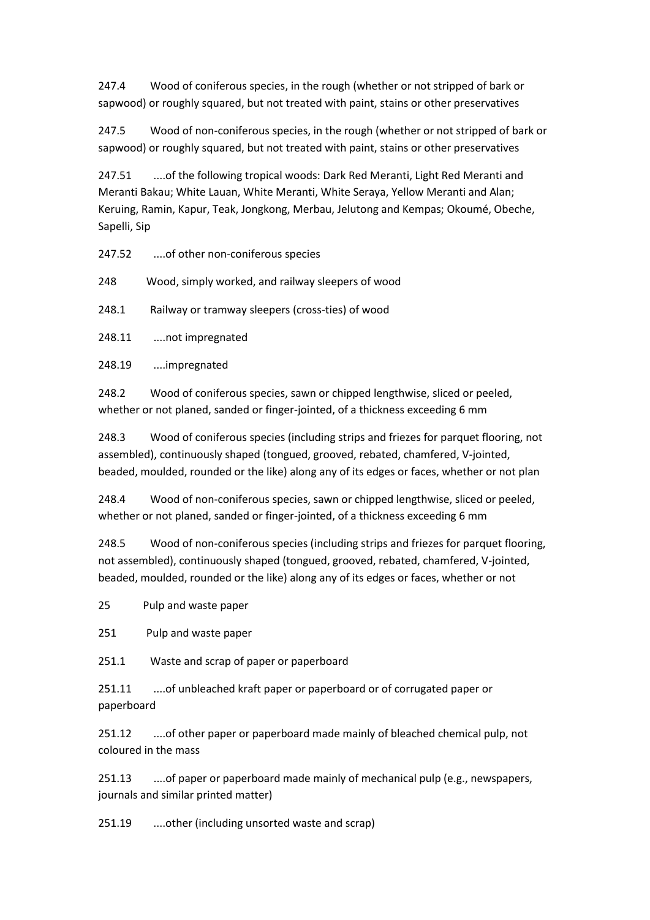247.4 Wood of coniferous species, in the rough (whether or not stripped of bark or sapwood) or roughly squared, but not treated with paint, stains or other preservatives

247.5 Wood of non-coniferous species, in the rough (whether or not stripped of bark or sapwood) or roughly squared, but not treated with paint, stains or other preservatives

247.51 ....of the following tropical woods: Dark Red Meranti, Light Red Meranti and Meranti Bakau; White Lauan, White Meranti, White Seraya, Yellow Meranti and Alan; Keruing, Ramin, Kapur, Teak, Jongkong, Merbau, Jelutong and Kempas; Okoumé, Obeche, Sapelli, Sip

247.52 ....of other non-coniferous species

248 Wood, simply worked, and railway sleepers of wood

248.1 Railway or tramway sleepers (cross-ties) of wood

248.11 ....not impregnated

248.19 ....impregnated

248.2 Wood of coniferous species, sawn or chipped lengthwise, sliced or peeled, whether or not planed, sanded or finger-jointed, of a thickness exceeding 6 mm

248.3 Wood of coniferous species (including strips and friezes for parquet flooring, not assembled), continuously shaped (tongued, grooved, rebated, chamfered, V-jointed, beaded, moulded, rounded or the like) along any of its edges or faces, whether or not plan

248.4 Wood of non-coniferous species, sawn or chipped lengthwise, sliced or peeled, whether or not planed, sanded or finger-jointed, of a thickness exceeding 6 mm

248.5 Wood of non-coniferous species (including strips and friezes for parquet flooring, not assembled), continuously shaped (tongued, grooved, rebated, chamfered, V-jointed, beaded, moulded, rounded or the like) along any of its edges or faces, whether or not

25 Pulp and waste paper

251 Pulp and waste paper

251.1 Waste and scrap of paper or paperboard

251.11 ....of unbleached kraft paper or paperboard or of corrugated paper or paperboard

251.12 ....of other paper or paperboard made mainly of bleached chemical pulp, not coloured in the mass

251.13 ....of paper or paperboard made mainly of mechanical pulp (e.g., newspapers, journals and similar printed matter)

251.19 ....other (including unsorted waste and scrap)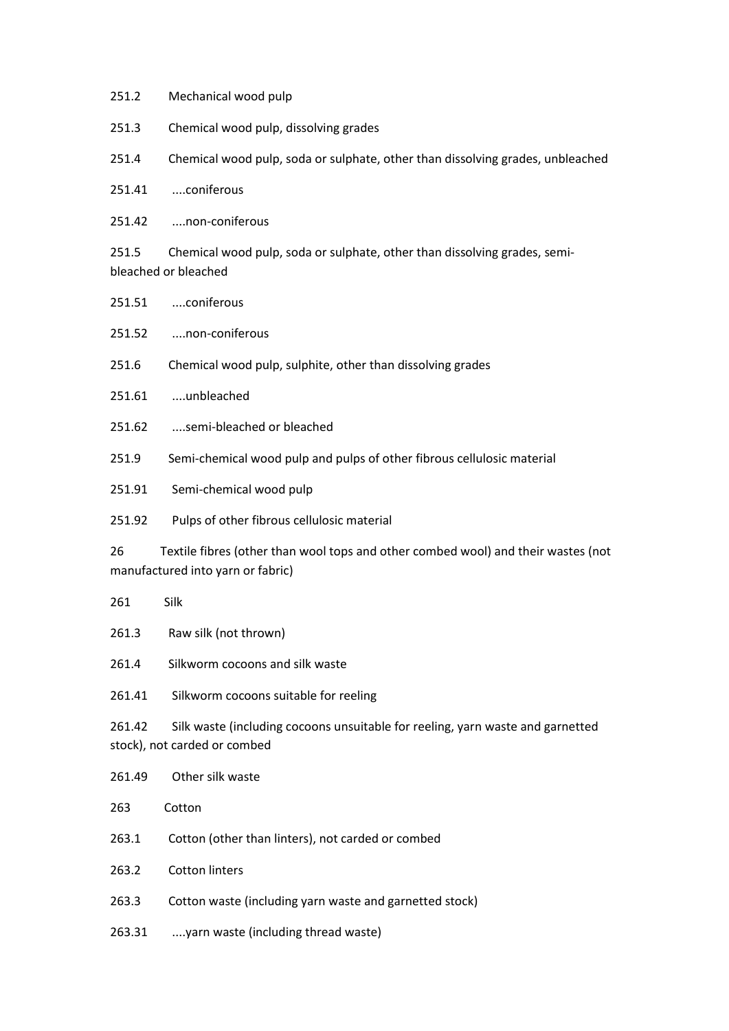251.2 Mechanical wood pulp

251.3 Chemical wood pulp, dissolving grades

251.4 Chemical wood pulp, soda or sulphate, other than dissolving grades, unbleached

251.41 ....coniferous

251.42 ....non-coniferous

251.5 Chemical wood pulp, soda or sulphate, other than dissolving grades, semi-bleached or bleached

251.51 ....coniferous

251.52 ....non-coniferous

251.6 Chemical wood pulp, sulphite, other than dissolving grades

251.61 ....unbleached

251.62 ....semi-bleached or bleached

251.9 Semi-chemical wood pulp and pulps of other fibrous cellulosic material

251.91 Semi-chemical wood pulp

251.92 Pulps of other fibrous cellulosic material

26 Textile fibres (other than wool tops and other combed wool) and their wastes (not manufactured into yarn or fabric)

261 Silk

261.3 Raw silk (not thrown)

261.4 Silkworm cocoons and silk waste

261.41 Silkworm cocoons suitable for reeling

261.42 Silk waste (including cocoons unsuitable for reeling, yarn waste and garnetted stock), not carded or combed

261.49 Other silk waste

263 Cotton

263.1 Cotton (other than linters), not carded or combed

263.2 Cotton linters

263.3 Cotton waste (including yarn waste and garnetted stock)

263.31 ....yarn waste (including thread waste)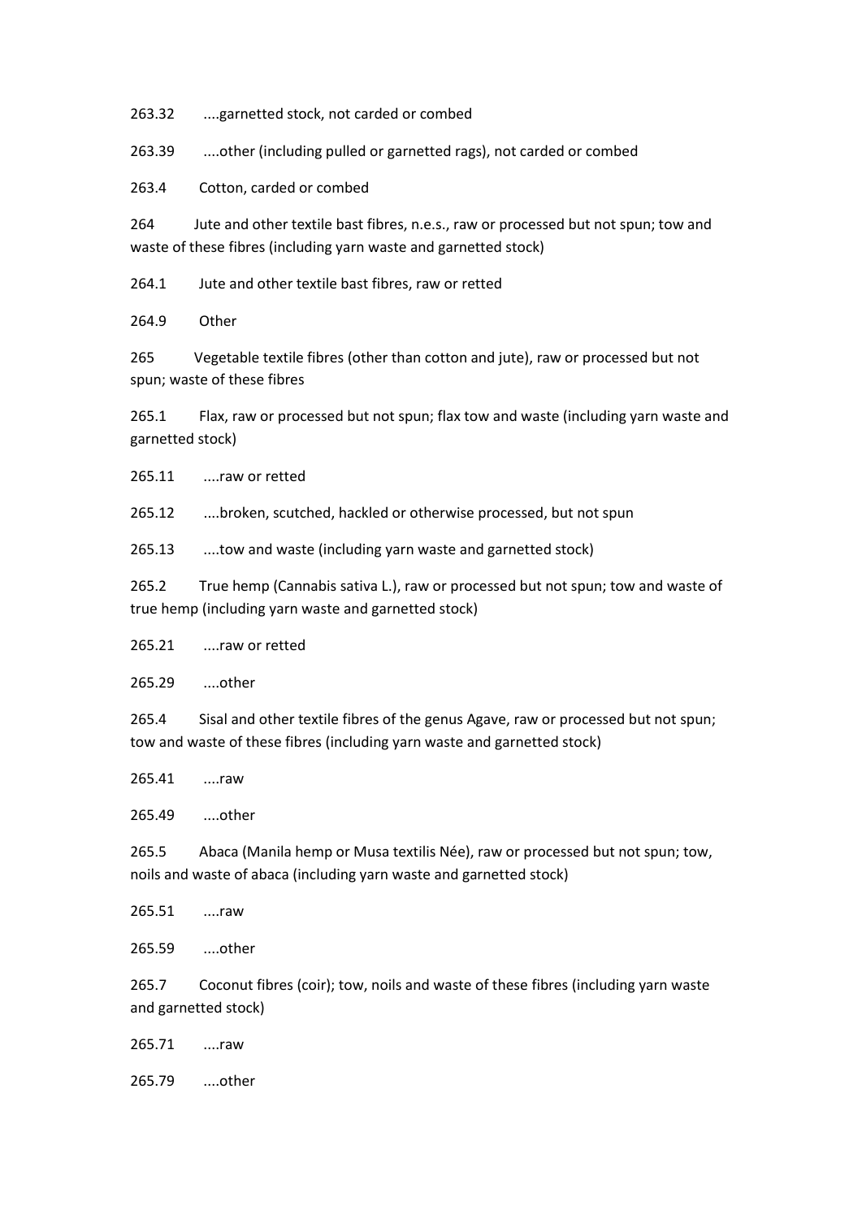263.32 ....garnetted stock, not carded or combed

263.39 ....other (including pulled or garnetted rags), not carded or combed

263.4 Cotton, carded or combed

264 Jute and other textile bast fibres, n.e.s., raw or processed but not spun; tow and waste of these fibres (including yarn waste and garnetted stock)

264.1 Jute and other textile bast fibres, raw or retted

264.9 Other

265 Vegetable textile fibres (other than cotton and jute), raw or processed but not spun; waste of these fibres

265.1 Flax, raw or processed but not spun; flax tow and waste (including yarn waste and garnetted stock)

265.11 ....raw or retted

265.12 ....broken, scutched, hackled or otherwise processed, but not spun

265.13 ....tow and waste (including yarn waste and garnetted stock)

265.2 True hemp (Cannabis sativa L.), raw or processed but not spun; tow and waste of true hemp (including yarn waste and garnetted stock)

265.21 ....raw or retted

265.29 ....other

265.4 Sisal and other textile fibres of the genus Agave, raw or processed but not spun; tow and waste of these fibres (including yarn waste and garnetted stock)

265.41 ....raw

265.49 ....other

265.5 Abaca (Manila hemp or Musa textilis Née), raw or processed but not spun; tow, noils and waste of abaca (including yarn waste and garnetted stock)

265.51 ....raw

265.59 ....other

265.7 Coconut fibres (coir); tow, noils and waste of these fibres (including yarn waste and garnetted stock)

265.71 ....raw

265.79 ....other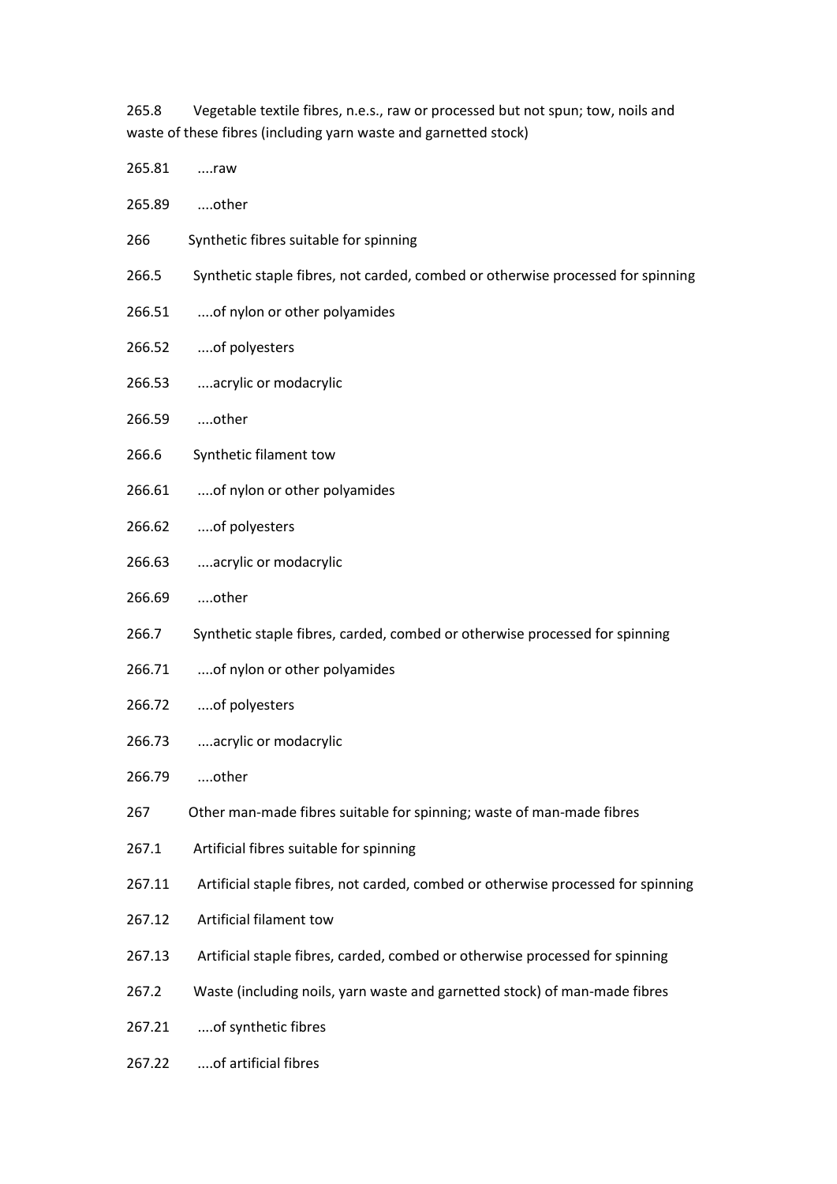265.8 Vegetable textile fibres, n.e.s., raw or processed but not spun; tow, noils and waste of these fibres (including yarn waste and garnetted stock)

265.81 ....raw

265.89 ....other

266 Synthetic fibres suitable for spinning

266.5 Synthetic staple fibres, not carded, combed or otherwise processed for spinning

266.51 ....of nylon or other polyamides

266.52 ....of polyesters

266.53 ....acrylic or modacrylic

266.59 ....other

266.6 Synthetic filament tow

266.61 ....of nylon or other polyamides

266.62 ....of polyesters

266.63 ....acrylic or modacrylic

266.69 ....other

266.7 Synthetic staple fibres, carded, combed or otherwise processed for spinning

266.71 ....of nylon or other polyamides

266.72 ....of polyesters

266.73 ....acrylic or modacrylic

266.79 ....other

267 Other man-made fibres suitable for spinning; waste of man-made fibres

267.1 Artificial fibres suitable for spinning

267.11 Artificial staple fibres, not carded, combed or otherwise processed for spinning

267.12 Artificial filament tow

267.13 Artificial staple fibres, carded, combed or otherwise processed for spinning

267.2 Waste (including noils, yarn waste and garnetted stock) of man-made fibres

267.21 ....of synthetic fibres

267.22 ....of artificial fibres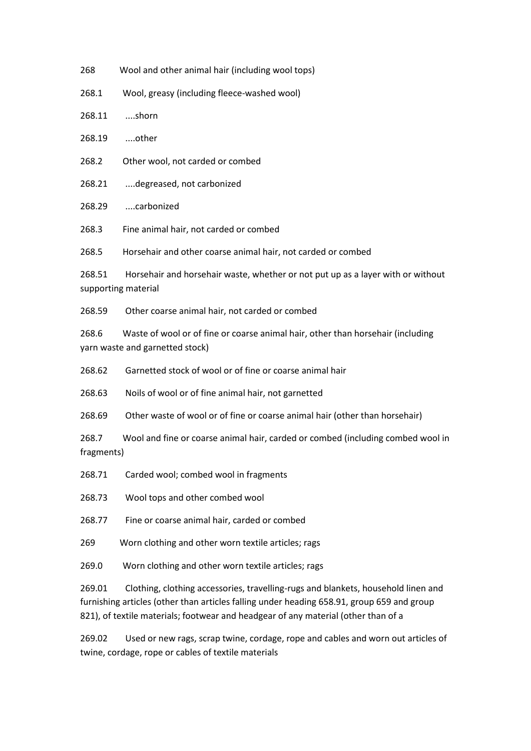268 Wool and other animal hair (including wool tops)

268.1 Wool, greasy (including fleece-washed wool)

268.11 ....shorn

268.19 ....other

268.2 Other wool, not carded or combed

268.21 ....degreased, not carbonized

268.29 ....carbonized

268.3 Fine animal hair, not carded or combed

268.5 Horsehair and other coarse animal hair, not carded or combed

268.51 Horsehair and horsehair waste, whether or not put up as a layer with or without supporting material

268.59 Other coarse animal hair, not carded or combed

268.6 Waste of wool or of fine or coarse animal hair, other than horsehair (including yarn waste and garnetted stock)

268.62 Garnetted stock of wool or of fine or coarse animal hair

268.63 Noils of wool or of fine animal hair, not garnetted

268.69 Other waste of wool or of fine or coarse animal hair (other than horsehair)

268.7 Wool and fine or coarse animal hair, carded or combed (including combed wool in fragments)

268.71 Carded wool; combed wool in fragments

268.73 Wool tops and other combed wool

268.77 Fine or coarse animal hair, carded or combed

269 Worn clothing and other worn textile articles; rags

269.0 Worn clothing and other worn textile articles; rags

269.01 Clothing, clothing accessories, travelling-rugs and blankets, household linen and furnishing articles (other than articles falling under heading 658.91, group 659 and group 821), of textile materials; footwear and headgear of any material (other than of a

269.02 Used or new rags, scrap twine, cordage, rope and cables and worn out articles of twine, cordage, rope or cables of textile materials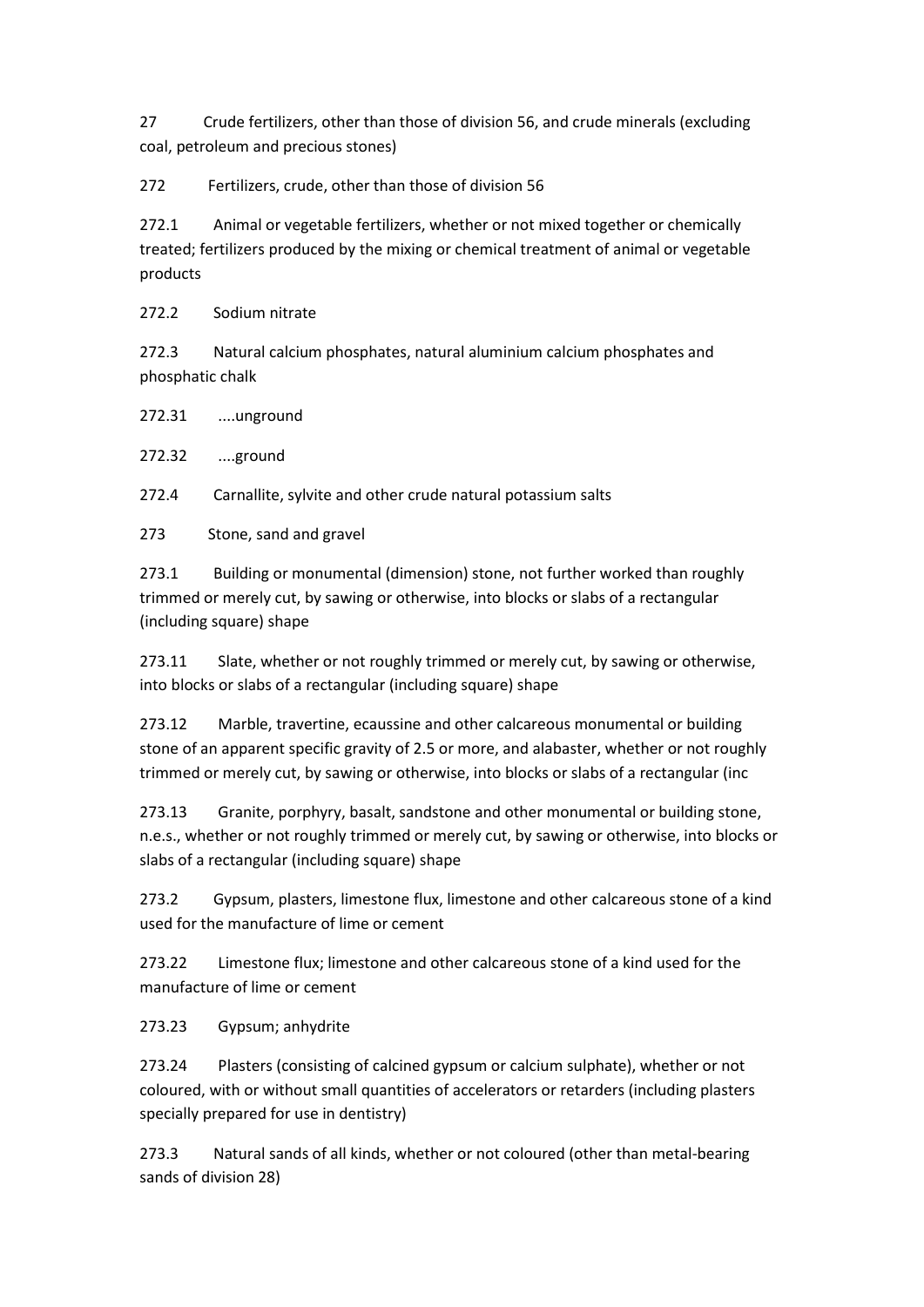27 Crude fertilizers, other than those of division 56, and crude minerals (excluding coal, petroleum and precious stones)

272 Fertilizers, crude, other than those of division 56

272.1 Animal or vegetable fertilizers, whether or not mixed together or chemically treated; fertilizers produced by the mixing or chemical treatment of animal or vegetable products

272.2 Sodium nitrate

272.3 Natural calcium phosphates, natural aluminium calcium phosphates and phosphatic chalk

272.31 ....unground

272.32 ....ground

272.4 Carnallite, sylvite and other crude natural potassium salts

273 Stone, sand and gravel

273.1 Building or monumental (dimension) stone, not further worked than roughly trimmed or merely cut, by sawing or otherwise, into blocks or slabs of a rectangular (including square) shape

273.11 Slate, whether or not roughly trimmed or merely cut, by sawing or otherwise, into blocks or slabs of a rectangular (including square) shape

273.12 Marble, travertine, ecaussine and other calcareous monumental or building stone of an apparent specific gravity of 2.5 or more, and alabaster, whether or not roughly trimmed or merely cut, by sawing or otherwise, into blocks or slabs of a rectangular (inc

273.13 Granite, porphyry, basalt, sandstone and other monumental or building stone, n.e.s., whether or not roughly trimmed or merely cut, by sawing or otherwise, into blocks or slabs of a rectangular (including square) shape

273.2 Gypsum, plasters, limestone flux, limestone and other calcareous stone of a kind used for the manufacture of lime or cement

273.22 Limestone flux; limestone and other calcareous stone of a kind used for the manufacture of lime or cement

273.23 Gypsum; anhydrite

273.24 Plasters (consisting of calcined gypsum or calcium sulphate), whether or not coloured, with or without small quantities of accelerators or retarders (including plasters specially prepared for use in dentistry)

273.3 Natural sands of all kinds, whether or not coloured (other than metal-bearing sands of division 28)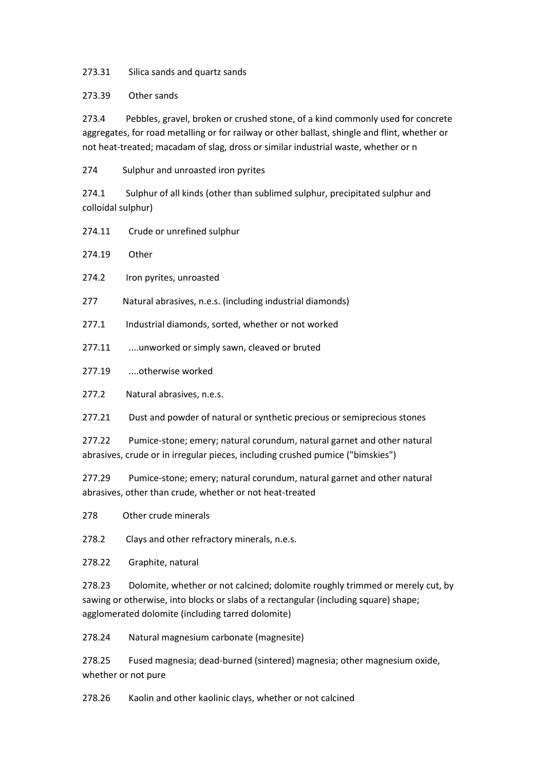273.31 Silica sands and quartz sands

273.39 Other sands

273.4 Pebbles, gravel, broken or crushed stone, of a kind commonly used for concrete aggregates, for road metalling or for railway or other ballast, shingle and flint, whether or not heat-treated; macadam of slag, dross or similar industrial waste, whether or n

274 Sulphur and unroasted iron pyrites

274.1 Sulphur of all kinds (other than sublimed sulphur, precipitated sulphur and colloidal sulphur)

274.11 Crude or unrefined sulphur

274.19 Other

274.2 Iron pyrites, unroasted

277 Natural abrasives, n.e.s. (including industrial diamonds)

277.1 Industrial diamonds, sorted, whether or not worked

277.11 ....unworked or simply sawn, cleaved or bruted

277.19 ....otherwise worked

277.2 Natural abrasives, n.e.s.

277.21 Dust and powder of natural or synthetic precious or semiprecious stones

277.22 Pumice-stone; emery; natural corundum, natural garnet and other natural abrasives, crude or in irregular pieces, including crushed pumice ("bimskies")

277.29 Pumice-stone; emery; natural corundum, natural garnet and other natural abrasives, other than crude, whether or not heat-treated

278 Other crude minerals

278.2 Clays and other refractory minerals, n.e.s.

278.22 Graphite, natural

278.23 Dolomite, whether or not calcined; dolomite roughly trimmed or merely cut, by sawing or otherwise, into blocks or slabs of a rectangular (including square) shape; agglomerated dolomite (including tarred dolomite)

278.24 Natural magnesium carbonate (magnesite)

278.25 Fused magnesia; dead-burned (sintered) magnesia; other magnesium oxide, whether or not pure

278.26 Kaolin and other kaolinic clays, whether or not calcined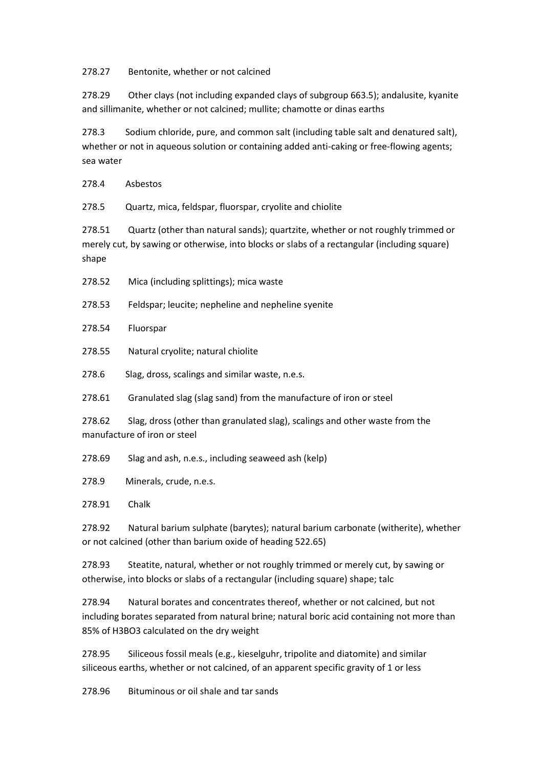278.27 Bentonite, whether or not calcined

278.29 Other clays (not including expanded clays of subgroup 663.5); andalusite, kyanite and sillimanite, whether or not calcined; mullite; chamotte or dinas earths

278.3 Sodium chloride, pure, and common salt (including table salt and denatured salt), whether or not in aqueous solution or containing added anti-caking or free-flowing agents; sea water

278.4 Asbestos

278.5 Quartz, mica, feldspar, fluorspar, cryolite and chiolite

278.51 Quartz (other than natural sands); quartzite, whether or not roughly trimmed or merely cut, by sawing or otherwise, into blocks or slabs of a rectangular (including square) shape

278.52 Mica (including splittings); mica waste

278.53 Feldspar; leucite; nepheline and nepheline syenite

278.54 Fluorspar

278.55 Natural cryolite; natural chiolite

278.6 Slag, dross, scalings and similar waste, n.e.s.

278.61 Granulated slag (slag sand) from the manufacture of iron or steel

278.62 Slag, dross (other than granulated slag), scalings and other waste from the manufacture of iron or steel

278.69 Slag and ash, n.e.s., including seaweed ash (kelp)

278.9 Minerals, crude, n.e.s.

278.91 Chalk

278.92 Natural barium sulphate (barytes); natural barium carbonate (witherite), whether or not calcined (other than barium oxide of heading 522.65)

278.93 Steatite, natural, whether or not roughly trimmed or merely cut, by sawing or otherwise, into blocks or slabs of a rectangular (including square) shape; talc

278.94 Natural borates and concentrates thereof, whether or not calcined, but not including borates separated from natural brine; natural boric acid containing not more than 85% of $H_3BO_3$ calculated on the dry weight

278.95 Siliceous fossil meals (e.g., kieselguhr, tripolite and diatomite) and similar siliceous earths, whether or not calcined, of an apparent specific gravity of 1 or less

278.96 Bituminous or oil shale and tar sands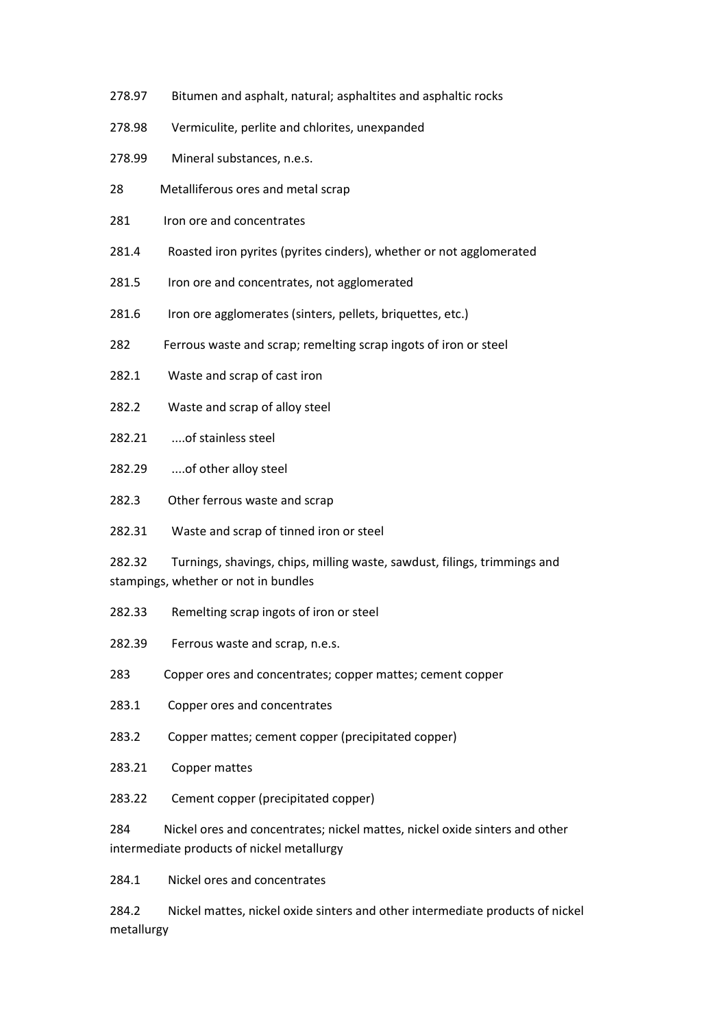278.97 Bitumen and asphalt, natural; asphaltites and asphaltic rocks

278.98 Vermiculite, perlite and chlorites, unexpanded

278.99 Mineral substances, n.e.s.

28 Metalliferous ores and metal scrap

281 Iron ore and concentrates

281.4 Roasted iron pyrites (pyrites cinders), whether or not agglomerated

281.5 Iron ore and concentrates, not agglomerated

281.6 Iron ore agglomerates (sinters, pellets, briquettes, etc.)

282 Ferrous waste and scrap; remelting scrap ingots of iron or steel

282.1 Waste and scrap of cast iron

282.2 Waste and scrap of alloy steel

282.21 ....of stainless steel

282.29 ....of other alloy steel

282.3 Other ferrous waste and scrap

282.31 Waste and scrap of tinned iron or steel

282.32 Turnings, shavings, chips, milling waste, sawdust, filings, trimmings and stampings, whether or not in bundles

282.33 Remelting scrap ingots of iron or steel

282.39 Ferrous waste and scrap, n.e.s.

283 Copper ores and concentrates; copper mattes; cement copper

283.1 Copper ores and concentrates

283.2 Copper mattes; cement copper (precipitated copper)

283.21 Copper mattes

283.22 Cement copper (precipitated copper)

284 Nickel ores and concentrates; nickel mattes, nickel oxide sinters and other intermediate products of nickel metallurgy

284.1 Nickel ores and concentrates

284.2 Nickel mattes, nickel oxide sinters and other intermediate products of nickel metallurgy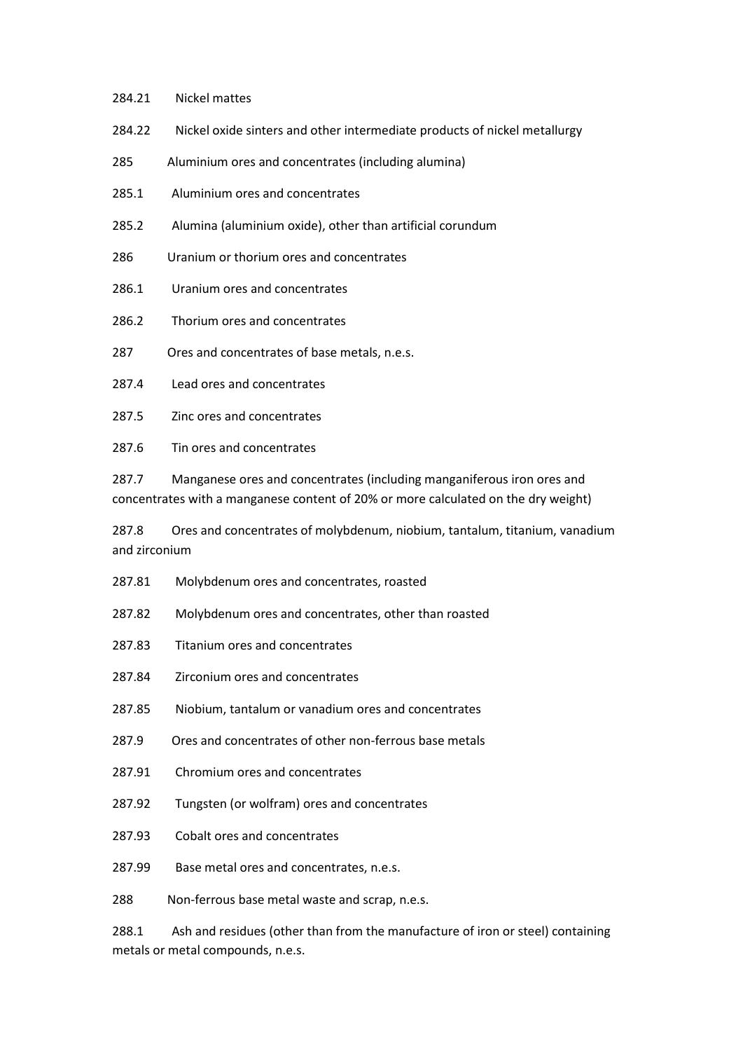284.21 Nickel mattes

284.22 Nickel oxide sinters and other intermediate products of nickel metallurgy

285 Aluminium ores and concentrates (including alumina)

285.1 Aluminium ores and concentrates

285.2 Alumina (aluminium oxide), other than artificial corundum

286 Uranium or thorium ores and concentrates

286.1 Uranium ores and concentrates

286.2 Thorium ores and concentrates

287 Ores and concentrates of base metals, n.e.s.

287.4 Lead ores and concentrates

287.5 Zinc ores and concentrates

287.6 Tin ores and concentrates

287.7 Manganese ores and concentrates (including manganiferous iron ores and concentrates with a manganese content of 20% or more calculated on the dry weight)

287.8 Ores and concentrates of molybdenum, niobium, tantalum, titanium, vanadium and zirconium

287.81 Molybdenum ores and concentrates, roasted

287.82 Molybdenum ores and concentrates, other than roasted

287.83 Titanium ores and concentrates

287.84 Zirconium ores and concentrates

287.85 Niobium, tantalum or vanadium ores and concentrates

287.9 Ores and concentrates of other non-ferrous base metals

287.91 Chromium ores and concentrates

287.92 Tungsten (or wolfram) ores and concentrates

287.93 Cobalt ores and concentrates

287.99 Base metal ores and concentrates, n.e.s.

288 Non-ferrous base metal waste and scrap, n.e.s.

288.1 Ash and residues (other than from the manufacture of iron or steel) containing metals or metal compounds, n.e.s.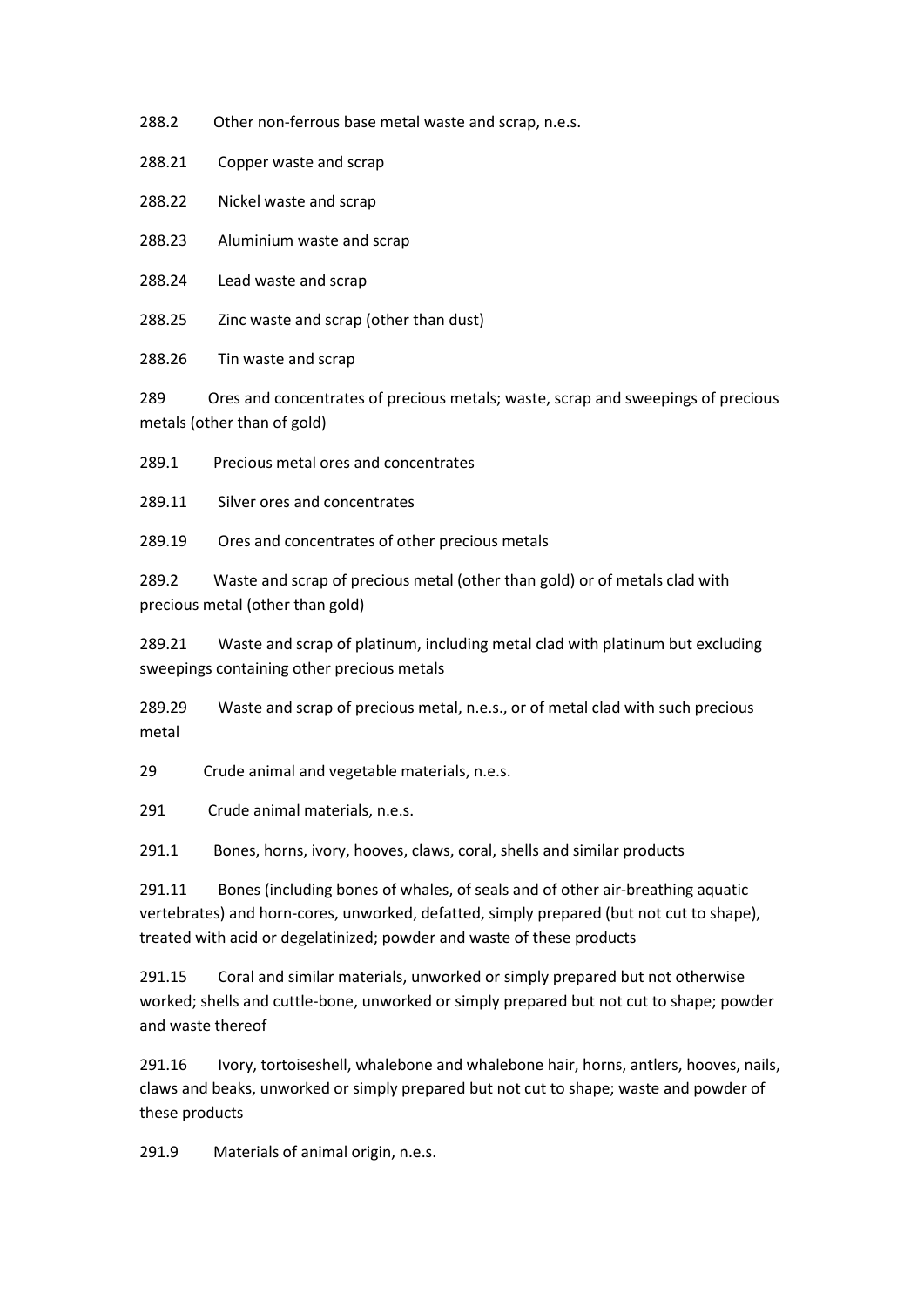288.2 Other non-ferrous base metal waste and scrap, n.e.s.

288.21 Copper waste and scrap

288.22 Nickel waste and scrap

288.23 Aluminium waste and scrap

288.24 Lead waste and scrap

288.25 Zinc waste and scrap (other than dust)

288.26 Tin waste and scrap

289 Ores and concentrates of precious metals; waste, scrap and sweepings of precious metals (other than of gold)

289.1 Precious metal ores and concentrates

289.11 Silver ores and concentrates

289.19 Ores and concentrates of other precious metals

289.2 Waste and scrap of precious metal (other than gold) or of metals clad with precious metal (other than gold)

289.21 Waste and scrap of platinum, including metal clad with platinum but excluding sweepings containing other precious metals

289.29 Waste and scrap of precious metal, n.e.s., or of metal clad with such precious metal

29 Crude animal and vegetable materials, n.e.s.

291 Crude animal materials, n.e.s.

291.1 Bones, horns, ivory, hooves, claws, coral, shells and similar products

291.11 Bones (including bones of whales, of seals and of other air-breathing aquatic vertebrates) and horn-cores, unworked, defatted, simply prepared (but not cut to shape), treated with acid or degelatinized; powder and waste of these products

291.15 Coral and similar materials, unworked or simply prepared but not otherwise worked; shells and cuttle-bone, unworked or simply prepared but not cut to shape; powder and waste thereof

291.16 Ivory, tortoiseshell, whalebone and whalebone hair, horns, antlers, hooves, nails, claws and beaks, unworked or simply prepared but not cut to shape; waste and powder of these products

291.9 Materials of animal origin, n.e.s.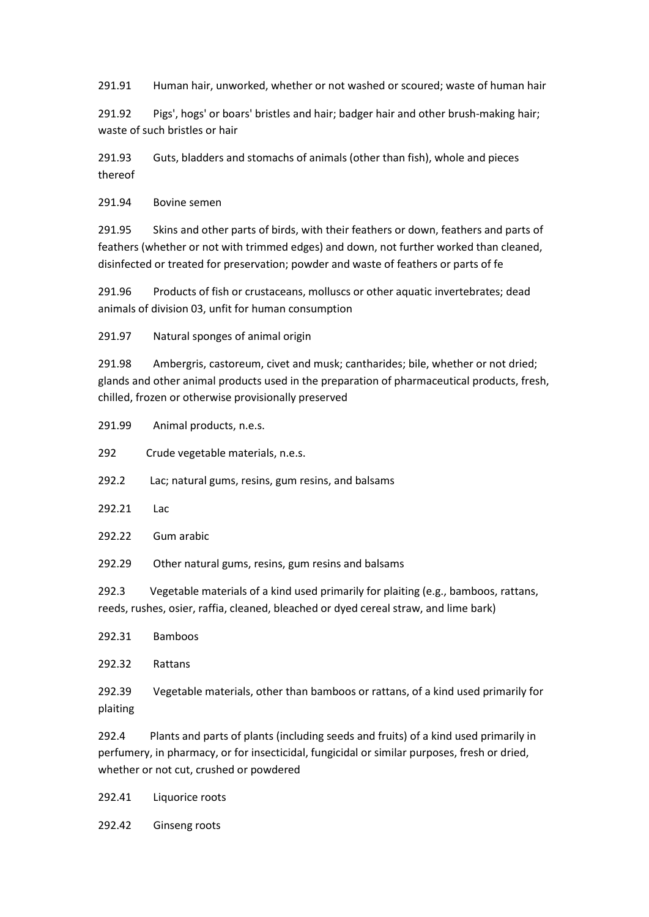291.91 Human hair, unworked, whether or not washed or scoured; waste of human hair

291.92 Pigs', hogs' or boars' bristles and hair; badger hair and other brush-making hair; waste of such bristles or hair

291.93 Guts, bladders and stomachs of animals (other than fish), whole and pieces thereof

291.94 Bovine semen

291.95 Skins and other parts of birds, with their feathers or down, feathers and parts of feathers (whether or not with trimmed edges) and down, not further worked than cleaned, disinfected or treated for preservation; powder and waste of feathers or parts of fe

291.96 Products of fish or crustaceans, molluscs or other aquatic invertebrates; dead animals of division 03, unfit for human consumption

291.97 Natural sponges of animal origin

291.98 Ambergris, castoreum, civet and musk; cantharides; bile, whether or not dried; glands and other animal products used in the preparation of pharmaceutical products, fresh, chilled, frozen or otherwise provisionally preserved

291.99 Animal products, n.e.s.

292 Crude vegetable materials, n.e.s.

292.2 Lac; natural gums, resins, gum resins, and balsams

292.21 Lac

292.22 Gum arabic

292.29 Other natural gums, resins, gum resins and balsams

292.3 Vegetable materials of a kind used primarily for plaiting (e.g., bamboos, rattans, reeds, rushes, osier, raffia, cleaned, bleached or dyed cereal straw, and lime bark)

292.31 Bamboos

292.32 Rattans

292.39 Vegetable materials, other than bamboos or rattans, of a kind used primarily for plaiting

292.4 Plants and parts of plants (including seeds and fruits) of a kind used primarily in perfumery, in pharmacy, or for insecticidal, fungicidal or similar purposes, fresh or dried, whether or not cut, crushed or powdered

292.41 Liquorice roots

292.42 Ginseng roots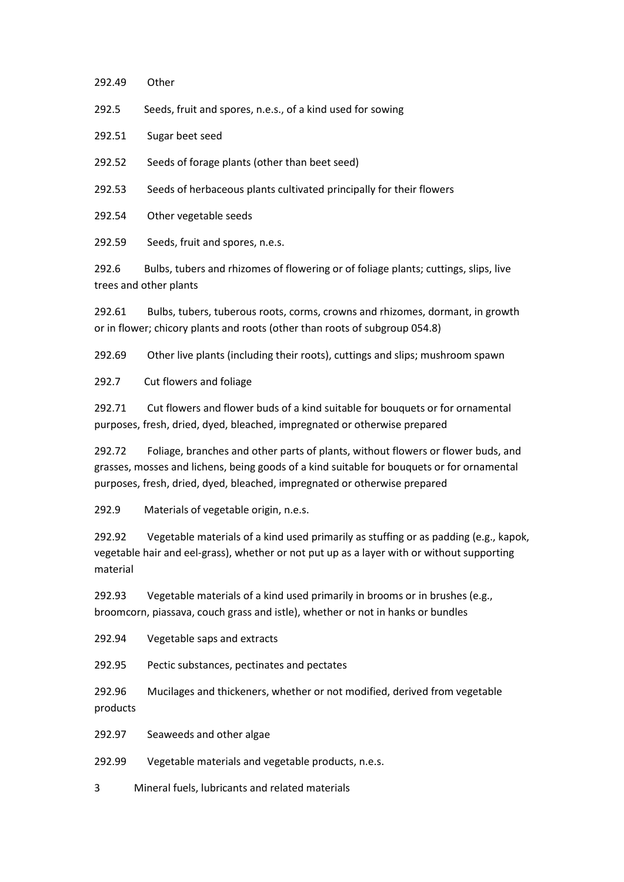292.49 Other

292.5 Seeds, fruit and spores, n.e.s., of a kind used for sowing

292.51 Sugar beet seed

292.52 Seeds of forage plants (other than beet seed)

292.53 Seeds of herbaceous plants cultivated principally for their flowers

292.54 Other vegetable seeds

292.59 Seeds, fruit and spores, n.e.s.

292.6 Bulbs, tubers and rhizomes of flowering or of foliage plants; cuttings, slips, live trees and other plants

292.61 Bulbs, tubers, tuberous roots, corms, crowns and rhizomes, dormant, in growth or in flower; chicory plants and roots (other than roots of subgroup 054.8)

292.69 Other live plants (including their roots), cuttings and slips; mushroom spawn

292.7 Cut flowers and foliage

292.71 Cut flowers and flower buds of a kind suitable for bouquets or for ornamental purposes, fresh, dried, dyed, bleached, impregnated or otherwise prepared

292.72 Foliage, branches and other parts of plants, without flowers or flower buds, and grasses, mosses and lichens, being goods of a kind suitable for bouquets or for ornamental purposes, fresh, dried, dyed, bleached, impregnated or otherwise prepared

292.9 Materials of vegetable origin, n.e.s.

292.92 Vegetable materials of a kind used primarily as stuffing or as padding (e.g., kapok, vegetable hair and eel-grass), whether or not put up as a layer with or without supporting material

292.93 Vegetable materials of a kind used primarily in brooms or in brushes (e.g., broomcorn, piassava, couch grass and istle), whether or not in hanks or bundles

292.94 Vegetable saps and extracts

292.95 Pectic substances, pectinates and pectates

292.96 Mucilages and thickeners, whether or not modified, derived from vegetable products

292.97 Seaweeds and other algae

292.99 Vegetable materials and vegetable products, n.e.s.

3 Mineral fuels, lubricants and related materials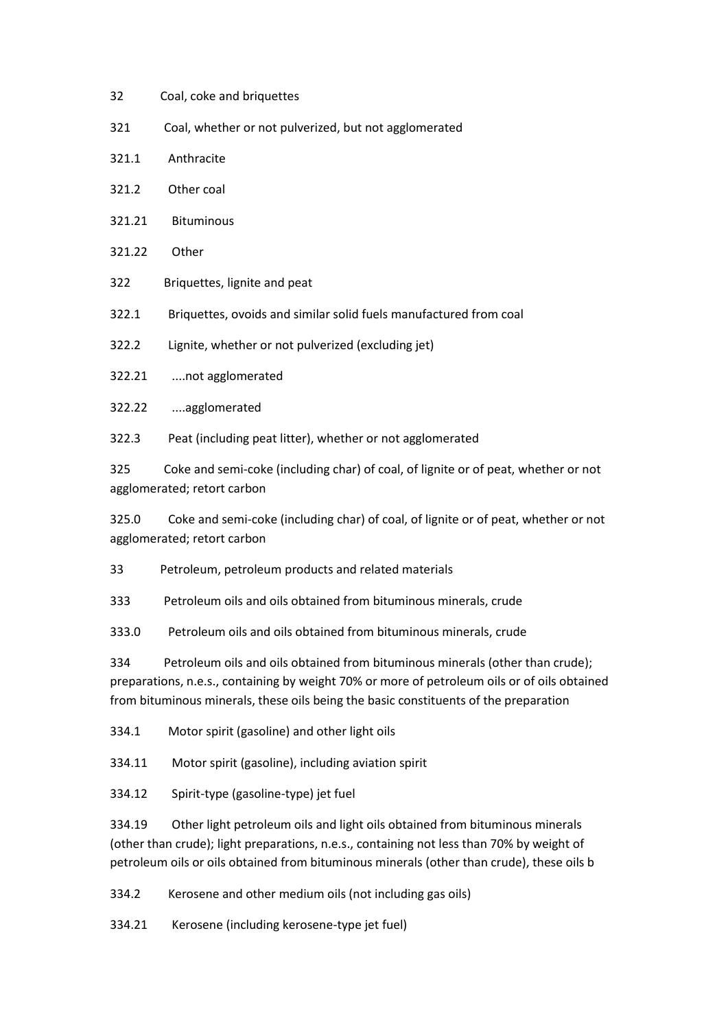32 Coal, coke and briquettes

321 Coal, whether or not pulverized, but not agglomerated

321.1 Anthracite

321.2 Other coal

321.21 Bituminous

321.22 Other

322 Briquettes, lignite and peat

322.1 Briquettes, ovoids and similar solid fuels manufactured from coal

322.2 Lignite, whether or not pulverized (excluding jet)

322.21 ....not agglomerated

322.22 ....agglomerated

322.3 Peat (including peat litter), whether or not agglomerated

325 Coke and semi-coke (including char) of coal, of lignite or of peat, whether or not agglomerated; retort carbon

325.0 Coke and semi-coke (including char) of coal, of lignite or of peat, whether or not agglomerated; retort carbon

33 Petroleum, petroleum products and related materials

333 Petroleum oils and oils obtained from bituminous minerals, crude

333.0 Petroleum oils and oils obtained from bituminous minerals, crude

334 Petroleum oils and oils obtained from bituminous minerals (other than crude); preparations, n.e.s., containing by weight 70% or more of petroleum oils or of oils obtained from bituminous minerals, these oils being the basic constituents of the preparation

334.1 Motor spirit (gasoline) and other light oils

334.11 Motor spirit (gasoline), including aviation spirit

334.12 Spirit-type (gasoline-type) jet fuel

334.19 Other light petroleum oils and light oils obtained from bituminous minerals (other than crude); light preparations, n.e.s., containing not less than 70% by weight of petroleum oils or oils obtained from bituminous minerals (other than crude), these oils b

334.2 Kerosene and other medium oils (not including gas oils)

334.21 Kerosene (including kerosene-type jet fuel)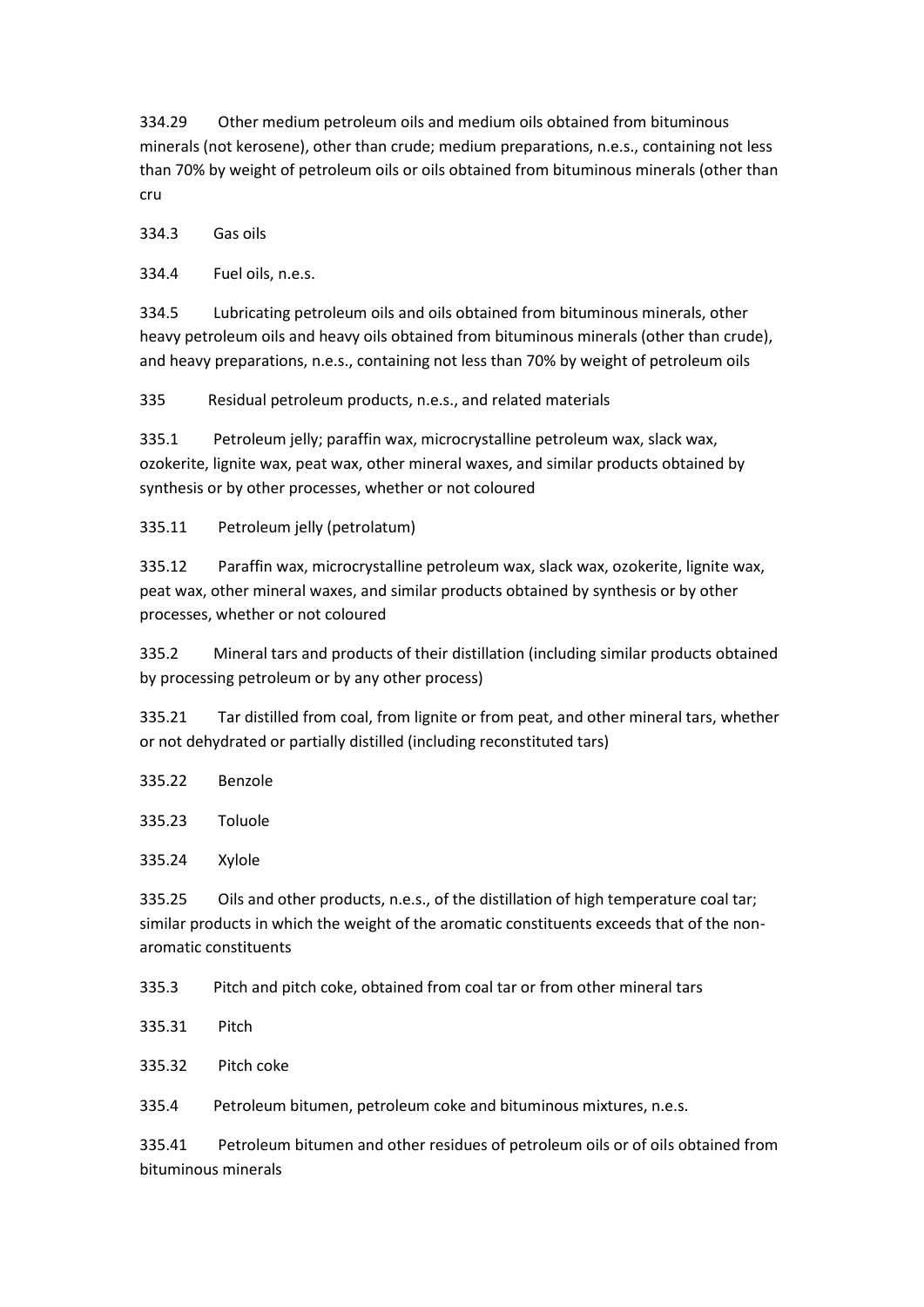334.29 Other medium petroleum oils and medium oils obtained from bituminous minerals (not kerosene), other than crude; medium preparations, n.e.s., containing not less than 70% by weight of petroleum oils or oils obtained from bituminous minerals (other than cru

334.3 Gas oils

334.4 Fuel oils, n.e.s.

334.5 Lubricating petroleum oils and oils obtained from bituminous minerals, other heavy petroleum oils and heavy oils obtained from bituminous minerals (other than crude), and heavy preparations, n.e.s., containing not less than 70% by weight of petroleum oils

335 Residual petroleum products, n.e.s., and related materials

335.1 Petroleum jelly; paraffin wax, microcrystalline petroleum wax, slack wax, ozokerite, lignite wax, peat wax, other mineral waxes, and similar products obtained by synthesis or by other processes, whether or not coloured

335.11 Petroleum jelly (petrolatum)

335.12 Paraffin wax, microcrystalline petroleum wax, slack wax, ozokerite, lignite wax, peat wax, other mineral waxes, and similar products obtained by synthesis or by other processes, whether or not coloured

335.2 Mineral tars and products of their distillation (including similar products obtained by processing petroleum or by any other process)

335.21 Tar distilled from coal, from lignite or from peat, and other mineral tars, whether or not dehydrated or partially distilled (including reconstituted tars)

335.22 Benzole

335.23 Toluole

335.24 Xylole

335.25 Oils and other products, n.e.s., of the distillation of high temperature coal tar; similar products in which the weight of the aromatic constituents exceeds that of the non-aromatic constituents

335.3 Pitch and pitch coke, obtained from coal tar or from other mineral tars

335.31 Pitch

335.32 Pitch coke

335.4 Petroleum bitumen, petroleum coke and bituminous mixtures, n.e.s.

335.41 Petroleum bitumen and other residues of petroleum oils or of oils obtained from bituminous minerals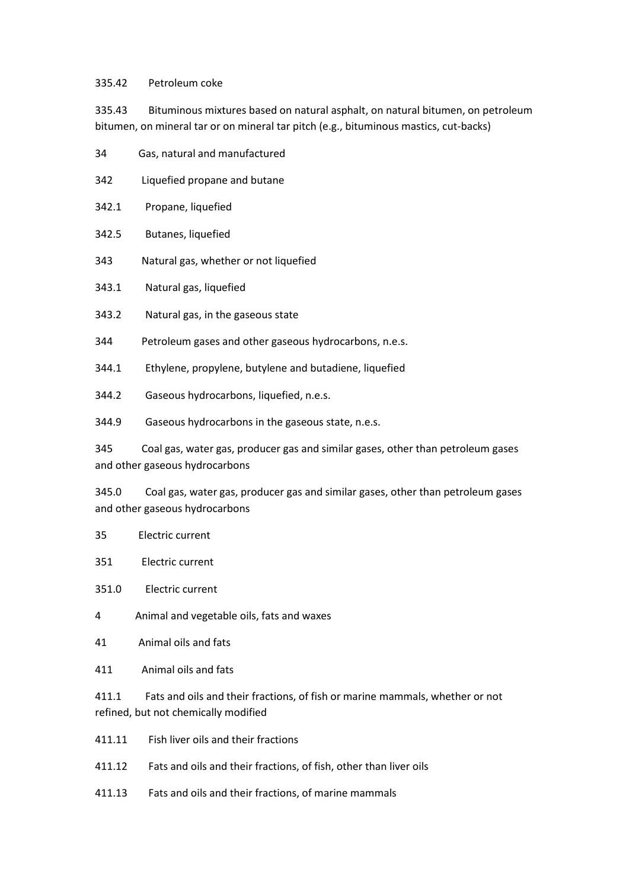335.42 Petroleum coke

335.43 Bituminous mixtures based on natural asphalt, on natural bitumen, on petroleum bitumen, on mineral tar or on mineral tar pitch (e.g., bituminous mastics, cut-backs)

34 Gas, natural and manufactured

342 Liquefied propane and butane

342.1 Propane, liquefied

342.5 Butanes, liquefied

343 Natural gas, whether or not liquefied

343.1 Natural gas, liquefied

343.2 Natural gas, in the gaseous state

344 Petroleum gases and other gaseous hydrocarbons, n.e.s.

344.1 Ethylene, propylene, butylene and butadiene, liquefied

344.2 Gaseous hydrocarbons, liquefied, n.e.s.

344.9 Gaseous hydrocarbons in the gaseous state, n.e.s.

345 Coal gas, water gas, producer gas and similar gases, other than petroleum gases and other gaseous hydrocarbons

345.0 Coal gas, water gas, producer gas and similar gases, other than petroleum gases and other gaseous hydrocarbons

35 Electric current

351 Electric current

351.0 Electric current

4 Animal and vegetable oils, fats and waxes

41 Animal oils and fats

411 Animal oils and fats

411.1 Fats and oils and their fractions, of fish or marine mammals, whether or not refined, but not chemically modified

411.11 Fish liver oils and their fractions

411.12 Fats and oils and their fractions, of fish, other than liver oils

411.13 Fats and oils and their fractions, of marine mammals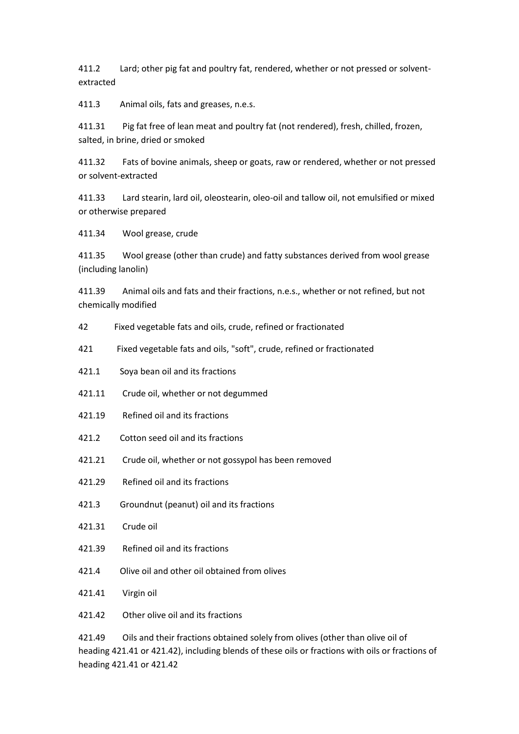411.2 Lard; other pig fat and poultry fat, rendered, whether or not pressed or solvent-extracted

411.3 Animal oils, fats and greases, n.e.s.

411.31 Pig fat free of lean meat and poultry fat (not rendered), fresh, chilled, frozen, salted, in brine, dried or smoked

411.32 Fats of bovine animals, sheep or goats, raw or rendered, whether or not pressed or solvent-extracted

411.33 Lard stearin, lard oil, oleostearin, oleo-oil and tallow oil, not emulsified or mixed or otherwise prepared

411.34 Wool grease, crude

411.35 Wool grease (other than crude) and fatty substances derived from wool grease (including lanolin)

411.39 Animal oils and fats and their fractions, n.e.s., whether or not refined, but not chemically modified

42 Fixed vegetable fats and oils, crude, refined or fractionated

421 Fixed vegetable fats and oils, "soft", crude, refined or fractionated

421.1 Soya bean oil and its fractions

421.11 Crude oil, whether or not degummed

421.19 Refined oil and its fractions

421.2 Cotton seed oil and its fractions

421.21 Crude oil, whether or not gossypol has been removed

421.29 Refined oil and its fractions

421.3 Groundnut (peanut) oil and its fractions

421.31 Crude oil

421.39 Refined oil and its fractions

421.4 Olive oil and other oil obtained from olives

421.41 Virgin oil

421.42 Other olive oil and its fractions

421.49 Oils and their fractions obtained solely from olives (other than olive oil of heading 421.41 or 421.42), including blends of these oils or fractions with oils or fractions of heading 421.41 or 421.42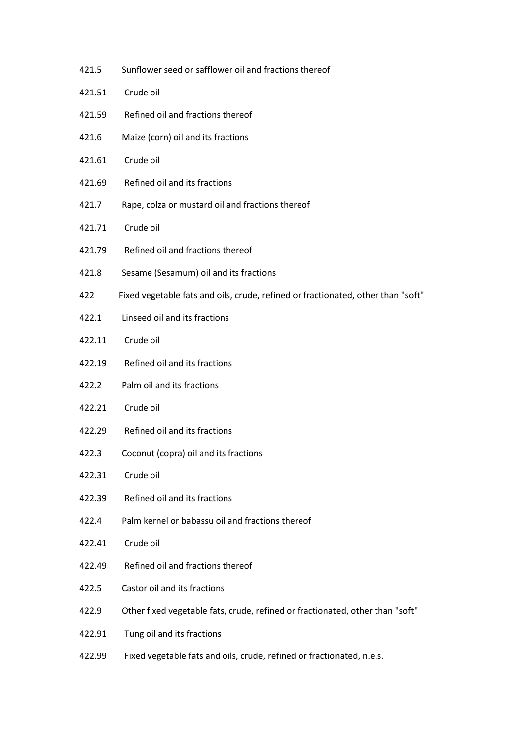421.5 Sunflower seed or safflower oil and fractions thereof

421.51 Crude oil

421.59 Refined oil and fractions thereof

421.6 Maize (corn) oil and its fractions

421.61 Crude oil

421.69 Refined oil and its fractions

421.7 Rape, colza or mustard oil and fractions thereof

421.71 Crude oil

421.79 Refined oil and fractions thereof

421.8 Sesame (Sesamum) oil and its fractions

422 Fixed vegetable fats and oils, crude, refined or fractionated, other than "soft"

422.1 Linseed oil and its fractions

422.11 Crude oil

422.19 Refined oil and its fractions

422.2 Palm oil and its fractions

422.21 Crude oil

422.29 Refined oil and its fractions

422.3 Coconut (copra) oil and its fractions

422.31 Crude oil

422.39 Refined oil and its fractions

422.4 Palm kernel or babassu oil and fractions thereof

422.41 Crude oil

422.49 Refined oil and fractions thereof

422.5 Castor oil and its fractions

422.9 Other fixed vegetable fats, crude, refined or fractionated, other than "soft"

422.91 Tung oil and its fractions

422.99 Fixed vegetable fats and oils, crude, refined or fractionated, n.e.s.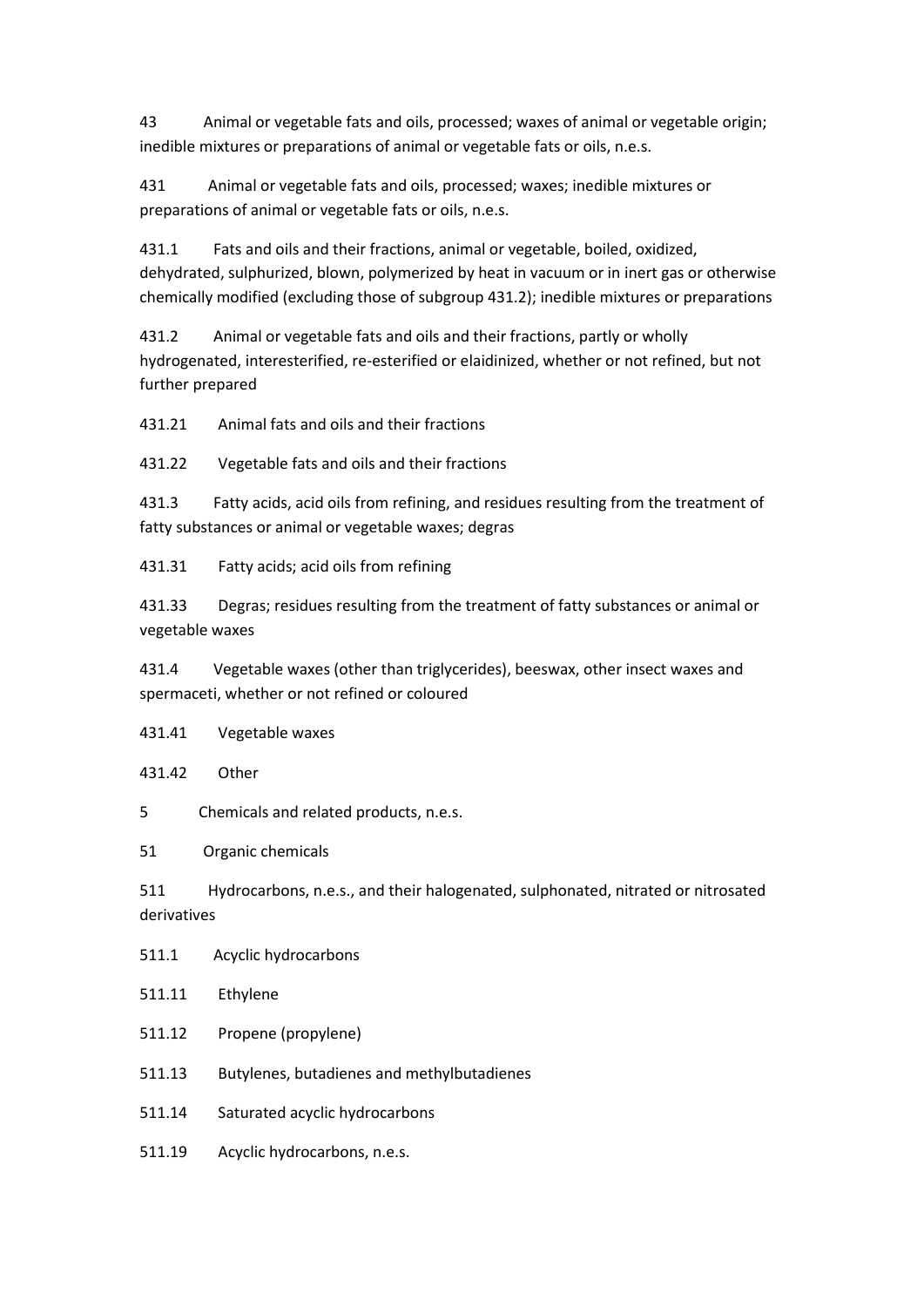43 Animal or vegetable fats and oils, processed; waxes of animal or vegetable origin; inedible mixtures or preparations of animal or vegetable fats or oils, n.e.s.

431 Animal or vegetable fats and oils, processed; waxes; inedible mixtures or preparations of animal or vegetable fats or oils, n.e.s.

431.1 Fats and oils and their fractions, animal or vegetable, boiled, oxidized, dehydrated, sulphurized, blown, polymerized by heat in vacuum or in inert gas or otherwise chemically modified (excluding those of subgroup 431.2); inedible mixtures or preparations

431.2 Animal or vegetable fats and oils and their fractions, partly or wholly hydrogenated, interesterified, re-esterified or elaidinized, whether or not refined, but not further prepared

431.21 Animal fats and oils and their fractions

431.22 Vegetable fats and oils and their fractions

431.3 Fatty acids, acid oils from refining, and residues resulting from the treatment of fatty substances or animal or vegetable waxes; degras

431.31 Fatty acids; acid oils from refining

431.33 Degras; residues resulting from the treatment of fatty substances or animal or vegetable waxes

431.4 Vegetable waxes (other than triglycerides), beeswax, other insect waxes and spermaceti, whether or not refined or coloured

431.41 Vegetable waxes

431.42 Other

5 Chemicals and related products, n.e.s.

51 Organic chemicals

511 Hydrocarbons, n.e.s., and their halogenated, sulphonated, nitrated or nitrosated derivatives

511.1 Acyclic hydrocarbons

511.11 Ethylene

511.12 Propene (propylene)

511.13 Butylenes, butadienes and methylbutadienes

511.14 Saturated acyclic hydrocarbons

511.19 Acyclic hydrocarbons, n.e.s.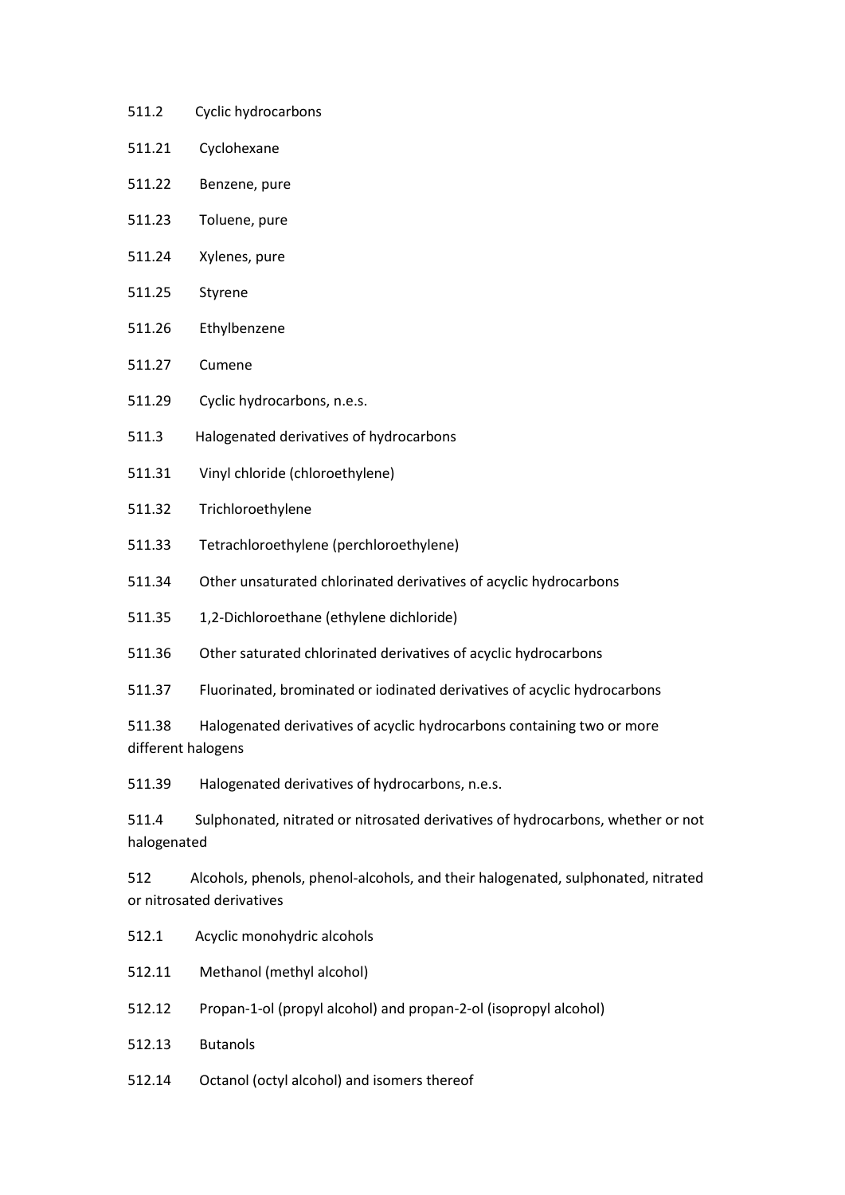511.2 Cyclic hydrocarbons

511.21 Cyclohexane

511.22 Benzene, pure

511.23 Toluene, pure

511.24 Xylenes, pure

511.25 Styrene

511.26 Ethylbenzene

511.27 Cumene

511.29 Cyclic hydrocarbons, n.e.s.

511.3 Halogenated derivatives of hydrocarbons

511.31 Vinyl chloride (chloroethylene)

511.32 Trichloroethylene

511.33 Tetrachloroethylene (perchloroethylene)

511.34 Other unsaturated chlorinated derivatives of acyclic hydrocarbons

511.35 1,2-Dichloroethane (ethylene dichloride)

511.36 Other saturated chlorinated derivatives of acyclic hydrocarbons

511.37 Fluorinated, brominated or iodinated derivatives of acyclic hydrocarbons

511.38 Halogenated derivatives of acyclic hydrocarbons containing two or more different halogens

511.39 Halogenated derivatives of hydrocarbons, n.e.s.

511.4 Sulphonated, nitrated or nitrosated derivatives of hydrocarbons, whether or not halogenated

512 Alcohols, phenols, phenol-alcohols, and their halogenated, sulphonated, nitrated or nitrosated derivatives

512.1 Acyclic monohydric alcohols

512.11 Methanol (methyl alcohol)

512.12 Propan-1-ol (propyl alcohol) and propan-2-ol (isopropyl alcohol)

512.13 Butanols

512.14 Octanol (octyl alcohol) and isomers thereof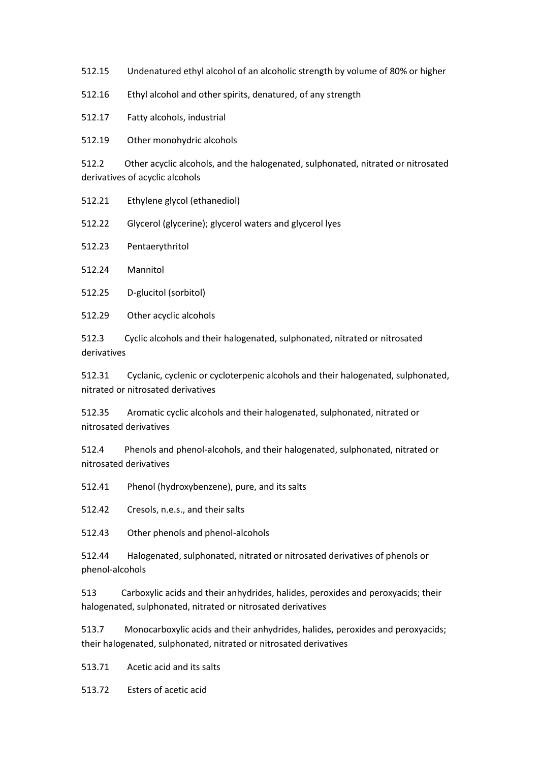512.15 Undenatured ethyl alcohol of an alcoholic strength by volume of 80% or higher

512.16 Ethyl alcohol and other spirits, denatured, of any strength

512.17 Fatty alcohols, industrial

512.19 Other monohydric alcohols

512.2 Other acyclic alcohols, and the halogenated, sulphonated, nitrated or nitrosated derivatives of acyclic alcohols

512.21 Ethylene glycol (ethanediol)

512.22 Glycerol (glycerine); glycerol waters and glycerol lyes

512.23 Pentaerythritol

512.24 Mannitol

512.25 D-glucitol (sorbitol)

512.29 Other acyclic alcohols

512.3 Cyclic alcohols and their halogenated, sulphonated, nitrated or nitrosated derivatives

512.31 Cyclanic, cyclenic or cycloterpenic alcohols and their halogenated, sulphonated, nitrated or nitrosated derivatives

512.35 Aromatic cyclic alcohols and their halogenated, sulphonated, nitrated or nitrosated derivatives

512.4 Phenols and phenol-alcohols, and their halogenated, sulphonated, nitrated or nitrosated derivatives

512.41 Phenol (hydroxybenzene), pure, and its salts

512.42 Cresols, n.e.s., and their salts

512.43 Other phenols and phenol-alcohols

512.44 Halogenated, sulphonated, nitrated or nitrosated derivatives of phenols or phenol-alcohols

513 Carboxylic acids and their anhydrides, halides, peroxides and peroxyacids; their halogenated, sulphonated, nitrated or nitrosated derivatives

513.7 Monocarboxylic acids and their anhydrides, halides, peroxides and peroxyacids; their halogenated, sulphonated, nitrated or nitrosated derivatives

513.71 Acetic acid and its salts

513.72 Esters of acetic acid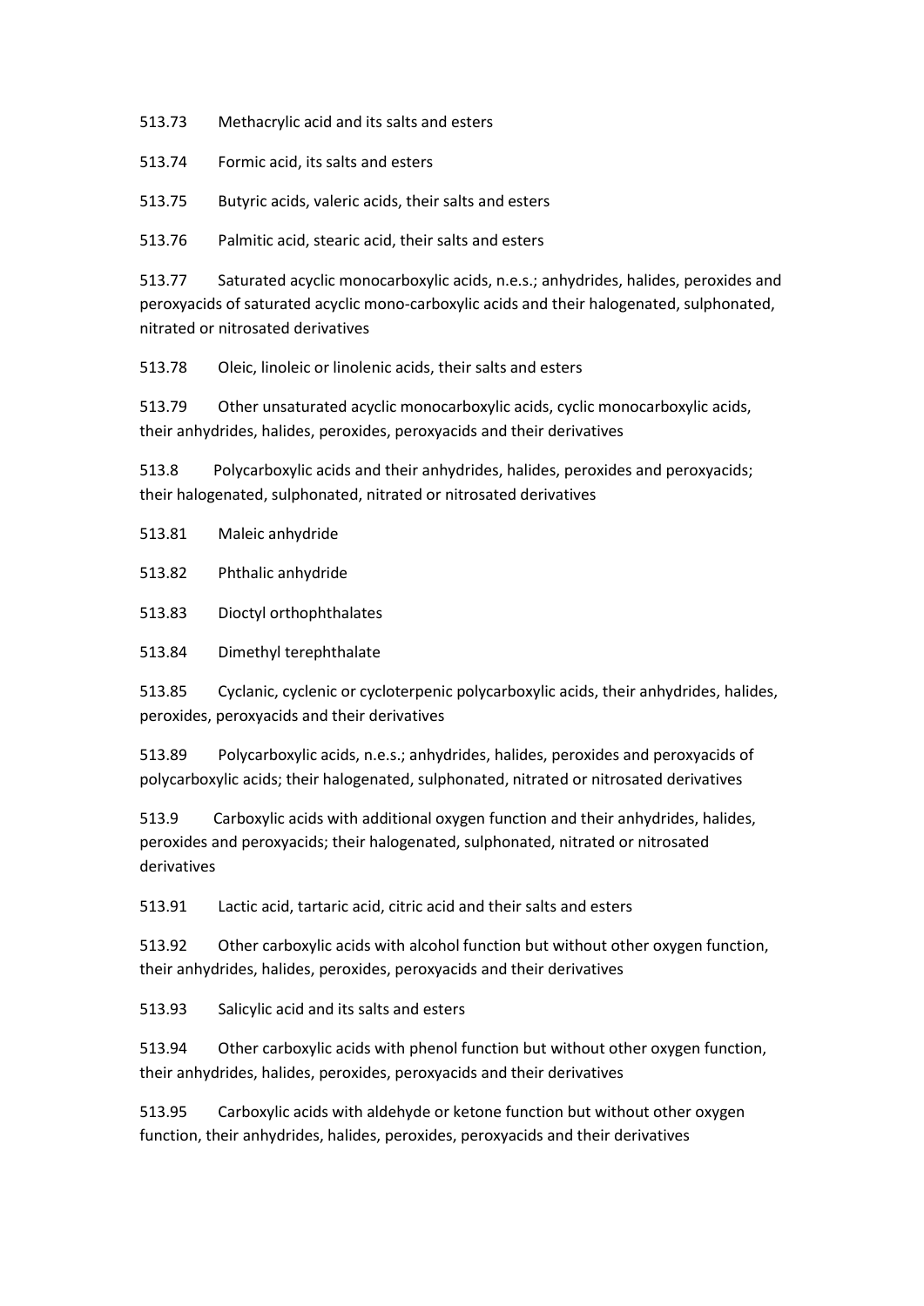513.73 Methacrylic acid and its salts and esters

513.74 Formic acid, its salts and esters

513.75 Butyric acids, valeric acids, their salts and esters

513.76 Palmitic acid, stearic acid, their salts and esters

513.77 Saturated acyclic monocarboxylic acids, n.e.s.; anhydrides, halides, peroxides and peroxyacids of saturated acyclic mono-carboxylic acids and their halogenated, sulphonated, nitrated or nitrosated derivatives

513.78 Oleic, linoleic or linolenic acids, their salts and esters

513.79 Other unsaturated acyclic monocarboxylic acids, cyclic monocarboxylic acids, their anhydrides, halides, peroxides, peroxyacids and their derivatives

513.8 Polycarboxylic acids and their anhydrides, halides, peroxides and peroxyacids; their halogenated, sulphonated, nitrated or nitrosated derivatives

513.81 Maleic anhydride

513.82 Phthalic anhydride

513.83 Dioctyl orthophthalates

513.84 Dimethyl terephthalate

513.85 Cyclanic, cyclenic or cycloterpenic polycarboxylic acids, their anhydrides, halides, peroxides, peroxyacids and their derivatives

513.89 Polycarboxylic acids, n.e.s.; anhydrides, halides, peroxides and peroxyacids of polycarboxylic acids; their halogenated, sulphonated, nitrated or nitrosated derivatives

513.9 Carboxylic acids with additional oxygen function and their anhydrides, halides, peroxides and peroxyacids; their halogenated, sulphonated, nitrated or nitrosated derivatives

513.91 Lactic acid, tartaric acid, citric acid and their salts and esters

513.92 Other carboxylic acids with alcohol function but without other oxygen function, their anhydrides, halides, peroxides, peroxyacids and their derivatives

513.93 Salicylic acid and its salts and esters

513.94 Other carboxylic acids with phenol function but without other oxygen function, their anhydrides, halides, peroxides, peroxyacids and their derivatives

513.95 Carboxylic acids with aldehyde or ketone function but without other oxygen function, their anhydrides, halides, peroxides, peroxyacids and their derivatives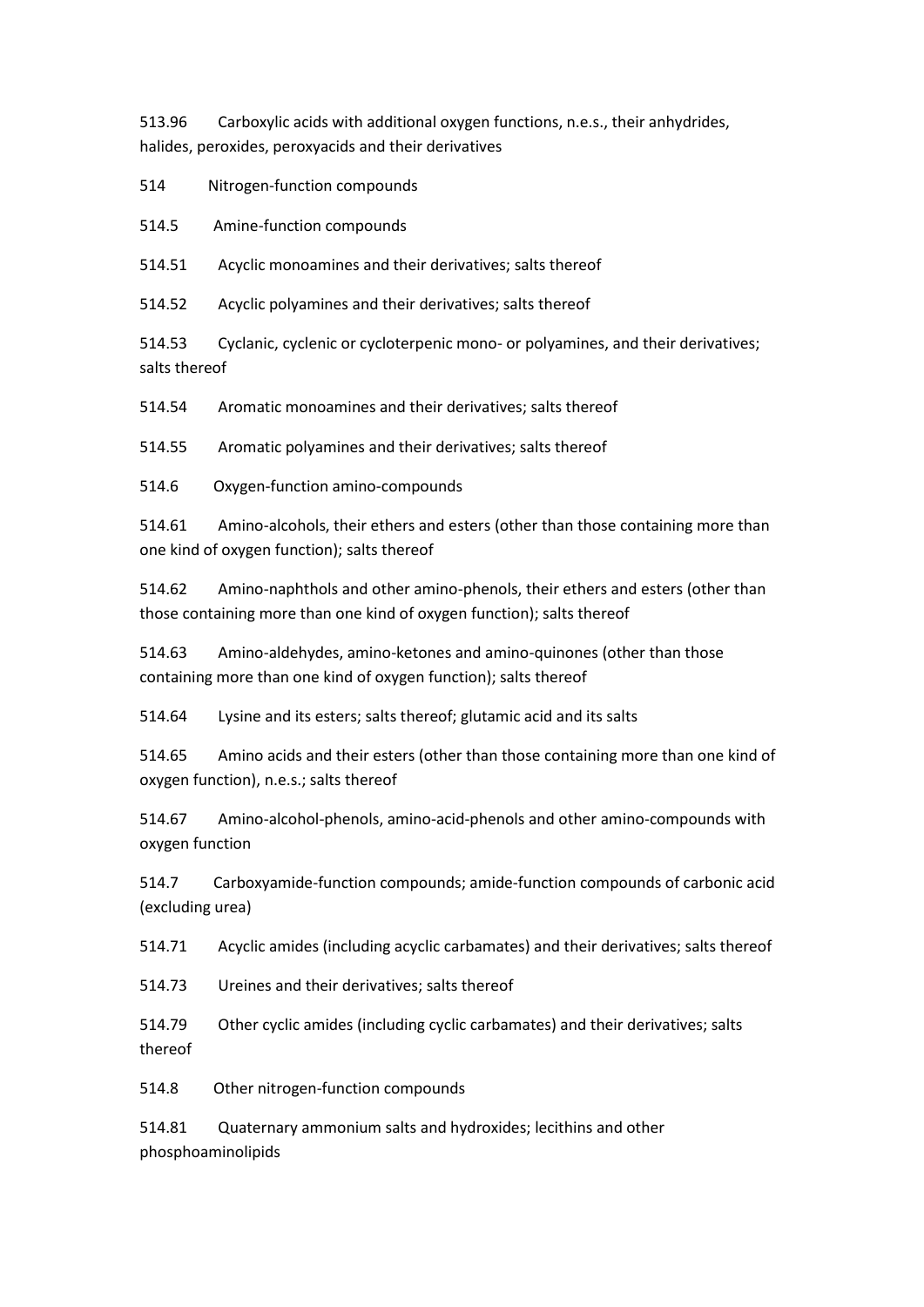513.96 Carboxylic acids with additional oxygen functions, n.e.s., their anhydrides, halides, peroxides, peroxyacids and their derivatives

514 Nitrogen-function compounds

514.5 Amine-function compounds

514.51 Acyclic monoamines and their derivatives; salts thereof

514.52 Acyclic polyamines and their derivatives; salts thereof

514.53 Cyclanic, cyclenic or cycloterpenic mono- or polyamines, and their derivatives; salts thereof

514.54 Aromatic monoamines and their derivatives; salts thereof

514.55 Aromatic polyamines and their derivatives; salts thereof

514.6 Oxygen-function amino-compounds

514.61 Amino-alcohols, their ethers and esters (other than those containing more than one kind of oxygen function); salts thereof

514.62 Amino-naphthols and other amino-phenols, their ethers and esters (other than those containing more than one kind of oxygen function); salts thereof

514.63 Amino-aldehydes, amino-ketones and amino-quinones (other than those containing more than one kind of oxygen function); salts thereof

514.64 Lysine and its esters; salts thereof; glutamic acid and its salts

514.65 Amino acids and their esters (other than those containing more than one kind of oxygen function), n.e.s.; salts thereof

514.67 Amino-alcohol-phenols, amino-acid-phenols and other amino-compounds with oxygen function

514.7 Carboxyamide-function compounds; amide-function compounds of carbonic acid (excluding urea)

514.71 Acyclic amides (including acyclic carbamates) and their derivatives; salts thereof

514.73 Ureines and their derivatives; salts thereof

514.79 Other cyclic amides (including cyclic carbamates) and their derivatives; salts thereof

514.8 Other nitrogen-function compounds

514.81 Quaternary ammonium salts and hydroxides; lecithins and other phosphoaminolipids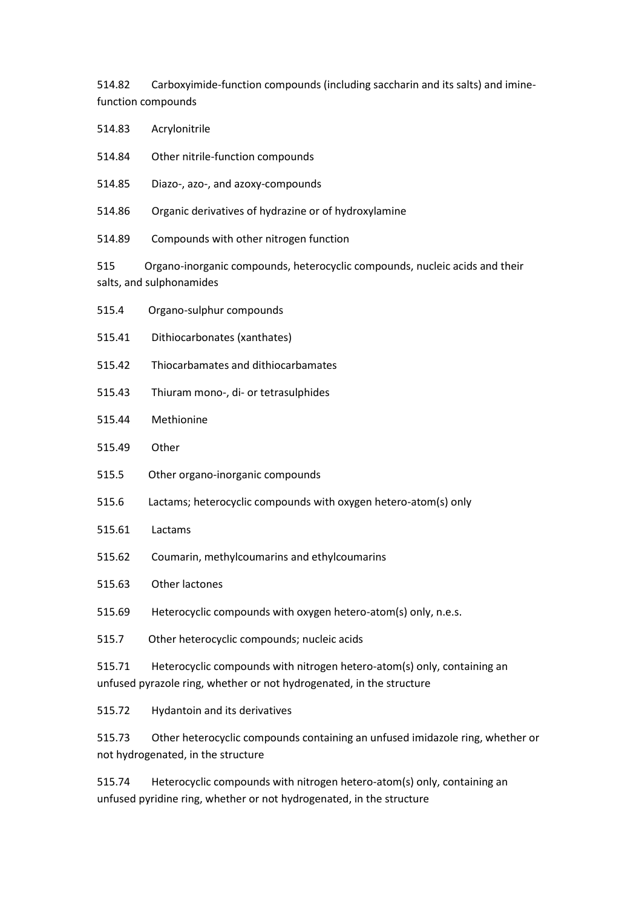514.82 Carboxyimide-function compounds (including saccharin and its salts) and imine-function compounds

514.83 Acrylonitrile

514.84 Other nitrile-function compounds

514.85 Diazo-, azo-, and azoxy-compounds

514.86 Organic derivatives of hydrazine or of hydroxylamine

514.89 Compounds with other nitrogen function

515 Organo-inorganic compounds, heterocyclic compounds, nucleic acids and their salts, and sulphonamides

515.4 Organo-sulphur compounds

515.41 Dithiocarbonates (xanthates)

515.42 Thiocarbamates and dithiocarbamates

515.43 Thiuram mono-, di- or tetrasulphides

515.44 Methionine

515.49 Other

515.5 Other organo-inorganic compounds

515.6 Lactams; heterocyclic compounds with oxygen hetero-atom(s) only

515.61 Lactams

515.62 Coumarin, methylcoumarins and ethylcoumarins

515.63 Other lactones

515.69 Heterocyclic compounds with oxygen hetero-atom(s) only, n.e.s.

515.7 Other heterocyclic compounds; nucleic acids

515.71 Heterocyclic compounds with nitrogen hetero-atom(s) only, containing an unfused pyrazole ring, whether or not hydrogenated, in the structure

515.72 Hydantoin and its derivatives

515.73 Other heterocyclic compounds containing an unfused imidazole ring, whether or not hydrogenated, in the structure

515.74 Heterocyclic compounds with nitrogen hetero-atom(s) only, containing an unfused pyridine ring, whether or not hydrogenated, in the structure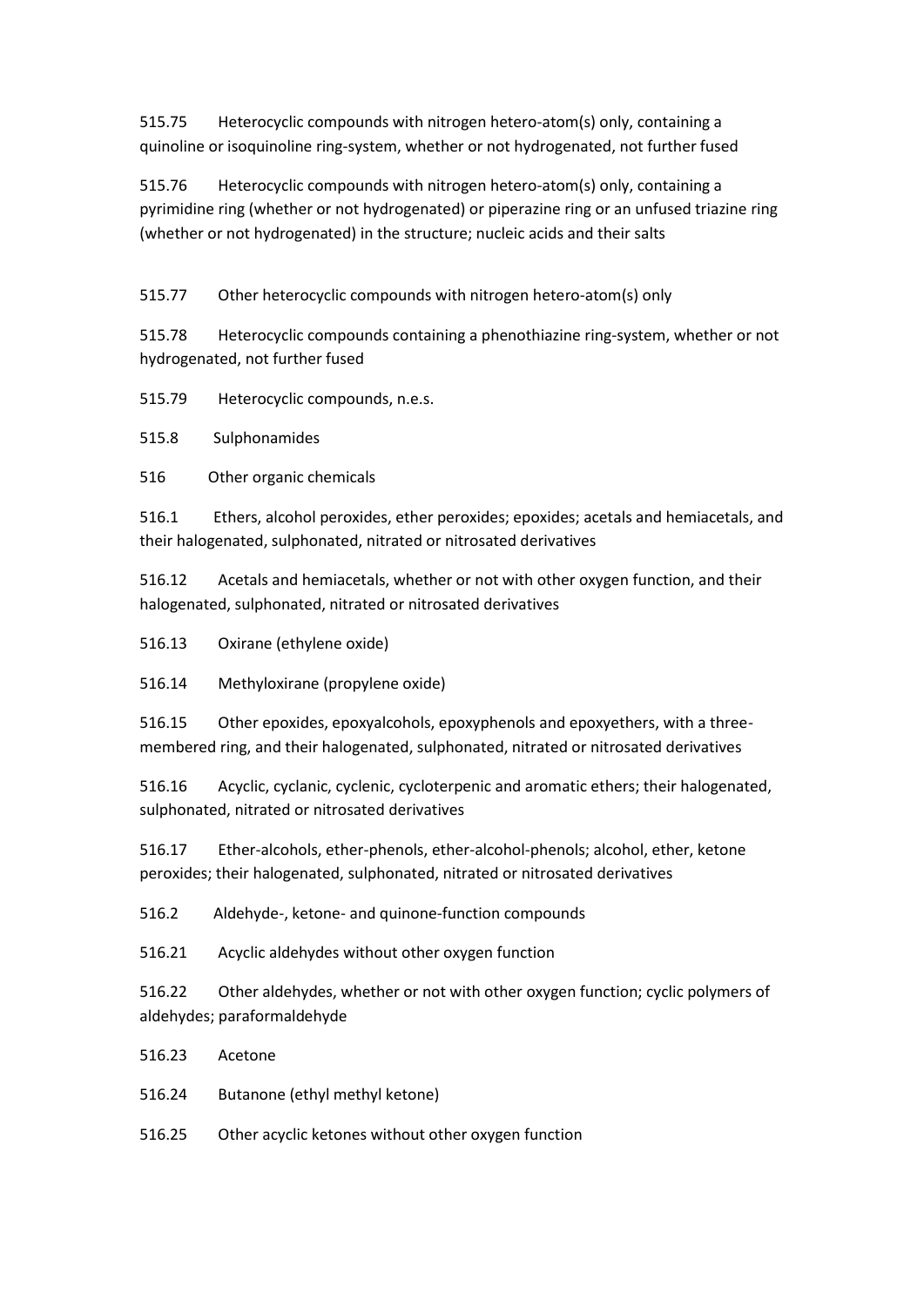515.75 Heterocyclic compounds with nitrogen hetero-atom(s) only, containing a quinoline or isoquinoline ring-system, whether or not hydrogenated, not further fused

515.76 Heterocyclic compounds with nitrogen hetero-atom(s) only, containing a pyrimidine ring (whether or not hydrogenated) or piperazine ring or an unfused triazine ring (whether or not hydrogenated) in the structure; nucleic acids and their salts

515.77 Other heterocyclic compounds with nitrogen hetero-atom(s) only

515.78 Heterocyclic compounds containing a phenothiazine ring-system, whether or not hydrogenated, not further fused

515.79 Heterocyclic compounds, n.e.s.

515.8 Sulphonamides

516 Other organic chemicals

516.1 Ethers, alcohol peroxides, ether peroxides; epoxides; acetals and hemiacetals, and their halogenated, sulphonated, nitrated or nitrosated derivatives

516.12 Acetals and hemiacetals, whether or not with other oxygen function, and their halogenated, sulphonated, nitrated or nitrosated derivatives

516.13 Oxirane (ethylene oxide)

516.14 Methyloxirane (propylene oxide)

516.15 Other epoxides, epoxyalcohols, epoxyphenols and epoxyethers, with a three-membered ring, and their halogenated, sulphonated, nitrated or nitrosated derivatives

516.16 Acyclic, cyclanic, cyclenic, cycloterpenic and aromatic ethers; their halogenated, sulphonated, nitrated or nitrosated derivatives

516.17 Ether-alcohols, ether-phenols, ether-alcohol-phenols; alcohol, ether, ketone peroxides; their halogenated, sulphonated, nitrated or nitrosated derivatives

516.2 Aldehyde-, ketone- and quinone-function compounds

516.21 Acyclic aldehydes without other oxygen function

516.22 Other aldehydes, whether or not with other oxygen function; cyclic polymers of aldehydes; paraformaldehyde

516.23 Acetone

516.24 Butanone (ethyl methyl ketone)

516.25 Other acyclic ketones without other oxygen function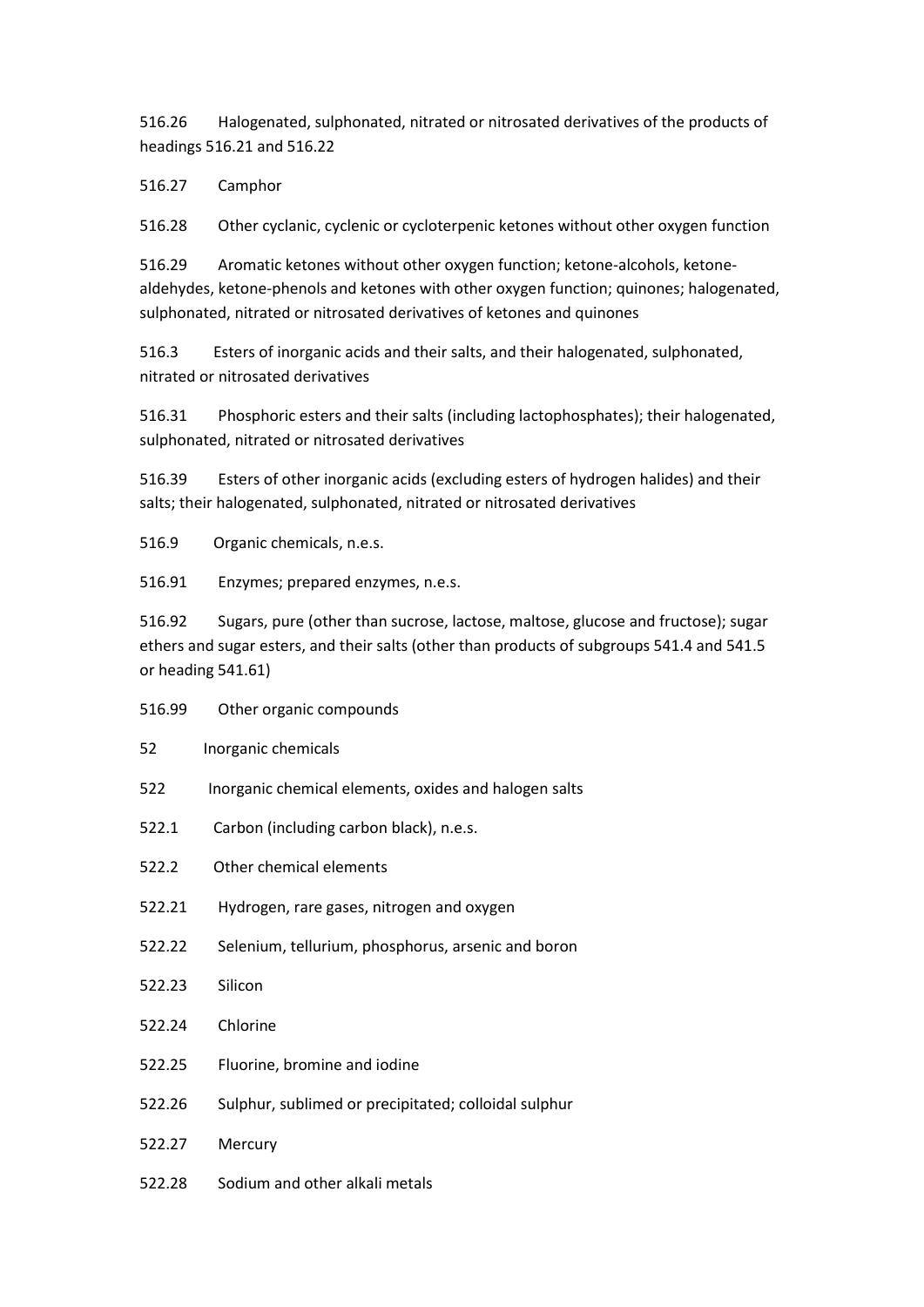516.26 Halogenated, sulphonated, nitrated or nitrosated derivatives of the products of headings 516.21 and 516.22

516.27 Camphor

516.28 Other cyclanic, cyclenic or cycloterpenic ketones without other oxygen function

516.29 Aromatic ketones without other oxygen function; ketone-alcohols, ketone-aldehydes, ketone-phenols and ketones with other oxygen function; quinones; halogenated, sulphonated, nitrated or nitrosated derivatives of ketones and quinones

516.3 Esters of inorganic acids and their salts, and their halogenated, sulphonated, nitrated or nitrosated derivatives

516.31 Phosphoric esters and their salts (including lactophosphates); their halogenated, sulphonated, nitrated or nitrosated derivatives

516.39 Esters of other inorganic acids (excluding esters of hydrogen halides) and their salts; their halogenated, sulphonated, nitrated or nitrosated derivatives

516.9 Organic chemicals, n.e.s.

516.91 Enzymes; prepared enzymes, n.e.s.

516.92 Sugars, pure (other than sucrose, lactose, maltose, glucose and fructose); sugar ethers and sugar esters, and their salts (other than products of subgroups 541.4 and 541.5 or heading 541.61)

516.99 Other organic compounds

52 Inorganic chemicals

522 Inorganic chemical elements, oxides and halogen salts

522.1 Carbon (including carbon black), n.e.s.

522.2 Other chemical elements

522.21 Hydrogen, rare gases, nitrogen and oxygen

522.22 Selenium, tellurium, phosphorus, arsenic and boron

522.23 Silicon

522.24 Chlorine

522.25 Fluorine, bromine and iodine

522.26 Sulphur, sublimed or precipitated; colloidal sulphur

522.27 Mercury

522.28 Sodium and other alkali metals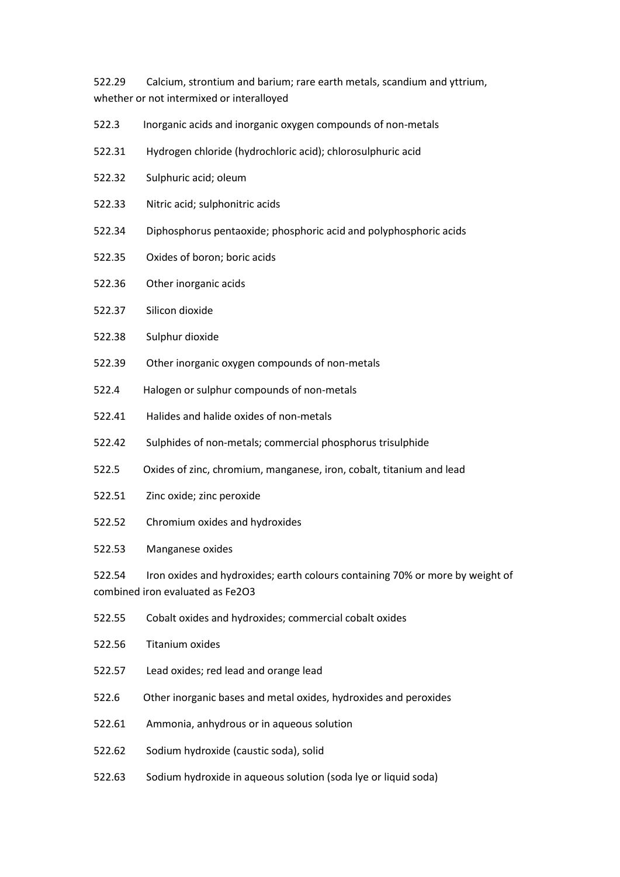522.29 Calcium, strontium and barium; rare earth metals, scandium and yttrium, whether or not intermixed or interalloyed

522.3 Inorganic acids and inorganic oxygen compounds of non-metals

522.31 Hydrogen chloride (hydrochloric acid); chlorosulphuric acid

522.32 Sulphuric acid; oleum

522.33 Nitric acid; sulphonitric acids

522.34 Diphosphorus pentaoxide; phosphoric acid and polyphosphoric acids

522.35 Oxides of boron; boric acids

522.36 Other inorganic acids

522.37 Silicon dioxide

522.38 Sulphur dioxide

522.39 Other inorganic oxygen compounds of non-metals

522.4 Halogen or sulphur compounds of non-metals

522.41 Halides and halide oxides of non-metals

522.42 Sulphides of non-metals; commercial phosphorus trisulphide

522.5 Oxides of zinc, chromium, manganese, iron, cobalt, titanium and lead

522.51 Zinc oxide; zinc peroxide

522.52 Chromium oxides and hydroxides

522.53 Manganese oxides

522.54 Iron oxides and hydroxides; earth colours containing 70% or more by weight of combined iron evaluated as $Fe_2O_3$

522.55 Cobalt oxides and hydroxides; commercial cobalt oxides

522.56 Titanium oxides

522.57 Lead oxides; red lead and orange lead

522.6 Other inorganic bases and metal oxides, hydroxides and peroxides

522.61 Ammonia, anhydrous or in aqueous solution

522.62 Sodium hydroxide (caustic soda), solid

522.63 Sodium hydroxide in aqueous solution (soda lye or liquid soda)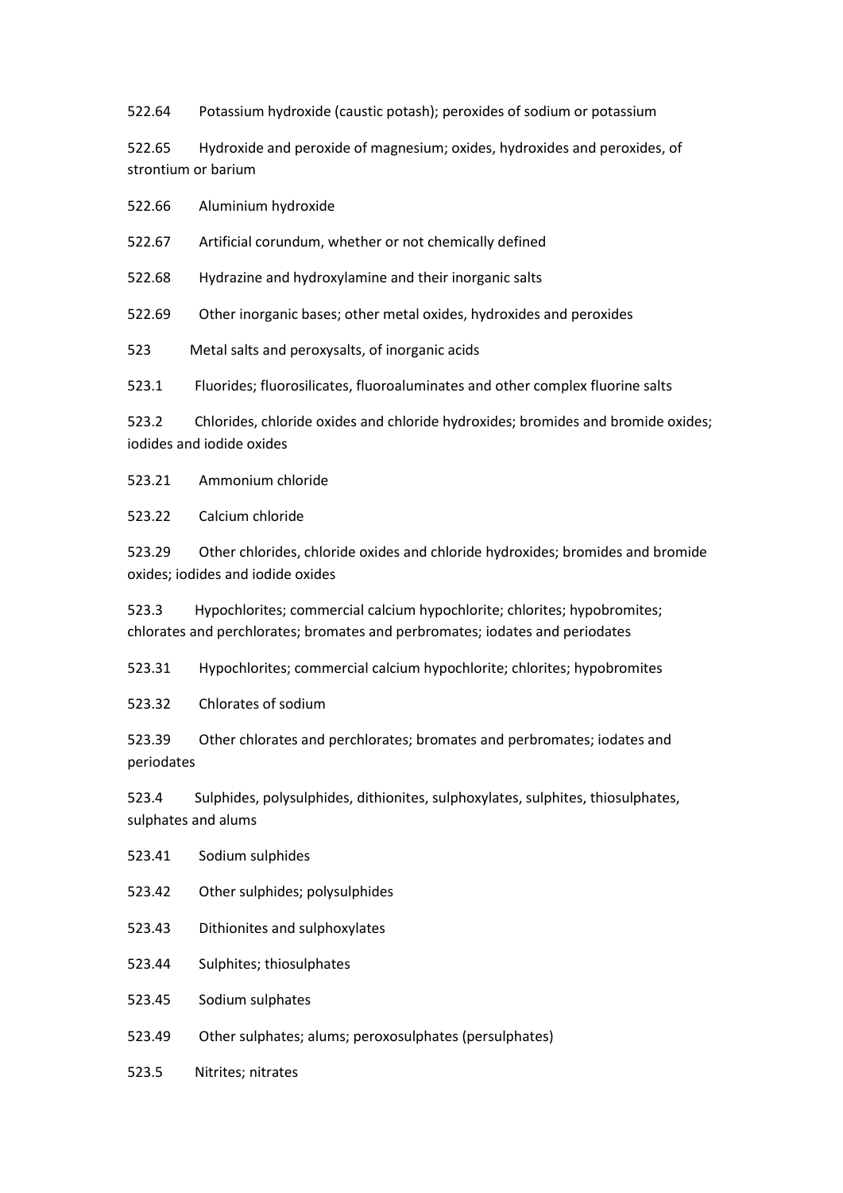522.64 Potassium hydroxide (caustic potash); peroxides of sodium or potassium

522.65 Hydroxide and peroxide of magnesium; oxides, hydroxides and peroxides, of strontium or barium

522.66 Aluminium hydroxide

522.67 Artificial corundum, whether or not chemically defined

522.68 Hydrazine and hydroxylamine and their inorganic salts

522.69 Other inorganic bases; other metal oxides, hydroxides and peroxides

523 Metal salts and peroxysalts, of inorganic acids

523.1 Fluorides; fluorosilicates, fluoroaluminates and other complex fluorine salts

523.2 Chlorides, chloride oxides and chloride hydroxides; bromides and bromide oxides; iodides and iodide oxides

523.21 Ammonium chloride

523.22 Calcium chloride

523.29 Other chlorides, chloride oxides and chloride hydroxides; bromides and bromide oxides; iodides and iodide oxides

523.3 Hypochlorites; commercial calcium hypochlorite; chlorites; hypobromites; chlorates and perchlorates; bromates and perbromates; iodates and periodates

523.31 Hypochlorites; commercial calcium hypochlorite; chlorites; hypobromites

523.32 Chlorates of sodium

523.39 Other chlorates and perchlorates; bromates and perbromates; iodates and periodates

523.4 Sulphides, polysulphides, dithionites, sulphoxylates, sulphites, thiosulphates, sulphates and alums

523.41 Sodium sulphides

523.42 Other sulphides; polysulphides

523.43 Dithionites and sulphoxylates

523.44 Sulphites; thiosulphates

523.45 Sodium sulphates

523.49 Other sulphates; alums; peroxosulphates (persulphates)

523.5 Nitrites; nitrates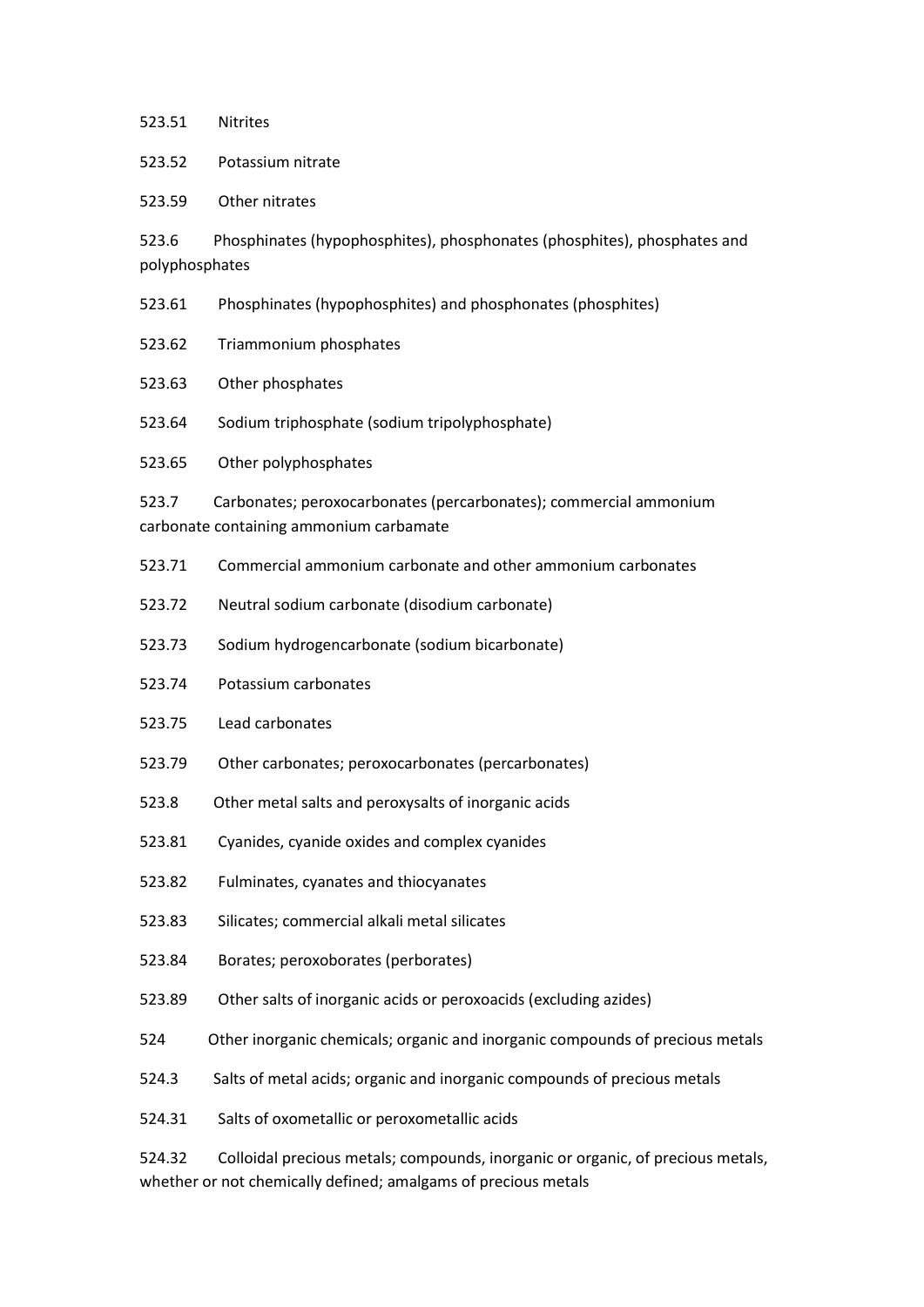523.51 Nitrites

523.52 Potassium nitrate

523.59 Other nitrates

523.6 Phosphinates (hypophosphites), phosphonates (phosphites), phosphates and polyphosphates

523.61 Phosphinates (hypophosphites) and phosphonates (phosphites)

523.62 Triammonium phosphates

523.63 Other phosphates

523.64 Sodium triphosphate (sodium tripolyphosphate)

523.65 Other polyphosphates

523.7 Carbonates; peroxocarbonates (percarbonates); commercial ammonium carbonate containing ammonium carbamate

523.71 Commercial ammonium carbonate and other ammonium carbonates

523.72 Neutral sodium carbonate (disodium carbonate)

523.73 Sodium hydrogencarbonate (sodium bicarbonate)

523.74 Potassium carbonates

523.75 Lead carbonates

523.79 Other carbonates; peroxocarbonates (percarbonates)

523.8 Other metal salts and peroxysalts of inorganic acids

523.81 Cyanides, cyanide oxides and complex cyanides

523.82 Fulminates, cyanates and thiocyanates

523.83 Silicates; commercial alkali metal silicates

523.84 Borates; peroxoborates (perborates)

523.89 Other salts of inorganic acids or peroxoacids (excluding azides)

524 Other inorganic chemicals; organic and inorganic compounds of precious metals

524.3 Salts of metal acids; organic and inorganic compounds of precious metals

524.31 Salts of oxometallic or peroxometallic acids

524.32 Colloidal precious metals; compounds, inorganic or organic, of precious metals, whether or not chemically defined; amalgams of precious metals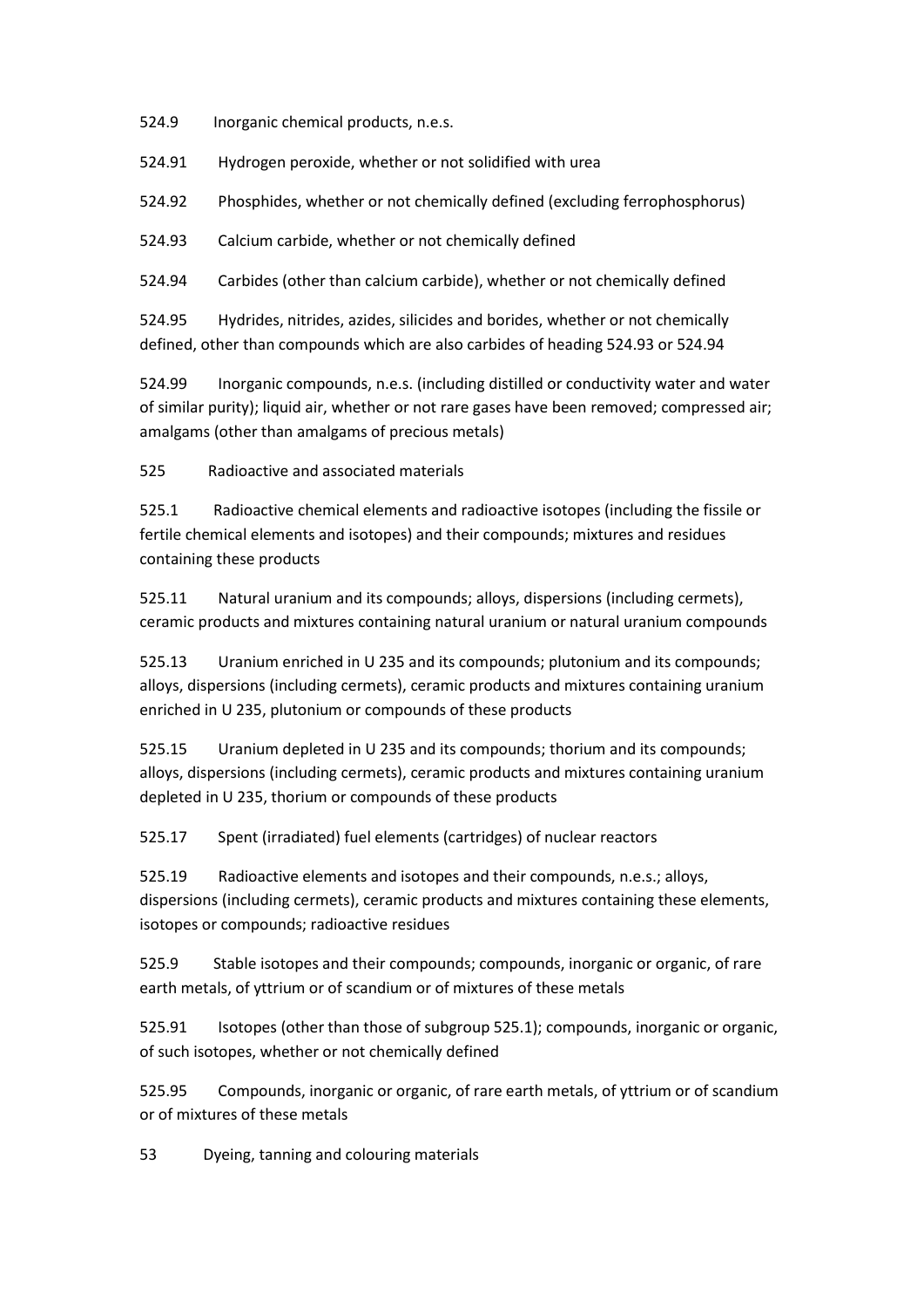524.9 Inorganic chemical products, n.e.s.

524.91 Hydrogen peroxide, whether or not solidified with urea

524.92 Phosphides, whether or not chemically defined (excluding ferrophosphorus)

524.93 Calcium carbide, whether or not chemically defined

524.94 Carbides (other than calcium carbide), whether or not chemically defined

524.95 Hydrides, nitrides, azides, silicides and borides, whether or not chemically defined, other than compounds which are also carbides of heading 524.93 or 524.94

524.99 Inorganic compounds, n.e.s. (including distilled or conductivity water and water of similar purity); liquid air, whether or not rare gases have been removed; compressed air; amalgams (other than amalgams of precious metals)

525 Radioactive and associated materials

525.1 Radioactive chemical elements and radioactive isotopes (including the fissile or fertile chemical elements and isotopes) and their compounds; mixtures and residues containing these products

525.11 Natural uranium and its compounds; alloys, dispersions (including cermets), ceramic products and mixtures containing natural uranium or natural uranium compounds

525.13 Uranium enriched in U 235 and its compounds; plutonium and its compounds; alloys, dispersions (including cermets), ceramic products and mixtures containing uranium enriched in U 235, plutonium or compounds of these products

525.15 Uranium depleted in U 235 and its compounds; thorium and its compounds; alloys, dispersions (including cermets), ceramic products and mixtures containing uranium depleted in U 235, thorium or compounds of these products

525.17 Spent (irradiated) fuel elements (cartridges) of nuclear reactors

525.19 Radioactive elements and isotopes and their compounds, n.e.s.; alloys, dispersions (including cermets), ceramic products and mixtures containing these elements, isotopes or compounds; radioactive residues

525.9 Stable isotopes and their compounds; compounds, inorganic or organic, of rare earth metals, of yttrium or of scandium or of mixtures of these metals

525.91 Isotopes (other than those of subgroup 525.1); compounds, inorganic or organic, of such isotopes, whether or not chemically defined

525.95 Compounds, inorganic or organic, of rare earth metals, of yttrium or of scandium or of mixtures of these metals

53 Dyeing, tanning and colouring materials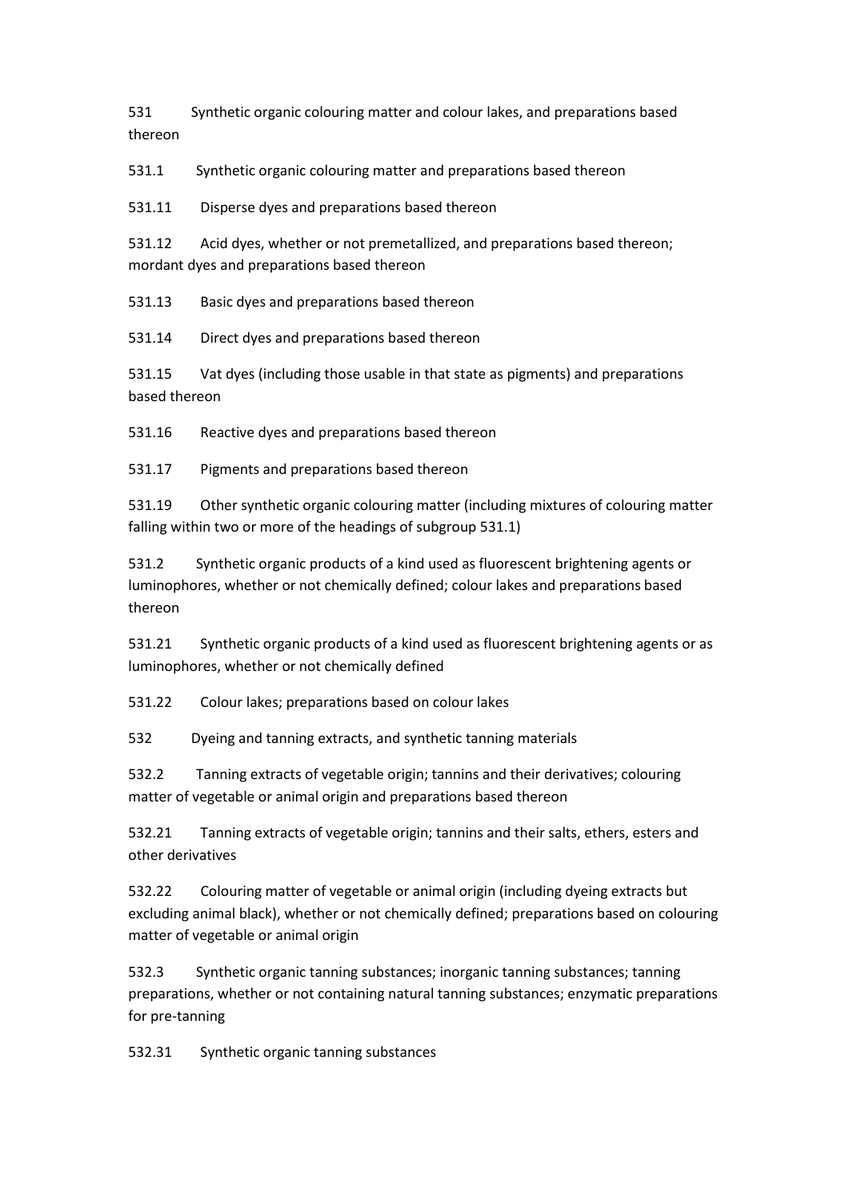531 Synthetic organic colouring matter and colour lakes, and preparations based thereon

531.1 Synthetic organic colouring matter and preparations based thereon

531.11 Disperse dyes and preparations based thereon

531.12 Acid dyes, whether or not premetallized, and preparations based thereon; mordant dyes and preparations based thereon

531.13 Basic dyes and preparations based thereon

531.14 Direct dyes and preparations based thereon

531.15 Vat dyes (including those usable in that state as pigments) and preparations based thereon

531.16 Reactive dyes and preparations based thereon

531.17 Pigments and preparations based thereon

531.19 Other synthetic organic colouring matter (including mixtures of colouring matter falling within two or more of the headings of subgroup 531.1)

531.2 Synthetic organic products of a kind used as fluorescent brightening agents or luminophores, whether or not chemically defined; colour lakes and preparations based thereon

531.21 Synthetic organic products of a kind used as fluorescent brightening agents or as luminophores, whether or not chemically defined

531.22 Colour lakes; preparations based on colour lakes

532 Dyeing and tanning extracts, and synthetic tanning materials

532.2 Tanning extracts of vegetable origin; tannins and their derivatives; colouring matter of vegetable or animal origin and preparations based thereon

532.21 Tanning extracts of vegetable origin; tannins and their salts, ethers, esters and other derivatives

532.22 Colouring matter of vegetable or animal origin (including dyeing extracts but excluding animal black), whether or not chemically defined; preparations based on colouring matter of vegetable or animal origin

532.3 Synthetic organic tanning substances; inorganic tanning substances; tanning preparations, whether or not containing natural tanning substances; enzymatic preparations for pre-tanning

532.31 Synthetic organic tanning substances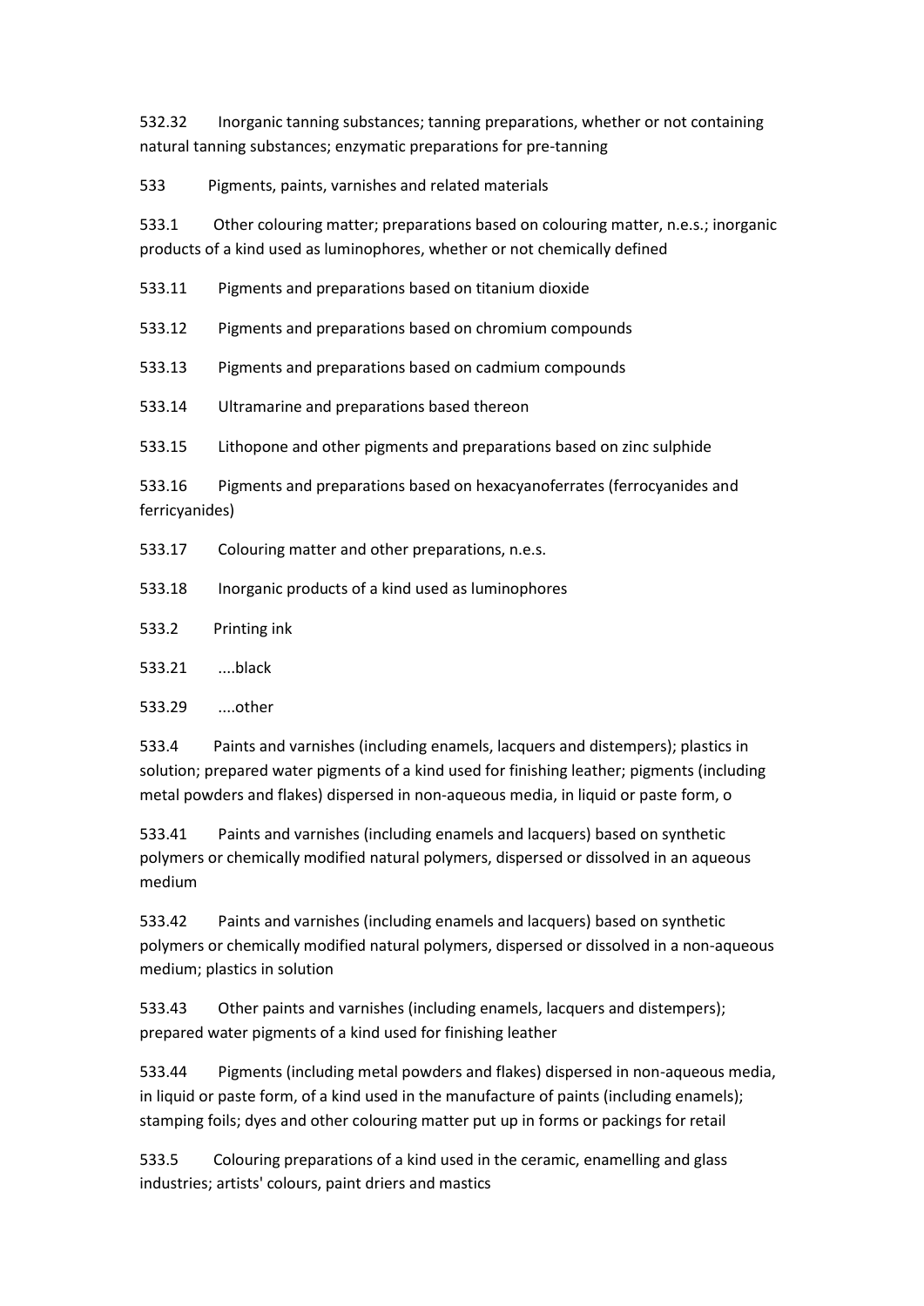532.32 Inorganic tanning substances; tanning preparations, whether or not containing natural tanning substances; enzymatic preparations for pre-tanning

533 Pigments, paints, varnishes and related materials

533.1 Other colouring matter; preparations based on colouring matter, n.e.s.; inorganic products of a kind used as luminophores, whether or not chemically defined

533.11 Pigments and preparations based on titanium dioxide

533.12 Pigments and preparations based on chromium compounds

533.13 Pigments and preparations based on cadmium compounds

533.14 Ultramarine and preparations based thereon

533.15 Lithopone and other pigments and preparations based on zinc sulphide

533.16 Pigments and preparations based on hexacyanoferrates (ferrocyanides and ferricyanides)

533.17 Colouring matter and other preparations, n.e.s.

533.18 Inorganic products of a kind used as luminophores

533.2 Printing ink

533.21 ....black

533.29 ....other

533.4 Paints and varnishes (including enamels, lacquers and distempers); plastics in solution; prepared water pigments of a kind used for finishing leather; pigments (including metal powders and flakes) dispersed in non-aqueous media, in liquid or paste form, o

533.41 Paints and varnishes (including enamels and lacquers) based on synthetic polymers or chemically modified natural polymers, dispersed or dissolved in an aqueous medium

533.42 Paints and varnishes (including enamels and lacquers) based on synthetic polymers or chemically modified natural polymers, dispersed or dissolved in a non-aqueous medium; plastics in solution

533.43 Other paints and varnishes (including enamels, lacquers and distempers); prepared water pigments of a kind used for finishing leather

533.44 Pigments (including metal powders and flakes) dispersed in non-aqueous media, in liquid or paste form, of a kind used in the manufacture of paints (including enamels); stamping foils; dyes and other colouring matter put up in forms or packings for retail

533.5 Colouring preparations of a kind used in the ceramic, enamelling and glass industries; artists' colours, paint driers and mastics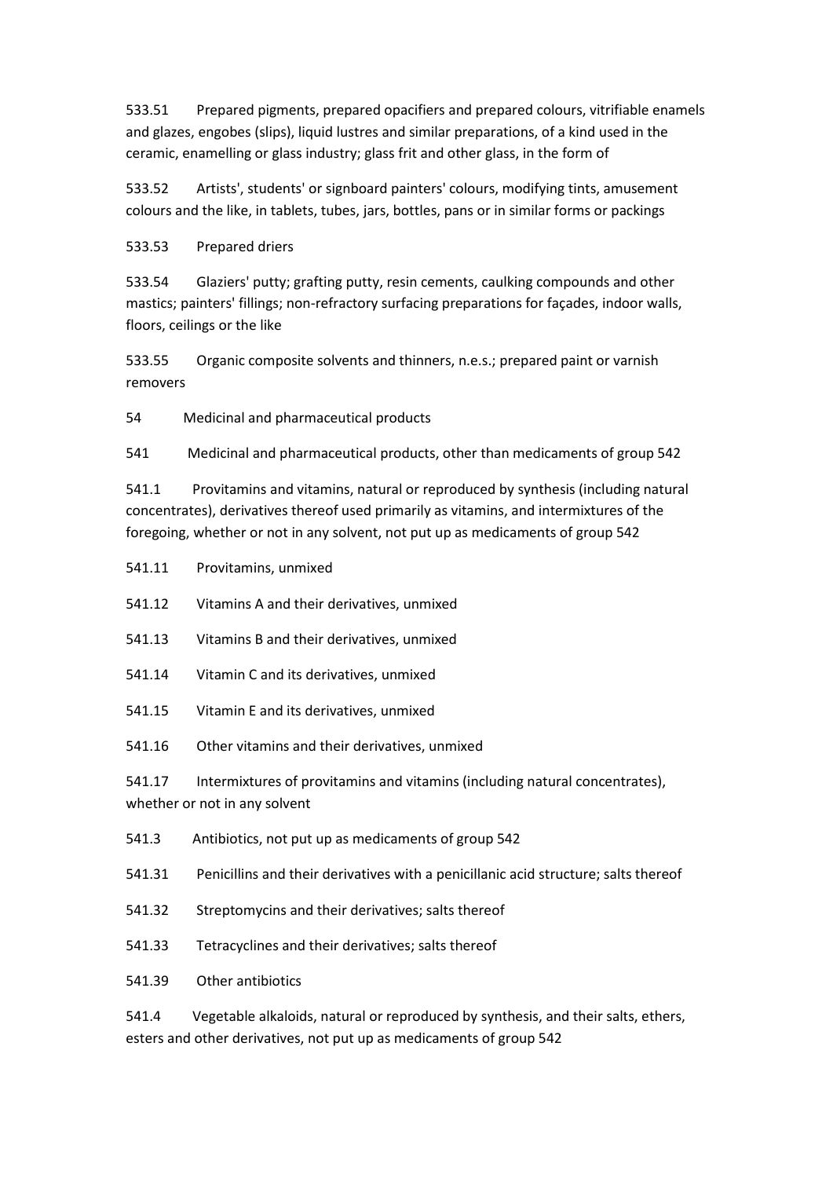533.51 Prepared pigments, prepared opacifiers and prepared colours, vitrifiable enamels and glazes, engobes (slips), liquid lustres and similar preparations, of a kind used in the ceramic, enamelling or glass industry; glass frit and other glass, in the form of

533.52 Artists', students' or signboard painters' colours, modifying tints, amusement colours and the like, in tablets, tubes, jars, bottles, pans or in similar forms or packings

533.53 Prepared driers

533.54 Glaziers' putty; grafting putty, resin cements, caulking compounds and other mastics; painters' fillings; non-refractory surfacing preparations for façades, indoor walls, floors, ceilings or the like

533.55 Organic composite solvents and thinners, n.e.s.; prepared paint or varnish removers

54 Medicinal and pharmaceutical products

541 Medicinal and pharmaceutical products, other than medicaments of group 542

541.1 Provitamins and vitamins, natural or reproduced by synthesis (including natural concentrates), derivatives thereof used primarily as vitamins, and intermixtures of the foregoing, whether or not in any solvent, not put up as medicaments of group 542

541.11 Provitamins, unmixed

541.12 Vitamins A and their derivatives, unmixed

541.13 Vitamins B and their derivatives, unmixed

541.14 Vitamin C and its derivatives, unmixed

541.15 Vitamin E and its derivatives, unmixed

541.16 Other vitamins and their derivatives, unmixed

541.17 Intermixtures of provitamins and vitamins (including natural concentrates), whether or not in any solvent

541.3 Antibiotics, not put up as medicaments of group 542

541.31 Penicillins and their derivatives with a penicillanic acid structure; salts thereof

541.32 Streptomycins and their derivatives; salts thereof

541.33 Tetracyclines and their derivatives; salts thereof

541.39 Other antibiotics

541.4 Vegetable alkaloids, natural or reproduced by synthesis, and their salts, ethers, esters and other derivatives, not put up as medicaments of group 542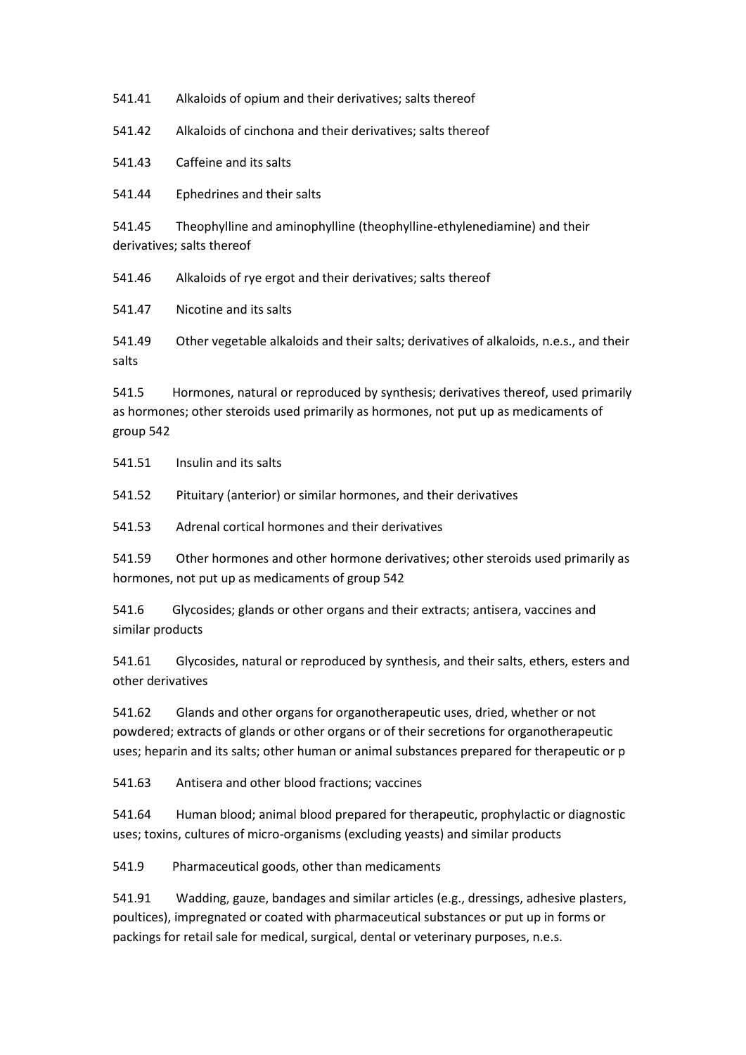541.41 Alkaloids of opium and their derivatives; salts thereof

541.42 Alkaloids of cinchona and their derivatives; salts thereof

541.43 Caffeine and its salts

541.44 Ephedrines and their salts

541.45 Theophylline and aminophylline (theophylline-ethylenediamine) and their derivatives; salts thereof

541.46 Alkaloids of rye ergot and their derivatives; salts thereof

541.47 Nicotine and its salts

541.49 Other vegetable alkaloids and their salts; derivatives of alkaloids, n.e.s., and their salts

541.5 Hormones, natural or reproduced by synthesis; derivatives thereof, used primarily as hormones; other steroids used primarily as hormones, not put up as medicaments of group 542

541.51 Insulin and its salts

541.52 Pituitary (anterior) or similar hormones, and their derivatives

541.53 Adrenal cortical hormones and their derivatives

541.59 Other hormones and other hormone derivatives; other steroids used primarily as hormones, not put up as medicaments of group 542

541.6 Glycosides; glands or other organs and their extracts; antisera, vaccines and similar products

541.61 Glycosides, natural or reproduced by synthesis, and their salts, ethers, esters and other derivatives

541.62 Glands and other organs for organotherapeutic uses, dried, whether or not powdered; extracts of glands or other organs or of their secretions for organotherapeutic uses; heparin and its salts; other human or animal substances prepared for therapeutic or p

541.63 Antisera and other blood fractions; vaccines

541.64 Human blood; animal blood prepared for therapeutic, prophylactic or diagnostic uses; toxins, cultures of micro-organisms (excluding yeasts) and similar products

541.9 Pharmaceutical goods, other than medicaments

541.91 Wadding, gauze, bandages and similar articles (e.g., dressings, adhesive plasters, poultices), impregnated or coated with pharmaceutical substances or put up in forms or packings for retail sale for medical, surgical, dental or veterinary purposes, n.e.s.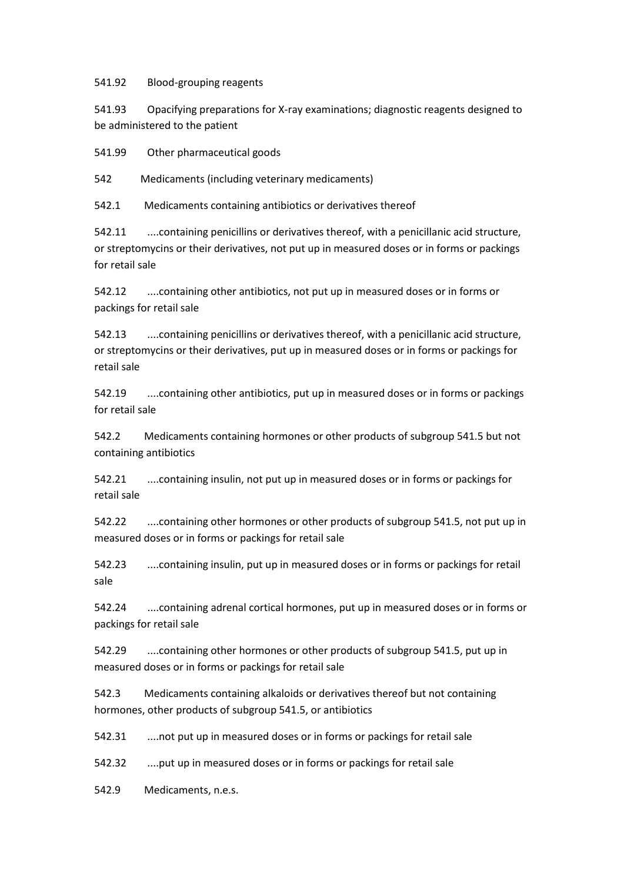541.92 Blood-grouping reagents

541.93 Opacifying preparations for X-ray examinations; diagnostic reagents designed to be administered to the patient

541.99 Other pharmaceutical goods

542 Medicaments (including veterinary medicaments)

542.1 Medicaments containing antibiotics or derivatives thereof

542.11 ....containing penicillins or derivatives thereof, with a penicillanic acid structure, or streptomycins or their derivatives, not put up in measured doses or in forms or packings for retail sale

542.12 ....containing other antibiotics, not put up in measured doses or in forms or packings for retail sale

542.13 ....containing penicillins or derivatives thereof, with a penicillanic acid structure, or streptomycins or their derivatives, put up in measured doses or in forms or packings for retail sale

542.19 ....containing other antibiotics, put up in measured doses or in forms or packings for retail sale

542.2 Medicaments containing hormones or other products of subgroup 541.5 but not containing antibiotics

542.21 ....containing insulin, not put up in measured doses or in forms or packings for retail sale

542.22 ....containing other hormones or other products of subgroup 541.5, not put up in measured doses or in forms or packings for retail sale

542.23 ....containing insulin, put up in measured doses or in forms or packings for retail sale

542.24 ....containing adrenal cortical hormones, put up in measured doses or in forms or packings for retail sale

542.29 ....containing other hormones or other products of subgroup 541.5, put up in measured doses or in forms or packings for retail sale

542.3 Medicaments containing alkaloids or derivatives thereof but not containing hormones, other products of subgroup 541.5, or antibiotics

542.31 ....not put up in measured doses or in forms or packings for retail sale

542.32 ....put up in measured doses or in forms or packings for retail sale

542.9 Medicaments, n.e.s.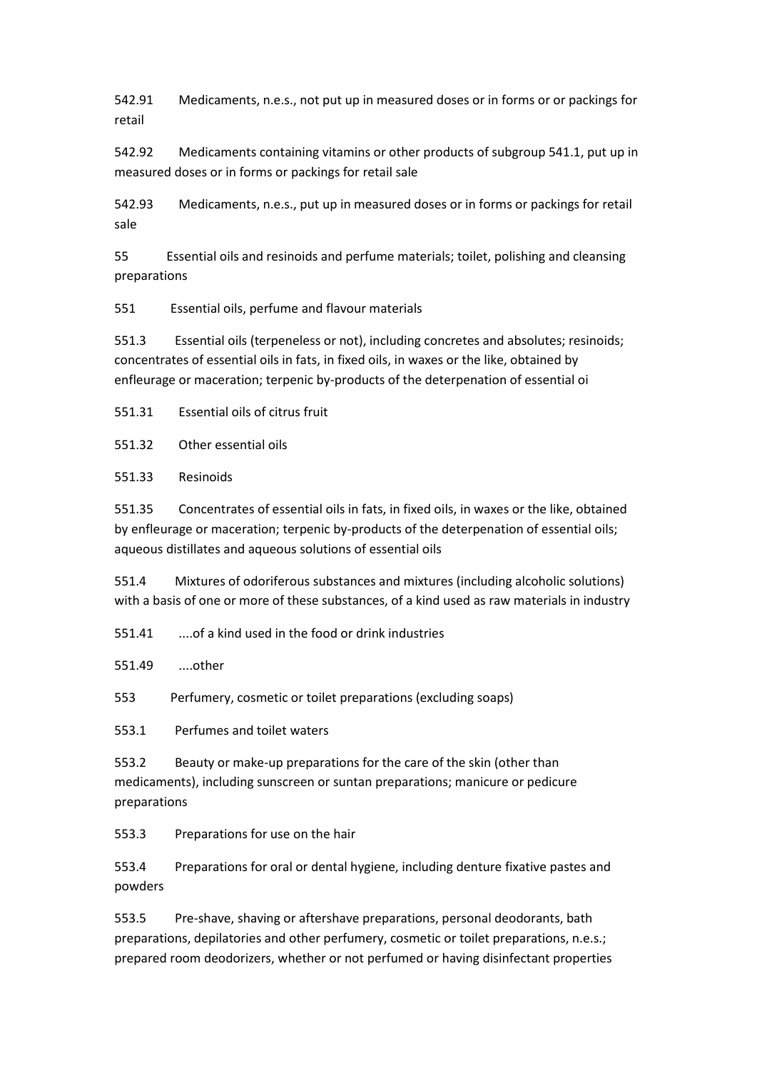542.91 Medicaments, n.e.s., not put up in measured doses or in forms or or packings for retail

542.92 Medicaments containing vitamins or other products of subgroup 541.1, put up in measured doses or in forms or packings for retail sale

542.93 Medicaments, n.e.s., put up in measured doses or in forms or packings for retail sale

55 Essential oils and resinoids and perfume materials; toilet, polishing and cleansing preparations

551 Essential oils, perfume and flavour materials

551.3 Essential oils (terpeneless or not), including concretes and absolutes; resinoids; concentrates of essential oils in fats, in fixed oils, in waxes or the like, obtained by enfleurage or maceration; terpenic by-products of the deterpenation of essential oi

551.31 Essential oils of citrus fruit

551.32 Other essential oils

551.33 Resinoids

551.35 Concentrates of essential oils in fats, in fixed oils, in waxes or the like, obtained by enfleurage or maceration; terpenic by-products of the deterpenation of essential oils; aqueous distillates and aqueous solutions of essential oils

551.4 Mixtures of odoriferous substances and mixtures (including alcoholic solutions) with a basis of one or more of these substances, of a kind used as raw materials in industry

551.41 ....of a kind used in the food or drink industries

551.49 ....other

553 Perfumery, cosmetic or toilet preparations (excluding soaps)

553.1 Perfumes and toilet waters

553.2 Beauty or make-up preparations for the care of the skin (other than medicaments), including sunscreen or suntan preparations; manicure or pedicure preparations

553.3 Preparations for use on the hair

553.4 Preparations for oral or dental hygiene, including denture fixative pastes and powders

553.5 Pre-shave, shaving or aftershave preparations, personal deodorants, bath preparations, depilatories and other perfumery, cosmetic or toilet preparations, n.e.s.; prepared room deodorizers, whether or not perfumed or having disinfectant properties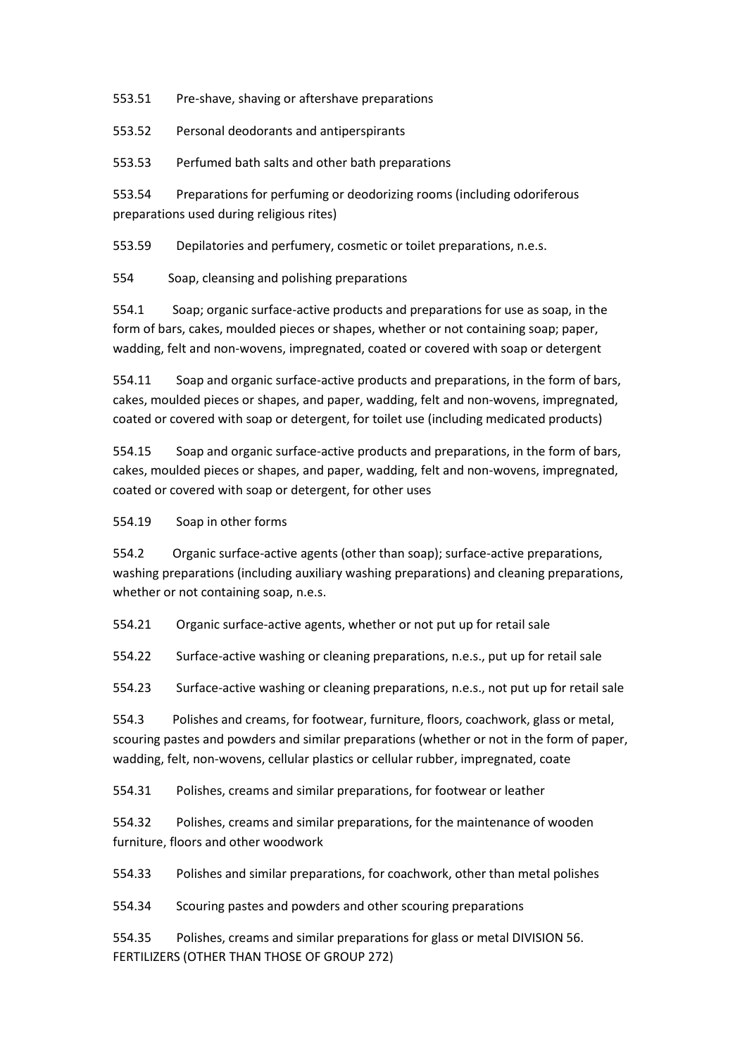553.51 Pre-shave, shaving or aftershave preparations

553.52 Personal deodorants and antiperspirants

553.53 Perfumed bath salts and other bath preparations

553.54 Preparations for perfuming or deodorizing rooms (including odoriferous preparations used during religious rites)

553.59 Depilatories and perfumery, cosmetic or toilet preparations, n.e.s.

554 Soap, cleansing and polishing preparations

554.1 Soap; organic surface-active products and preparations for use as soap, in the form of bars, cakes, moulded pieces or shapes, whether or not containing soap; paper, wadding, felt and non-wovens, impregnated, coated or covered with soap or detergent

554.11 Soap and organic surface-active products and preparations, in the form of bars, cakes, moulded pieces or shapes, and paper, wadding, felt and non-wovens, impregnated, coated or covered with soap or detergent, for toilet use (including medicated products)

554.15 Soap and organic surface-active products and preparations, in the form of bars, cakes, moulded pieces or shapes, and paper, wadding, felt and non-wovens, impregnated, coated or covered with soap or detergent, for other uses

554.19 Soap in other forms

554.2 Organic surface-active agents (other than soap); surface-active preparations, washing preparations (including auxiliary washing preparations) and cleaning preparations, whether or not containing soap, n.e.s.

554.21 Organic surface-active agents, whether or not put up for retail sale

554.22 Surface-active washing or cleaning preparations, n.e.s., put up for retail sale

554.23 Surface-active washing or cleaning preparations, n.e.s., not put up for retail sale

554.3 Polishes and creams, for footwear, furniture, floors, coachwork, glass or metal, scouring pastes and powders and similar preparations (whether or not in the form of paper, wadding, felt, non-wovens, cellular plastics or cellular rubber, impregnated, coate

554.31 Polishes, creams and similar preparations, for footwear or leather

554.32 Polishes, creams and similar preparations, for the maintenance of wooden furniture, floors and other woodwork

554.33 Polishes and similar preparations, for coachwork, other than metal polishes

554.34 Scouring pastes and powders and other scouring preparations

554.35 Polishes, creams and similar preparations for glass or metal DIVISION 56. FERTILIZERS (OTHER THAN THOSE OF GROUP 272)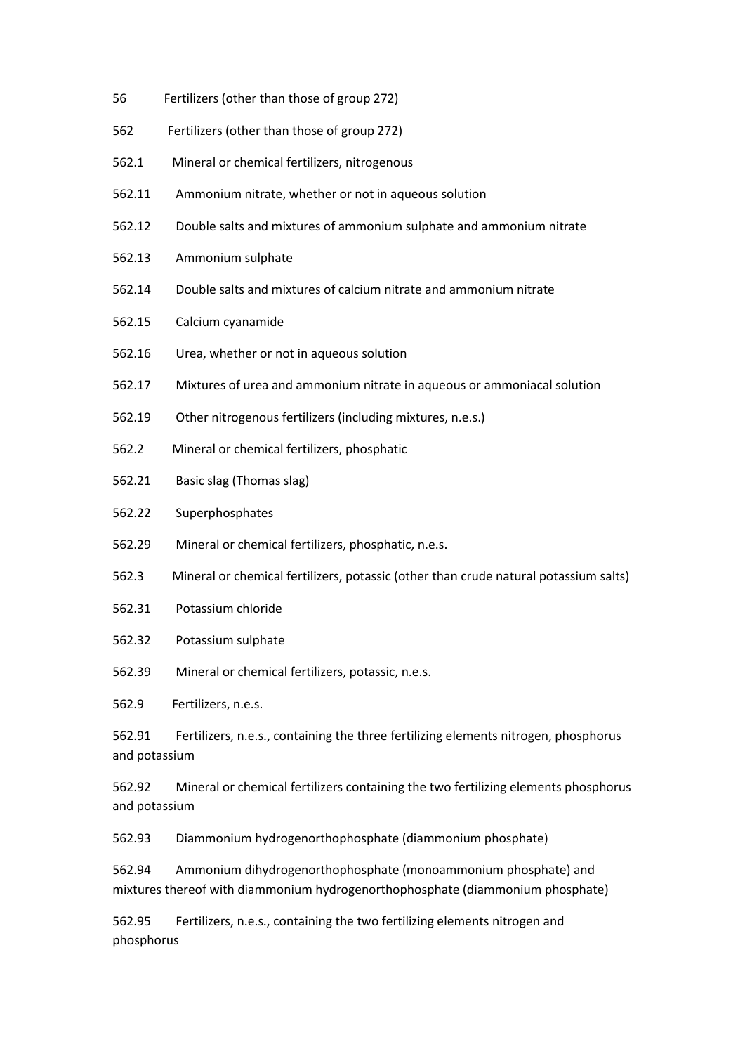56 Fertilizers (other than those of group 272)

562 Fertilizers (other than those of group 272)

562.1 Mineral or chemical fertilizers, nitrogenous

562.11 Ammonium nitrate, whether or not in aqueous solution

562.12 Double salts and mixtures of ammonium sulphate and ammonium nitrate

562.13 Ammonium sulphate

562.14 Double salts and mixtures of calcium nitrate and ammonium nitrate

562.15 Calcium cyanamide

562.16 Urea, whether or not in aqueous solution

562.17 Mixtures of urea and ammonium nitrate in aqueous or ammoniacal solution

562.19 Other nitrogenous fertilizers (including mixtures, n.e.s.)

562.2 Mineral or chemical fertilizers, phosphatic

562.21 Basic slag (Thomas slag)

562.22 Superphosphates

562.29 Mineral or chemical fertilizers, phosphatic, n.e.s.

562.3 Mineral or chemical fertilizers, potassic (other than crude natural potassium salts)

562.31 Potassium chloride

562.32 Potassium sulphate

562.39 Mineral or chemical fertilizers, potassic, n.e.s.

562.9 Fertilizers, n.e.s.

562.91 Fertilizers, n.e.s., containing the three fertilizing elements nitrogen, phosphorus and potassium

562.92 Mineral or chemical fertilizers containing the two fertilizing elements phosphorus and potassium

562.93 Diammonium hydrogenorthophosphate (diammonium phosphate)

562.94 Ammonium dihydrogenorthophosphate (monoammonium phosphate) and mixtures thereof with diammonium hydrogenorthophosphate (diammonium phosphate)

562.95 Fertilizers, n.e.s., containing the two fertilizing elements nitrogen and phosphorus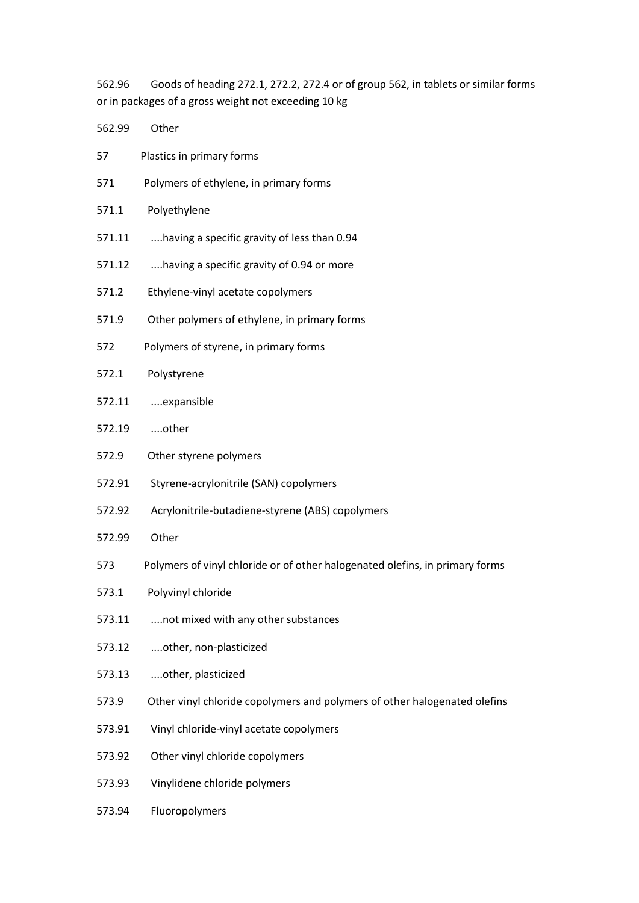562.96 Goods of heading 272.1, 272.2, 272.4 or of group 562, in tablets or similar forms or in packages of a gross weight not exceeding 10 kg

562.99 Other

57 Plastics in primary forms

571 Polymers of ethylene, in primary forms

571.1 Polyethylene

571.11 ....having a specific gravity of less than 0.94

571.12 ....having a specific gravity of 0.94 or more

571.2 Ethylene-vinyl acetate copolymers

571.9 Other polymers of ethylene, in primary forms

572 Polymers of styrene, in primary forms

572.1 Polystyrene

572.11 ....expansible

572.19 ....other

572.9 Other styrene polymers

572.91 Styrene-acrylonitrile (SAN) copolymers

572.92 Acrylonitrile-butadiene-styrene (ABS) copolymers

572.99 Other

573 Polymers of vinyl chloride or of other halogenated olefins, in primary forms

573.1 Polyvinyl chloride

573.11 ....not mixed with any other substances

573.12 ....other, non-plasticized

573.13 ....other, plasticized

573.9 Other vinyl chloride copolymers and polymers of other halogenated olefins

573.91 Vinyl chloride-vinyl acetate copolymers

573.92 Other vinyl chloride copolymers

573.93 Vinylidene chloride polymers

573.94 Fluoropolymers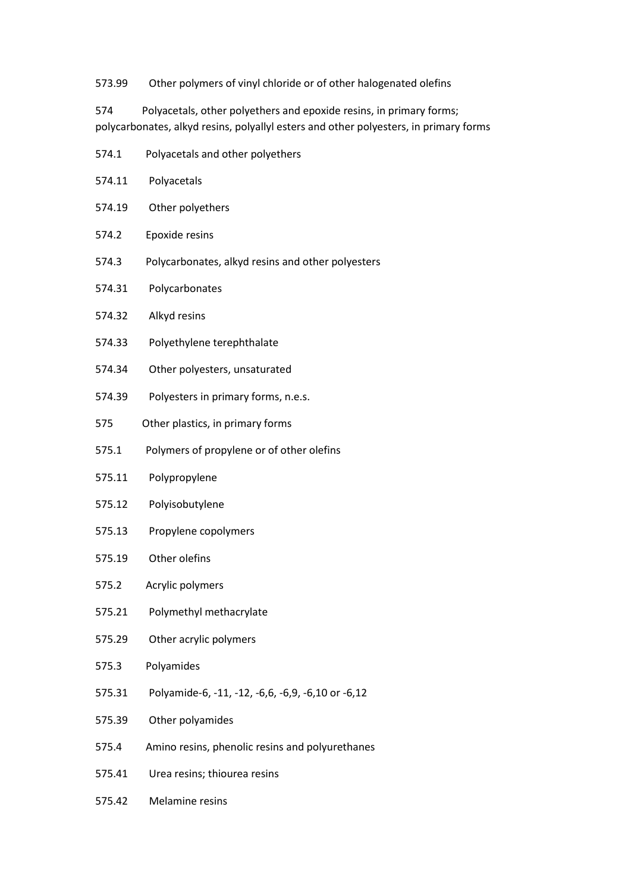573.99 Other polymers of vinyl chloride or of other halogenated olefins

574 Polyacetals, other polyethers and epoxide resins, in primary forms; polycarbonates, alkyd resins, polyallyl esters and other polyesters, in primary forms

574.1 Polyacetals and other polyethers

574.11 Polyacetals

574.19 Other polyethers

574.2 Epoxide resins

574.3 Polycarbonates, alkyd resins and other polyesters

574.31 Polycarbonates

574.32 Alkyd resins

574.33 Polyethylene terephthalate

574.34 Other polyesters, unsaturated

574.39 Polyesters in primary forms, n.e.s.

575 Other plastics, in primary forms

575.1 Polymers of propylene or of other olefins

575.11 Polypropylene

575.12 Polyisobutylene

575.13 Propylene copolymers

575.19 Other olefins

575.2 Acrylic polymers

575.21 Polymethyl methacrylate

575.29 Other acrylic polymers

575.3 Polyamides

575.31 Polyamide-6, -11, -12, -6,6, -6,9, -6,10 or -6,12

575.39 Other polyamides

575.4 Amino resins, phenolic resins and polyurethanes

575.41 Urea resins; thiourea resins

575.42 Melamine resins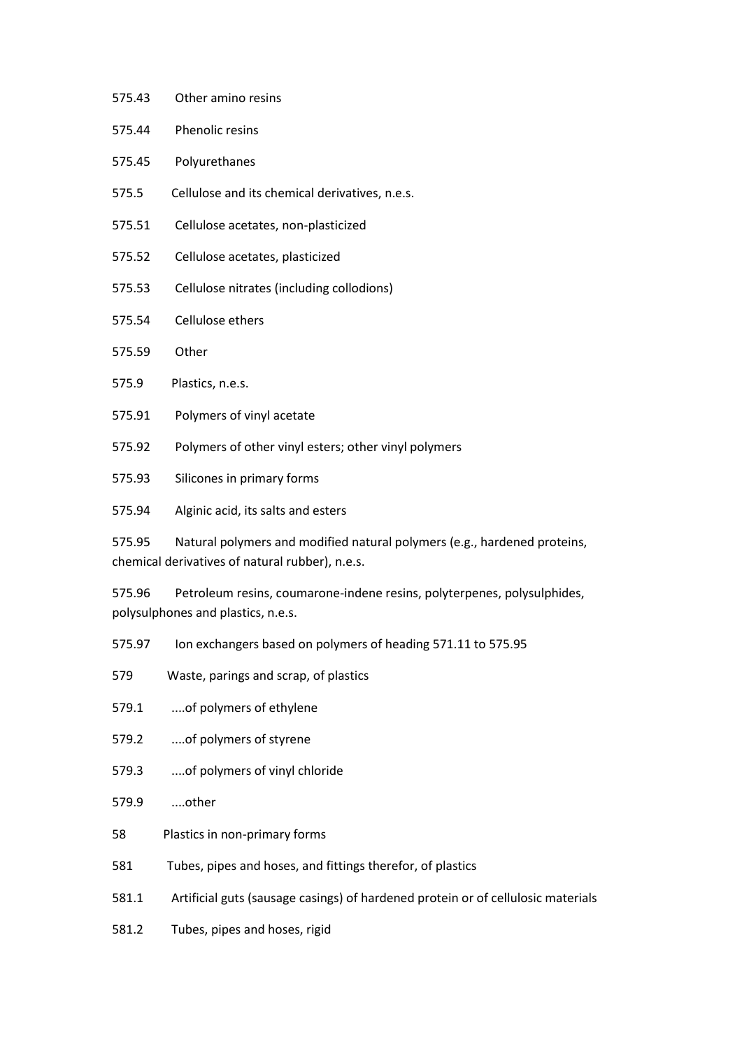575.43 Other amino resins

575.44 Phenolic resins

575.45 Polyurethanes

575.5 Cellulose and its chemical derivatives, n.e.s.

575.51 Cellulose acetates, non-plasticized

575.52 Cellulose acetates, plasticized

575.53 Cellulose nitrates (including collodions)

575.54 Cellulose ethers

575.59 Other

575.9 Plastics, n.e.s.

575.91 Polymers of vinyl acetate

575.92 Polymers of other vinyl esters; other vinyl polymers

575.93 Silicones in primary forms

575.94 Alginic acid, its salts and esters

575.95 Natural polymers and modified natural polymers (e.g., hardened proteins, chemical derivatives of natural rubber), n.e.s.

575.96 Petroleum resins, coumarone-indene resins, polyterpenes, polysulphides, polysulphones and plastics, n.e.s.

575.97 Ion exchangers based on polymers of heading 571.11 to 575.95

579 Waste, parings and scrap, of plastics

579.1 ....of polymers of ethylene

579.2 ....of polymers of styrene

579.3 ....of polymers of vinyl chloride

579.9 ....other

58 Plastics in non-primary forms

581 Tubes, pipes and hoses, and fittings therefor, of plastics

581.1 Artificial guts (sausage casings) of hardened protein or of cellulosic materials

581.2 Tubes, pipes and hoses, rigid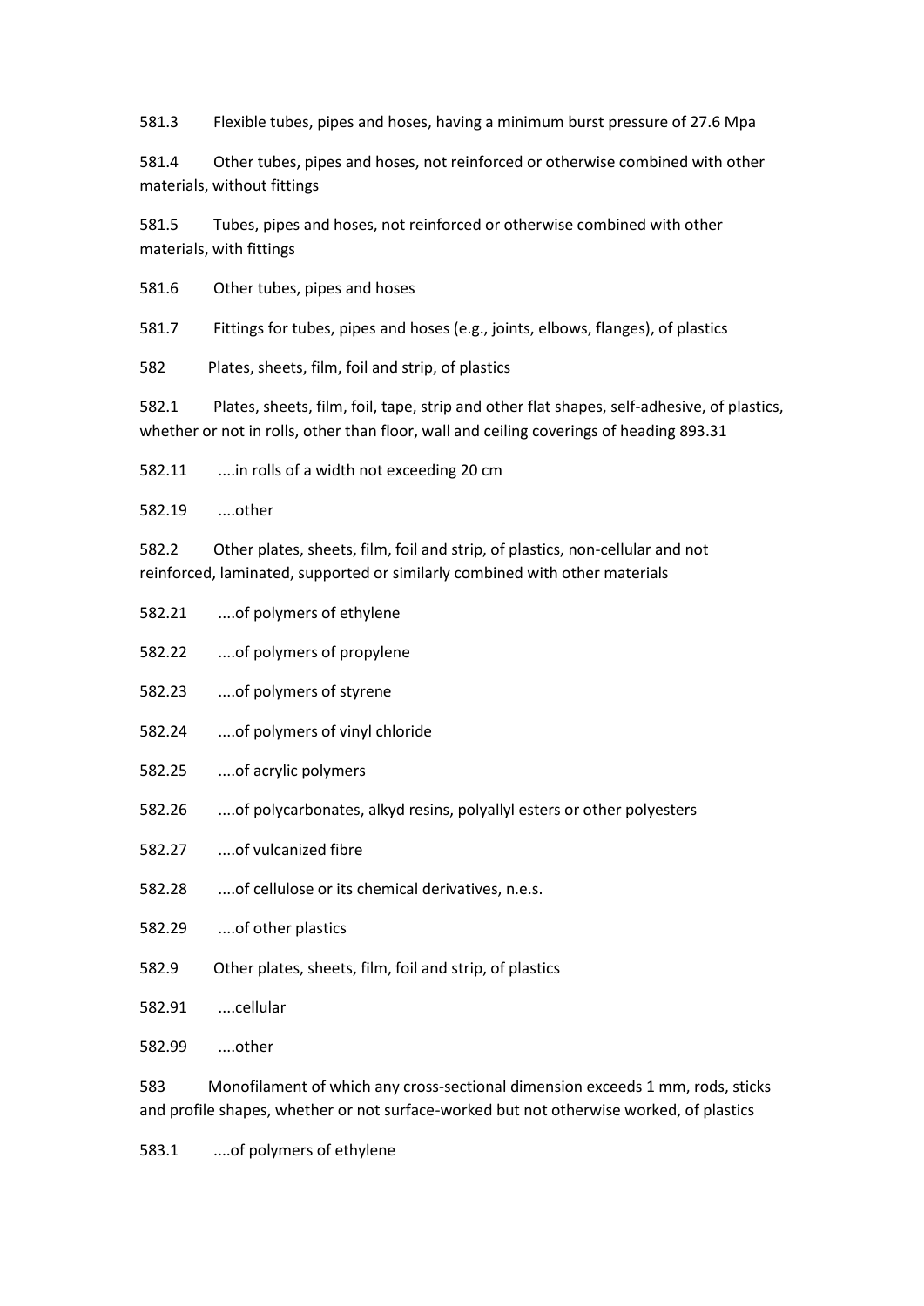581.3 Flexible tubes, pipes and hoses, having a minimum burst pressure of 27.6 Mpa

581.4 Other tubes, pipes and hoses, not reinforced or otherwise combined with other materials, without fittings

581.5 Tubes, pipes and hoses, not reinforced or otherwise combined with other materials, with fittings

581.6 Other tubes, pipes and hoses

581.7 Fittings for tubes, pipes and hoses (e.g., joints, elbows, flanges), of plastics

582 Plates, sheets, film, foil and strip, of plastics

582.1 Plates, sheets, film, foil, tape, strip and other flat shapes, self-adhesive, of plastics, whether or not in rolls, other than floor, wall and ceiling coverings of heading 893.31

582.11 ....in rolls of a width not exceeding 20 cm

582.19 ....other

582.2 Other plates, sheets, film, foil and strip, of plastics, non-cellular and not reinforced, laminated, supported or similarly combined with other materials

582.21 ....of polymers of ethylene

582.22 ....of polymers of propylene

582.23 ....of polymers of styrene

582.24 ....of polymers of vinyl chloride

582.25 ....of acrylic polymers

582.26 ....of polycarbonates, alkyd resins, polyallyl esters or other polyesters

582.27 ....of vulcanized fibre

582.28 ....of cellulose or its chemical derivatives, n.e.s.

582.29 ....of other plastics

582.9 Other plates, sheets, film, foil and strip, of plastics

582.91 ....cellular

582.99 ....other

583 Monofilament of which any cross-sectional dimension exceeds 1 mm, rods, sticks and profile shapes, whether or not surface-worked but not otherwise worked, of plastics

583.1 ....of polymers of ethylene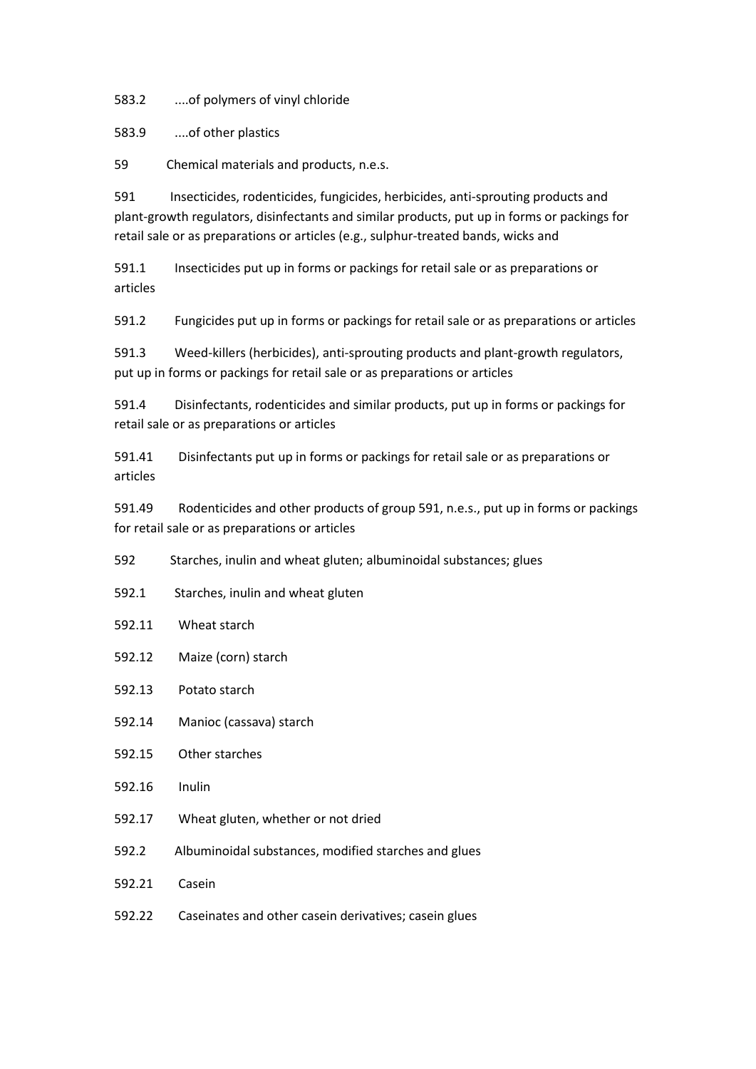583.2 ....of polymers of vinyl chloride

583.9 ....of other plastics

59 Chemical materials and products, n.e.s.

591 Insecticides, rodenticides, fungicides, herbicides, anti-sprouting products and plant-growth regulators, disinfectants and similar products, put up in forms or packings for retail sale or as preparations or articles (e.g., sulphur-treated bands, wicks and

591.1 Insecticides put up in forms or packings for retail sale or as preparations or articles

591.2 Fungicides put up in forms or packings for retail sale or as preparations or articles

591.3 Weed-killers (herbicides), anti-sprouting products and plant-growth regulators, put up in forms or packings for retail sale or as preparations or articles

591.4 Disinfectants, rodenticides and similar products, put up in forms or packings for retail sale or as preparations or articles

591.41 Disinfectants put up in forms or packings for retail sale or as preparations or articles

591.49 Rodenticides and other products of group 591, n.e.s., put up in forms or packings for retail sale or as preparations or articles

592 Starches, inulin and wheat gluten; albuminoidal substances; glues

592.1 Starches, inulin and wheat gluten

592.11 Wheat starch

592.12 Maize (corn) starch

592.13 Potato starch

592.14 Manioc (cassava) starch

592.15 Other starches

592.16 Inulin

592.17 Wheat gluten, whether or not dried

592.2 Albuminoidal substances, modified starches and glues

592.21 Casein

592.22 Caseinates and other casein derivatives; casein glues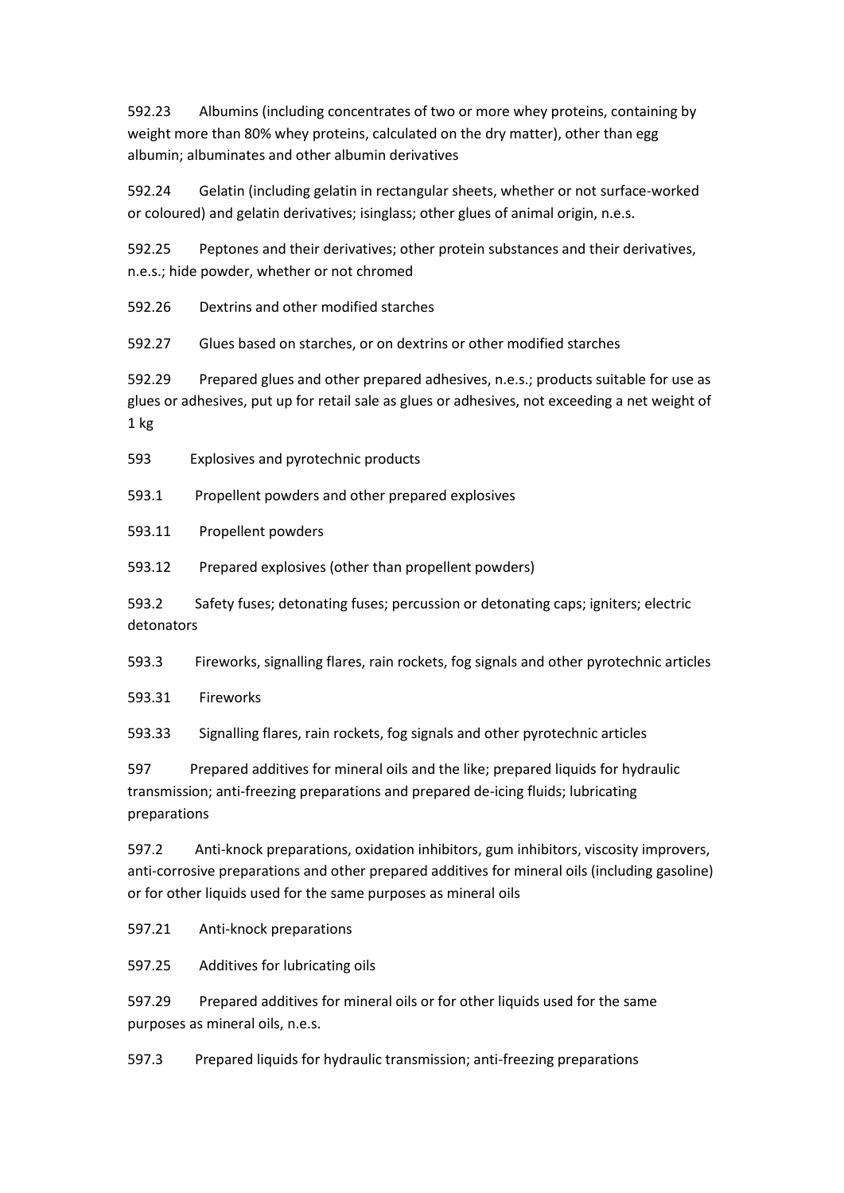592.23 Albumins (including concentrates of two or more whey proteins, containing by weight more than 80% whey proteins, calculated on the dry matter), other than egg albumin; albuminates and other albumin derivatives

592.24 Gelatin (including gelatin in rectangular sheets, whether or not surface-worked or coloured) and gelatin derivatives; isinglass; other glues of animal origin, n.e.s.

592.25 Peptones and their derivatives; other protein substances and their derivatives, n.e.s.; hide powder, whether or not chromed

592.26 Dextrins and other modified starches

592.27 Glues based on starches, or on dextrins or other modified starches

592.29 Prepared glues and other prepared adhesives, n.e.s.; products suitable for use as glues or adhesives, put up for retail sale as glues or adhesives, not exceeding a net weight of 1 kg

593 Explosives and pyrotechnic products

593.1 Propellent powders and other prepared explosives

593.11 Propellent powders

593.12 Prepared explosives (other than propellent powders)

593.2 Safety fuses; detonating fuses; percussion or detonating caps; igniters; electric detonators

593.3 Fireworks, signalling flares, rain rockets, fog signals and other pyrotechnic articles

593.31 Fireworks

593.33 Signalling flares, rain rockets, fog signals and other pyrotechnic articles

597 Prepared additives for mineral oils and the like; prepared liquids for hydraulic transmission; anti-freezing preparations and prepared de-icing fluids; lubricating preparations

597.2 Anti-knock preparations, oxidation inhibitors, gum inhibitors, viscosity improvers, anti-corrosive preparations and other prepared additives for mineral oils (including gasoline) or for other liquids used for the same purposes as mineral oils

597.21 Anti-knock preparations

597.25 Additives for lubricating oils

597.29 Prepared additives for mineral oils or for other liquids used for the same purposes as mineral oils, n.e.s.

597.3 Prepared liquids for hydraulic transmission; anti-freezing preparations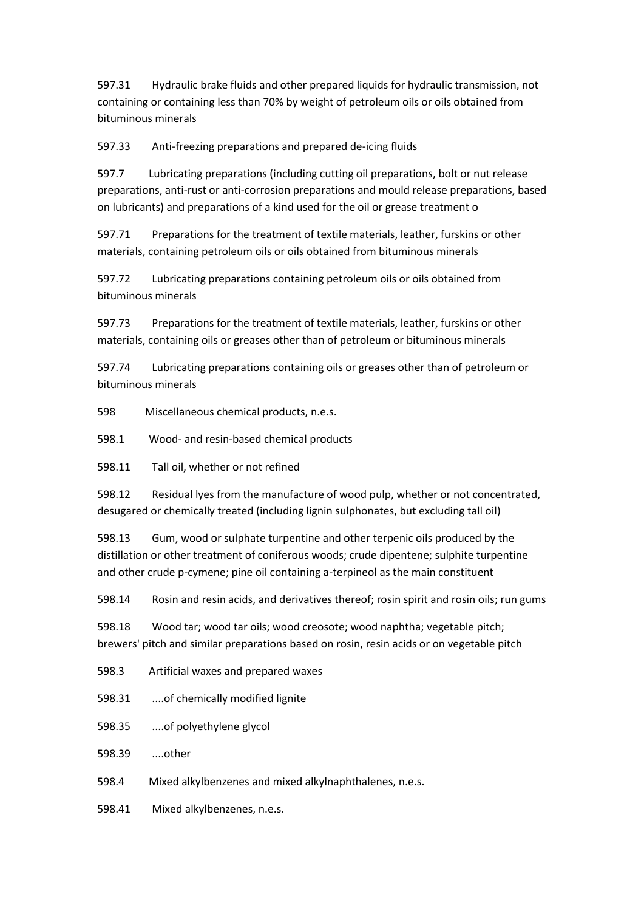597.31 Hydraulic brake fluids and other prepared liquids for hydraulic transmission, not containing or containing less than 70% by weight of petroleum oils or oils obtained from bituminous minerals

597.33 Anti-freezing preparations and prepared de-icing fluids

597.7 Lubricating preparations (including cutting oil preparations, bolt or nut release preparations, anti-rust or anti-corrosion preparations and mould release preparations, based on lubricants) and preparations of a kind used for the oil or grease treatment o

597.71 Preparations for the treatment of textile materials, leather, furskins or other materials, containing petroleum oils or oils obtained from bituminous minerals

597.72 Lubricating preparations containing petroleum oils or oils obtained from bituminous minerals

597.73 Preparations for the treatment of textile materials, leather, furskins or other materials, containing oils or greases other than of petroleum or bituminous minerals

597.74 Lubricating preparations containing oils or greases other than of petroleum or bituminous minerals

598 Miscellaneous chemical products, n.e.s.

598.1 Wood- and resin-based chemical products

598.11 Tall oil, whether or not refined

598.12 Residual lyes from the manufacture of wood pulp, whether or not concentrated, desugared or chemically treated (including lignin sulphonates, but excluding tall oil)

598.13 Gum, wood or sulphate turpentine and other terpenic oils produced by the distillation or other treatment of coniferous woods; crude dipentene; sulphite turpentine and other crude p-cymene; pine oil containing a-terpineol as the main constituent

598.14 Rosin and resin acids, and derivatives thereof; rosin spirit and rosin oils; run gums

598.18 Wood tar; wood tar oils; wood creosote; wood naphtha; vegetable pitch; brewers' pitch and similar preparations based on rosin, resin acids or on vegetable pitch

598.3 Artificial waxes and prepared waxes

598.31 ....of chemically modified lignite

598.35 ....of polyethylene glycol

598.39 ....other

598.4 Mixed alkylbenzenes and mixed alkylnaphthalenes, n.e.s.

598.41 Mixed alkylbenzenes, n.e.s.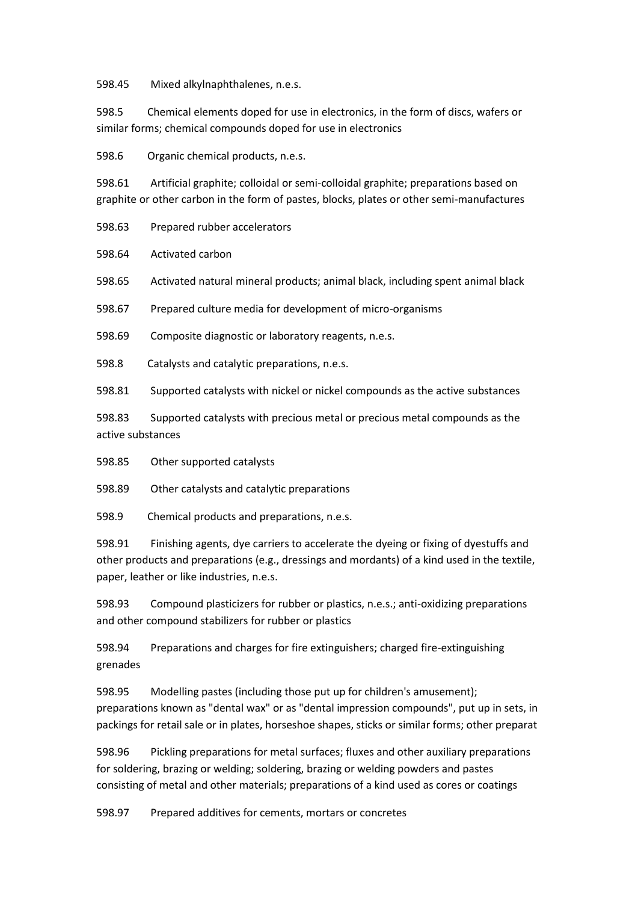598.45 Mixed alkylnaphthalenes, n.e.s.

598.5 Chemical elements doped for use in electronics, in the form of discs, wafers or similar forms; chemical compounds doped for use in electronics

598.6 Organic chemical products, n.e.s.

598.61 Artificial graphite; colloidal or semi-colloidal graphite; preparations based on graphite or other carbon in the form of pastes, blocks, plates or other semi-manufactures

598.63 Prepared rubber accelerators

598.64 Activated carbon

598.65 Activated natural mineral products; animal black, including spent animal black

598.67 Prepared culture media for development of micro-organisms

598.69 Composite diagnostic or laboratory reagents, n.e.s.

598.8 Catalysts and catalytic preparations, n.e.s.

598.81 Supported catalysts with nickel or nickel compounds as the active substances

598.83 Supported catalysts with precious metal or precious metal compounds as the active substances

598.85 Other supported catalysts

598.89 Other catalysts and catalytic preparations

598.9 Chemical products and preparations, n.e.s.

598.91 Finishing agents, dye carriers to accelerate the dyeing or fixing of dyestuffs and other products and preparations (e.g., dressings and mordants) of a kind used in the textile, paper, leather or like industries, n.e.s.

598.93 Compound plasticizers for rubber or plastics, n.e.s.; anti-oxidizing preparations and other compound stabilizers for rubber or plastics

598.94 Preparations and charges for fire extinguishers; charged fire-extinguishing grenades

598.95 Modelling pastes (including those put up for children's amusement); preparations known as "dental wax" or as "dental impression compounds", put up in sets, in packings for retail sale or in plates, horseshoe shapes, sticks or similar forms; other preparat

598.96 Pickling preparations for metal surfaces; fluxes and other auxiliary preparations for soldering, brazing or welding; soldering, brazing or welding powders and pastes consisting of metal and other materials; preparations of a kind used as cores or coatings

598.97 Prepared additives for cements, mortars or concretes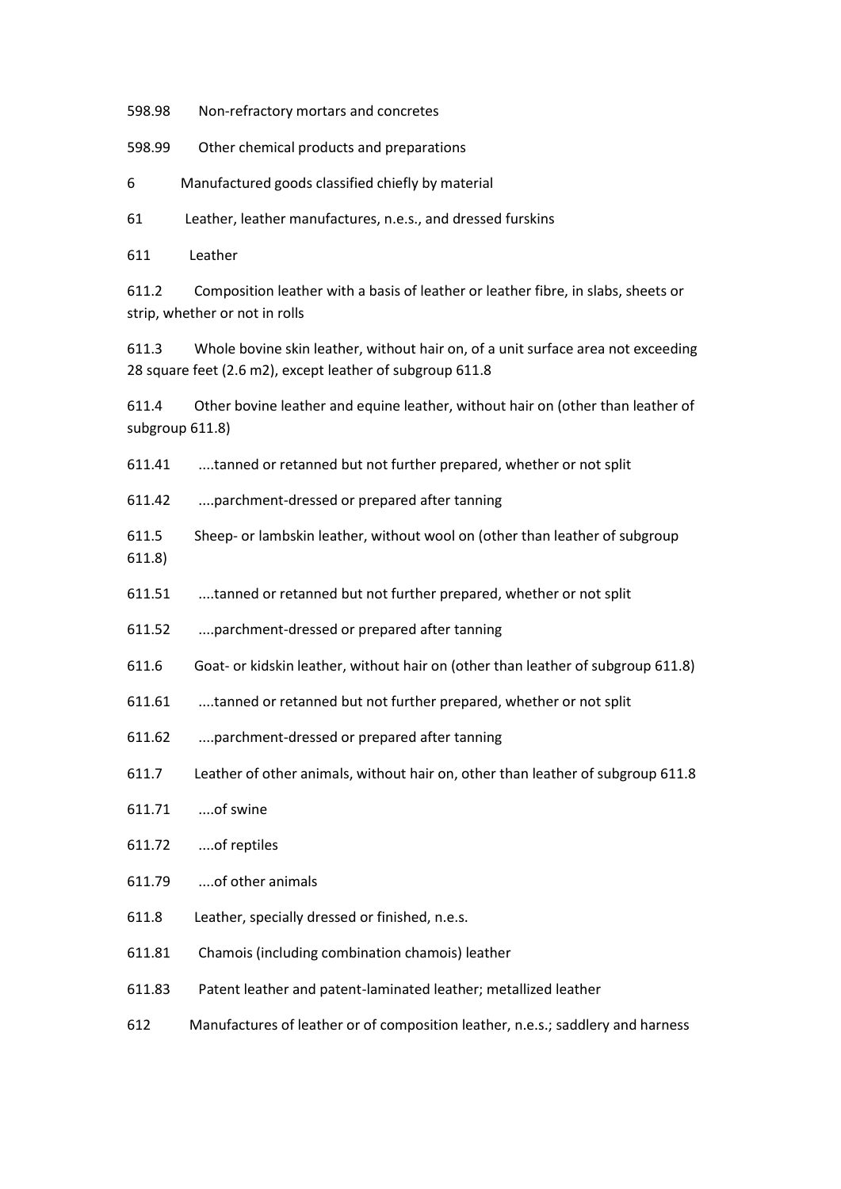598.98 Non-refractory mortars and concretes

598.99 Other chemical products and preparations

6 Manufactured goods classified chiefly by material

61 Leather, leather manufactures, n.e.s., and dressed furskins

611 Leather

611.2 Composition leather with a basis of leather or leather fibre, in slabs, sheets or strip, whether or not in rolls

611.3 Whole bovine skin leather, without hair on, of a unit surface area not exceeding 28 square feet (2.6 m2), except leather of subgroup 611.8

611.4 Other bovine leather and equine leather, without hair on (other than leather of subgroup 611.8)

611.41 ....tanned or retanned but not further prepared, whether or not split

611.42 ....parchment-dressed or prepared after tanning

611.5 Sheep- or lambskin leather, without wool on (other than leather of subgroup 611.8)

611.51 ....tanned or retanned but not further prepared, whether or not split

611.52 ....parchment-dressed or prepared after tanning

611.6 Goat- or kidskin leather, without hair on (other than leather of subgroup 611.8)

611.61 ....tanned or retanned but not further prepared, whether or not split

611.62 ....parchment-dressed or prepared after tanning

611.7 Leather of other animals, without hair on, other than leather of subgroup 611.8

611.71 ....of swine

611.72 ....of reptiles

611.79 ....of other animals

611.8 Leather, specially dressed or finished, n.e.s.

611.81 Chamois (including combination chamois) leather

611.83 Patent leather and patent-laminated leather; metallized leather

612 Manufactures of leather or of composition leather, n.e.s.; saddlery and harness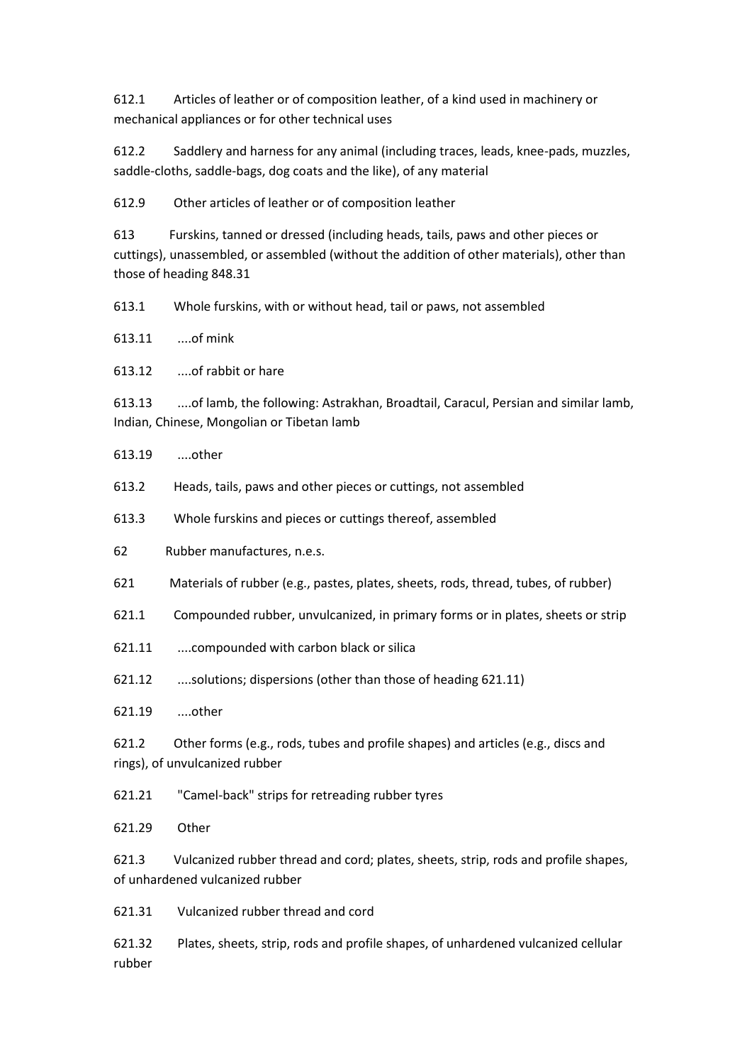612.1 Articles of leather or of composition leather, of a kind used in machinery or mechanical appliances or for other technical uses

612.2 Saddlery and harness for any animal (including traces, leads, knee-pads, muzzles, saddle-cloths, saddle-bags, dog coats and the like), of any material

612.9 Other articles of leather or of composition leather

613 Furskins, tanned or dressed (including heads, tails, paws and other pieces or cuttings), unassembled, or assembled (without the addition of other materials), other than those of heading 848.31

613.1 Whole furskins, with or without head, tail or paws, not assembled

613.11 ....of mink

613.12 ....of rabbit or hare

613.13 ....of lamb, the following: Astrakhan, Broadtail, Caracul, Persian and similar lamb, Indian, Chinese, Mongolian or Tibetan lamb

613.19 ....other

613.2 Heads, tails, paws and other pieces or cuttings, not assembled

613.3 Whole furskins and pieces or cuttings thereof, assembled

62 Rubber manufactures, n.e.s.

621 Materials of rubber (e.g., pastes, plates, sheets, rods, thread, tubes, of rubber)

621.1 Compounded rubber, unvulcanized, in primary forms or in plates, sheets or strip

621.11 ....compounded with carbon black or silica

621.12 ....solutions; dispersions (other than those of heading 621.11)

621.19 ....other

621.2 Other forms (e.g., rods, tubes and profile shapes) and articles (e.g., discs and rings), of unvulcanized rubber

621.21 "Camel-back" strips for retreading rubber tyres

621.29 Other

621.3 Vulcanized rubber thread and cord; plates, sheets, strip, rods and profile shapes, of unhardened vulcanized rubber

621.31 Vulcanized rubber thread and cord

621.32 Plates, sheets, strip, rods and profile shapes, of unhardened vulcanized cellular rubber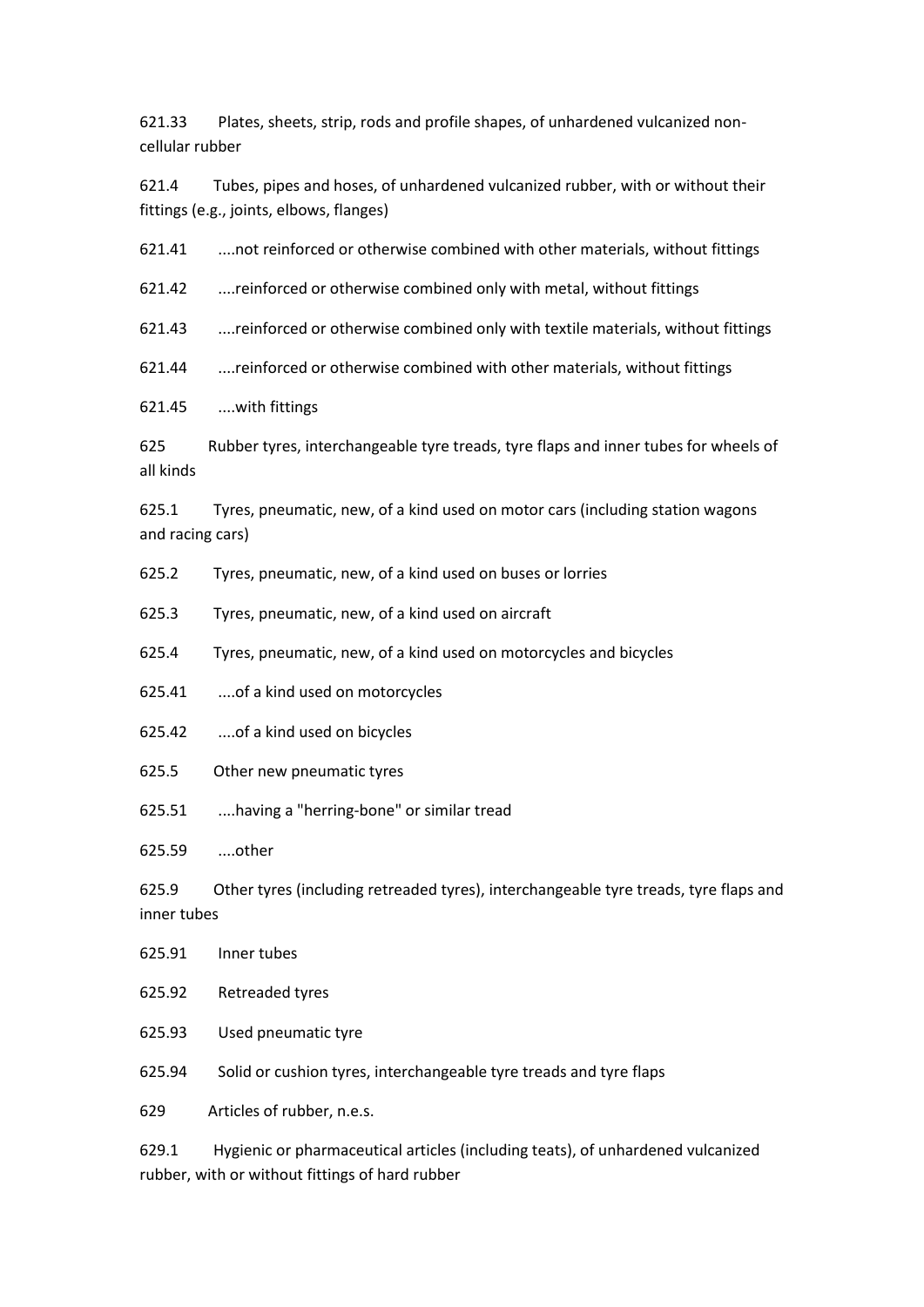621.33 Plates, sheets, strip, rods and profile shapes, of unhardened vulcanized non-cellular rubber

621.4 Tubes, pipes and hoses, of unhardened vulcanized rubber, with or without their fittings (e.g., joints, elbows, flanges)

621.41 ....not reinforced or otherwise combined with other materials, without fittings

621.42 ....reinforced or otherwise combined only with metal, without fittings

621.43 ....reinforced or otherwise combined only with textile materials, without fittings

621.44 ....reinforced or otherwise combined with other materials, without fittings

621.45 ....with fittings

625 Rubber tyres, interchangeable tyre treads, tyre flaps and inner tubes for wheels of all kinds

625.1 Tyres, pneumatic, new, of a kind used on motor cars (including station wagons and racing cars)

625.2 Tyres, pneumatic, new, of a kind used on buses or lorries

625.3 Tyres, pneumatic, new, of a kind used on aircraft

625.4 Tyres, pneumatic, new, of a kind used on motorcycles and bicycles

625.41 ....of a kind used on motorcycles

625.42 ....of a kind used on bicycles

625.5 Other new pneumatic tyres

625.51 ....having a "herring-bone" or similar tread

625.59 ....other

625.9 Other tyres (including retreaded tyres), interchangeable tyre treads, tyre flaps and inner tubes

625.91 Inner tubes

625.92 Retreaded tyres

625.93 Used pneumatic tyre

625.94 Solid or cushion tyres, interchangeable tyre treads and tyre flaps

629 Articles of rubber, n.e.s.

629.1 Hygienic or pharmaceutical articles (including teats), of unhardened vulcanized rubber, with or without fittings of hard rubber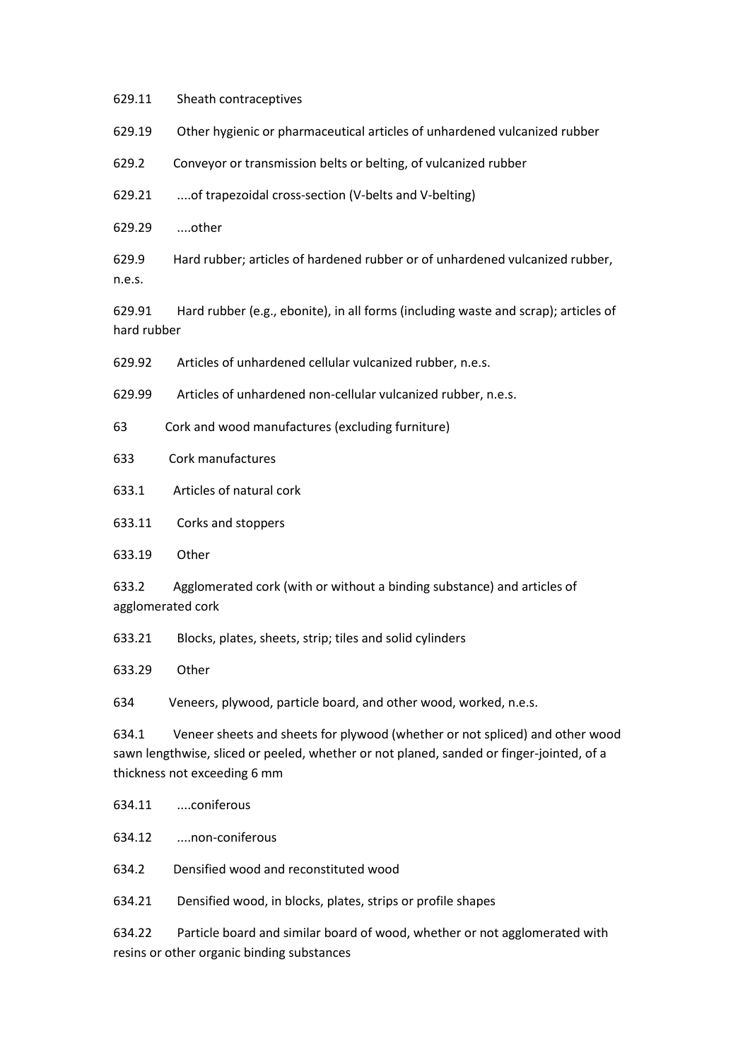629.11 Sheath contraceptives

629.19 Other hygienic or pharmaceutical articles of unhardened vulcanized rubber

629.2 Conveyor or transmission belts or belting, of vulcanized rubber

629.21 ....of trapezoidal cross-section (V-belts and V-belting)

629.29 ....other

629.9 Hard rubber; articles of hardened rubber or of unhardened vulcanized rubber, n.e.s.

629.91 Hard rubber (e.g., ebonite), in all forms (including waste and scrap); articles of hard rubber

629.92 Articles of unhardened cellular vulcanized rubber, n.e.s.

629.99 Articles of unhardened non-cellular vulcanized rubber, n.e.s.

63 Cork and wood manufactures (excluding furniture)

633 Cork manufactures

633.1 Articles of natural cork

633.11 Corks and stoppers

633.19 Other

633.2 Agglomerated cork (with or without a binding substance) and articles of agglomerated cork

633.21 Blocks, plates, sheets, strip; tiles and solid cylinders

633.29 Other

634 Veneers, plywood, particle board, and other wood, worked, n.e.s.

634.1 Veneer sheets and sheets for plywood (whether or not spliced) and other wood sawn lengthwise, sliced or peeled, whether or not planed, sanded or finger-jointed, of a thickness not exceeding 6 mm

634.11 ....coniferous

634.12 ....non-coniferous

634.2 Densified wood and reconstituted wood

634.21 Densified wood, in blocks, plates, strips or profile shapes

634.22 Particle board and similar board of wood, whether or not agglomerated with resins or other organic binding substances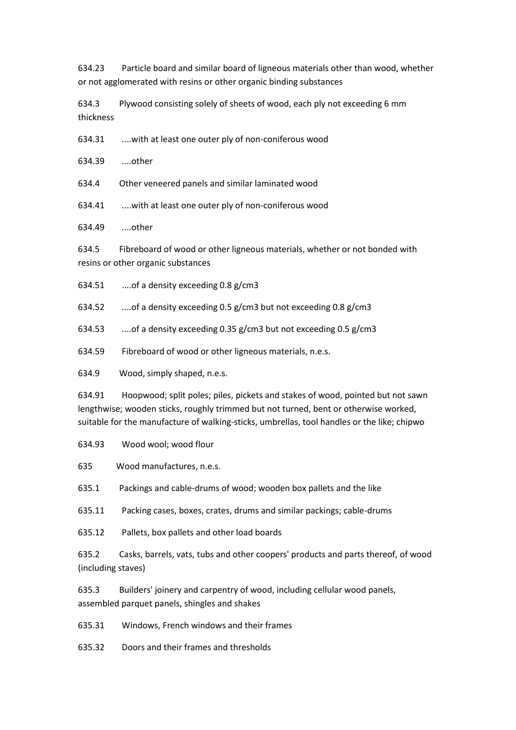634.23 Particle board and similar board of ligneous materials other than wood, whether or not agglomerated with resins or other organic binding substances

634.3 Plywood consisting solely of sheets of wood, each ply not exceeding 6 mm thickness

634.31 ....with at least one outer ply of non-coniferous wood

634.39 ....other

634.4 Other veneered panels and similar laminated wood

634.41 ....with at least one outer ply of non-coniferous wood

634.49 ....other

634.5 Fibreboard of wood or other ligneous materials, whether or not bonded with resins or other organic substances

634.51 ....of a density exceeding 0.8 g/cm3

634.52 ....of a density exceeding 0.5 g/cm3 but not exceeding 0.8 g/cm3

634.53 ....of a density exceeding 0.35 g/cm3 but not exceeding 0.5 g/cm3

634.59 Fibreboard of wood or other ligneous materials, n.e.s.

634.9 Wood, simply shaped, n.e.s.

634.91 Hoopwood; split poles; piles, pickets and stakes of wood, pointed but not sawn lengthwise; wooden sticks, roughly trimmed but not turned, bent or otherwise worked, suitable for the manufacture of walking-sticks, umbrellas, tool handles or the like; chipwo

634.93 Wood wool; wood flour

635 Wood manufactures, n.e.s.

635.1 Packings and cable-drums of wood; wooden box pallets and the like

635.11 Packing cases, boxes, crates, drums and similar packings; cable-drums

635.12 Pallets, box pallets and other load boards

635.2 Casks, barrels, vats, tubs and other coopers' products and parts thereof, of wood (including staves)

635.3 Builders' joinery and carpentry of wood, including cellular wood panels, assembled parquet panels, shingles and shakes

635.31 Windows, French windows and their frames

635.32 Doors and their frames and thresholds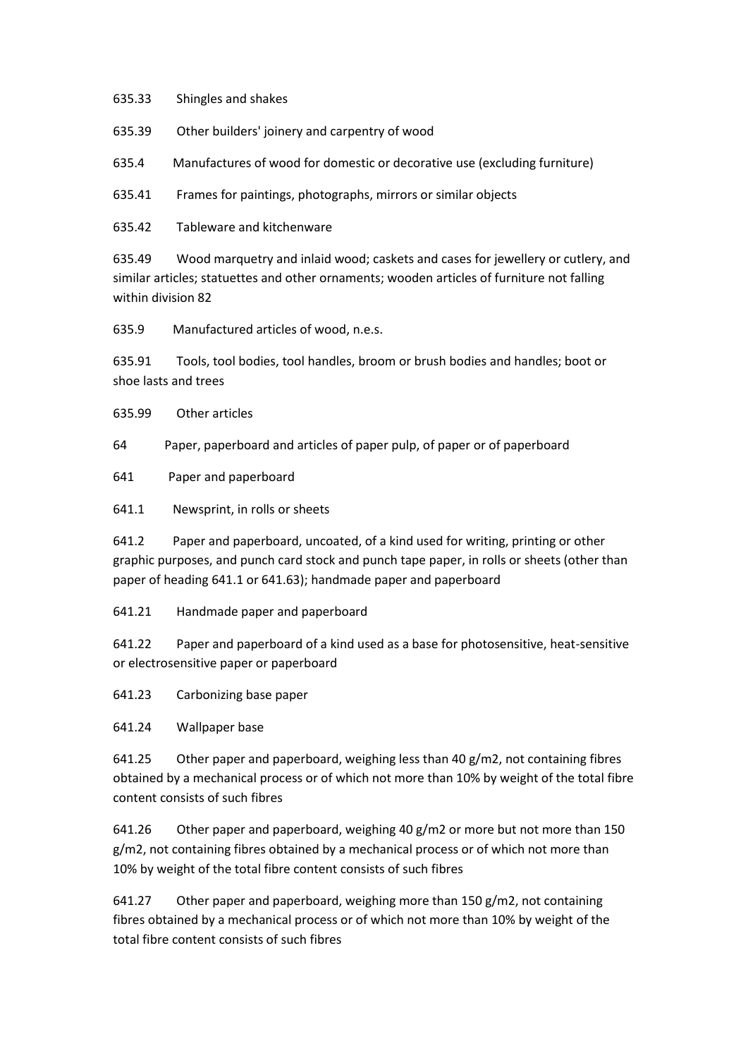635.33 Shingles and shakes

635.39 Other builders' joinery and carpentry of wood

635.4 Manufactures of wood for domestic or decorative use (excluding furniture)

635.41 Frames for paintings, photographs, mirrors or similar objects

635.42 Tableware and kitchenware

635.49 Wood marquetry and inlaid wood; caskets and cases for jewellery or cutlery, and similar articles; statuettes and other ornaments; wooden articles of furniture not falling within division 82

635.9 Manufactured articles of wood, n.e.s.

635.91 Tools, tool bodies, tool handles, broom or brush bodies and handles; boot or shoe lasts and trees

635.99 Other articles

64 Paper, paperboard and articles of paper pulp, of paper or of paperboard

641 Paper and paperboard

641.1 Newsprint, in rolls or sheets

641.2 Paper and paperboard, uncoated, of a kind used for writing, printing or other graphic purposes, and punch card stock and punch tape paper, in rolls or sheets (other than paper of heading 641.1 or 641.63); handmade paper and paperboard

641.21 Handmade paper and paperboard

641.22 Paper and paperboard of a kind used as a base for photosensitive, heat-sensitive or electrosensitive paper or paperboard

641.23 Carbonizing base paper

641.24 Wallpaper base

641.25 Other paper and paperboard, weighing less than 40 g/m2, not containing fibres obtained by a mechanical process or of which not more than 10% by weight of the total fibre content consists of such fibres

641.26 Other paper and paperboard, weighing 40 g/m2 or more but not more than 150 g/m2, not containing fibres obtained by a mechanical process or of which not more than 10% by weight of the total fibre content consists of such fibres

641.27 Other paper and paperboard, weighing more than 150 g/m2, not containing fibres obtained by a mechanical process or of which not more than 10% by weight of the total fibre content consists of such fibres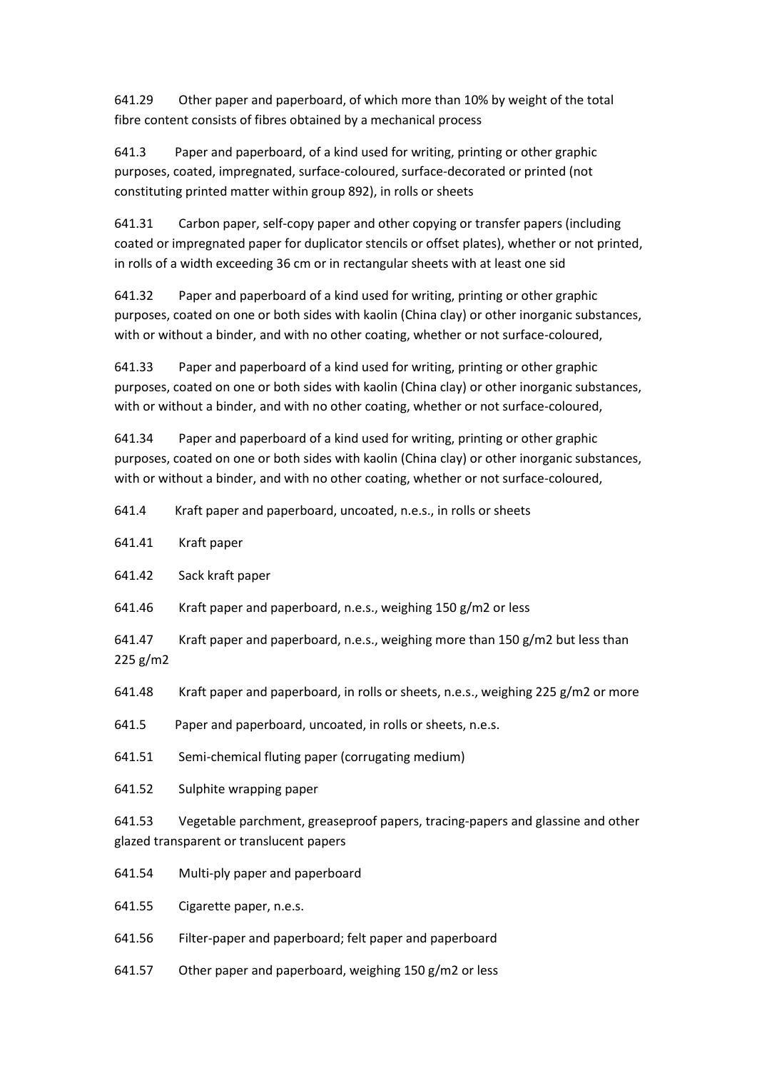641.29 Other paper and paperboard, of which more than 10% by weight of the total fibre content consists of fibres obtained by a mechanical process

641.3 Paper and paperboard, of a kind used for writing, printing or other graphic purposes, coated, impregnated, surface-coloured, surface-decorated or printed (not constituting printed matter within group 892), in rolls or sheets

641.31 Carbon paper, self-copy paper and other copying or transfer papers (including coated or impregnated paper for duplicator stencils or offset plates), whether or not printed, in rolls of a width exceeding 36 cm or in rectangular sheets with at least one sid

641.32 Paper and paperboard of a kind used for writing, printing or other graphic purposes, coated on one or both sides with kaolin (China clay) or other inorganic substances, with or without a binder, and with no other coating, whether or not surface-coloured,

641.33 Paper and paperboard of a kind used for writing, printing or other graphic purposes, coated on one or both sides with kaolin (China clay) or other inorganic substances, with or without a binder, and with no other coating, whether or not surface-coloured,

641.34 Paper and paperboard of a kind used for writing, printing or other graphic purposes, coated on one or both sides with kaolin (China clay) or other inorganic substances, with or without a binder, and with no other coating, whether or not surface-coloured,

641.4 Kraft paper and paperboard, uncoated, n.e.s., in rolls or sheets

641.41 Kraft paper

641.42 Sack kraft paper

641.46 Kraft paper and paperboard, n.e.s., weighing 150 g/m2 or less

641.47 Kraft paper and paperboard, n.e.s., weighing more than 150 g/m2 but less than 225 g/m2

641.48 Kraft paper and paperboard, in rolls or sheets, n.e.s., weighing 225 g/m2 or more

641.5 Paper and paperboard, uncoated, in rolls or sheets, n.e.s.

641.51 Semi-chemical fluting paper (corrugating medium)

641.52 Sulphite wrapping paper

641.53 Vegetable parchment, greaseproof papers, tracing-papers and glassine and other glazed transparent or translucent papers

641.54 Multi-ply paper and paperboard

641.55 Cigarette paper, n.e.s.

641.56 Filter-paper and paperboard; felt paper and paperboard

641.57 Other paper and paperboard, weighing 150 g/m2 or less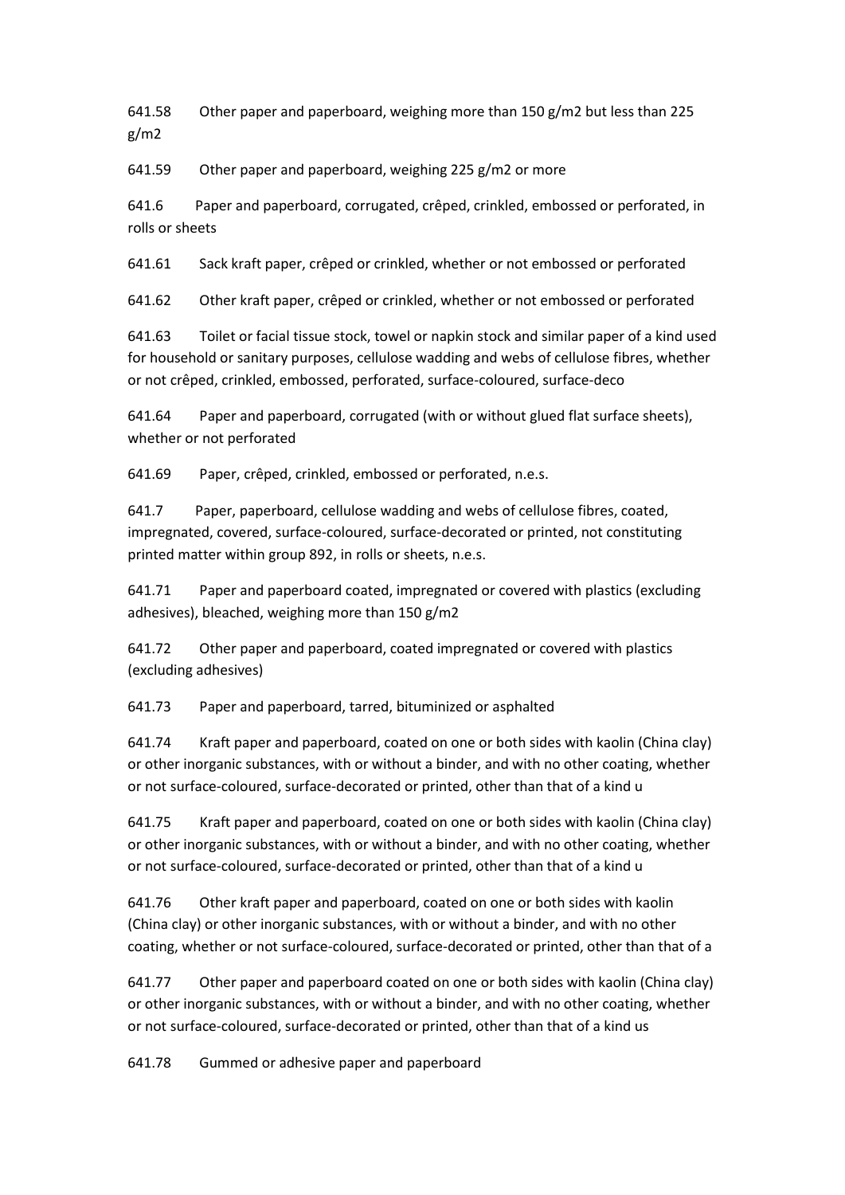641.58 Other paper and paperboard, weighing more than 150 g/m2 but less than 225 g/m2

641.59 Other paper and paperboard, weighing 225 g/m2 or more

641.6 Paper and paperboard, corrugated, crêped, crinkled, embossed or perforated, in rolls or sheets

641.61 Sack kraft paper, crêped or crinkled, whether or not embossed or perforated

641.62 Other kraft paper, crêped or crinkled, whether or not embossed or perforated

641.63 Toilet or facial tissue stock, towel or napkin stock and similar paper of a kind used for household or sanitary purposes, cellulose wadding and webs of cellulose fibres, whether or not crêped, crinkled, embossed, perforated, surface-coloured, surface-deco

641.64 Paper and paperboard, corrugated (with or without glued flat surface sheets), whether or not perforated

641.69 Paper, crêped, crinkled, embossed or perforated, n.e.s.

641.7 Paper, paperboard, cellulose wadding and webs of cellulose fibres, coated, impregnated, covered, surface-coloured, surface-decorated or printed, not constituting printed matter within group 892, in rolls or sheets, n.e.s.

641.71 Paper and paperboard coated, impregnated or covered with plastics (excluding adhesives), bleached, weighing more than 150 g/m2

641.72 Other paper and paperboard, coated impregnated or covered with plastics (excluding adhesives)

641.73 Paper and paperboard, tarred, bituminized or asphalted

641.74 Kraft paper and paperboard, coated on one or both sides with kaolin (China clay) or other inorganic substances, with or without a binder, and with no other coating, whether or not surface-coloured, surface-decorated or printed, other than that of a kind u

641.75 Kraft paper and paperboard, coated on one or both sides with kaolin (China clay) or other inorganic substances, with or without a binder, and with no other coating, whether or not surface-coloured, surface-decorated or printed, other than that of a kind u

641.76 Other kraft paper and paperboard, coated on one or both sides with kaolin (China clay) or other inorganic substances, with or without a binder, and with no other coating, whether or not surface-coloured, surface-decorated or printed, other than that of a

641.77 Other paper and paperboard coated on one or both sides with kaolin (China clay) or other inorganic substances, with or without a binder, and with no other coating, whether or not surface-coloured, surface-decorated or printed, other than that of a kind us

641.78 Gummed or adhesive paper and paperboard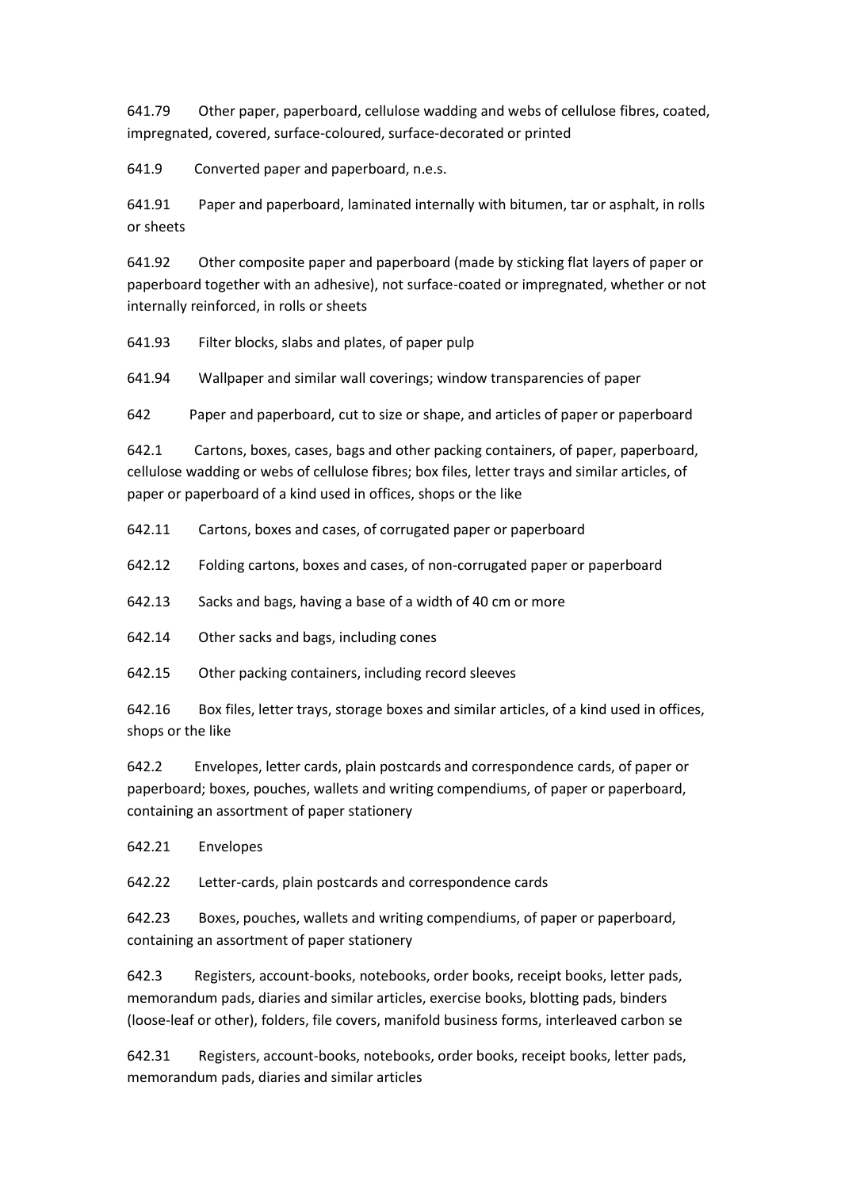641.79 Other paper, paperboard, cellulose wadding and webs of cellulose fibres, coated, impregnated, covered, surface-coloured, surface-decorated or printed

641.9 Converted paper and paperboard, n.e.s.

641.91 Paper and paperboard, laminated internally with bitumen, tar or asphalt, in rolls or sheets

641.92 Other composite paper and paperboard (made by sticking flat layers of paper or paperboard together with an adhesive), not surface-coated or impregnated, whether or not internally reinforced, in rolls or sheets

641.93 Filter blocks, slabs and plates, of paper pulp

641.94 Wallpaper and similar wall coverings; window transparencies of paper

642 Paper and paperboard, cut to size or shape, and articles of paper or paperboard

642.1 Cartons, boxes, cases, bags and other packing containers, of paper, paperboard, cellulose wadding or webs of cellulose fibres; box files, letter trays and similar articles, of paper or paperboard of a kind used in offices, shops or the like

642.11 Cartons, boxes and cases, of corrugated paper or paperboard

642.12 Folding cartons, boxes and cases, of non-corrugated paper or paperboard

642.13 Sacks and bags, having a base of a width of 40 cm or more

642.14 Other sacks and bags, including cones

642.15 Other packing containers, including record sleeves

642.16 Box files, letter trays, storage boxes and similar articles, of a kind used in offices, shops or the like

642.2 Envelopes, letter cards, plain postcards and correspondence cards, of paper or paperboard; boxes, pouches, wallets and writing compendiums, of paper or paperboard, containing an assortment of paper stationery

642.21 Envelopes

642.22 Letter-cards, plain postcards and correspondence cards

642.23 Boxes, pouches, wallets and writing compendiums, of paper or paperboard, containing an assortment of paper stationery

642.3 Registers, account-books, notebooks, order books, receipt books, letter pads, memorandum pads, diaries and similar articles, exercise books, blotting pads, binders (loose-leaf or other), folders, file covers, manifold business forms, interleaved carbon se

642.31 Registers, account-books, notebooks, order books, receipt books, letter pads, memorandum pads, diaries and similar articles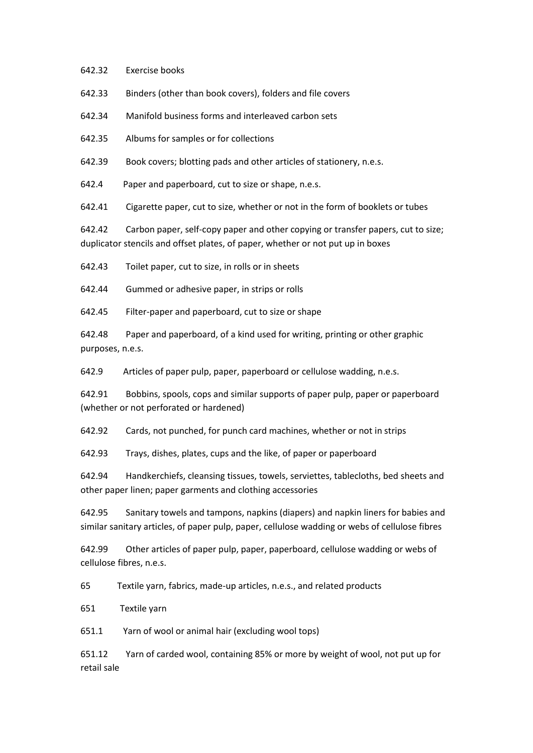642.32 Exercise books

642.33 Binders (other than book covers), folders and file covers

642.34 Manifold business forms and interleaved carbon sets

642.35 Albums for samples or for collections

642.39 Book covers; blotting pads and other articles of stationery, n.e.s.

642.4 Paper and paperboard, cut to size or shape, n.e.s.

642.41 Cigarette paper, cut to size, whether or not in the form of booklets or tubes

642.42 Carbon paper, self-copy paper and other copying or transfer papers, cut to size; duplicator stencils and offset plates, of paper, whether or not put up in boxes

642.43 Toilet paper, cut to size, in rolls or in sheets

642.44 Gummed or adhesive paper, in strips or rolls

642.45 Filter-paper and paperboard, cut to size or shape

642.48 Paper and paperboard, of a kind used for writing, printing or other graphic purposes, n.e.s.

642.9 Articles of paper pulp, paper, paperboard or cellulose wadding, n.e.s.

642.91 Bobbins, spools, cops and similar supports of paper pulp, paper or paperboard (whether or not perforated or hardened)

642.92 Cards, not punched, for punch card machines, whether or not in strips

642.93 Trays, dishes, plates, cups and the like, of paper or paperboard

642.94 Handkerchiefs, cleansing tissues, towels, serviettes, tablecloths, bed sheets and other paper linen; paper garments and clothing accessories

642.95 Sanitary towels and tampons, napkins (diapers) and napkin liners for babies and similar sanitary articles, of paper pulp, paper, cellulose wadding or webs of cellulose fibres

642.99 Other articles of paper pulp, paper, paperboard, cellulose wadding or webs of cellulose fibres, n.e.s.

65 Textile yarn, fabrics, made-up articles, n.e.s., and related products

651 Textile yarn

651.1 Yarn of wool or animal hair (excluding wool tops)

651.12 Yarn of carded wool, containing 85% or more by weight of wool, not put up for retail sale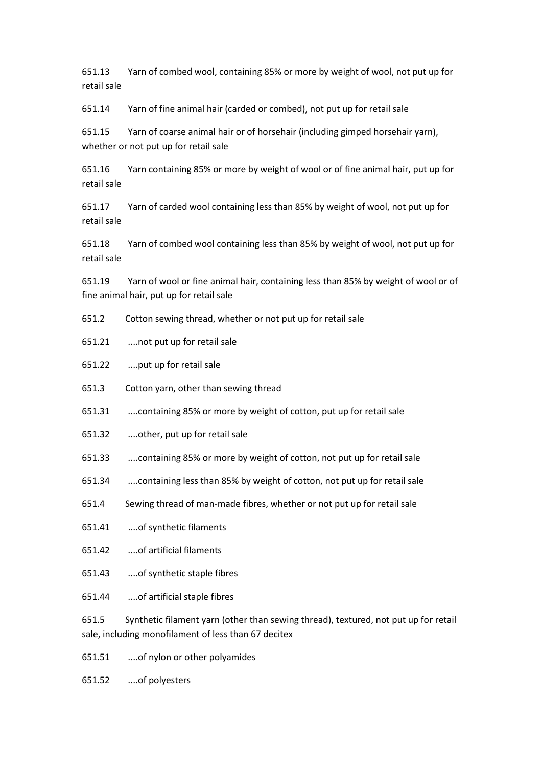651.13 Yarn of combed wool, containing 85% or more by weight of wool, not put up for retail sale

651.14 Yarn of fine animal hair (carded or combed), not put up for retail sale

651.15 Yarn of coarse animal hair or of horsehair (including gimped horsehair yarn), whether or not put up for retail sale

651.16 Yarn containing 85% or more by weight of wool or of fine animal hair, put up for retail sale

651.17 Yarn of carded wool containing less than 85% by weight of wool, not put up for retail sale

651.18 Yarn of combed wool containing less than 85% by weight of wool, not put up for retail sale

651.19 Yarn of wool or fine animal hair, containing less than 85% by weight of wool or of fine animal hair, put up for retail sale

651.2 Cotton sewing thread, whether or not put up for retail sale

651.21 ....not put up for retail sale

651.22 ....put up for retail sale

651.3 Cotton yarn, other than sewing thread

651.31 ....containing 85% or more by weight of cotton, put up for retail sale

651.32 ....other, put up for retail sale

651.33 ....containing 85% or more by weight of cotton, not put up for retail sale

651.34 ....containing less than 85% by weight of cotton, not put up for retail sale

651.4 Sewing thread of man-made fibres, whether or not put up for retail sale

651.41 ....of synthetic filaments

651.42 ....of artificial filaments

651.43 ....of synthetic staple fibres

651.44 ....of artificial staple fibres

651.5 Synthetic filament yarn (other than sewing thread), textured, not put up for retail sale, including monofilament of less than 67 decitex

651.51 ....of nylon or other polyamides

651.52 ....of polyesters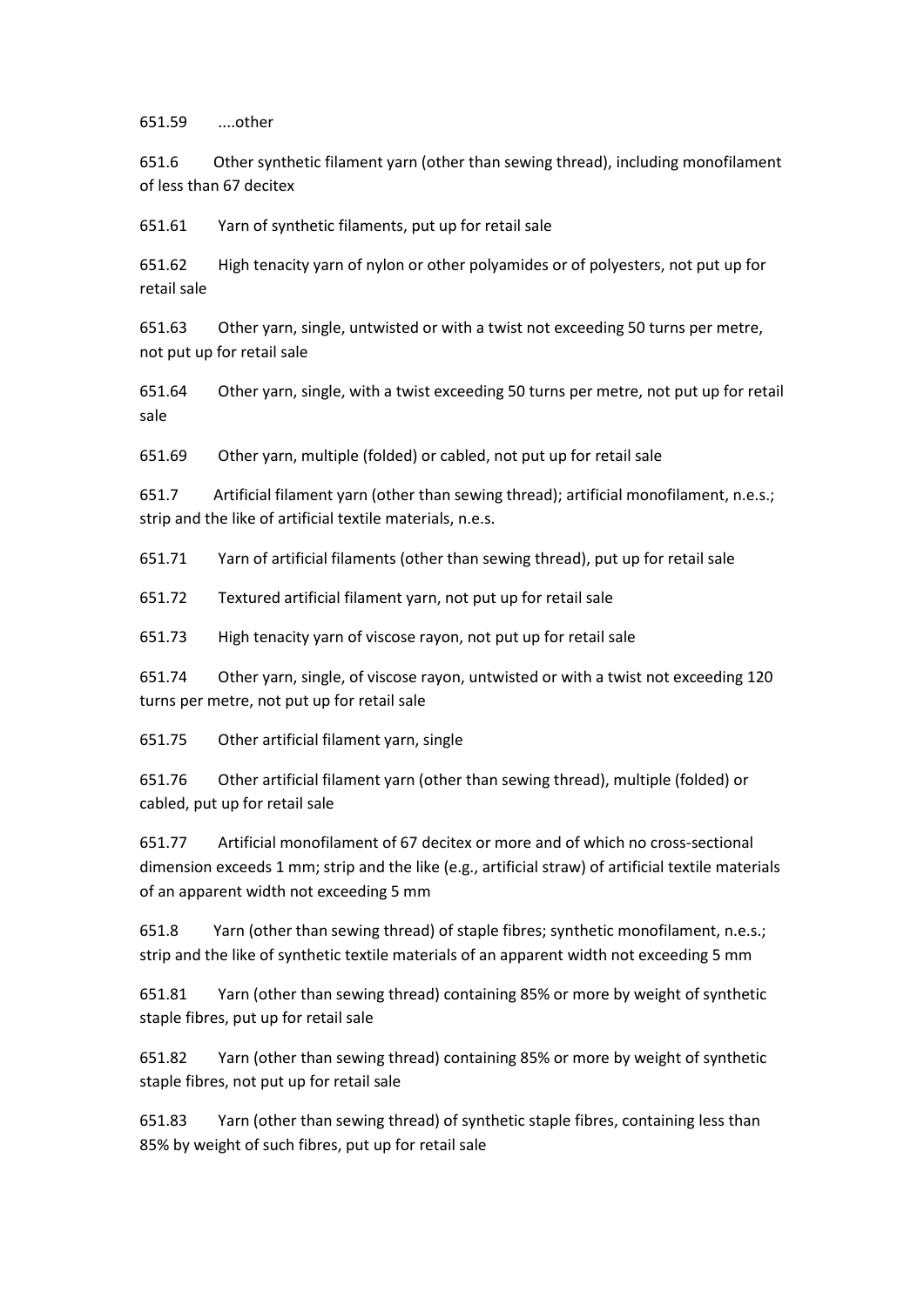651.59 ....other

651.6 Other synthetic filament yarn (other than sewing thread), including monofilament of less than 67 decitex

651.61 Yarn of synthetic filaments, put up for retail sale

651.62 High tenacity yarn of nylon or other polyamides or of polyesters, not put up for retail sale

651.63 Other yarn, single, untwisted or with a twist not exceeding 50 turns per metre, not put up for retail sale

651.64 Other yarn, single, with a twist exceeding 50 turns per metre, not put up for retail sale

651.69 Other yarn, multiple (folded) or cabled, not put up for retail sale

651.7 Artificial filament yarn (other than sewing thread); artificial monofilament, n.e.s.; strip and the like of artificial textile materials, n.e.s.

651.71 Yarn of artificial filaments (other than sewing thread), put up for retail sale

651.72 Textured artificial filament yarn, not put up for retail sale

651.73 High tenacity yarn of viscose rayon, not put up for retail sale

651.74 Other yarn, single, of viscose rayon, untwisted or with a twist not exceeding 120 turns per metre, not put up for retail sale

651.75 Other artificial filament yarn, single

651.76 Other artificial filament yarn (other than sewing thread), multiple (folded) or cabled, put up for retail sale

651.77 Artificial monofilament of 67 decitex or more and of which no cross-sectional dimension exceeds 1 mm; strip and the like (e.g., artificial straw) of artificial textile materials of an apparent width not exceeding 5 mm

651.8 Yarn (other than sewing thread) of staple fibres; synthetic monofilament, n.e.s.; strip and the like of synthetic textile materials of an apparent width not exceeding 5 mm

651.81 Yarn (other than sewing thread) containing 85% or more by weight of synthetic staple fibres, put up for retail sale

651.82 Yarn (other than sewing thread) containing 85% or more by weight of synthetic staple fibres, not put up for retail sale

651.83 Yarn (other than sewing thread) of synthetic staple fibres, containing less than 85% by weight of such fibres, put up for retail sale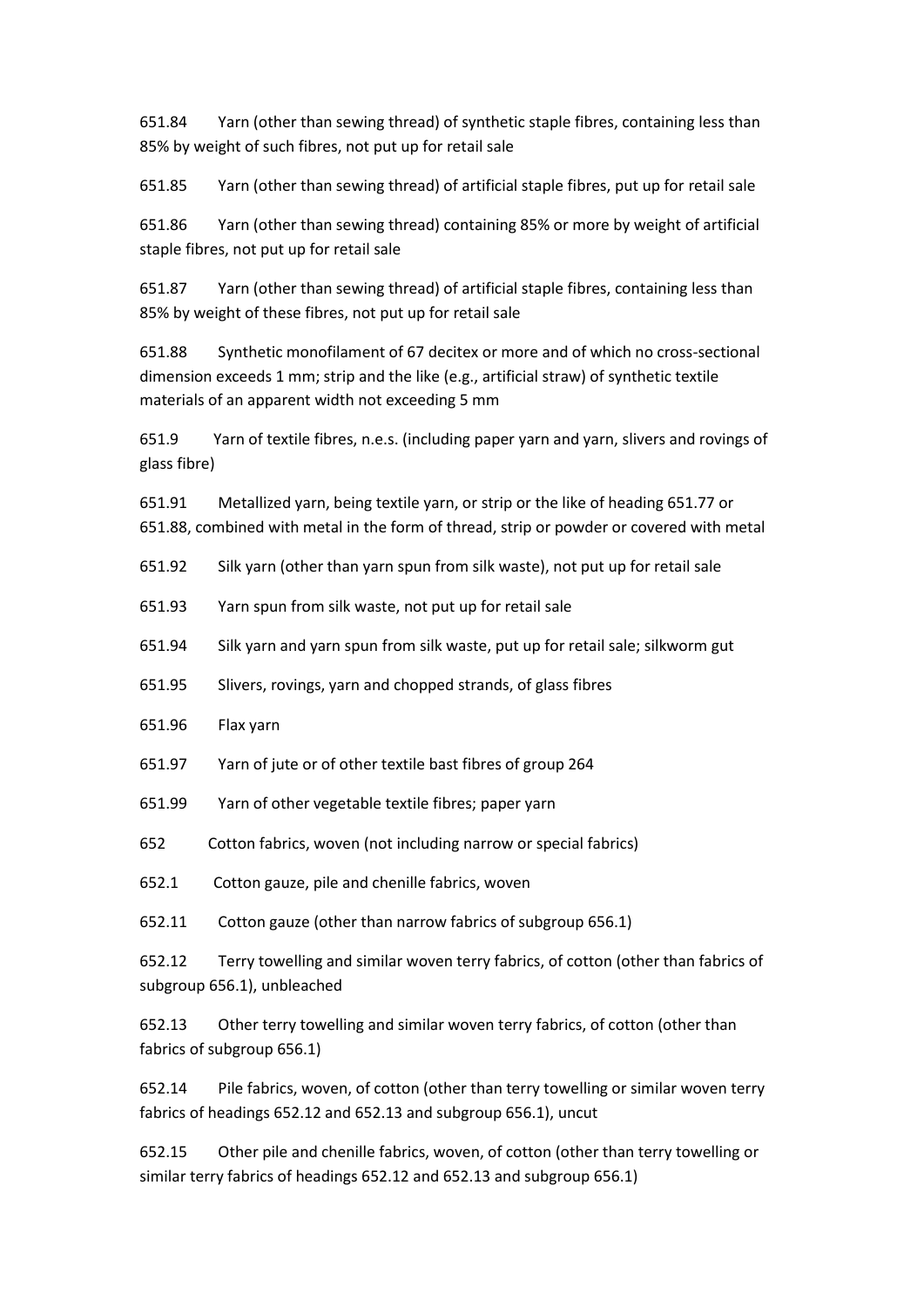651.84 Yarn (other than sewing thread) of synthetic staple fibres, containing less than 85% by weight of such fibres, not put up for retail sale

651.85 Yarn (other than sewing thread) of artificial staple fibres, put up for retail sale

651.86 Yarn (other than sewing thread) containing 85% or more by weight of artificial staple fibres, not put up for retail sale

651.87 Yarn (other than sewing thread) of artificial staple fibres, containing less than 85% by weight of these fibres, not put up for retail sale

651.88 Synthetic monofilament of 67 decitex or more and of which no cross-sectional dimension exceeds 1 mm; strip and the like (e.g., artificial straw) of synthetic textile materials of an apparent width not exceeding 5 mm

651.9 Yarn of textile fibres, n.e.s. (including paper yarn and yarn, slivers and rovings of glass fibre)

651.91 Metallized yarn, being textile yarn, or strip or the like of heading 651.77 or 651.88, combined with metal in the form of thread, strip or powder or covered with metal

651.92 Silk yarn (other than yarn spun from silk waste), not put up for retail sale

651.93 Yarn spun from silk waste, not put up for retail sale

651.94 Silk yarn and yarn spun from silk waste, put up for retail sale; silkworm gut

651.95 Slivers, rovings, yarn and chopped strands, of glass fibres

651.96 Flax yarn

651.97 Yarn of jute or of other textile bast fibres of group 264

651.99 Yarn of other vegetable textile fibres; paper yarn

652 Cotton fabrics, woven (not including narrow or special fabrics)

652.1 Cotton gauze, pile and chenille fabrics, woven

652.11 Cotton gauze (other than narrow fabrics of subgroup 656.1)

652.12 Terry towelling and similar woven terry fabrics, of cotton (other than fabrics of subgroup 656.1), unbleached

652.13 Other terry towelling and similar woven terry fabrics, of cotton (other than fabrics of subgroup 656.1)

652.14 Pile fabrics, woven, of cotton (other than terry towelling or similar woven terry fabrics of headings 652.12 and 652.13 and subgroup 656.1), uncut

652.15 Other pile and chenille fabrics, woven, of cotton (other than terry towelling or similar terry fabrics of headings 652.12 and 652.13 and subgroup 656.1)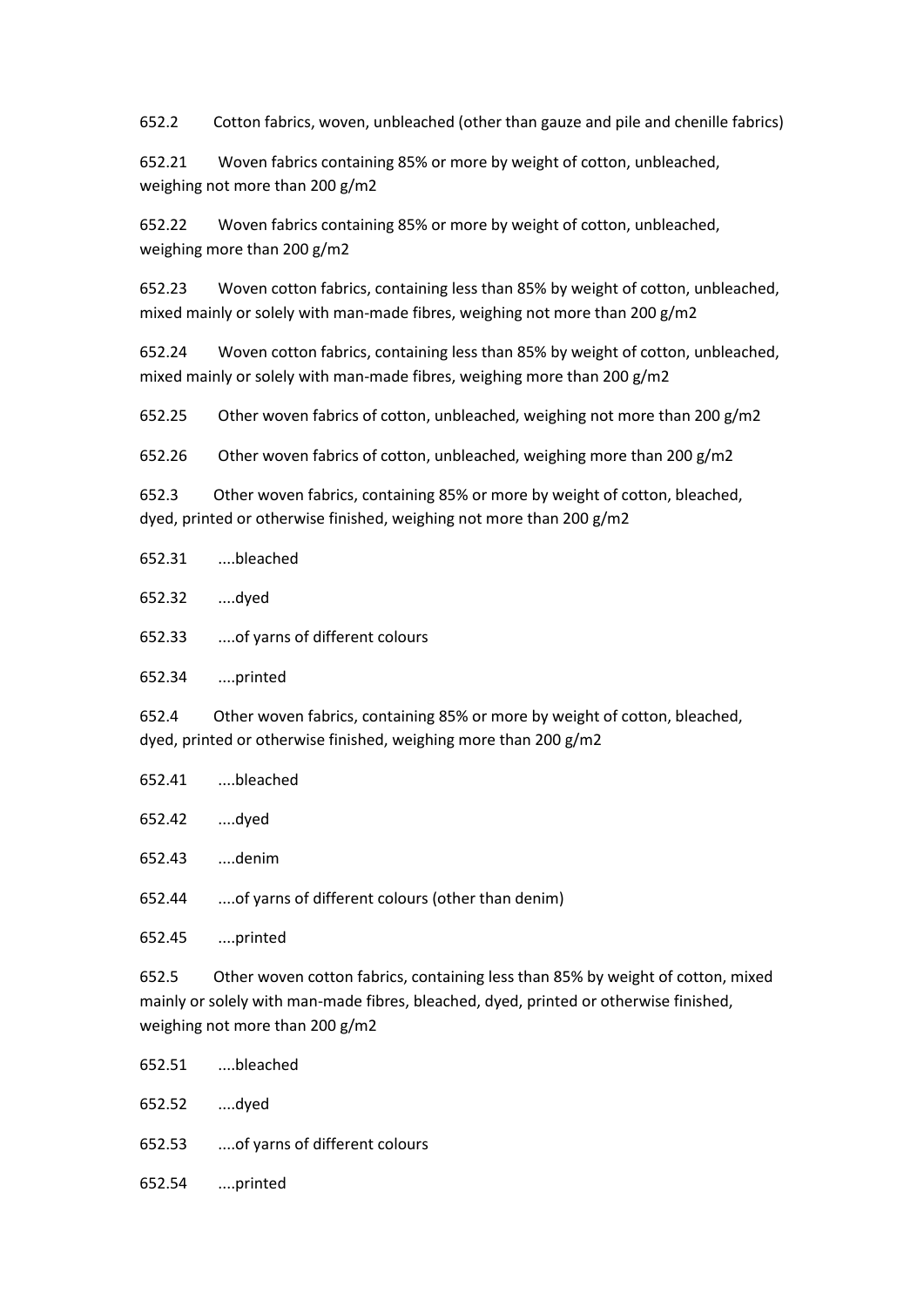652.2 Cotton fabrics, woven, unbleached (other than gauze and pile and chenille fabrics)

652.21 Woven fabrics containing 85% or more by weight of cotton, unbleached, weighing not more than 200 g/m2

652.22 Woven fabrics containing 85% or more by weight of cotton, unbleached, weighing more than 200 g/m2

652.23 Woven cotton fabrics, containing less than 85% by weight of cotton, unbleached, mixed mainly or solely with man-made fibres, weighing not more than 200 g/m2

652.24 Woven cotton fabrics, containing less than 85% by weight of cotton, unbleached, mixed mainly or solely with man-made fibres, weighing more than 200 g/m2

652.25 Other woven fabrics of cotton, unbleached, weighing not more than 200 g/m2

652.26 Other woven fabrics of cotton, unbleached, weighing more than 200 g/m2

652.3 Other woven fabrics, containing 85% or more by weight of cotton, bleached, dyed, printed or otherwise finished, weighing not more than 200 g/m2

652.31 ....bleached

652.32 ....dyed

652.33 ....of yarns of different colours

652.34 ....printed

652.4 Other woven fabrics, containing 85% or more by weight of cotton, bleached, dyed, printed or otherwise finished, weighing more than 200 g/m2

652.41 ....bleached

652.42 ....dyed

652.43 ....denim

652.44 ....of yarns of different colours (other than denim)

652.45 ....printed

652.5 Other woven cotton fabrics, containing less than 85% by weight of cotton, mixed mainly or solely with man-made fibres, bleached, dyed, printed or otherwise finished, weighing not more than 200 g/m2

652.51 ....bleached

652.52 ....dyed

652.53 ....of yarns of different colours

652.54 ....printed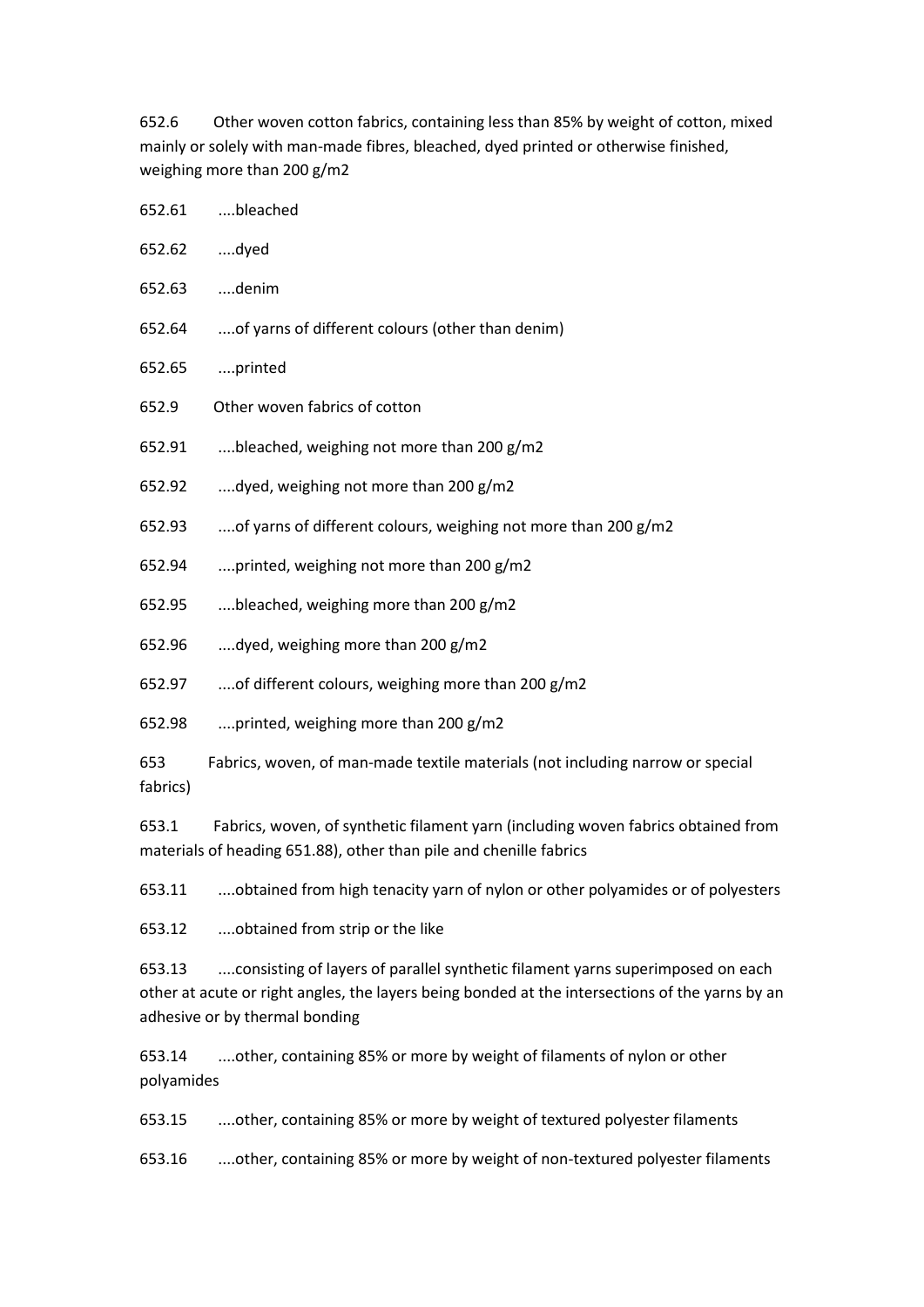652.6 Other woven cotton fabrics, containing less than 85% by weight of cotton, mixed mainly or solely with man-made fibres, bleached, dyed printed or otherwise finished, weighing more than 200 g/m2

652.61 ....bleached

652.62 ....dyed

652.63 ....denim

652.64 ....of yarns of different colours (other than denim)

652.65 ....printed

652.9 Other woven fabrics of cotton

652.91 ....bleached, weighing not more than 200 g/m2

652.92 ....dyed, weighing not more than 200 g/m2

652.93 ....of yarns of different colours, weighing not more than 200 g/m2

652.94 ....printed, weighing not more than 200 g/m2

652.95 ....bleached, weighing more than 200 g/m2

652.96 ....dyed, weighing more than 200 g/m2

652.97 ....of different colours, weighing more than 200 g/m2

652.98 ....printed, weighing more than 200 g/m2

653 Fabrics, woven, of man-made textile materials (not including narrow or special fabrics)

653.1 Fabrics, woven, of synthetic filament yarn (including woven fabrics obtained from materials of heading 651.88), other than pile and chenille fabrics

653.11 ....obtained from high tenacity yarn of nylon or other polyamides or of polyesters

653.12 ....obtained from strip or the like

653.13 ....consisting of layers of parallel synthetic filament yarns superimposed on each other at acute or right angles, the layers being bonded at the intersections of the yarns by an adhesive or by thermal bonding

653.14 ....other, containing 85% or more by weight of filaments of nylon or other polyamides

653.15 ....other, containing 85% or more by weight of textured polyester filaments

653.16 ....other, containing 85% or more by weight of non-textured polyester filaments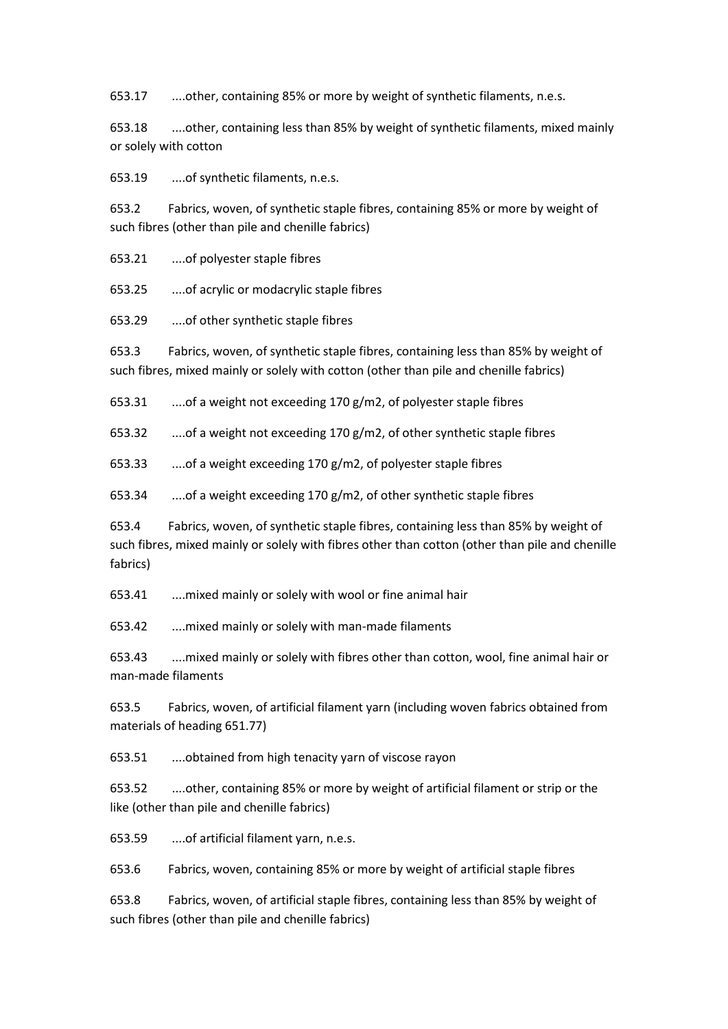653.17 ....other, containing 85% or more by weight of synthetic filaments, n.e.s.

653.18 ....other, containing less than 85% by weight of synthetic filaments, mixed mainly or solely with cotton

653.19 ....of synthetic filaments, n.e.s.

653.2 Fabrics, woven, of synthetic staple fibres, containing 85% or more by weight of such fibres (other than pile and chenille fabrics)

653.21 ....of polyester staple fibres

653.25 ....of acrylic or modacrylic staple fibres

653.29 ....of other synthetic staple fibres

653.3 Fabrics, woven, of synthetic staple fibres, containing less than 85% by weight of such fibres, mixed mainly or solely with cotton (other than pile and chenille fabrics)

653.31 ....of a weight not exceeding 170 g/m2, of polyester staple fibres

653.32 ....of a weight not exceeding 170 g/m2, of other synthetic staple fibres

653.33 ....of a weight exceeding 170 g/m2, of polyester staple fibres

653.34 ....of a weight exceeding 170 g/m2, of other synthetic staple fibres

653.4 Fabrics, woven, of synthetic staple fibres, containing less than 85% by weight of such fibres, mixed mainly or solely with fibres other than cotton (other than pile and chenille fabrics)

653.41 ....mixed mainly or solely with wool or fine animal hair

653.42 ....mixed mainly or solely with man-made filaments

653.43 ....mixed mainly or solely with fibres other than cotton, wool, fine animal hair or man-made filaments

653.5 Fabrics, woven, of artificial filament yarn (including woven fabrics obtained from materials of heading 651.77)

653.51 ....obtained from high tenacity yarn of viscose rayon

653.52 ....other, containing 85% or more by weight of artificial filament or strip or the like (other than pile and chenille fabrics)

653.59 ....of artificial filament yarn, n.e.s.

653.6 Fabrics, woven, containing 85% or more by weight of artificial staple fibres

653.8 Fabrics, woven, of artificial staple fibres, containing less than 85% by weight of such fibres (other than pile and chenille fabrics)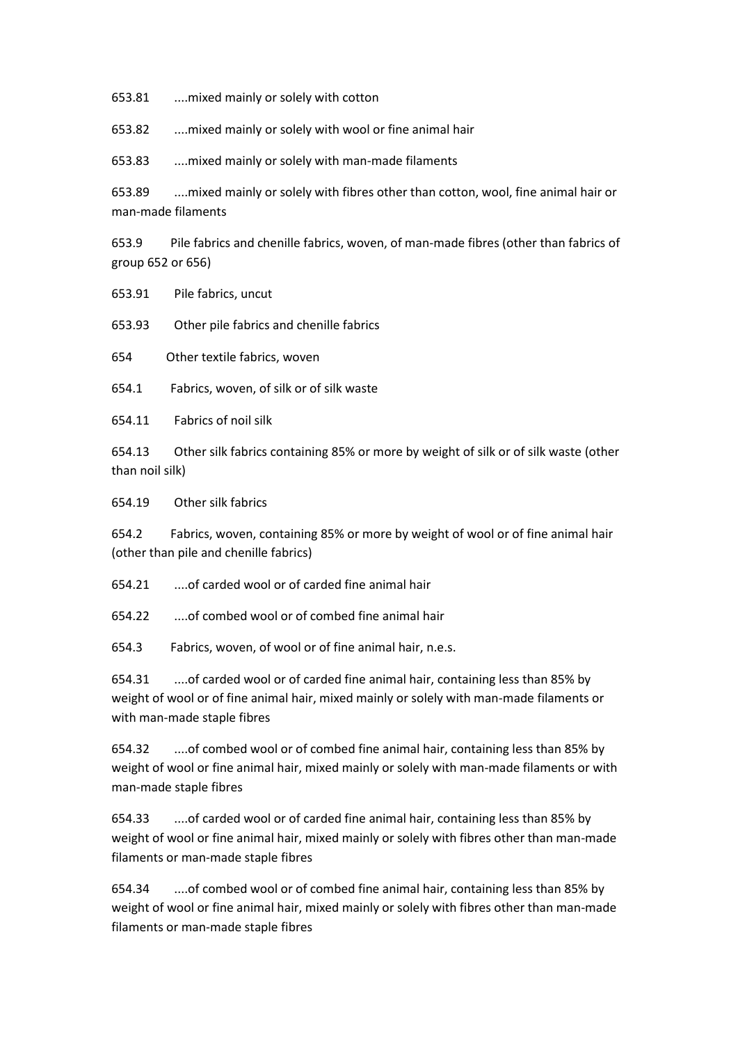653.81 ....mixed mainly or solely with cotton

653.82 ....mixed mainly or solely with wool or fine animal hair

653.83 ....mixed mainly or solely with man-made filaments

653.89 ....mixed mainly or solely with fibres other than cotton, wool, fine animal hair or man-made filaments

653.9 Pile fabrics and chenille fabrics, woven, of man-made fibres (other than fabrics of group 652 or 656)

653.91 Pile fabrics, uncut

653.93 Other pile fabrics and chenille fabrics

654 Other textile fabrics, woven

654.1 Fabrics, woven, of silk or of silk waste

654.11 Fabrics of noil silk

654.13 Other silk fabrics containing 85% or more by weight of silk or of silk waste (other than noil silk)

654.19 Other silk fabrics

654.2 Fabrics, woven, containing 85% or more by weight of wool or of fine animal hair (other than pile and chenille fabrics)

654.21 ....of carded wool or of carded fine animal hair

654.22 ....of combed wool or of combed fine animal hair

654.3 Fabrics, woven, of wool or of fine animal hair, n.e.s.

654.31 ....of carded wool or of carded fine animal hair, containing less than 85% by weight of wool or of fine animal hair, mixed mainly or solely with man-made filaments or with man-made staple fibres

654.32 ....of combed wool or of combed fine animal hair, containing less than 85% by weight of wool or fine animal hair, mixed mainly or solely with man-made filaments or with man-made staple fibres

654.33 ....of carded wool or of carded fine animal hair, containing less than 85% by weight of wool or fine animal hair, mixed mainly or solely with fibres other than man-made filaments or man-made staple fibres

654.34 ....of combed wool or of combed fine animal hair, containing less than 85% by weight of wool or fine animal hair, mixed mainly or solely with fibres other than man-made filaments or man-made staple fibres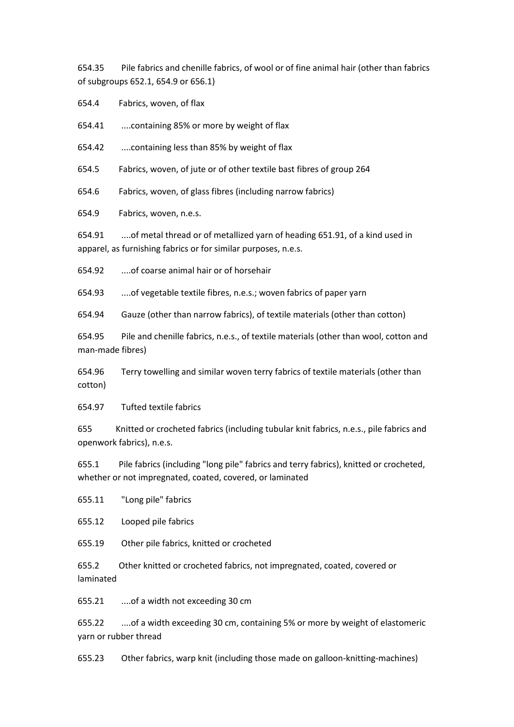654.35 Pile fabrics and chenille fabrics, of wool or of fine animal hair (other than fabrics of subgroups 652.1, 654.9 or 656.1)

654.4 Fabrics, woven, of flax

654.41 ....containing 85% or more by weight of flax

654.42 ....containing less than 85% by weight of flax

654.5 Fabrics, woven, of jute or of other textile bast fibres of group 264

654.6 Fabrics, woven, of glass fibres (including narrow fabrics)

654.9 Fabrics, woven, n.e.s.

654.91 ....of metal thread or of metallized yarn of heading 651.91, of a kind used in apparel, as furnishing fabrics or for similar purposes, n.e.s.

654.92 ....of coarse animal hair or of horsehair

654.93 ....of vegetable textile fibres, n.e.s.; woven fabrics of paper yarn

654.94 Gauze (other than narrow fabrics), of textile materials (other than cotton)

654.95 Pile and chenille fabrics, n.e.s., of textile materials (other than wool, cotton and man-made fibres)

654.96 Terry towelling and similar woven terry fabrics of textile materials (other than cotton)

654.97 Tufted textile fabrics

655 Knitted or crocheted fabrics (including tubular knit fabrics, n.e.s., pile fabrics and openwork fabrics), n.e.s.

655.1 Pile fabrics (including "long pile" fabrics and terry fabrics), knitted or crocheted, whether or not impregnated, coated, covered, or laminated

655.11 "Long pile" fabrics

655.12 Looped pile fabrics

655.19 Other pile fabrics, knitted or crocheted

655.2 Other knitted or crocheted fabrics, not impregnated, coated, covered or laminated

655.21 ....of a width not exceeding 30 cm

655.22 ....of a width exceeding 30 cm, containing 5% or more by weight of elastomeric yarn or rubber thread

655.23 Other fabrics, warp knit (including those made on galloon-knitting-machines)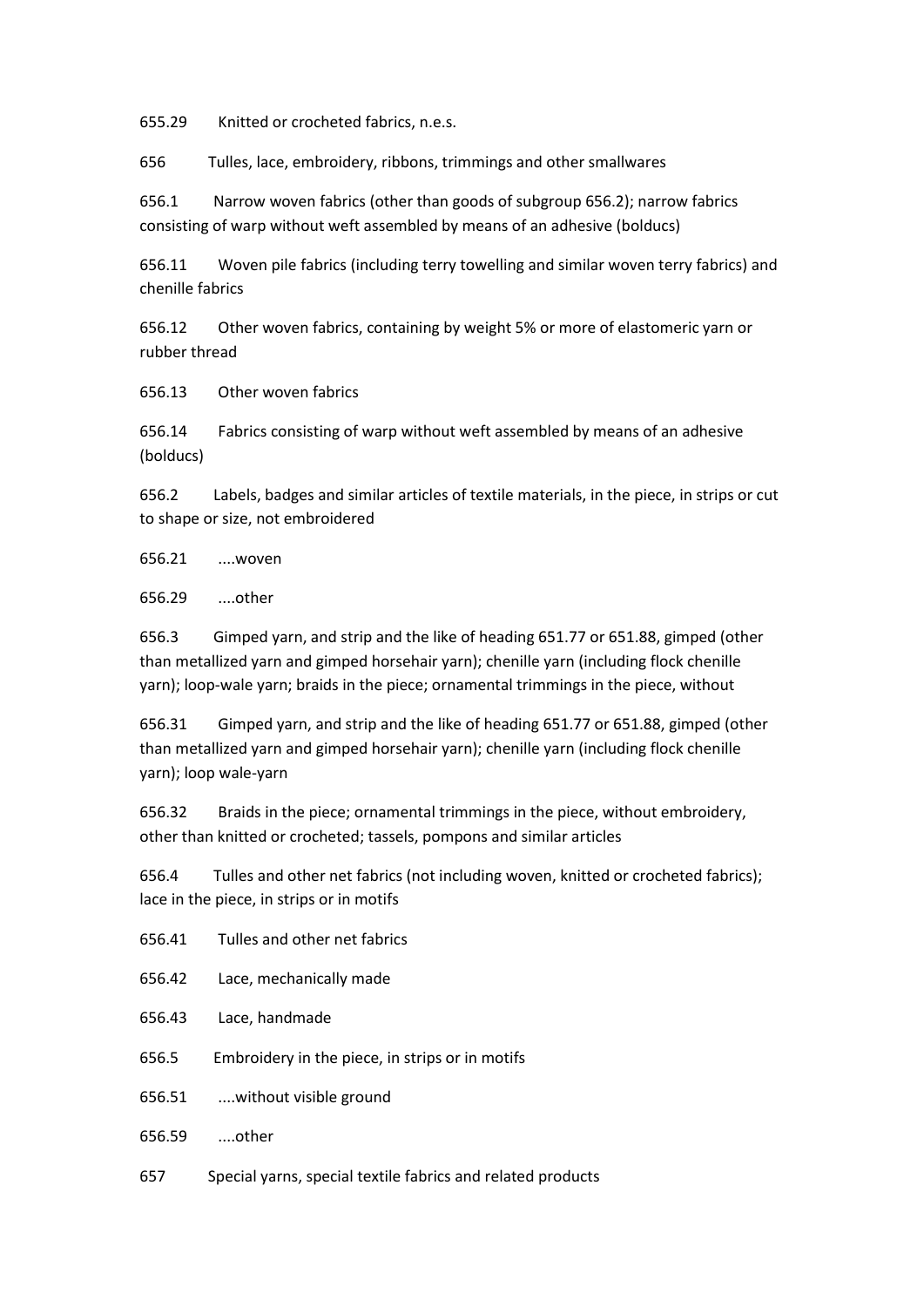655.29 Knitted or crocheted fabrics, n.e.s.

656 Tulles, lace, embroidery, ribbons, trimmings and other smallwares

656.1 Narrow woven fabrics (other than goods of subgroup 656.2); narrow fabrics consisting of warp without weft assembled by means of an adhesive (bolducs)

656.11 Woven pile fabrics (including terry towelling and similar woven terry fabrics) and chenille fabrics

656.12 Other woven fabrics, containing by weight 5% or more of elastomeric yarn or rubber thread

656.13 Other woven fabrics

656.14 Fabrics consisting of warp without weft assembled by means of an adhesive (bolducs)

656.2 Labels, badges and similar articles of textile materials, in the piece, in strips or cut to shape or size, not embroidered

656.21 ....woven

656.29 ....other

656.3 Gimped yarn, and strip and the like of heading 651.77 or 651.88, gimped (other than metallized yarn and gimped horsehair yarn); chenille yarn (including flock chenille yarn); loop-wale yarn; braids in the piece; ornamental trimmings in the piece, without

656.31 Gimped yarn, and strip and the like of heading 651.77 or 651.88, gimped (other than metallized yarn and gimped horsehair yarn); chenille yarn (including flock chenille yarn); loop wale-yarn

656.32 Braids in the piece; ornamental trimmings in the piece, without embroidery, other than knitted or crocheted; tassels, pompons and similar articles

656.4 Tulles and other net fabrics (not including woven, knitted or crocheted fabrics); lace in the piece, in strips or in motifs

656.41 Tulles and other net fabrics

656.42 Lace, mechanically made

656.43 Lace, handmade

656.5 Embroidery in the piece, in strips or in motifs

656.51 ....without visible ground

656.59 ....other

657 Special yarns, special textile fabrics and related products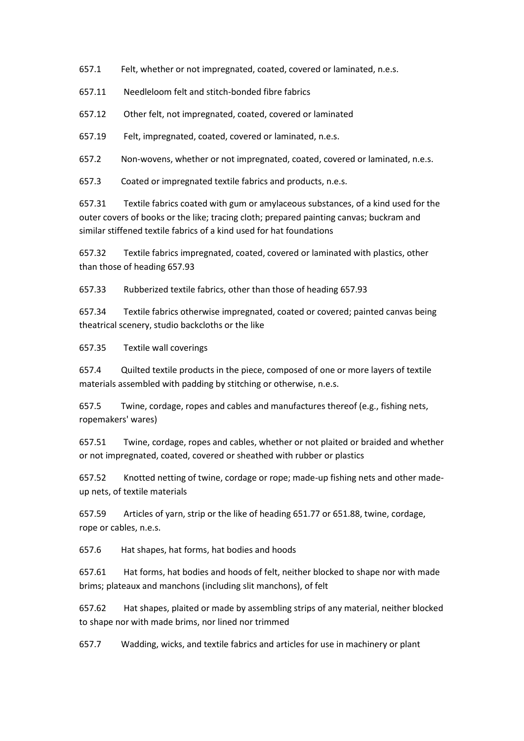657.1 Felt, whether or not impregnated, coated, covered or laminated, n.e.s.

657.11 Needleloom felt and stitch-bonded fibre fabrics

657.12 Other felt, not impregnated, coated, covered or laminated

657.19 Felt, impregnated, coated, covered or laminated, n.e.s.

657.2 Non-wovens, whether or not impregnated, coated, covered or laminated, n.e.s.

657.3 Coated or impregnated textile fabrics and products, n.e.s.

657.31 Textile fabrics coated with gum or amylaceous substances, of a kind used for the outer covers of books or the like; tracing cloth; prepared painting canvas; buckram and similar stiffened textile fabrics of a kind used for hat foundations

657.32 Textile fabrics impregnated, coated, covered or laminated with plastics, other than those of heading 657.93

657.33 Rubberized textile fabrics, other than those of heading 657.93

657.34 Textile fabrics otherwise impregnated, coated or covered; painted canvas being theatrical scenery, studio backcloths or the like

657.35 Textile wall coverings

657.4 Quilted textile products in the piece, composed of one or more layers of textile materials assembled with padding by stitching or otherwise, n.e.s.

657.5 Twine, cordage, ropes and cables and manufactures thereof (e.g., fishing nets, ropemakers' wares)

657.51 Twine, cordage, ropes and cables, whether or not plaited or braided and whether or not impregnated, coated, covered or sheathed with rubber or plastics

657.52 Knotted netting of twine, cordage or rope; made-up fishing nets and other made-up nets, of textile materials

657.59 Articles of yarn, strip or the like of heading 651.77 or 651.88, twine, cordage, rope or cables, n.e.s.

657.6 Hat shapes, hat forms, hat bodies and hoods

657.61 Hat forms, hat bodies and hoods of felt, neither blocked to shape nor with made brims; plateaux and manchons (including slit manchons), of felt

657.62 Hat shapes, plaited or made by assembling strips of any material, neither blocked to shape nor with made brims, nor lined nor trimmed

657.7 Wadding, wicks, and textile fabrics and articles for use in machinery or plant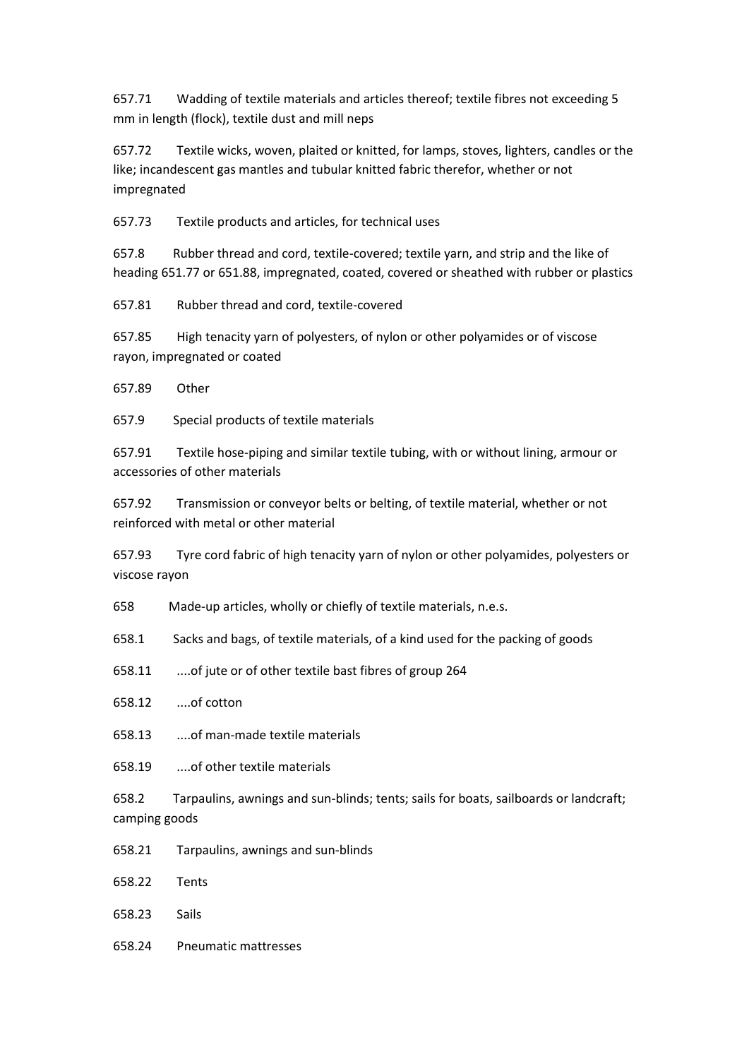657.71 Wadding of textile materials and articles thereof; textile fibres not exceeding 5 mm in length (flock), textile dust and mill neps

657.72 Textile wicks, woven, plaited or knitted, for lamps, stoves, lighters, candles or the like; incandescent gas mantles and tubular knitted fabric therefor, whether or not impregnated

657.73 Textile products and articles, for technical uses

657.8 Rubber thread and cord, textile-covered; textile yarn, and strip and the like of heading 651.77 or 651.88, impregnated, coated, covered or sheathed with rubber or plastics

657.81 Rubber thread and cord, textile-covered

657.85 High tenacity yarn of polyesters, of nylon or other polyamides or of viscose rayon, impregnated or coated

657.89 Other

657.9 Special products of textile materials

657.91 Textile hose-piping and similar textile tubing, with or without lining, armour or accessories of other materials

657.92 Transmission or conveyor belts or belting, of textile material, whether or not reinforced with metal or other material

657.93 Tyre cord fabric of high tenacity yarn of nylon or other polyamides, polyesters or viscose rayon

658 Made-up articles, wholly or chiefly of textile materials, n.e.s.

658.1 Sacks and bags, of textile materials, of a kind used for the packing of goods

658.11 ....of jute or of other textile bast fibres of group 264

658.12 ....of cotton

658.13 ....of man-made textile materials

658.19 ....of other textile materials

658.2 Tarpaulins, awnings and sun-blinds; tents; sails for boats, sailboards or landcraft; camping goods

658.21 Tarpaulins, awnings and sun-blinds

658.22 Tents

658.23 Sails

658.24 Pneumatic mattresses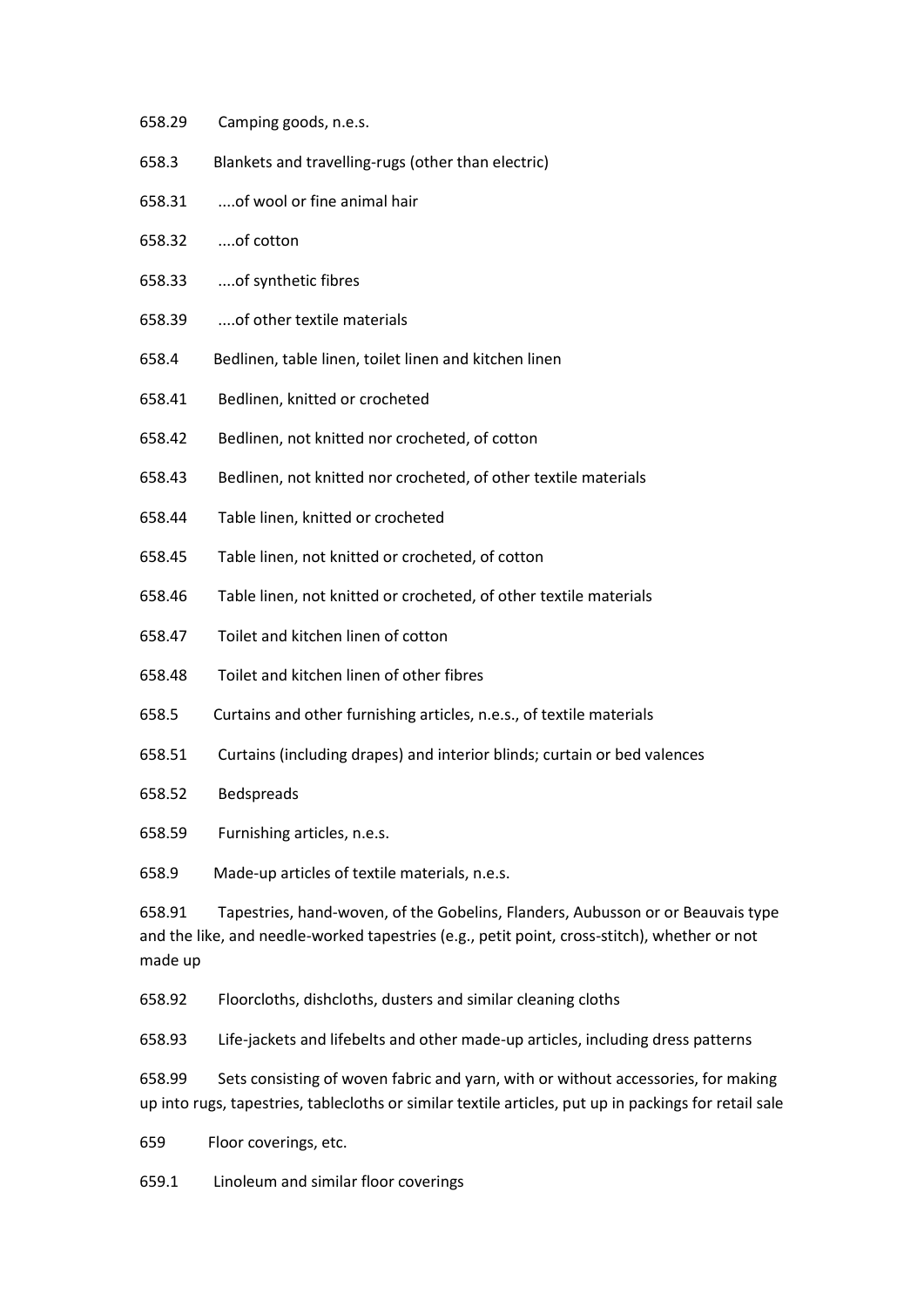658.29 Camping goods, n.e.s.

658.3 Blankets and travelling-rugs (other than electric)

658.31 ....of wool or fine animal hair

658.32 ....of cotton

658.33 ....of synthetic fibres

658.39 ....of other textile materials

658.4 Bedlinen, table linen, toilet linen and kitchen linen

658.41 Bedlinen, knitted or crocheted

658.42 Bedlinen, not knitted nor crocheted, of cotton

658.43 Bedlinen, not knitted nor crocheted, of other textile materials

658.44 Table linen, knitted or crocheted

658.45 Table linen, not knitted or crocheted, of cotton

658.46 Table linen, not knitted or crocheted, of other textile materials

658.47 Toilet and kitchen linen of cotton

658.48 Toilet and kitchen linen of other fibres

658.5 Curtains and other furnishing articles, n.e.s., of textile materials

658.51 Curtains (including drapes) and interior blinds; curtain or bed valences

658.52 Bedspreads

658.59 Furnishing articles, n.e.s.

658.9 Made-up articles of textile materials, n.e.s.

658.91 Tapestries, hand-woven, of the Gobelins, Flanders, Aubusson or or Beauvais type and the like, and needle-worked tapestries (e.g., petit point, cross-stitch), whether or not made up

658.92 Floorcloths, dishcloths, dusters and similar cleaning cloths

658.93 Life-jackets and lifebelts and other made-up articles, including dress patterns

658.99 Sets consisting of woven fabric and yarn, with or without accessories, for making up into rugs, tapestries, tablecloths or similar textile articles, put up in packings for retail sale

659 Floor coverings, etc.

659.1 Linoleum and similar floor coverings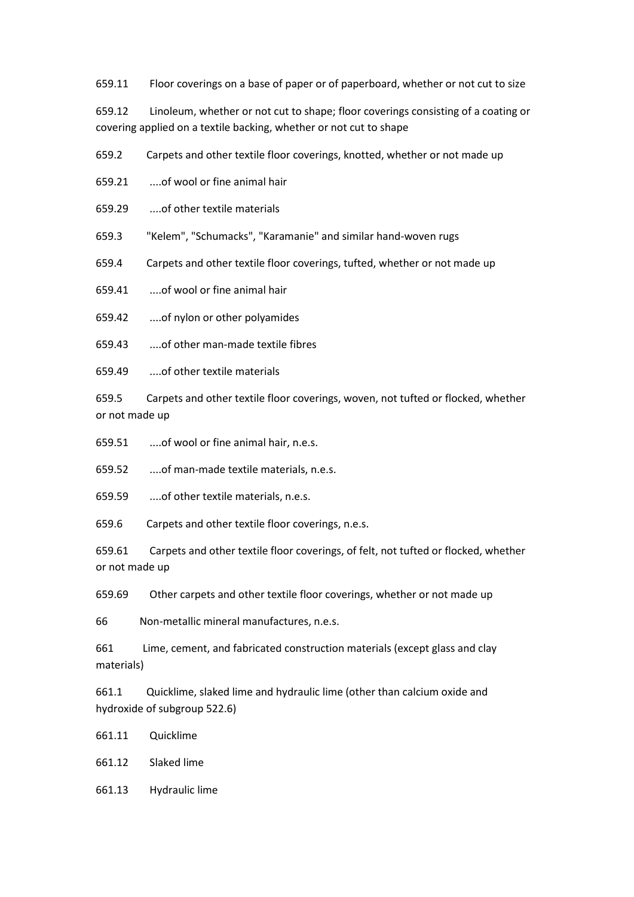659.11 Floor coverings on a base of paper or of paperboard, whether or not cut to size

659.12 Linoleum, whether or not cut to shape; floor coverings consisting of a coating or covering applied on a textile backing, whether or not cut to shape

659.2 Carpets and other textile floor coverings, knotted, whether or not made up

659.21 ....of wool or fine animal hair

659.29 ....of other textile materials

659.3 "Kelem", "Schumacks", "Karamanie" and similar hand-woven rugs

659.4 Carpets and other textile floor coverings, tufted, whether or not made up

659.41 ....of wool or fine animal hair

659.42 ....of nylon or other polyamides

659.43 ....of other man-made textile fibres

659.49 ....of other textile materials

659.5 Carpets and other textile floor coverings, woven, not tufted or flocked, whether or not made up

659.51 ....of wool or fine animal hair, n.e.s.

659.52 ....of man-made textile materials, n.e.s.

659.59 ....of other textile materials, n.e.s.

659.6 Carpets and other textile floor coverings, n.e.s.

659.61 Carpets and other textile floor coverings, of felt, not tufted or flocked, whether or not made up

659.69 Other carpets and other textile floor coverings, whether or not made up

66 Non-metallic mineral manufactures, n.e.s.

661 Lime, cement, and fabricated construction materials (except glass and clay materials)

661.1 Quicklime, slaked lime and hydraulic lime (other than calcium oxide and hydroxide of subgroup 522.6)

661.11 Quicklime

661.12 Slaked lime

661.13 Hydraulic lime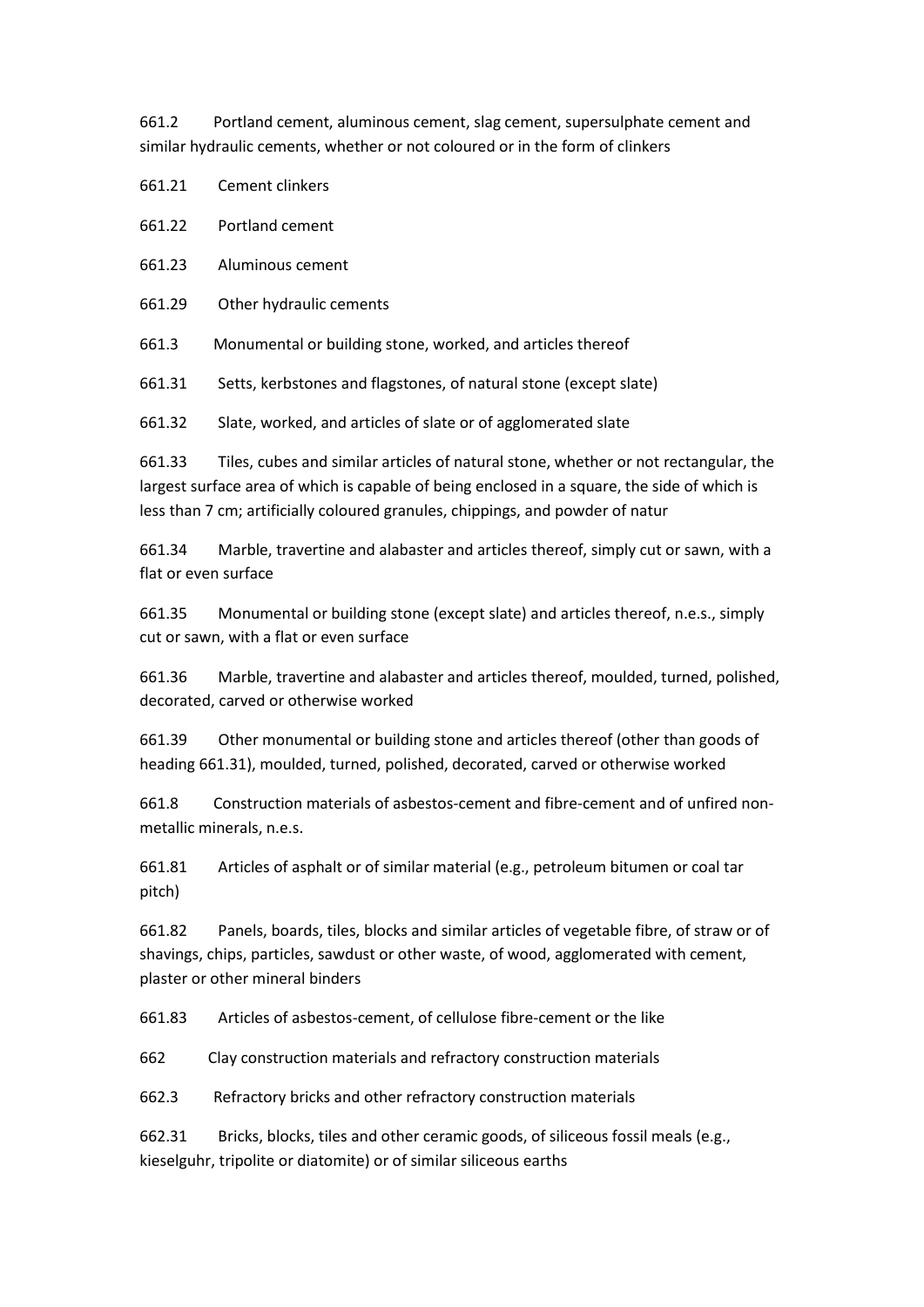661.2 Portland cement, aluminous cement, slag cement, supersulphate cement and similar hydraulic cements, whether or not coloured or in the form of clinkers

661.21 Cement clinkers

661.22 Portland cement

661.23 Aluminous cement

661.29 Other hydraulic cements

661.3 Monumental or building stone, worked, and articles thereof

661.31 Setts, kerbstones and flagstones, of natural stone (except slate)

661.32 Slate, worked, and articles of slate or of agglomerated slate

661.33 Tiles, cubes and similar articles of natural stone, whether or not rectangular, the largest surface area of which is capable of being enclosed in a square, the side of which is less than 7 cm; artificially coloured granules, chippings, and powder of natur

661.34 Marble, travertine and alabaster and articles thereof, simply cut or sawn, with a flat or even surface

661.35 Monumental or building stone (except slate) and articles thereof, n.e.s., simply cut or sawn, with a flat or even surface

661.36 Marble, travertine and alabaster and articles thereof, moulded, turned, polished, decorated, carved or otherwise worked

661.39 Other monumental or building stone and articles thereof (other than goods of heading 661.31), moulded, turned, polished, decorated, carved or otherwise worked

661.8 Construction materials of asbestos-cement and fibre-cement and of unfired non-metallic minerals, n.e.s.

661.81 Articles of asphalt or of similar material (e.g., petroleum bitumen or coal tar pitch)

661.82 Panels, boards, tiles, blocks and similar articles of vegetable fibre, of straw or of shavings, chips, particles, sawdust or other waste, of wood, agglomerated with cement, plaster or other mineral binders

661.83 Articles of asbestos-cement, of cellulose fibre-cement or the like

662 Clay construction materials and refractory construction materials

662.3 Refractory bricks and other refractory construction materials

662.31 Bricks, blocks, tiles and other ceramic goods, of siliceous fossil meals (e.g., kieselguhr, tripolite or diatomite) or of similar siliceous earths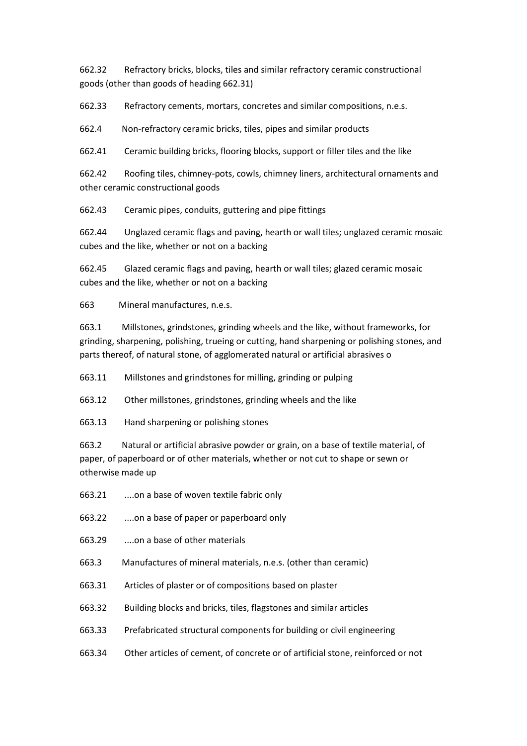662.32 Refractory bricks, blocks, tiles and similar refractory ceramic constructional goods (other than goods of heading 662.31)

662.33 Refractory cements, mortars, concretes and similar compositions, n.e.s.

662.4 Non-refractory ceramic bricks, tiles, pipes and similar products

662.41 Ceramic building bricks, flooring blocks, support or filler tiles and the like

662.42 Roofing tiles, chimney-pots, cowls, chimney liners, architectural ornaments and other ceramic constructional goods

662.43 Ceramic pipes, conduits, guttering and pipe fittings

662.44 Unglazed ceramic flags and paving, hearth or wall tiles; unglazed ceramic mosaic cubes and the like, whether or not on a backing

662.45 Glazed ceramic flags and paving, hearth or wall tiles; glazed ceramic mosaic cubes and the like, whether or not on a backing

663 Mineral manufactures, n.e.s.

663.1 Millstones, grindstones, grinding wheels and the like, without frameworks, for grinding, sharpening, polishing, trueing or cutting, hand sharpening or polishing stones, and parts thereof, of natural stone, of agglomerated natural or artificial abrasives o

663.11 Millstones and grindstones for milling, grinding or pulping

663.12 Other millstones, grindstones, grinding wheels and the like

663.13 Hand sharpening or polishing stones

663.2 Natural or artificial abrasive powder or grain, on a base of textile material, of paper, of paperboard or of other materials, whether or not cut to shape or sewn or otherwise made up

663.21 ....on a base of woven textile fabric only

663.22 ....on a base of paper or paperboard only

663.29 ....on a base of other materials

663.3 Manufactures of mineral materials, n.e.s. (other than ceramic)

663.31 Articles of plaster or of compositions based on plaster

663.32 Building blocks and bricks, tiles, flagstones and similar articles

663.33 Prefabricated structural components for building or civil engineering

663.34 Other articles of cement, of concrete or of artificial stone, reinforced or not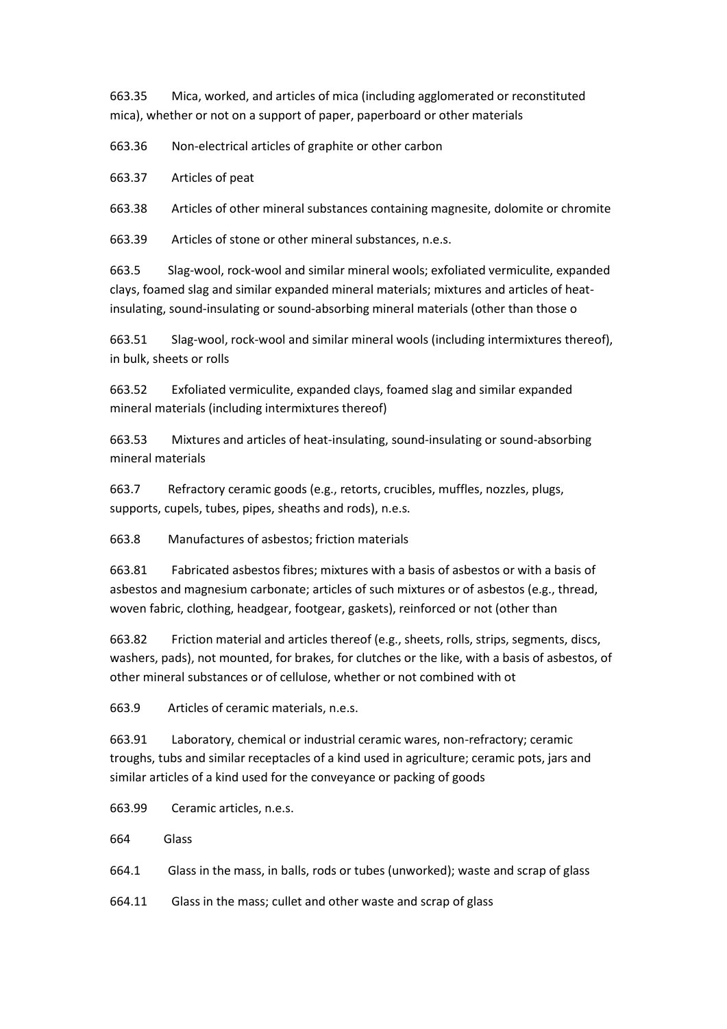663.35 Mica, worked, and articles of mica (including agglomerated or reconstituted mica), whether or not on a support of paper, paperboard or other materials

663.36 Non-electrical articles of graphite or other carbon

663.37 Articles of peat

663.38 Articles of other mineral substances containing magnesite, dolomite or chromite

663.39 Articles of stone or other mineral substances, n.e.s.

663.5 Slag-wool, rock-wool and similar mineral wools; exfoliated vermiculite, expanded clays, foamed slag and similar expanded mineral materials; mixtures and articles of heat-insulating, sound-insulating or sound-absorbing mineral materials (other than those o

663.51 Slag-wool, rock-wool and similar mineral wools (including intermixtures thereof), in bulk, sheets or rolls

663.52 Exfoliated vermiculite, expanded clays, foamed slag and similar expanded mineral materials (including intermixtures thereof)

663.53 Mixtures and articles of heat-insulating, sound-insulating or sound-absorbing mineral materials

663.7 Refractory ceramic goods (e.g., retorts, crucibles, muffles, nozzles, plugs, supports, cupels, tubes, pipes, sheaths and rods), n.e.s.

663.8 Manufactures of asbestos; friction materials

663.81 Fabricated asbestos fibres; mixtures with a basis of asbestos or with a basis of asbestos and magnesium carbonate; articles of such mixtures or of asbestos (e.g., thread, woven fabric, clothing, headgear, footgear, gaskets), reinforced or not (other than

663.82 Friction material and articles thereof (e.g., sheets, rolls, strips, segments, discs, washers, pads), not mounted, for brakes, for clutches or the like, with a basis of asbestos, of other mineral substances or of cellulose, whether or not combined with ot

663.9 Articles of ceramic materials, n.e.s.

663.91 Laboratory, chemical or industrial ceramic wares, non-refractory; ceramic troughs, tubs and similar receptacles of a kind used in agriculture; ceramic pots, jars and similar articles of a kind used for the conveyance or packing of goods

663.99 Ceramic articles, n.e.s.

664 Glass

664.1 Glass in the mass, in balls, rods or tubes (unworked); waste and scrap of glass

664.11 Glass in the mass; cullet and other waste and scrap of glass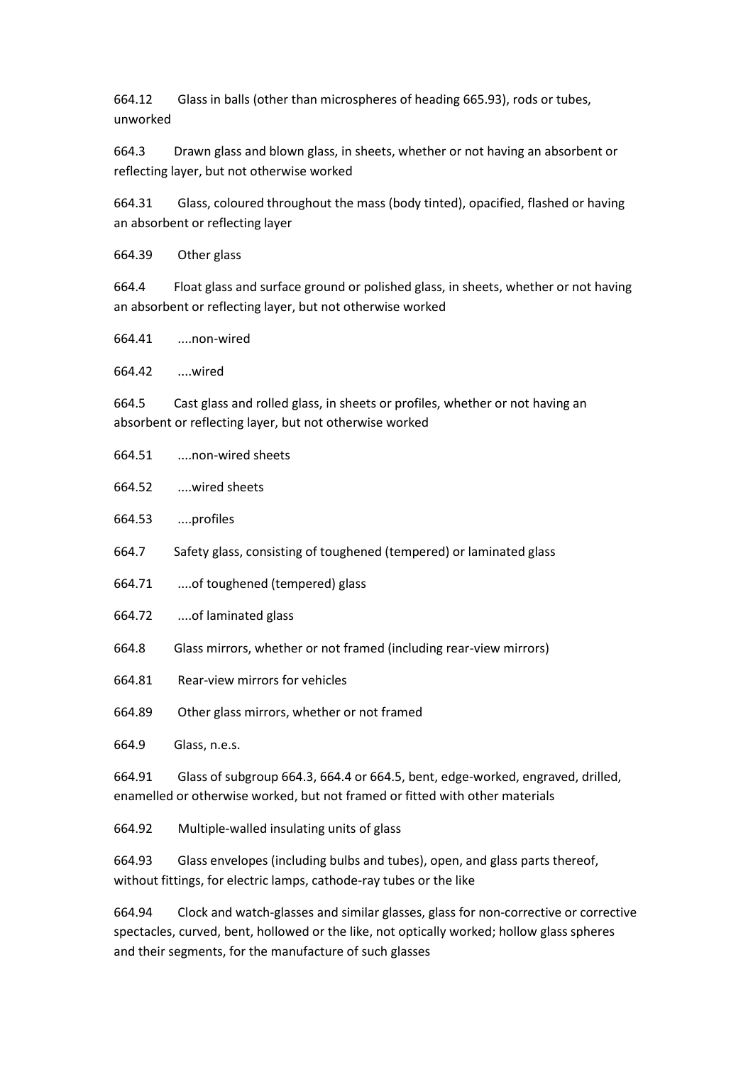664.12 Glass in balls (other than microspheres of heading 665.93), rods or tubes, unworked

664.3 Drawn glass and blown glass, in sheets, whether or not having an absorbent or reflecting layer, but not otherwise worked

664.31 Glass, coloured throughout the mass (body tinted), opacified, flashed or having an absorbent or reflecting layer

664.39 Other glass

664.4 Float glass and surface ground or polished glass, in sheets, whether or not having an absorbent or reflecting layer, but not otherwise worked

664.41 ....non-wired

664.42 ....wired

664.5 Cast glass and rolled glass, in sheets or profiles, whether or not having an absorbent or reflecting layer, but not otherwise worked

664.51 ....non-wired sheets

664.52 ....wired sheets

664.53 ....profiles

664.7 Safety glass, consisting of toughened (tempered) or laminated glass

664.71 ....of toughened (tempered) glass

664.72 ....of laminated glass

664.8 Glass mirrors, whether or not framed (including rear-view mirrors)

664.81 Rear-view mirrors for vehicles

664.89 Other glass mirrors, whether or not framed

664.9 Glass, n.e.s.

664.91 Glass of subgroup 664.3, 664.4 or 664.5, bent, edge-worked, engraved, drilled, enamelled or otherwise worked, but not framed or fitted with other materials

664.92 Multiple-walled insulating units of glass

664.93 Glass envelopes (including bulbs and tubes), open, and glass parts thereof, without fittings, for electric lamps, cathode-ray tubes or the like

664.94 Clock and watch-glasses and similar glasses, glass for non-corrective or corrective spectacles, curved, bent, hollowed or the like, not optically worked; hollow glass spheres and their segments, for the manufacture of such glasses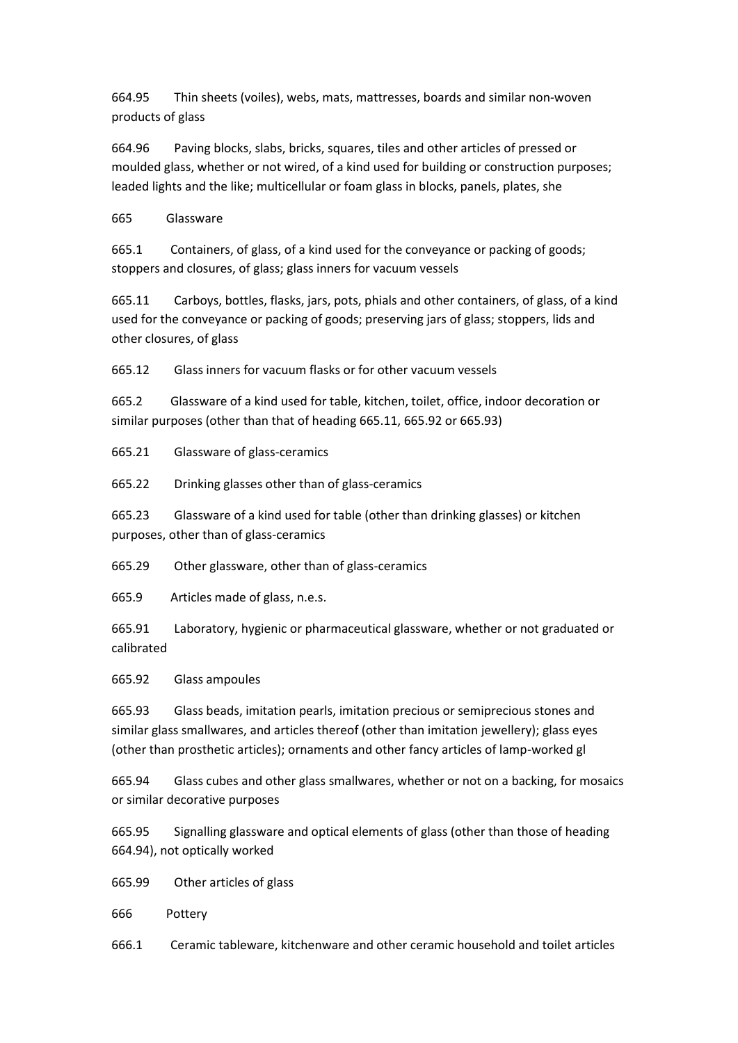664.95 Thin sheets (voiles), webs, mats, mattresses, boards and similar non-woven products of glass

664.96 Paving blocks, slabs, bricks, squares, tiles and other articles of pressed or moulded glass, whether or not wired, of a kind used for building or construction purposes; leaded lights and the like; multicellular or foam glass in blocks, panels, plates, she

665 Glassware

665.1 Containers, of glass, of a kind used for the conveyance or packing of goods; stoppers and closures, of glass; glass inners for vacuum vessels

665.11 Carboys, bottles, flasks, jars, pots, phials and other containers, of glass, of a kind used for the conveyance or packing of goods; preserving jars of glass; stoppers, lids and other closures, of glass

665.12 Glass inners for vacuum flasks or for other vacuum vessels

665.2 Glassware of a kind used for table, kitchen, toilet, office, indoor decoration or similar purposes (other than that of heading 665.11, 665.92 or 665.93)

665.21 Glassware of glass-ceramics

665.22 Drinking glasses other than of glass-ceramics

665.23 Glassware of a kind used for table (other than drinking glasses) or kitchen purposes, other than of glass-ceramics

665.29 Other glassware, other than of glass-ceramics

665.9 Articles made of glass, n.e.s.

665.91 Laboratory, hygienic or pharmaceutical glassware, whether or not graduated or calibrated

665.92 Glass ampoules

665.93 Glass beads, imitation pearls, imitation precious or semiprecious stones and similar glass smallwares, and articles thereof (other than imitation jewellery); glass eyes (other than prosthetic articles); ornaments and other fancy articles of lamp-worked gl

665.94 Glass cubes and other glass smallwares, whether or not on a backing, for mosaics or similar decorative purposes

665.95 Signalling glassware and optical elements of glass (other than those of heading 664.94), not optically worked

665.99 Other articles of glass

666 Pottery

666.1 Ceramic tableware, kitchenware and other ceramic household and toilet articles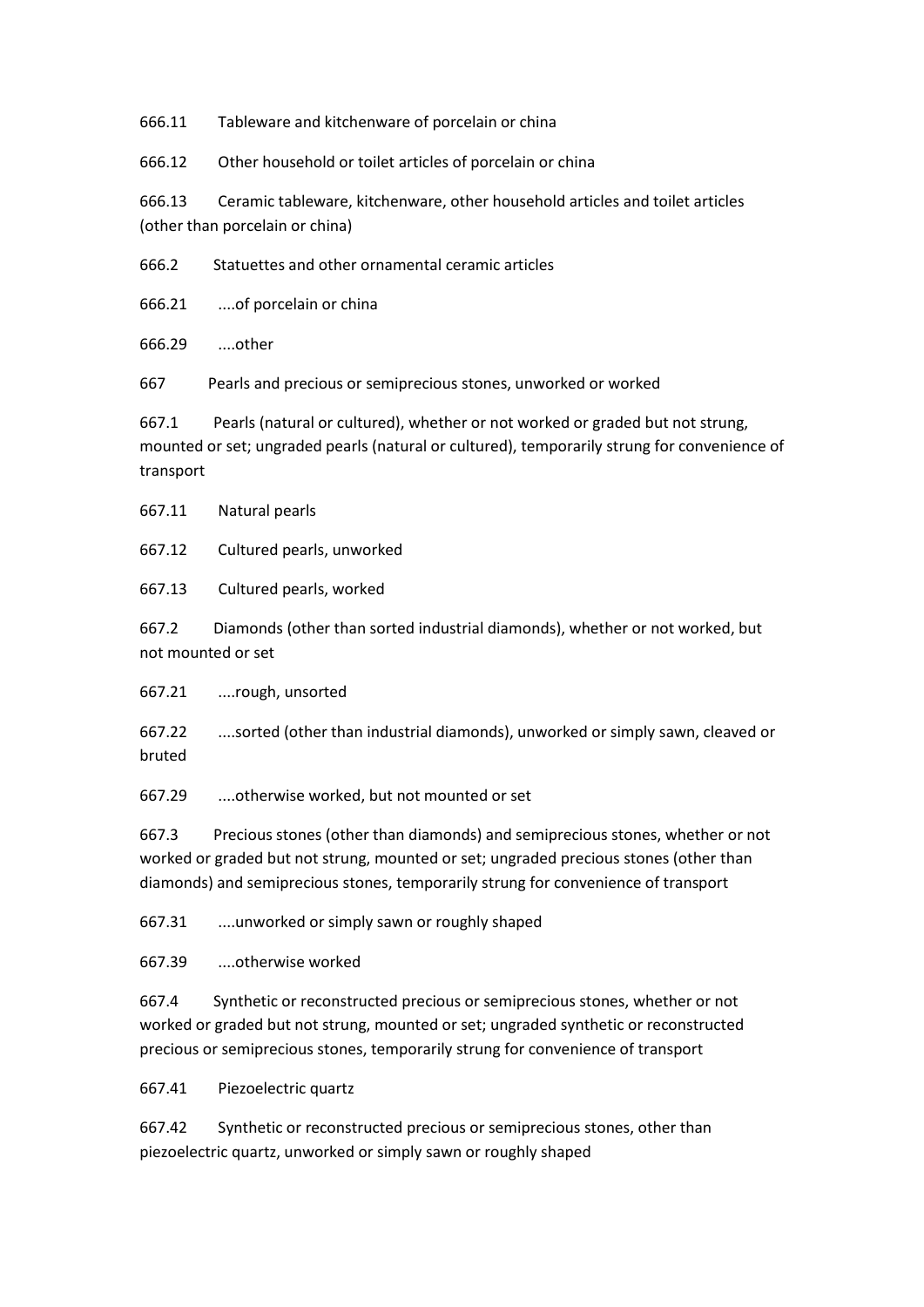666.11 Tableware and kitchenware of porcelain or china

666.12 Other household or toilet articles of porcelain or china

666.13 Ceramic tableware, kitchenware, other household articles and toilet articles (other than porcelain or china)

666.2 Statuettes and other ornamental ceramic articles

666.21 ....of porcelain or china

666.29 ....other

667 Pearls and precious or semiprecious stones, unworked or worked

667.1 Pearls (natural or cultured), whether or not worked or graded but not strung, mounted or set; ungraded pearls (natural or cultured), temporarily strung for convenience of transport

667.11 Natural pearls

667.12 Cultured pearls, unworked

667.13 Cultured pearls, worked

667.2 Diamonds (other than sorted industrial diamonds), whether or not worked, but not mounted or set

667.21 ....rough, unsorted

667.22 ....sorted (other than industrial diamonds), unworked or simply sawn, cleaved or bruted

667.29 ....otherwise worked, but not mounted or set

667.3 Precious stones (other than diamonds) and semiprecious stones, whether or not worked or graded but not strung, mounted or set; ungraded precious stones (other than diamonds) and semiprecious stones, temporarily strung for convenience of transport

667.31 ....unworked or simply sawn or roughly shaped

667.39 ....otherwise worked

667.4 Synthetic or reconstructed precious or semiprecious stones, whether or not worked or graded but not strung, mounted or set; ungraded synthetic or reconstructed precious or semiprecious stones, temporarily strung for convenience of transport

667.41 Piezoelectric quartz

667.42 Synthetic or reconstructed precious or semiprecious stones, other than piezoelectric quartz, unworked or simply sawn or roughly shaped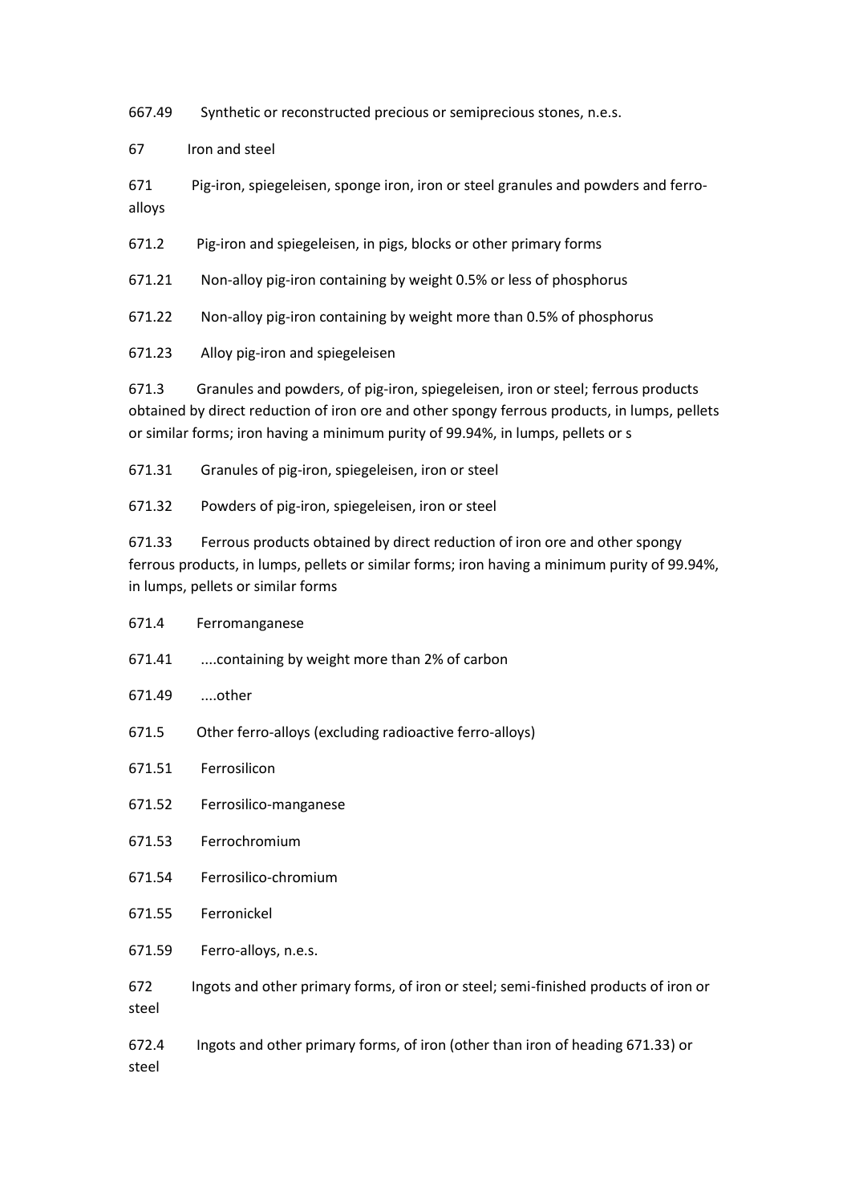667.49 Synthetic or reconstructed precious or semiprecious stones, n.e.s.

67 Iron and steel

671 Pig-iron, spiegeleisen, sponge iron, iron or steel granules and powders and ferro-alloys

671.2 Pig-iron and spiegeleisen, in pigs, blocks or other primary forms

671.21 Non-alloy pig-iron containing by weight 0.5% or less of phosphorus

671.22 Non-alloy pig-iron containing by weight more than 0.5% of phosphorus

671.23 Alloy pig-iron and spiegeleisen

671.3 Granules and powders, of pig-iron, spiegeleisen, iron or steel; ferrous products obtained by direct reduction of iron ore and other spongy ferrous products, in lumps, pellets or similar forms; iron having a minimum purity of 99.94%, in lumps, pellets or s

671.31 Granules of pig-iron, spiegeleisen, iron or steel

671.32 Powders of pig-iron, spiegeleisen, iron or steel

671.33 Ferrous products obtained by direct reduction of iron ore and other spongy ferrous products, in lumps, pellets or similar forms; iron having a minimum purity of 99.94%, in lumps, pellets or similar forms

671.4 Ferromanganese

671.41 ....containing by weight more than 2% of carbon

671.49 ....other

671.5 Other ferro-alloys (excluding radioactive ferro-alloys)

671.51 Ferrosilicon

671.52 Ferrosilico-manganese

671.53 Ferrochromium

671.54 Ferrosilico-chromium

671.55 Ferronickel

671.59 Ferro-alloys, n.e.s.

672 Ingots and other primary forms, of iron or steel; semi-finished products of iron or steel

672.4 Ingots and other primary forms, of iron (other than iron of heading 671.33) or steel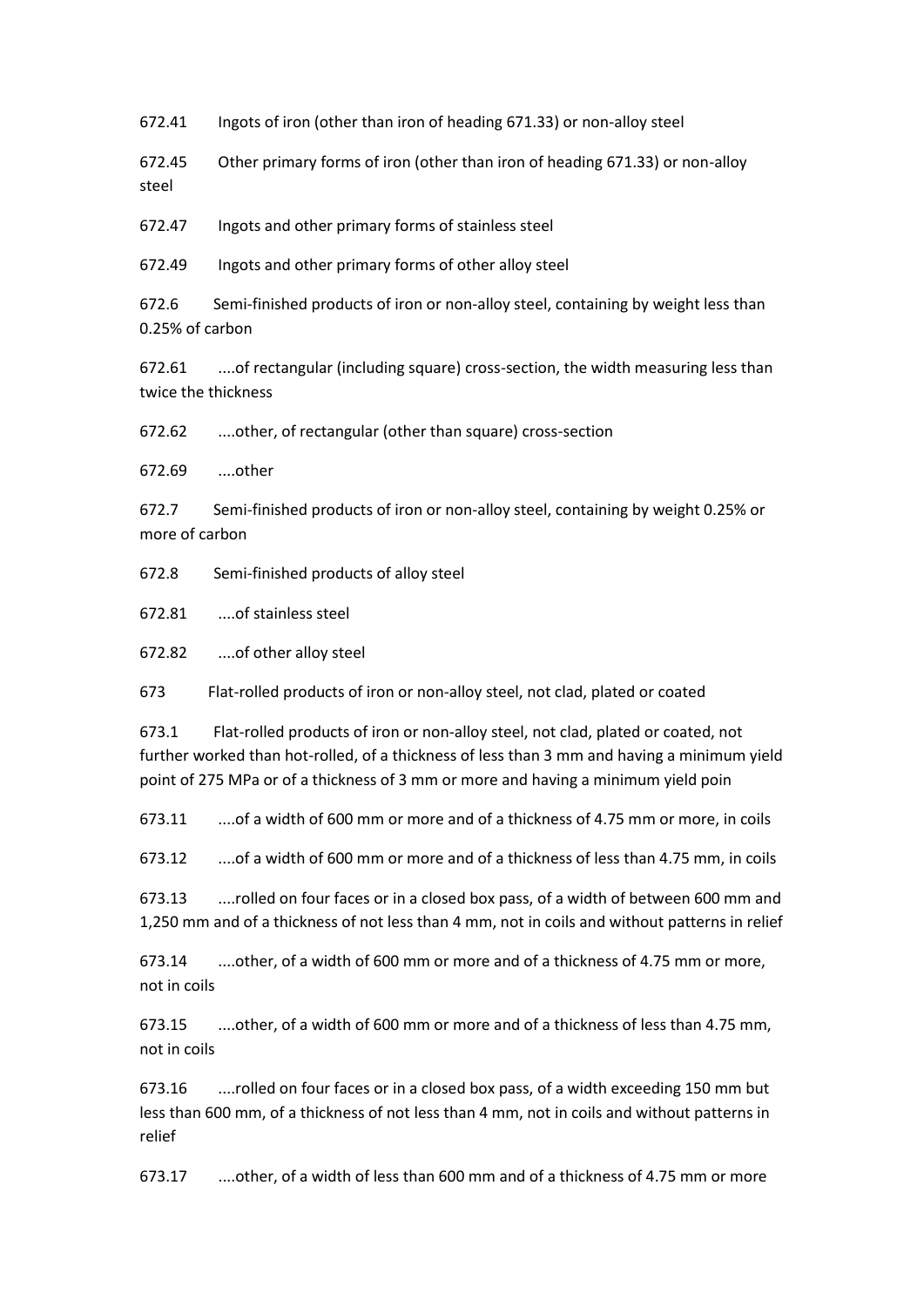672.41 Ingots of iron (other than iron of heading 671.33) or non-alloy steel

672.45 Other primary forms of iron (other than iron of heading 671.33) or non-alloy steel

672.47 Ingots and other primary forms of stainless steel

672.49 Ingots and other primary forms of other alloy steel

672.6 Semi-finished products of iron or non-alloy steel, containing by weight less than 0.25% of carbon

672.61 ....of rectangular (including square) cross-section, the width measuring less than twice the thickness

672.62 ....other, of rectangular (other than square) cross-section

672.69 ....other

672.7 Semi-finished products of iron or non-alloy steel, containing by weight 0.25% or more of carbon

672.8 Semi-finished products of alloy steel

672.81 ....of stainless steel

672.82 ....of other alloy steel

673 Flat-rolled products of iron or non-alloy steel, not clad, plated or coated

673.1 Flat-rolled products of iron or non-alloy steel, not clad, plated or coated, not further worked than hot-rolled, of a thickness of less than 3 mm and having a minimum yield point of 275 MPa or of a thickness of 3 mm or more and having a minimum yield poin

673.11 ....of a width of 600 mm or more and of a thickness of 4.75 mm or more, in coils

673.12 ....of a width of 600 mm or more and of a thickness of less than 4.75 mm, in coils

673.13 ....rolled on four faces or in a closed box pass, of a width of between 600 mm and 1,250 mm and of a thickness of not less than 4 mm, not in coils and without patterns in relief

673.14 ....other, of a width of 600 mm or more and of a thickness of 4.75 mm or more, not in coils

673.15 ....other, of a width of 600 mm or more and of a thickness of less than 4.75 mm, not in coils

673.16 ....rolled on four faces or in a closed box pass, of a width exceeding 150 mm but less than 600 mm, of a thickness of not less than 4 mm, not in coils and without patterns in relief

673.17 ....other, of a width of less than 600 mm and of a thickness of 4.75 mm or more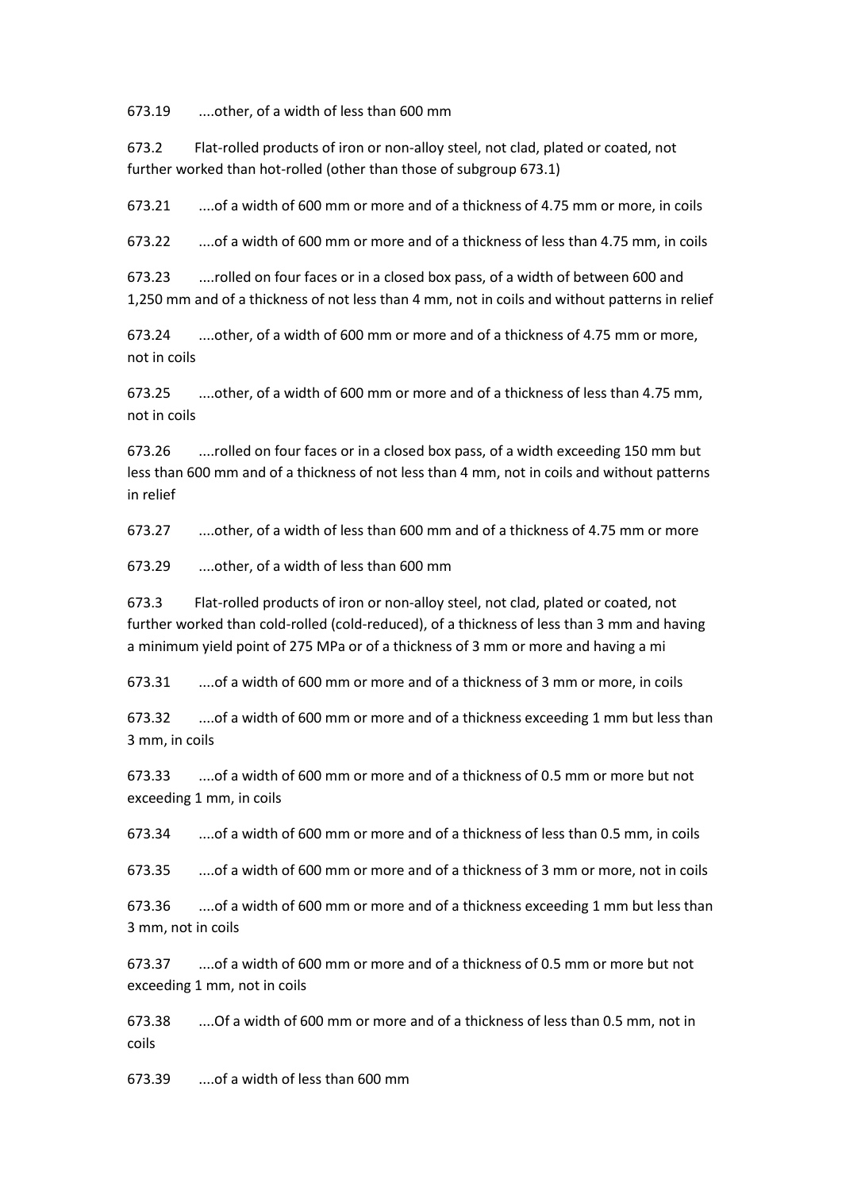673.19 ....other, of a width of less than 600 mm

673.2 Flat-rolled products of iron or non-alloy steel, not clad, plated or coated, not further worked than hot-rolled (other than those of subgroup 673.1)

673.21 ....of a width of 600 mm or more and of a thickness of 4.75 mm or more, in coils

673.22 ....of a width of 600 mm or more and of a thickness of less than 4.75 mm, in coils

673.23 ....rolled on four faces or in a closed box pass, of a width of between 600 and 1,250 mm and of a thickness of not less than 4 mm, not in coils and without patterns in relief

673.24 ....other, of a width of 600 mm or more and of a thickness of 4.75 mm or more, not in coils

673.25 ....other, of a width of 600 mm or more and of a thickness of less than 4.75 mm, not in coils

673.26 ....rolled on four faces or in a closed box pass, of a width exceeding 150 mm but less than 600 mm and of a thickness of not less than 4 mm, not in coils and without patterns in relief

673.27 ....other, of a width of less than 600 mm and of a thickness of 4.75 mm or more

673.29 ....other, of a width of less than 600 mm

673.3 Flat-rolled products of iron or non-alloy steel, not clad, plated or coated, not further worked than cold-rolled (cold-reduced), of a thickness of less than 3 mm and having a minimum yield point of 275 MPa or of a thickness of 3 mm or more and having a mi

673.31 ....of a width of 600 mm or more and of a thickness of 3 mm or more, in coils

673.32 ....of a width of 600 mm or more and of a thickness exceeding 1 mm but less than 3 mm, in coils

673.33 ....of a width of 600 mm or more and of a thickness of 0.5 mm or more but not exceeding 1 mm, in coils

673.34 ....of a width of 600 mm or more and of a thickness of less than 0.5 mm, in coils

673.35 ....of a width of 600 mm or more and of a thickness of 3 mm or more, not in coils

673.36 ....of a width of 600 mm or more and of a thickness exceeding 1 mm but less than 3 mm, not in coils

673.37 ....of a width of 600 mm or more and of a thickness of 0.5 mm or more but not exceeding 1 mm, not in coils

673.38 ....Of a width of 600 mm or more and of a thickness of less than 0.5 mm, not in coils

673.39 ....of a width of less than 600 mm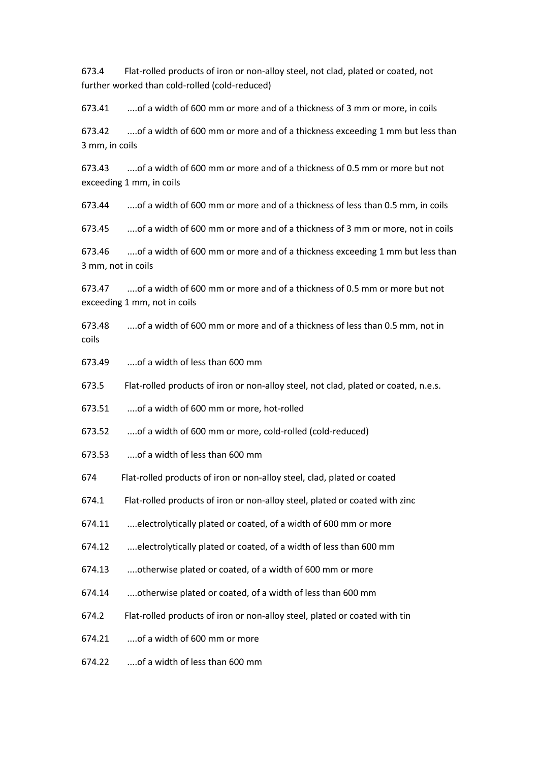673.4 Flat-rolled products of iron or non-alloy steel, not clad, plated or coated, not further worked than cold-rolled (cold-reduced)

673.41 ....of a width of 600 mm or more and of a thickness of 3 mm or more, in coils

673.42 ....of a width of 600 mm or more and of a thickness exceeding 1 mm but less than 3 mm, in coils

673.43 ....of a width of 600 mm or more and of a thickness of 0.5 mm or more but not exceeding 1 mm, in coils

673.44 ....of a width of 600 mm or more and of a thickness of less than 0.5 mm, in coils

673.45 ....of a width of 600 mm or more and of a thickness of 3 mm or more, not in coils

673.46 ....of a width of 600 mm or more and of a thickness exceeding 1 mm but less than 3 mm, not in coils

673.47 ....of a width of 600 mm or more and of a thickness of 0.5 mm or more but not exceeding 1 mm, not in coils

673.48 ....of a width of 600 mm or more and of a thickness of less than 0.5 mm, not in coils

673.49 ....of a width of less than 600 mm

673.5 Flat-rolled products of iron or non-alloy steel, not clad, plated or coated, n.e.s.

673.51 ....of a width of 600 mm or more, hot-rolled

673.52 ....of a width of 600 mm or more, cold-rolled (cold-reduced)

673.53 ....of a width of less than 600 mm

674 Flat-rolled products of iron or non-alloy steel, clad, plated or coated

674.1 Flat-rolled products of iron or non-alloy steel, plated or coated with zinc

674.11 ....electrolytically plated or coated, of a width of 600 mm or more

674.12 ....electrolytically plated or coated, of a width of less than 600 mm

674.13 ....otherwise plated or coated, of a width of 600 mm or more

674.14 ....otherwise plated or coated, of a width of less than 600 mm

674.2 Flat-rolled products of iron or non-alloy steel, plated or coated with tin

674.21 ....of a width of 600 mm or more

674.22 ....of a width of less than 600 mm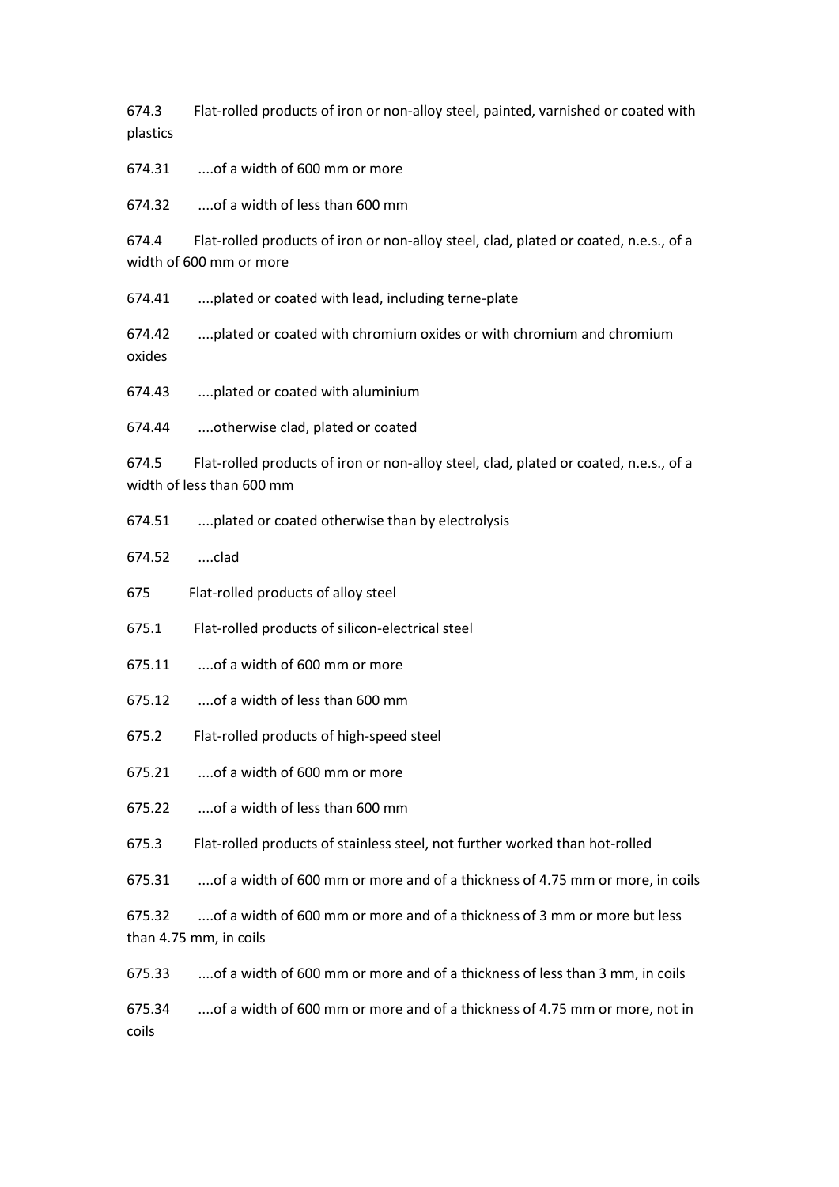674.3 Flat-rolled products of iron or non-alloy steel, painted, varnished or coated with plastics

674.31 ....of a width of 600 mm or more

674.32 ....of a width of less than 600 mm

674.4 Flat-rolled products of iron or non-alloy steel, clad, plated or coated, n.e.s., of a width of 600 mm or more

674.41 ....plated or coated with lead, including terne-plate

674.42 ....plated or coated with chromium oxides or with chromium and chromium oxides

674.43 ....plated or coated with aluminium

674.44 ....otherwise clad, plated or coated

674.5 Flat-rolled products of iron or non-alloy steel, clad, plated or coated, n.e.s., of a width of less than 600 mm

674.51 ....plated or coated otherwise than by electrolysis

674.52 ....clad

675 Flat-rolled products of alloy steel

675.1 Flat-rolled products of silicon-electrical steel

675.11 ....of a width of 600 mm or more

675.12 ....of a width of less than 600 mm

675.2 Flat-rolled products of high-speed steel

675.21 ....of a width of 600 mm or more

675.22 ....of a width of less than 600 mm

675.3 Flat-rolled products of stainless steel, not further worked than hot-rolled

675.31 ....of a width of 600 mm or more and of a thickness of 4.75 mm or more, in coils

675.32 ....of a width of 600 mm or more and of a thickness of 3 mm or more but less than 4.75 mm, in coils

675.33 ....of a width of 600 mm or more and of a thickness of less than 3 mm, in coils

675.34 ....of a width of 600 mm or more and of a thickness of 4.75 mm or more, not in coils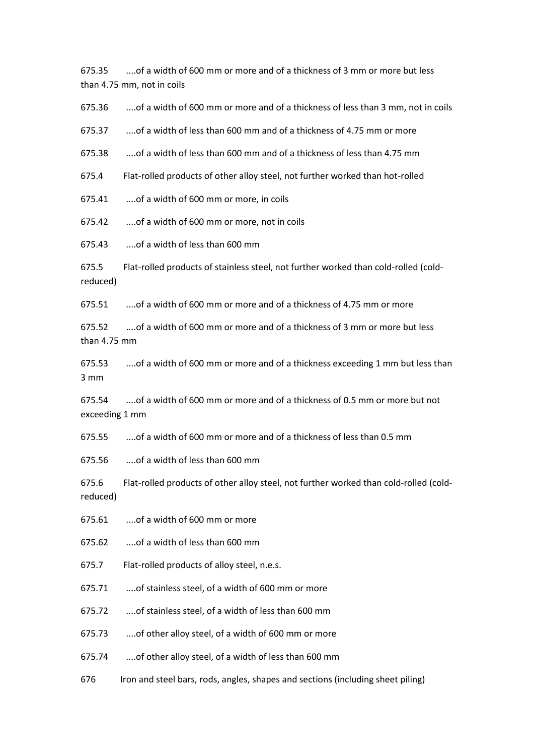675.35 ....of a width of 600 mm or more and of a thickness of 3 mm or more but less than 4.75 mm, not in coils

675.36 ....of a width of 600 mm or more and of a thickness of less than 3 mm, not in coils

675.37 ....of a width of less than 600 mm and of a thickness of 4.75 mm or more

675.38 ....of a width of less than 600 mm and of a thickness of less than 4.75 mm

675.4 Flat-rolled products of other alloy steel, not further worked than hot-rolled

675.41 ....of a width of 600 mm or more, in coils

675.42 ....of a width of 600 mm or more, not in coils

675.43 ....of a width of less than 600 mm

675.5 Flat-rolled products of stainless steel, not further worked than cold-rolled (cold-reduced)

675.51 ....of a width of 600 mm or more and of a thickness of 4.75 mm or more

675.52 ....of a width of 600 mm or more and of a thickness of 3 mm or more but less than 4.75 mm

675.53 ....of a width of 600 mm or more and of a thickness exceeding 1 mm but less than 3 mm

675.54 ....of a width of 600 mm or more and of a thickness of 0.5 mm or more but not exceeding 1 mm

675.55 ....of a width of 600 mm or more and of a thickness of less than 0.5 mm

675.56 ....of a width of less than 600 mm

675.6 Flat-rolled products of other alloy steel, not further worked than cold-rolled (cold-reduced)

675.61 ....of a width of 600 mm or more

675.62 ....of a width of less than 600 mm

675.7 Flat-rolled products of alloy steel, n.e.s.

675.71 ....of stainless steel, of a width of 600 mm or more

675.72 ....of stainless steel, of a width of less than 600 mm

675.73 ....of other alloy steel, of a width of 600 mm or more

675.74 ....of other alloy steel, of a width of less than 600 mm

676 Iron and steel bars, rods, angles, shapes and sections (including sheet piling)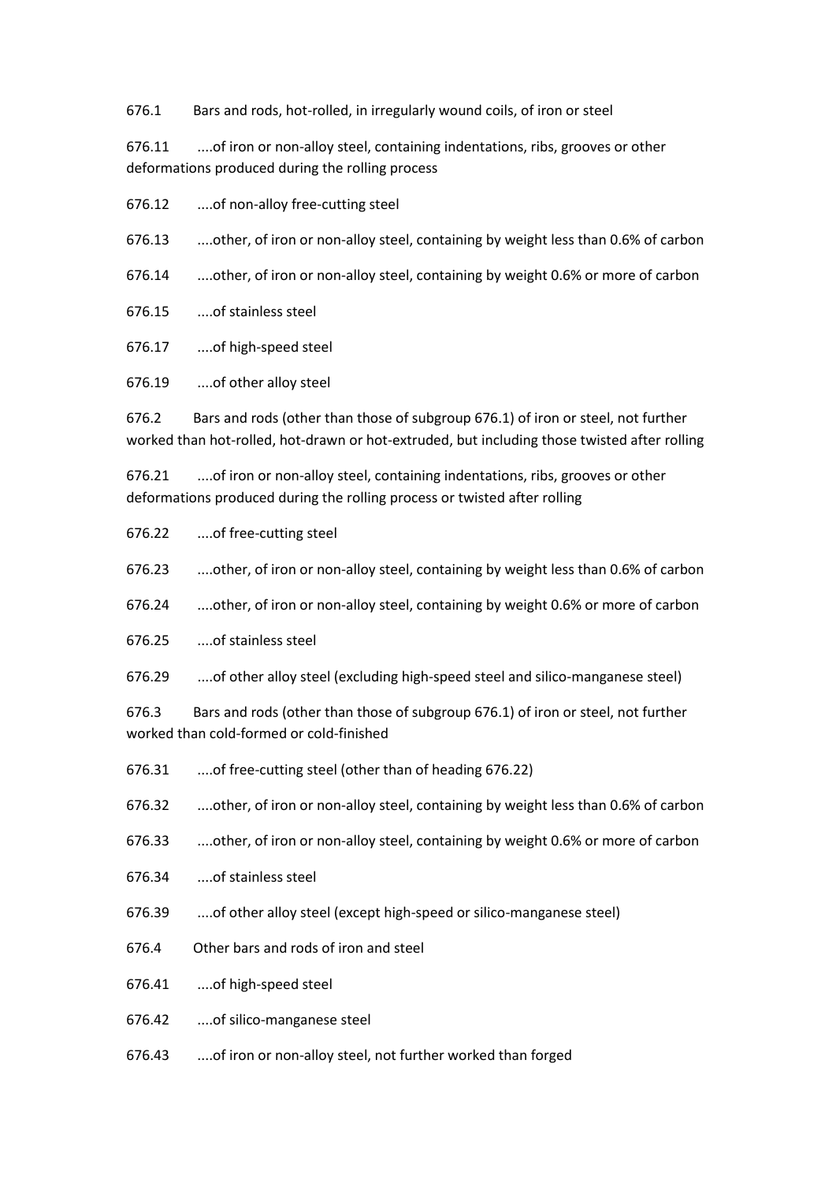676.1 Bars and rods, hot-rolled, in irregularly wound coils, of iron or steel

676.11 ....of iron or non-alloy steel, containing indentations, ribs, grooves or other deformations produced during the rolling process

676.12 ....of non-alloy free-cutting steel

676.13 ....other, of iron or non-alloy steel, containing by weight less than 0.6% of carbon

676.14 ....other, of iron or non-alloy steel, containing by weight 0.6% or more of carbon

676.15 ....of stainless steel

676.17 ....of high-speed steel

676.19 ....of other alloy steel

676.2 Bars and rods (other than those of subgroup 676.1) of iron or steel, not further worked than hot-rolled, hot-drawn or hot-extruded, but including those twisted after rolling

676.21 ....of iron or non-alloy steel, containing indentations, ribs, grooves or other deformations produced during the rolling process or twisted after rolling

676.22 ....of free-cutting steel

676.23 ....other, of iron or non-alloy steel, containing by weight less than 0.6% of carbon

676.24 ....other, of iron or non-alloy steel, containing by weight 0.6% or more of carbon

676.25 ....of stainless steel

676.29 ....of other alloy steel (excluding high-speed steel and silico-manganese steel)

676.3 Bars and rods (other than those of subgroup 676.1) of iron or steel, not further worked than cold-formed or cold-finished

676.31 ....of free-cutting steel (other than of heading 676.22)

676.32 ....other, of iron or non-alloy steel, containing by weight less than 0.6% of carbon

676.33 ....other, of iron or non-alloy steel, containing by weight 0.6% or more of carbon

676.34 ....of stainless steel

676.39 ....of other alloy steel (except high-speed or silico-manganese steel)

676.4 Other bars and rods of iron and steel

676.41 ....of high-speed steel

676.42 ....of silico-manganese steel

676.43 ....of iron or non-alloy steel, not further worked than forged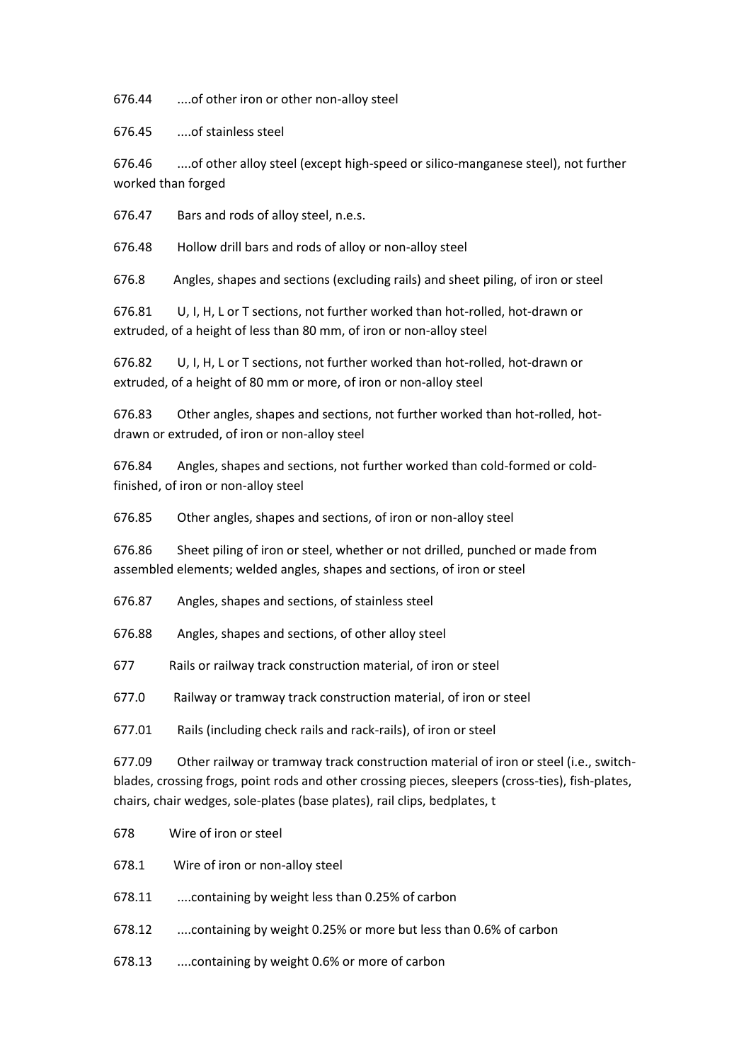676.44 ....of other iron or other non-alloy steel

676.45 ....of stainless steel

676.46 ....of other alloy steel (except high-speed or silico-manganese steel), not further worked than forged

676.47 Bars and rods of alloy steel, n.e.s.

676.48 Hollow drill bars and rods of alloy or non-alloy steel

676.8 Angles, shapes and sections (excluding rails) and sheet piling, of iron or steel

676.81 U, I, H, L or T sections, not further worked than hot-rolled, hot-drawn or extruded, of a height of less than 80 mm, of iron or non-alloy steel

676.82 U, I, H, L or T sections, not further worked than hot-rolled, hot-drawn or extruded, of a height of 80 mm or more, of iron or non-alloy steel

676.83 Other angles, shapes and sections, not further worked than hot-rolled, hot-drawn or extruded, of iron or non-alloy steel

676.84 Angles, shapes and sections, not further worked than cold-formed or cold-finished, of iron or non-alloy steel

676.85 Other angles, shapes and sections, of iron or non-alloy steel

676.86 Sheet piling of iron or steel, whether or not drilled, punched or made from assembled elements; welded angles, shapes and sections, of iron or steel

676.87 Angles, shapes and sections, of stainless steel

676.88 Angles, shapes and sections, of other alloy steel

677 Rails or railway track construction material, of iron or steel

677.0 Railway or tramway track construction material, of iron or steel

677.01 Rails (including check rails and rack-rails), of iron or steel

677.09 Other railway or tramway track construction material of iron or steel (i.e., switch-blades, crossing frogs, point rods and other crossing pieces, sleepers (cross-ties), fish-plates, chairs, chair wedges, sole-plates (base plates), rail clips, bedplates, t

678 Wire of iron or steel

678.1 Wire of iron or non-alloy steel

678.11 ....containing by weight less than 0.25% of carbon

678.12 ....containing by weight 0.25% or more but less than 0.6% of carbon

678.13 ....containing by weight 0.6% or more of carbon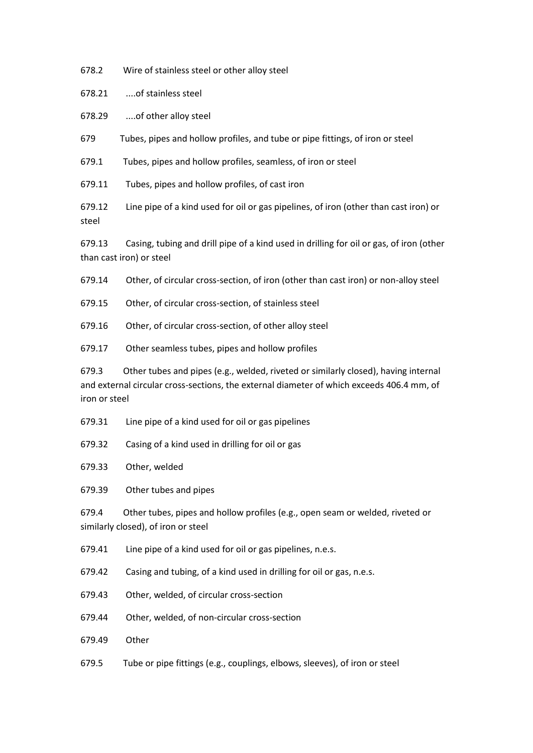678.2 Wire of stainless steel or other alloy steel

678.21 ....of stainless steel

678.29 ....of other alloy steel

679 Tubes, pipes and hollow profiles, and tube or pipe fittings, of iron or steel

679.1 Tubes, pipes and hollow profiles, seamless, of iron or steel

679.11 Tubes, pipes and hollow profiles, of cast iron

679.12 Line pipe of a kind used for oil or gas pipelines, of iron (other than cast iron) or steel

679.13 Casing, tubing and drill pipe of a kind used in drilling for oil or gas, of iron (other than cast iron) or steel

679.14 Other, of circular cross-section, of iron (other than cast iron) or non-alloy steel

679.15 Other, of circular cross-section, of stainless steel

679.16 Other, of circular cross-section, of other alloy steel

679.17 Other seamless tubes, pipes and hollow profiles

679.3 Other tubes and pipes (e.g., welded, riveted or similarly closed), having internal and external circular cross-sections, the external diameter of which exceeds 406.4 mm, of iron or steel

679.31 Line pipe of a kind used for oil or gas pipelines

679.32 Casing of a kind used in drilling for oil or gas

679.33 Other, welded

679.39 Other tubes and pipes

679.4 Other tubes, pipes and hollow profiles (e.g., open seam or welded, riveted or similarly closed), of iron or steel

679.41 Line pipe of a kind used for oil or gas pipelines, n.e.s.

679.42 Casing and tubing, of a kind used in drilling for oil or gas, n.e.s.

679.43 Other, welded, of circular cross-section

679.44 Other, welded, of non-circular cross-section

679.49 Other

679.5 Tube or pipe fittings (e.g., couplings, elbows, sleeves), of iron or steel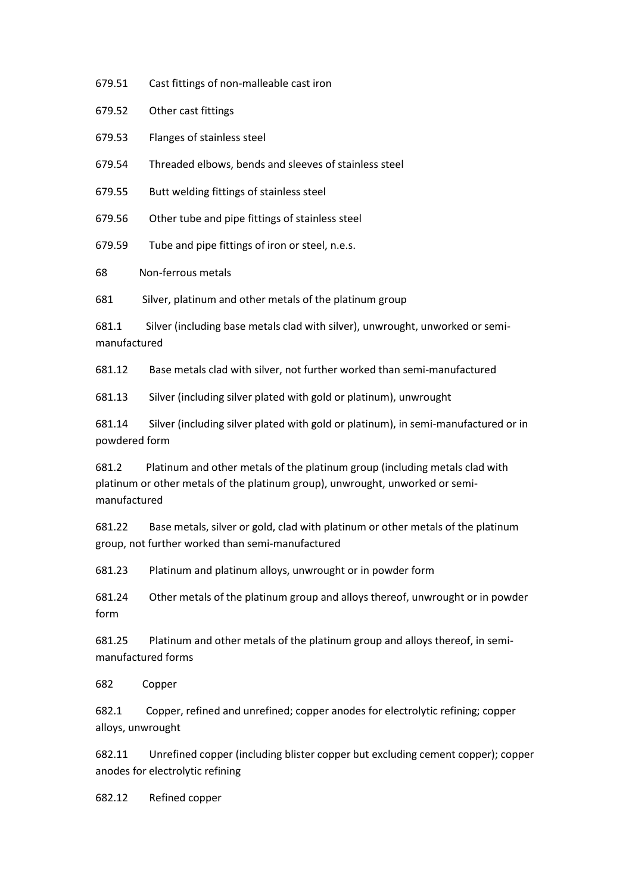679.51 Cast fittings of non-malleable cast iron

679.52 Other cast fittings

679.53 Flanges of stainless steel

679.54 Threaded elbows, bends and sleeves of stainless steel

679.55 Butt welding fittings of stainless steel

679.56 Other tube and pipe fittings of stainless steel

679.59 Tube and pipe fittings of iron or steel, n.e.s.

68 Non-ferrous metals

681 Silver, platinum and other metals of the platinum group

681.1 Silver (including base metals clad with silver), unwrought, unworked or semi-manufactured

681.12 Base metals clad with silver, not further worked than semi-manufactured

681.13 Silver (including silver plated with gold or platinum), unwrought

681.14 Silver (including silver plated with gold or platinum), in semi-manufactured or in powdered form

681.2 Platinum and other metals of the platinum group (including metals clad with platinum or other metals of the platinum group), unwrought, unworked or semi-manufactured

681.22 Base metals, silver or gold, clad with platinum or other metals of the platinum group, not further worked than semi-manufactured

681.23 Platinum and platinum alloys, unwrought or in powder form

681.24 Other metals of the platinum group and alloys thereof, unwrought or in powder form

681.25 Platinum and other metals of the platinum group and alloys thereof, in semi-manufactured forms

682 Copper

682.1 Copper, refined and unrefined; copper anodes for electrolytic refining; copper alloys, unwrought

682.11 Unrefined copper (including blister copper but excluding cement copper); copper anodes for electrolytic refining

682.12 Refined copper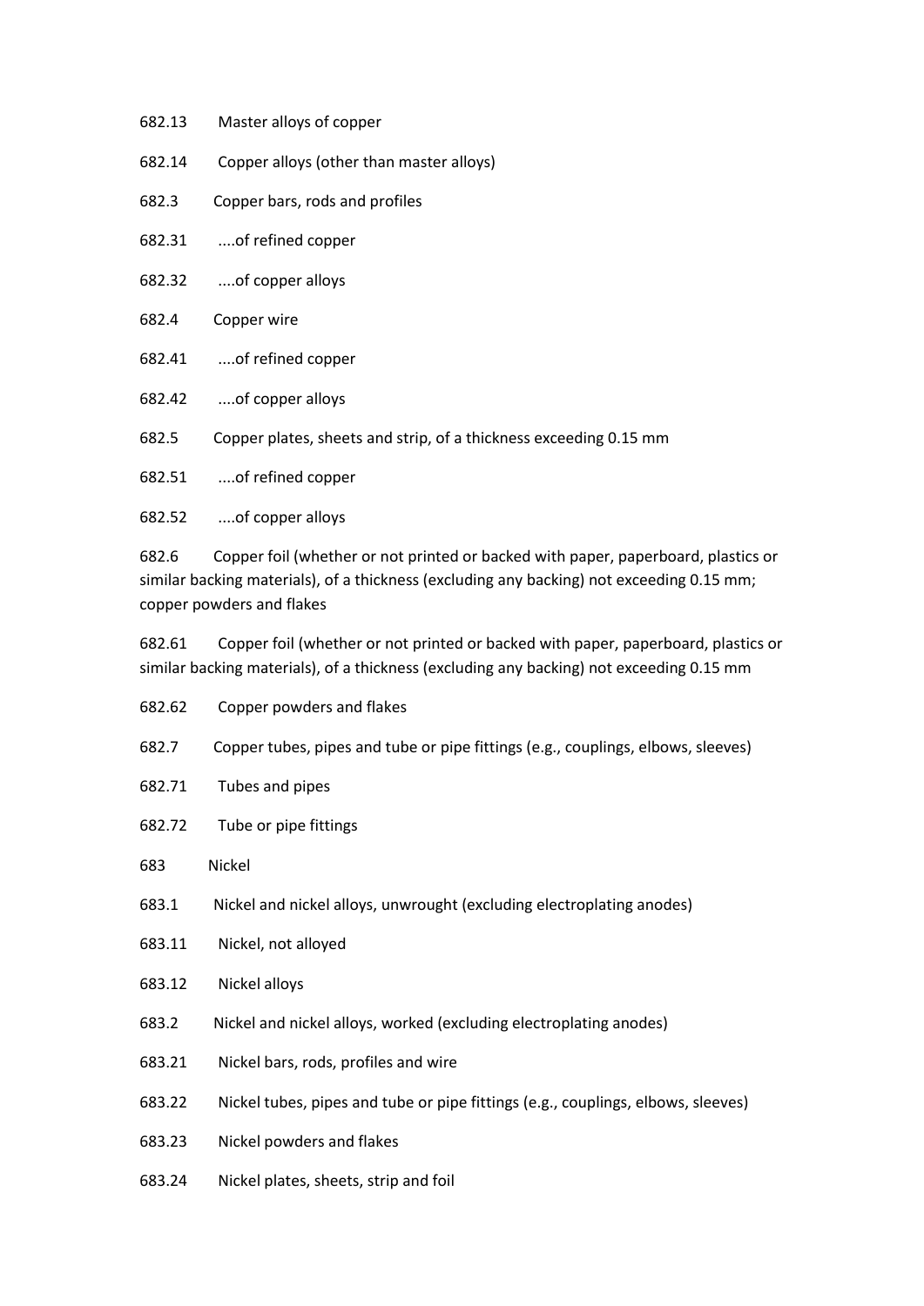682.13 Master alloys of copper

682.14 Copper alloys (other than master alloys)

682.3 Copper bars, rods and profiles

682.31 ....of refined copper

682.32 ....of copper alloys

682.4 Copper wire

682.41 ....of refined copper

682.42 ....of copper alloys

682.5 Copper plates, sheets and strip, of a thickness exceeding 0.15 mm

682.51 ....of refined copper

682.52 ....of copper alloys

682.6 Copper foil (whether or not printed or backed with paper, paperboard, plastics or similar backing materials), of a thickness (excluding any backing) not exceeding 0.15 mm; copper powders and flakes

682.61 Copper foil (whether or not printed or backed with paper, paperboard, plastics or similar backing materials), of a thickness (excluding any backing) not exceeding 0.15 mm

682.62 Copper powders and flakes

682.7 Copper tubes, pipes and tube or pipe fittings (e.g., couplings, elbows, sleeves)

682.71 Tubes and pipes

682.72 Tube or pipe fittings

683 Nickel

683.1 Nickel and nickel alloys, unwrought (excluding electroplating anodes)

683.11 Nickel, not alloyed

683.12 Nickel alloys

683.2 Nickel and nickel alloys, worked (excluding electroplating anodes)

683.21 Nickel bars, rods, profiles and wire

683.22 Nickel tubes, pipes and tube or pipe fittings (e.g., couplings, elbows, sleeves)

683.23 Nickel powders and flakes

683.24 Nickel plates, sheets, strip and foil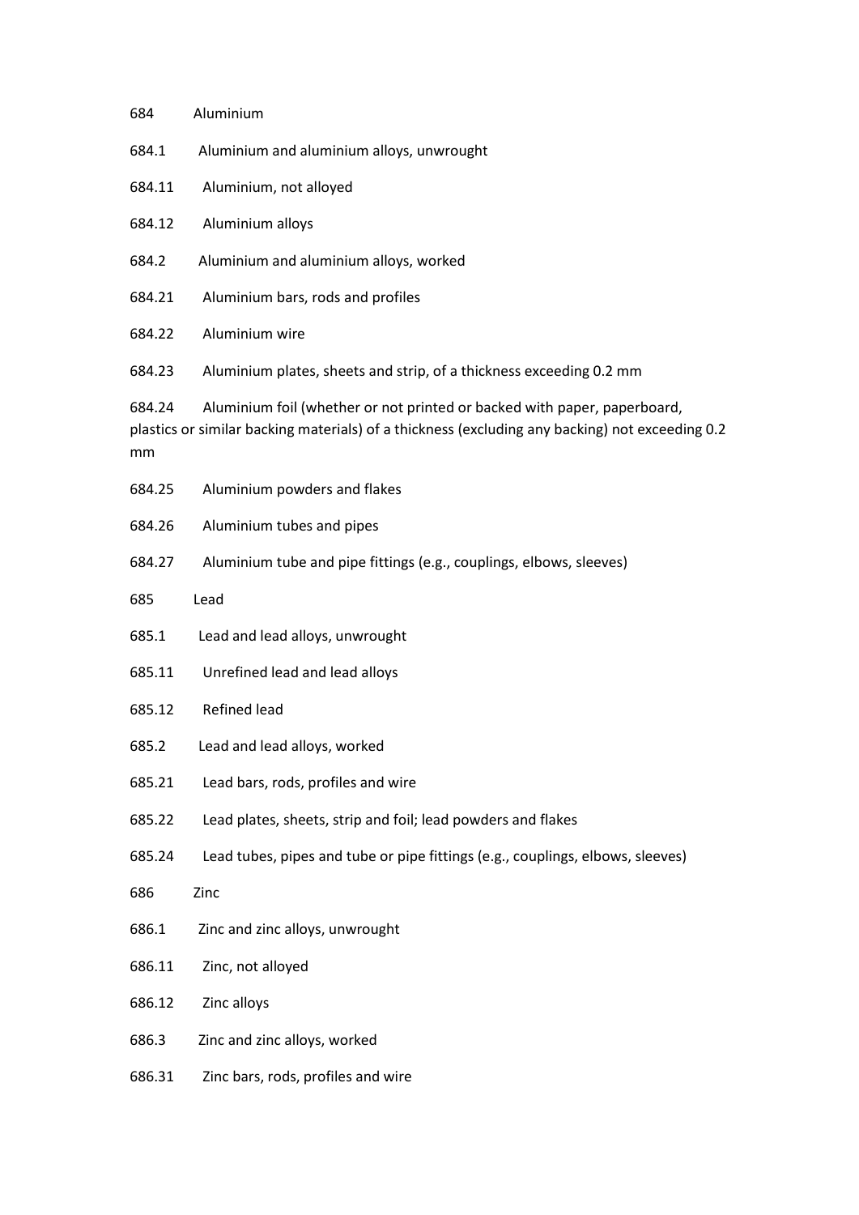684 Aluminium

684.1 Aluminium and aluminium alloys, unwrought

684.11 Aluminium, not alloyed

684.12 Aluminium alloys

684.2 Aluminium and aluminium alloys, worked

684.21 Aluminium bars, rods and profiles

684.22 Aluminium wire

684.23 Aluminium plates, sheets and strip, of a thickness exceeding 0.2 mm

684.24 Aluminium foil (whether or not printed or backed with paper, paperboard, plastics or similar backing materials) of a thickness (excluding any backing) not exceeding 0.2 mm

684.25 Aluminium powders and flakes

684.26 Aluminium tubes and pipes

684.27 Aluminium tube and pipe fittings (e.g., couplings, elbows, sleeves)

685 Lead

685.1 Lead and lead alloys, unwrought

685.11 Unrefined lead and lead alloys

685.12 Refined lead

685.2 Lead and lead alloys, worked

685.21 Lead bars, rods, profiles and wire

685.22 Lead plates, sheets, strip and foil; lead powders and flakes

685.24 Lead tubes, pipes and tube or pipe fittings (e.g., couplings, elbows, sleeves)

686 Zinc

686.1 Zinc and zinc alloys, unwrought

686.11 Zinc, not alloyed

686.12 Zinc alloys

686.3 Zinc and zinc alloys, worked

686.31 Zinc bars, rods, profiles and wire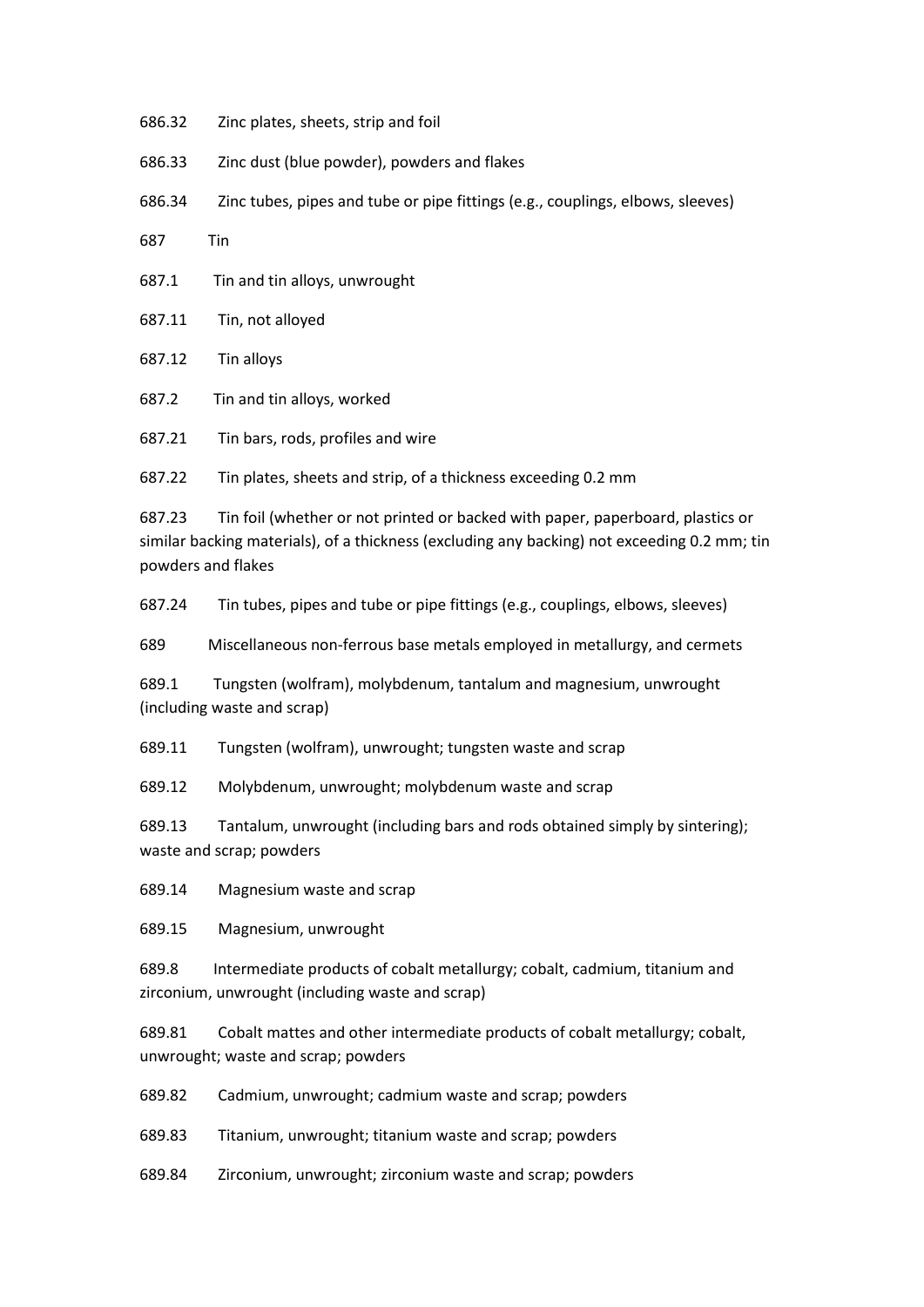686.32 Zinc plates, sheets, strip and foil

686.33 Zinc dust (blue powder), powders and flakes

686.34 Zinc tubes, pipes and tube or pipe fittings (e.g., couplings, elbows, sleeves)

687 Tin

687.1 Tin and tin alloys, unwrought

687.11 Tin, not alloyed

687.12 Tin alloys

687.2 Tin and tin alloys, worked

687.21 Tin bars, rods, profiles and wire

687.22 Tin plates, sheets and strip, of a thickness exceeding 0.2 mm

687.23 Tin foil (whether or not printed or backed with paper, paperboard, plastics or similar backing materials), of a thickness (excluding any backing) not exceeding 0.2 mm; tin powders and flakes

687.24 Tin tubes, pipes and tube or pipe fittings (e.g., couplings, elbows, sleeves)

689 Miscellaneous non-ferrous base metals employed in metallurgy, and cermets

689.1 Tungsten (wolfram), molybdenum, tantalum and magnesium, unwrought (including waste and scrap)

689.11 Tungsten (wolfram), unwrought; tungsten waste and scrap

689.12 Molybdenum, unwrought; molybdenum waste and scrap

689.13 Tantalum, unwrought (including bars and rods obtained simply by sintering); waste and scrap; powders

689.14 Magnesium waste and scrap

689.15 Magnesium, unwrought

689.8 Intermediate products of cobalt metallurgy; cobalt, cadmium, titanium and zirconium, unwrought (including waste and scrap)

689.81 Cobalt mattes and other intermediate products of cobalt metallurgy; cobalt, unwrought; waste and scrap; powders

689.82 Cadmium, unwrought; cadmium waste and scrap; powders

689.83 Titanium, unwrought; titanium waste and scrap; powders

689.84 Zirconium, unwrought; zirconium waste and scrap; powders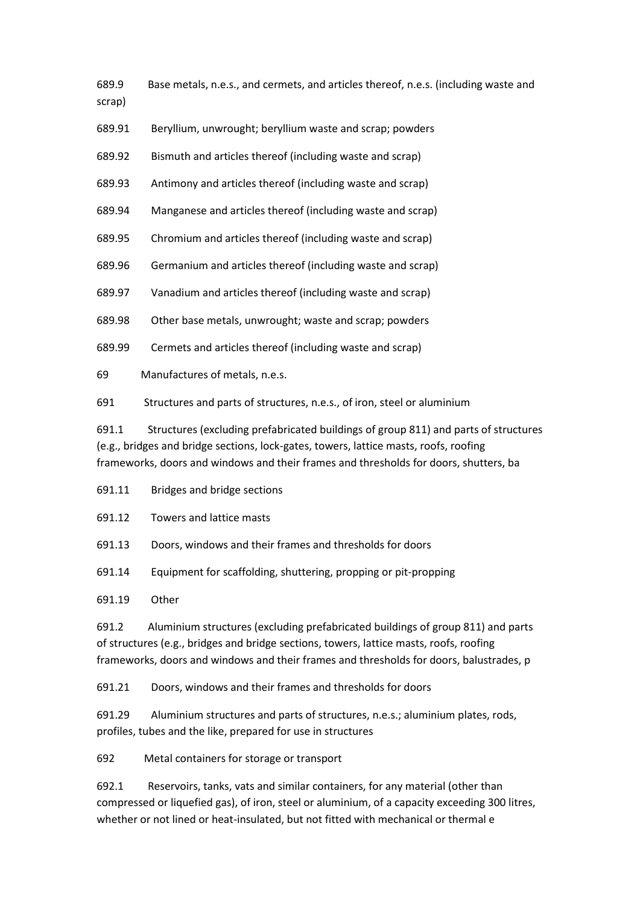689.9 Base metals, n.e.s., and cermets, and articles thereof, n.e.s. (including waste and scrap)

689.91 Beryllium, unwrought; beryllium waste and scrap; powders

689.92 Bismuth and articles thereof (including waste and scrap)

689.93 Antimony and articles thereof (including waste and scrap)

689.94 Manganese and articles thereof (including waste and scrap)

689.95 Chromium and articles thereof (including waste and scrap)

689.96 Germanium and articles thereof (including waste and scrap)

689.97 Vanadium and articles thereof (including waste and scrap)

689.98 Other base metals, unwrought; waste and scrap; powders

689.99 Cermets and articles thereof (including waste and scrap)

69 Manufactures of metals, n.e.s.

691 Structures and parts of structures, n.e.s., of iron, steel or aluminium

691.1 Structures (excluding prefabricated buildings of group 811) and parts of structures (e.g., bridges and bridge sections, lock-gates, towers, lattice masts, roofs, roofing frameworks, doors and windows and their frames and thresholds for doors, shutters, ba

691.11 Bridges and bridge sections

691.12 Towers and lattice masts

691.13 Doors, windows and their frames and thresholds for doors

691.14 Equipment for scaffolding, shuttering, propping or pit-propping

691.19 Other

691.2 Aluminium structures (excluding prefabricated buildings of group 811) and parts of structures (e.g., bridges and bridge sections, towers, lattice masts, roofs, roofing frameworks, doors and windows and their frames and thresholds for doors, balustrades, p

691.21 Doors, windows and their frames and thresholds for doors

691.29 Aluminium structures and parts of structures, n.e.s.; aluminium plates, rods, profiles, tubes and the like, prepared for use in structures

692 Metal containers for storage or transport

692.1 Reservoirs, tanks, vats and similar containers, for any material (other than compressed or liquefied gas), of iron, steel or aluminium, of a capacity exceeding 300 litres, whether or not lined or heat-insulated, but not fitted with mechanical or thermal e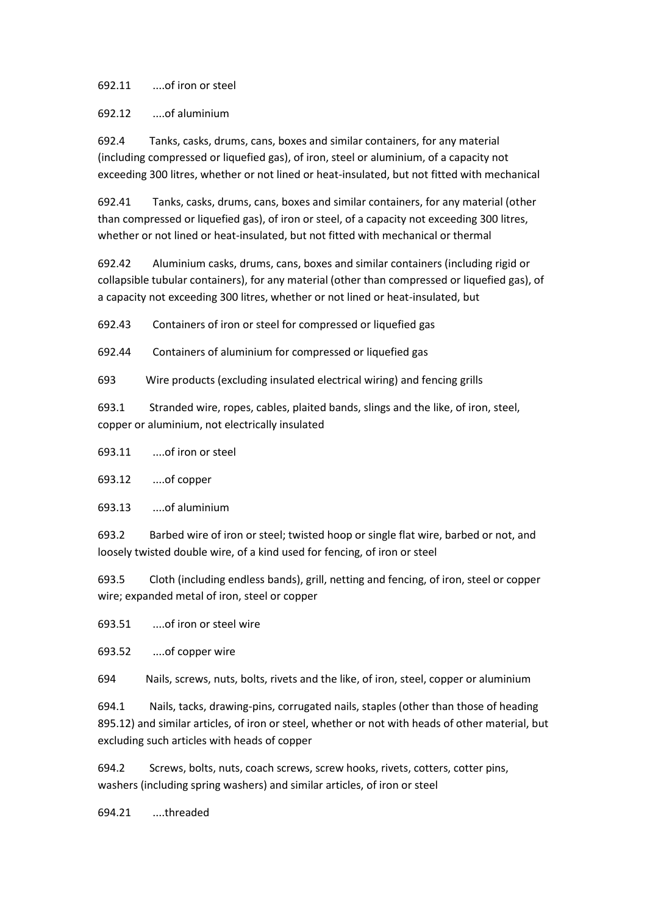692.11 ....of iron or steel

692.12 ....of aluminium

692.4 Tanks, casks, drums, cans, boxes and similar containers, for any material (including compressed or liquefied gas), of iron, steel or aluminium, of a capacity not exceeding 300 litres, whether or not lined or heat-insulated, but not fitted with mechanical

692.41 Tanks, casks, drums, cans, boxes and similar containers, for any material (other than compressed or liquefied gas), of iron or steel, of a capacity not exceeding 300 litres, whether or not lined or heat-insulated, but not fitted with mechanical or thermal

692.42 Aluminium casks, drums, cans, boxes and similar containers (including rigid or collapsible tubular containers), for any material (other than compressed or liquefied gas), of a capacity not exceeding 300 litres, whether or not lined or heat-insulated, but

692.43 Containers of iron or steel for compressed or liquefied gas

692.44 Containers of aluminium for compressed or liquefied gas

693 Wire products (excluding insulated electrical wiring) and fencing grills

693.1 Stranded wire, ropes, cables, plaited bands, slings and the like, of iron, steel, copper or aluminium, not electrically insulated

693.11 ....of iron or steel

693.12 ....of copper

693.13 ....of aluminium

693.2 Barbed wire of iron or steel; twisted hoop or single flat wire, barbed or not, and loosely twisted double wire, of a kind used for fencing, of iron or steel

693.5 Cloth (including endless bands), grill, netting and fencing, of iron, steel or copper wire; expanded metal of iron, steel or copper

693.51 ....of iron or steel wire

693.52 ....of copper wire

694 Nails, screws, nuts, bolts, rivets and the like, of iron, steel, copper or aluminium

694.1 Nails, tacks, drawing-pins, corrugated nails, staples (other than those of heading 895.12) and similar articles, of iron or steel, whether or not with heads of other material, but excluding such articles with heads of copper

694.2 Screws, bolts, nuts, coach screws, screw hooks, rivets, cotters, cotter pins, washers (including spring washers) and similar articles, of iron or steel

694.21 ....threaded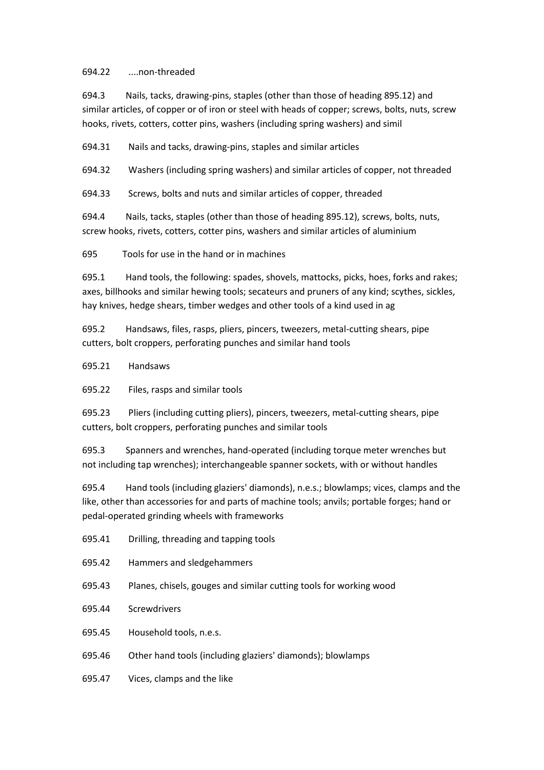694.22 ....non-threaded

694.3 Nails, tacks, drawing-pins, staples (other than those of heading 895.12) and similar articles, of copper or of iron or steel with heads of copper; screws, bolts, nuts, screw hooks, rivets, cotters, cotter pins, washers (including spring washers) and simil

694.31 Nails and tacks, drawing-pins, staples and similar articles

694.32 Washers (including spring washers) and similar articles of copper, not threaded

694.33 Screws, bolts and nuts and similar articles of copper, threaded

694.4 Nails, tacks, staples (other than those of heading 895.12), screws, bolts, nuts, screw hooks, rivets, cotters, cotter pins, washers and similar articles of aluminium

695 Tools for use in the hand or in machines

695.1 Hand tools, the following: spades, shovels, mattocks, picks, hoes, forks and rakes; axes, billhooks and similar hewing tools; secateurs and pruners of any kind; scythes, sickles, hay knives, hedge shears, timber wedges and other tools of a kind used in ag

695.2 Handsaws, files, rasps, pliers, pincers, tweezers, metal-cutting shears, pipe cutters, bolt croppers, perforating punches and similar hand tools

695.21 Handsaws

695.22 Files, rasps and similar tools

695.23 Pliers (including cutting pliers), pincers, tweezers, metal-cutting shears, pipe cutters, bolt croppers, perforating punches and similar tools

695.3 Spanners and wrenches, hand-operated (including torque meter wrenches but not including tap wrenches); interchangeable spanner sockets, with or without handles

695.4 Hand tools (including glaziers' diamonds), n.e.s.; blowlamps; vices, clamps and the like, other than accessories for and parts of machine tools; anvils; portable forges; hand or pedal-operated grinding wheels with frameworks

695.41 Drilling, threading and tapping tools

695.42 Hammers and sledgehammers

695.43 Planes, chisels, gouges and similar cutting tools for working wood

695.44 Screwdrivers

695.45 Household tools, n.e.s.

695.46 Other hand tools (including glaziers' diamonds); blowlamps

695.47 Vices, clamps and the like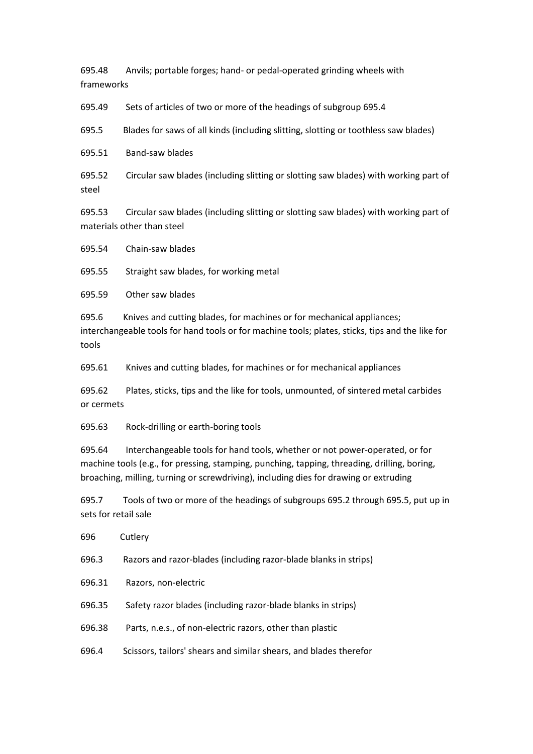695.48 Anvils; portable forges; hand- or pedal-operated grinding wheels with frameworks

695.49 Sets of articles of two or more of the headings of subgroup 695.4

695.5 Blades for saws of all kinds (including slitting, slotting or toothless saw blades)

695.51 Band-saw blades

695.52 Circular saw blades (including slitting or slotting saw blades) with working part of steel

695.53 Circular saw blades (including slitting or slotting saw blades) with working part of materials other than steel

695.54 Chain-saw blades

695.55 Straight saw blades, for working metal

695.59 Other saw blades

695.6 Knives and cutting blades, for machines or for mechanical appliances; interchangeable tools for hand tools or for machine tools; plates, sticks, tips and the like for tools

695.61 Knives and cutting blades, for machines or for mechanical appliances

695.62 Plates, sticks, tips and the like for tools, unmounted, of sintered metal carbides or cermets

695.63 Rock-drilling or earth-boring tools

695.64 Interchangeable tools for hand tools, whether or not power-operated, or for machine tools (e.g., for pressing, stamping, punching, tapping, threading, drilling, boring, broaching, milling, turning or screwdriving), including dies for drawing or extruding

695.7 Tools of two or more of the headings of subgroups 695.2 through 695.5, put up in sets for retail sale

696 Cutlery

696.3 Razors and razor-blades (including razor-blade blanks in strips)

696.31 Razors, non-electric

696.35 Safety razor blades (including razor-blade blanks in strips)

696.38 Parts, n.e.s., of non-electric razors, other than plastic

696.4 Scissors, tailors' shears and similar shears, and blades therefor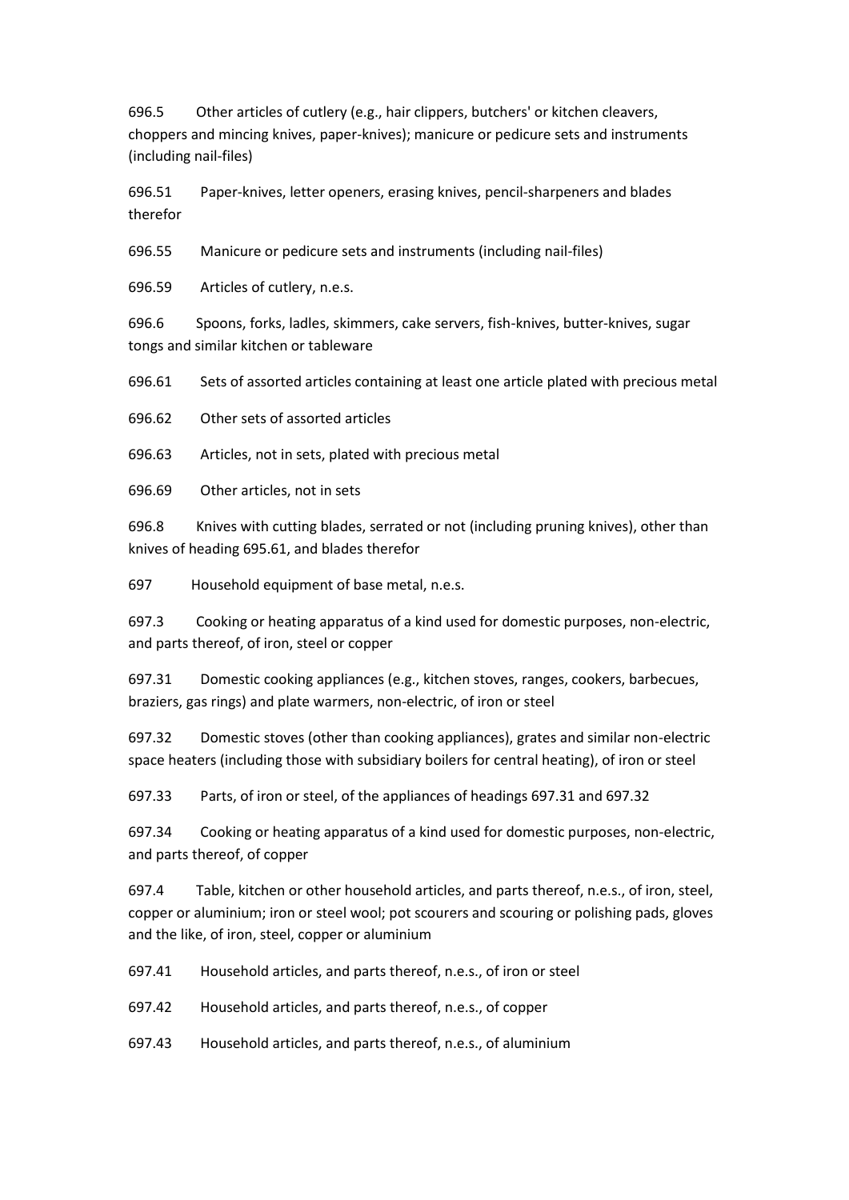696.5 Other articles of cutlery (e.g., hair clippers, butchers' or kitchen cleavers, choppers and mincing knives, paper-knives); manicure or pedicure sets and instruments (including nail-files)

696.51 Paper-knives, letter openers, erasing knives, pencil-sharpeners and blades therefor

696.55 Manicure or pedicure sets and instruments (including nail-files)

696.59 Articles of cutlery, n.e.s.

696.6 Spoons, forks, ladles, skimmers, cake servers, fish-knives, butter-knives, sugar tongs and similar kitchen or tableware

696.61 Sets of assorted articles containing at least one article plated with precious metal

696.62 Other sets of assorted articles

696.63 Articles, not in sets, plated with precious metal

696.69 Other articles, not in sets

696.8 Knives with cutting blades, serrated or not (including pruning knives), other than knives of heading 695.61, and blades therefor

697 Household equipment of base metal, n.e.s.

697.3 Cooking or heating apparatus of a kind used for domestic purposes, non-electric, and parts thereof, of iron, steel or copper

697.31 Domestic cooking appliances (e.g., kitchen stoves, ranges, cookers, barbecues, braziers, gas rings) and plate warmers, non-electric, of iron or steel

697.32 Domestic stoves (other than cooking appliances), grates and similar non-electric space heaters (including those with subsidiary boilers for central heating), of iron or steel

697.33 Parts, of iron or steel, of the appliances of headings 697.31 and 697.32

697.34 Cooking or heating apparatus of a kind used for domestic purposes, non-electric, and parts thereof, of copper

697.4 Table, kitchen or other household articles, and parts thereof, n.e.s., of iron, steel, copper or aluminium; iron or steel wool; pot scourers and scouring or polishing pads, gloves and the like, of iron, steel, copper or aluminium

697.41 Household articles, and parts thereof, n.e.s., of iron or steel

697.42 Household articles, and parts thereof, n.e.s., of copper

697.43 Household articles, and parts thereof, n.e.s., of aluminium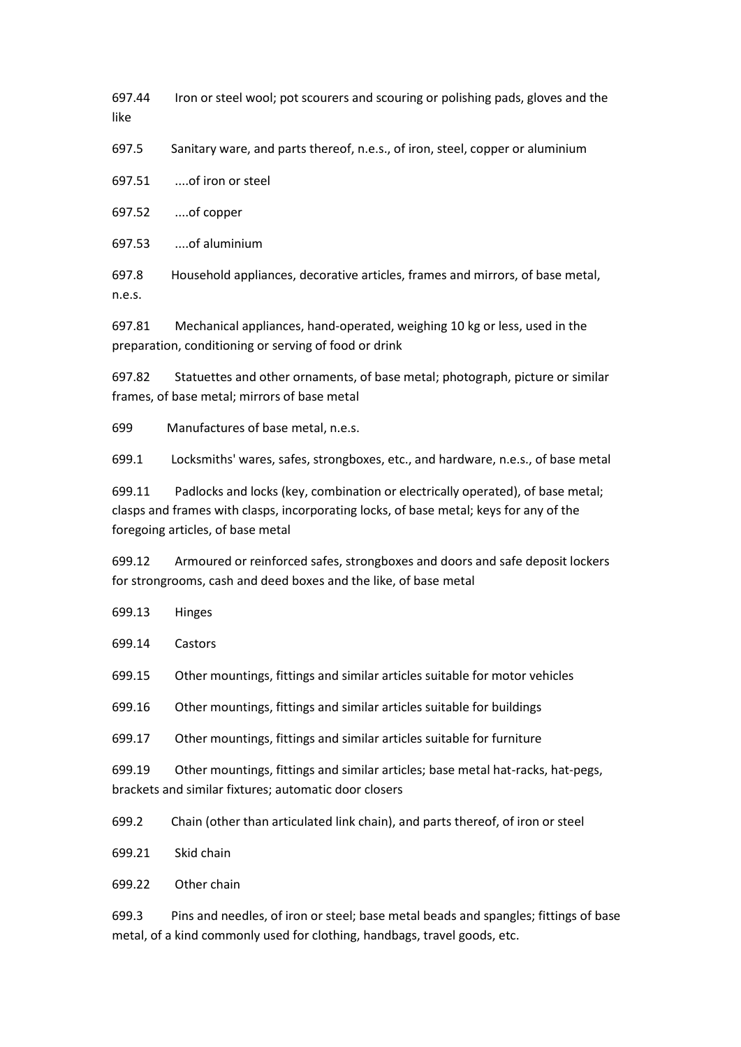697.44 Iron or steel wool; pot scourers and scouring or polishing pads, gloves and the like

697.5 Sanitary ware, and parts thereof, n.e.s., of iron, steel, copper or aluminium

697.51 ....of iron or steel

697.52 ....of copper

697.53 ....of aluminium

697.8 Household appliances, decorative articles, frames and mirrors, of base metal, n.e.s.

697.81 Mechanical appliances, hand-operated, weighing 10 kg or less, used in the preparation, conditioning or serving of food or drink

697.82 Statuettes and other ornaments, of base metal; photograph, picture or similar frames, of base metal; mirrors of base metal

699 Manufactures of base metal, n.e.s.

699.1 Locksmiths' wares, safes, strongboxes, etc., and hardware, n.e.s., of base metal

699.11 Padlocks and locks (key, combination or electrically operated), of base metal; clasps and frames with clasps, incorporating locks, of base metal; keys for any of the foregoing articles, of base metal

699.12 Armoured or reinforced safes, strongboxes and doors and safe deposit lockers for strongrooms, cash and deed boxes and the like, of base metal

699.13 Hinges

699.14 Castors

699.15 Other mountings, fittings and similar articles suitable for motor vehicles

699.16 Other mountings, fittings and similar articles suitable for buildings

699.17 Other mountings, fittings and similar articles suitable for furniture

699.19 Other mountings, fittings and similar articles; base metal hat-racks, hat-pegs, brackets and similar fixtures; automatic door closers

699.2 Chain (other than articulated link chain), and parts thereof, of iron or steel

699.21 Skid chain

699.22 Other chain

699.3 Pins and needles, of iron or steel; base metal beads and spangles; fittings of base metal, of a kind commonly used for clothing, handbags, travel goods, etc.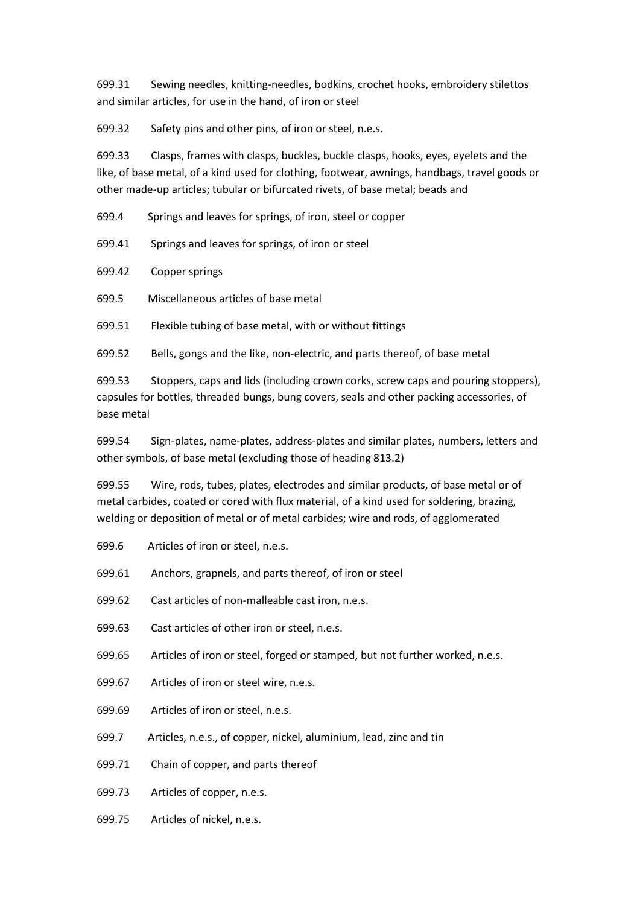699.31 Sewing needles, knitting-needles, bodkins, crochet hooks, embroidery stilettos and similar articles, for use in the hand, of iron or steel

699.32 Safety pins and other pins, of iron or steel, n.e.s.

699.33 Clasps, frames with clasps, buckles, buckle clasps, hooks, eyes, eyelets and the like, of base metal, of a kind used for clothing, footwear, awnings, handbags, travel goods or other made-up articles; tubular or bifurcated rivets, of base metal; beads and

699.4 Springs and leaves for springs, of iron, steel or copper

699.41 Springs and leaves for springs, of iron or steel

699.42 Copper springs

699.5 Miscellaneous articles of base metal

699.51 Flexible tubing of base metal, with or without fittings

699.52 Bells, gongs and the like, non-electric, and parts thereof, of base metal

699.53 Stoppers, caps and lids (including crown corks, screw caps and pouring stoppers), capsules for bottles, threaded bungs, bung covers, seals and other packing accessories, of base metal

699.54 Sign-plates, name-plates, address-plates and similar plates, numbers, letters and other symbols, of base metal (excluding those of heading 813.2)

699.55 Wire, rods, tubes, plates, electrodes and similar products, of base metal or of metal carbides, coated or cored with flux material, of a kind used for soldering, brazing, welding or deposition of metal or of metal carbides; wire and rods, of agglomerated

699.6 Articles of iron or steel, n.e.s.

699.61 Anchors, grapnels, and parts thereof, of iron or steel

699.62 Cast articles of non-malleable cast iron, n.e.s.

699.63 Cast articles of other iron or steel, n.e.s.

699.65 Articles of iron or steel, forged or stamped, but not further worked, n.e.s.

699.67 Articles of iron or steel wire, n.e.s.

699.69 Articles of iron or steel, n.e.s.

699.7 Articles, n.e.s., of copper, nickel, aluminium, lead, zinc and tin

699.71 Chain of copper, and parts thereof

699.73 Articles of copper, n.e.s.

699.75 Articles of nickel, n.e.s.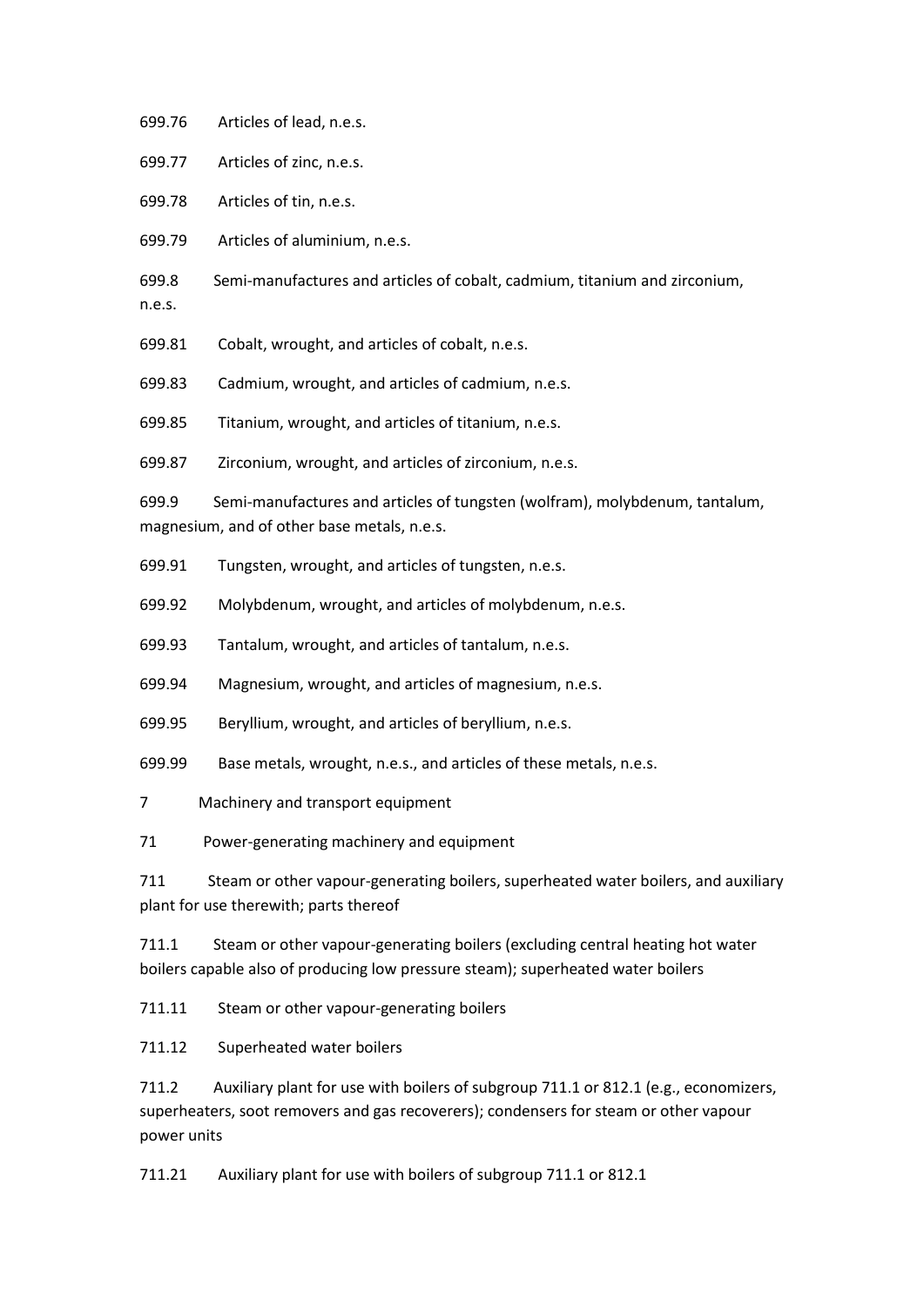699.76 Articles of lead, n.e.s.

699.77 Articles of zinc, n.e.s.

699.78 Articles of tin, n.e.s.

699.79 Articles of aluminium, n.e.s.

699.8 Semi-manufactures and articles of cobalt, cadmium, titanium and zirconium, n.e.s.

699.81 Cobalt, wrought, and articles of cobalt, n.e.s.

699.83 Cadmium, wrought, and articles of cadmium, n.e.s.

699.85 Titanium, wrought, and articles of titanium, n.e.s.

699.87 Zirconium, wrought, and articles of zirconium, n.e.s.

699.9 Semi-manufactures and articles of tungsten (wolfram), molybdenum, tantalum, magnesium, and of other base metals, n.e.s.

699.91 Tungsten, wrought, and articles of tungsten, n.e.s.

699.92 Molybdenum, wrought, and articles of molybdenum, n.e.s.

699.93 Tantalum, wrought, and articles of tantalum, n.e.s.

699.94 Magnesium, wrought, and articles of magnesium, n.e.s.

699.95 Beryllium, wrought, and articles of beryllium, n.e.s.

699.99 Base metals, wrought, n.e.s., and articles of these metals, n.e.s.

7 Machinery and transport equipment

71 Power-generating machinery and equipment

711 Steam or other vapour-generating boilers, superheated water boilers, and auxiliary plant for use therewith; parts thereof

711.1 Steam or other vapour-generating boilers (excluding central heating hot water boilers capable also of producing low pressure steam); superheated water boilers

711.11 Steam or other vapour-generating boilers

711.12 Superheated water boilers

711.2 Auxiliary plant for use with boilers of subgroup 711.1 or 812.1 (e.g., economizers, superheaters, soot removers and gas recoverers); condensers for steam or other vapour power units

711.21 Auxiliary plant for use with boilers of subgroup 711.1 or 812.1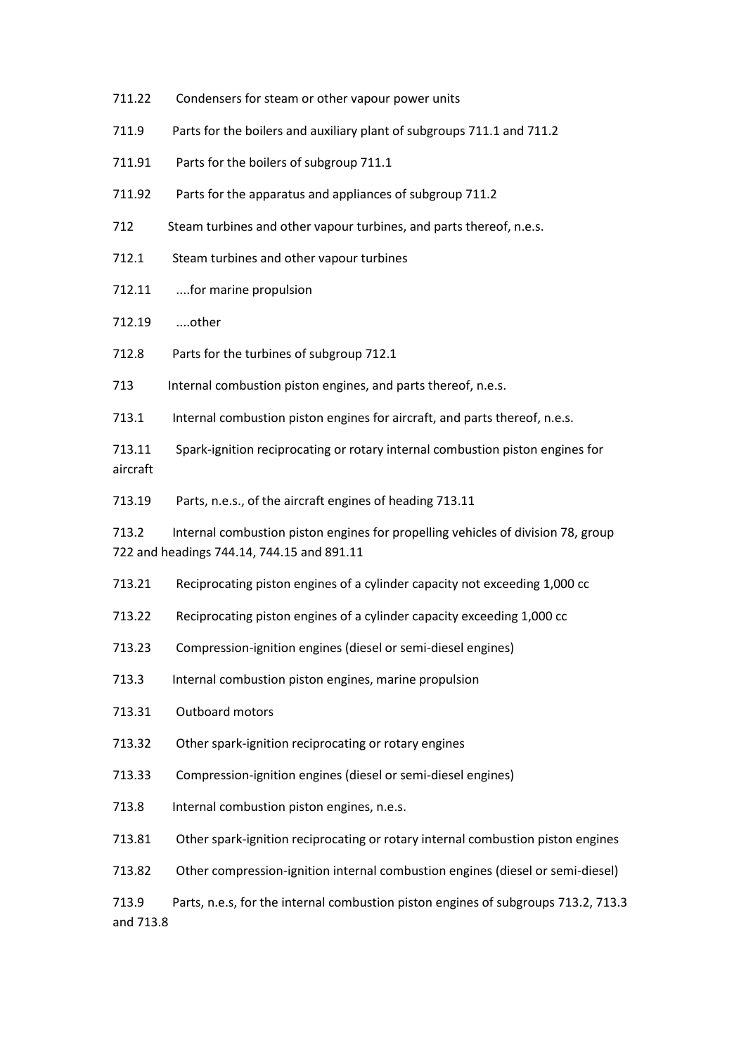711.22 Condensers for steam or other vapour power units

711.9 Parts for the boilers and auxiliary plant of subgroups 711.1 and 711.2

711.91 Parts for the boilers of subgroup 711.1

711.92 Parts for the apparatus and appliances of subgroup 711.2

712 Steam turbines and other vapour turbines, and parts thereof, n.e.s.

712.1 Steam turbines and other vapour turbines

712.11 ....for marine propulsion

712.19 ....other

712.8 Parts for the turbines of subgroup 712.1

713 Internal combustion piston engines, and parts thereof, n.e.s.

713.1 Internal combustion piston engines for aircraft, and parts thereof, n.e.s.

713.11 Spark-ignition reciprocating or rotary internal combustion piston engines for aircraft

713.19 Parts, n.e.s., of the aircraft engines of heading 713.11

713.2 Internal combustion piston engines for propelling vehicles of division 78, group 722 and headings 744.14, 744.15 and 891.11

713.21 Reciprocating piston engines of a cylinder capacity not exceeding 1,000 cc

713.22 Reciprocating piston engines of a cylinder capacity exceeding 1,000 cc

713.23 Compression-ignition engines (diesel or semi-diesel engines)

713.3 Internal combustion piston engines, marine propulsion

713.31 Outboard motors

713.32 Other spark-ignition reciprocating or rotary engines

713.33 Compression-ignition engines (diesel or semi-diesel engines)

713.8 Internal combustion piston engines, n.e.s.

713.81 Other spark-ignition reciprocating or rotary internal combustion piston engines

713.82 Other compression-ignition internal combustion engines (diesel or semi-diesel)

713.9 Parts, n.e.s, for the internal combustion piston engines of subgroups 713.2, 713.3 and 713.8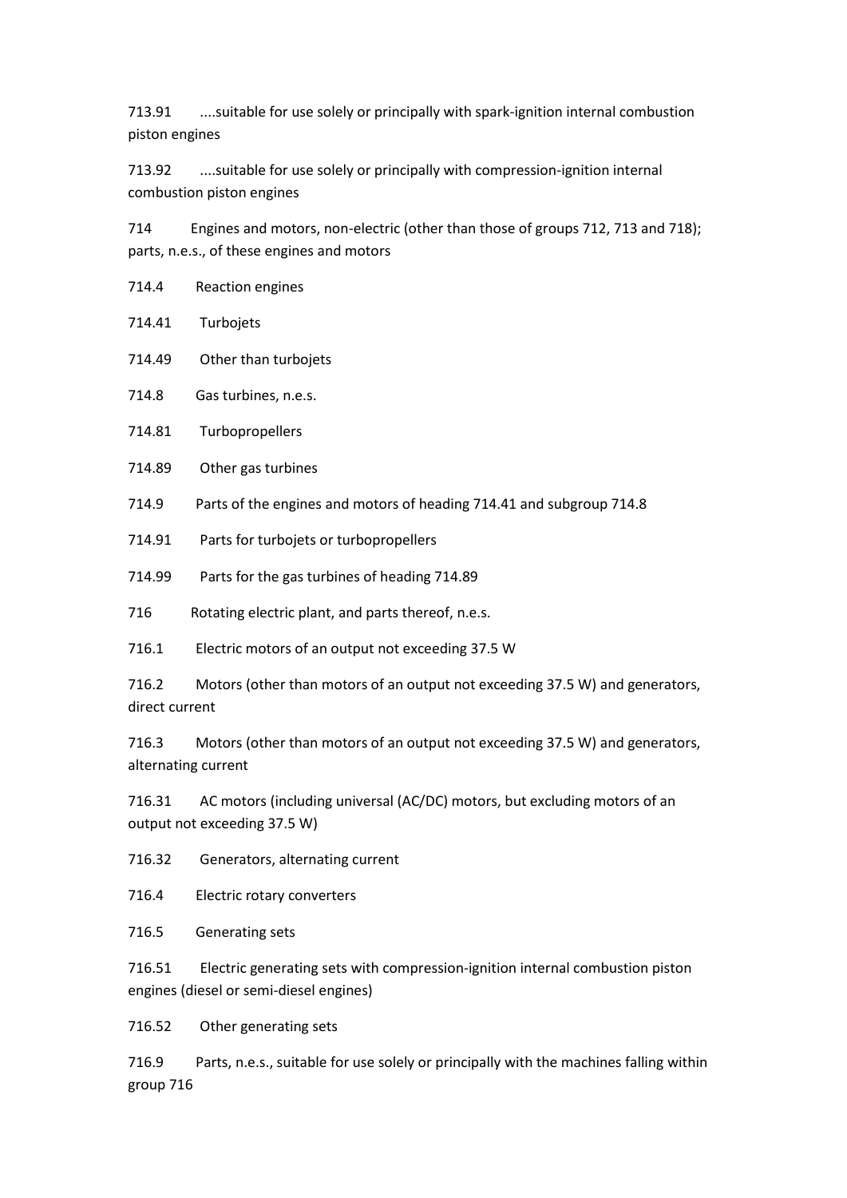713.91 ....suitable for use solely or principally with spark-ignition internal combustion piston engines

713.92 ....suitable for use solely or principally with compression-ignition internal combustion piston engines

714 Engines and motors, non-electric (other than those of groups 712, 713 and 718); parts, n.e.s., of these engines and motors

714.4 Reaction engines

714.41 Turbojets

714.49 Other than turbojets

714.8 Gas turbines, n.e.s.

714.81 Turbopropellers

714.89 Other gas turbines

714.9 Parts of the engines and motors of heading 714.41 and subgroup 714.8

714.91 Parts for turbojets or turbopropellers

714.99 Parts for the gas turbines of heading 714.89

716 Rotating electric plant, and parts thereof, n.e.s.

716.1 Electric motors of an output not exceeding 37.5 W

716.2 Motors (other than motors of an output not exceeding 37.5 W) and generators, direct current

716.3 Motors (other than motors of an output not exceeding 37.5 W) and generators, alternating current

716.31 AC motors (including universal (AC/DC) motors, but excluding motors of an output not exceeding 37.5 W)

716.32 Generators, alternating current

716.4 Electric rotary converters

716.5 Generating sets

716.51 Electric generating sets with compression-ignition internal combustion piston engines (diesel or semi-diesel engines)

716.52 Other generating sets

716.9 Parts, n.e.s., suitable for use solely or principally with the machines falling within group 716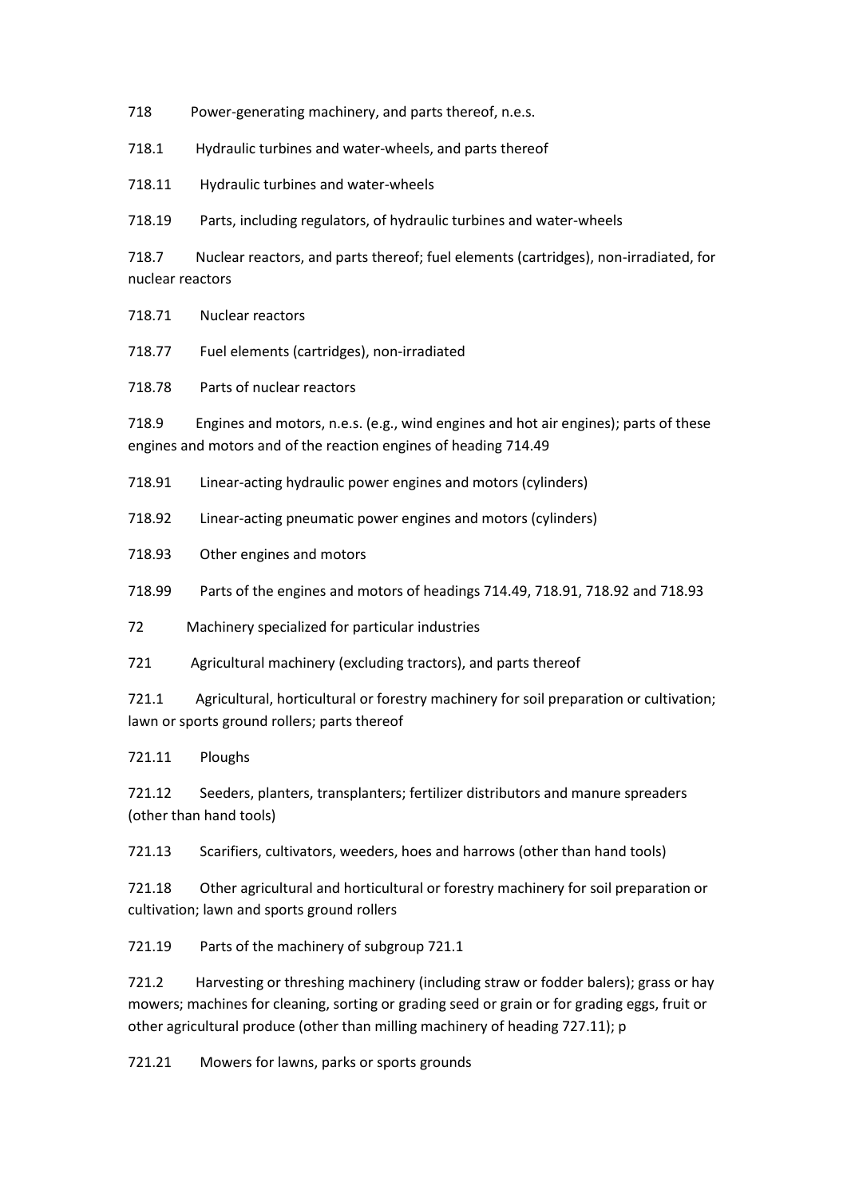718 Power-generating machinery, and parts thereof, n.e.s.

718.1 Hydraulic turbines and water-wheels, and parts thereof

718.11 Hydraulic turbines and water-wheels

718.19 Parts, including regulators, of hydraulic turbines and water-wheels

718.7 Nuclear reactors, and parts thereof; fuel elements (cartridges), non-irradiated, for nuclear reactors

718.71 Nuclear reactors

718.77 Fuel elements (cartridges), non-irradiated

718.78 Parts of nuclear reactors

718.9 Engines and motors, n.e.s. (e.g., wind engines and hot air engines); parts of these engines and motors and of the reaction engines of heading 714.49

718.91 Linear-acting hydraulic power engines and motors (cylinders)

718.92 Linear-acting pneumatic power engines and motors (cylinders)

718.93 Other engines and motors

718.99 Parts of the engines and motors of headings 714.49, 718.91, 718.92 and 718.93

72 Machinery specialized for particular industries

721 Agricultural machinery (excluding tractors), and parts thereof

721.1 Agricultural, horticultural or forestry machinery for soil preparation or cultivation; lawn or sports ground rollers; parts thereof

721.11 Ploughs

721.12 Seeders, planters, transplanters; fertilizer distributors and manure spreaders (other than hand tools)

721.13 Scarifiers, cultivators, weeders, hoes and harrows (other than hand tools)

721.18 Other agricultural and horticultural or forestry machinery for soil preparation or cultivation; lawn and sports ground rollers

721.19 Parts of the machinery of subgroup 721.1

721.2 Harvesting or threshing machinery (including straw or fodder balers); grass or hay mowers; machines for cleaning, sorting or grading seed or grain or for grading eggs, fruit or other agricultural produce (other than milling machinery of heading 727.11); p

721.21 Mowers for lawns, parks or sports grounds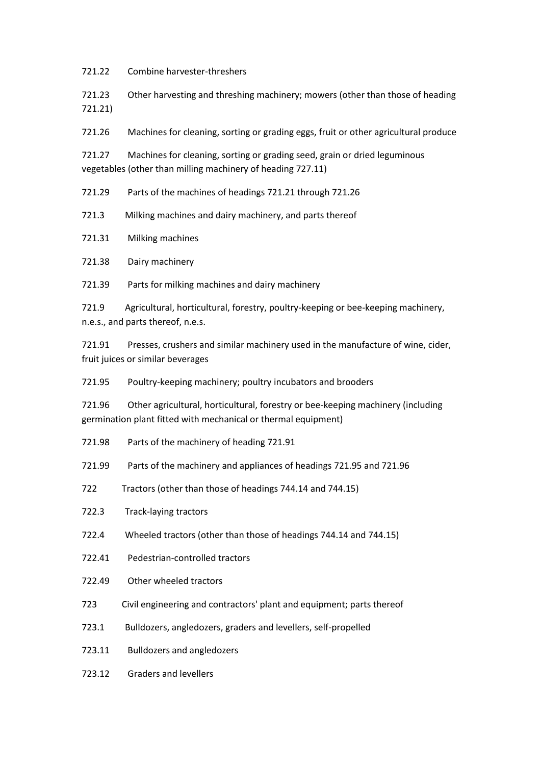721.22 Combine harvester-threshers

721.23 Other harvesting and threshing machinery; mowers (other than those of heading 721.21)

721.26 Machines for cleaning, sorting or grading eggs, fruit or other agricultural produce

721.27 Machines for cleaning, sorting or grading seed, grain or dried leguminous vegetables (other than milling machinery of heading 727.11)

721.29 Parts of the machines of headings 721.21 through 721.26

721.3 Milking machines and dairy machinery, and parts thereof

721.31 Milking machines

721.38 Dairy machinery

721.39 Parts for milking machines and dairy machinery

721.9 Agricultural, horticultural, forestry, poultry-keeping or bee-keeping machinery, n.e.s., and parts thereof, n.e.s.

721.91 Presses, crushers and similar machinery used in the manufacture of wine, cider, fruit juices or similar beverages

721.95 Poultry-keeping machinery; poultry incubators and brooders

721.96 Other agricultural, horticultural, forestry or bee-keeping machinery (including germination plant fitted with mechanical or thermal equipment)

721.98 Parts of the machinery of heading 721.91

721.99 Parts of the machinery and appliances of headings 721.95 and 721.96

722 Tractors (other than those of headings 744.14 and 744.15)

722.3 Track-laying tractors

722.4 Wheeled tractors (other than those of headings 744.14 and 744.15)

722.41 Pedestrian-controlled tractors

722.49 Other wheeled tractors

723 Civil engineering and contractors' plant and equipment; parts thereof

723.1 Bulldozers, angledozers, graders and levellers, self-propelled

723.11 Bulldozers and angledozers

723.12 Graders and levellers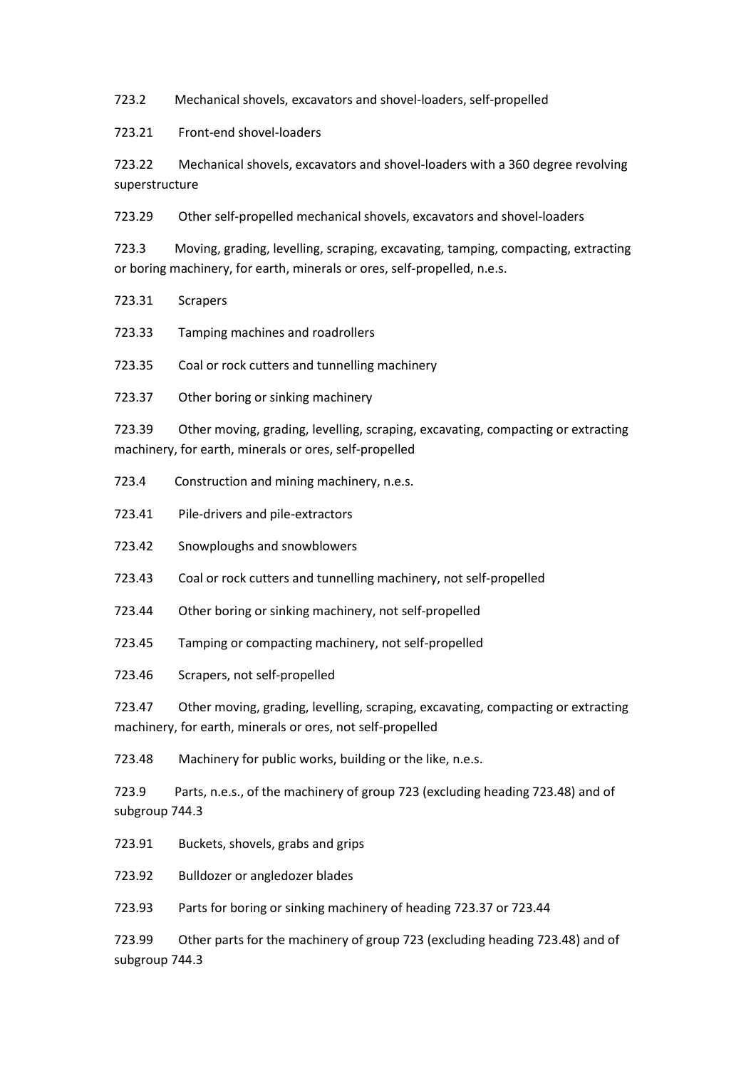723.2 Mechanical shovels, excavators and shovel-loaders, self-propelled

723.21 Front-end shovel-loaders

723.22 Mechanical shovels, excavators and shovel-loaders with a 360 degree revolving superstructure

723.29 Other self-propelled mechanical shovels, excavators and shovel-loaders

723.3 Moving, grading, levelling, scraping, excavating, tamping, compacting, extracting or boring machinery, for earth, minerals or ores, self-propelled, n.e.s.

723.31 Scrapers

723.33 Tamping machines and roadrollers

723.35 Coal or rock cutters and tunnelling machinery

723.37 Other boring or sinking machinery

723.39 Other moving, grading, levelling, scraping, excavating, compacting or extracting machinery, for earth, minerals or ores, self-propelled

723.4 Construction and mining machinery, n.e.s.

723.41 Pile-drivers and pile-extractors

723.42 Snowploughs and snowblowers

723.43 Coal or rock cutters and tunnelling machinery, not self-propelled

723.44 Other boring or sinking machinery, not self-propelled

723.45 Tamping or compacting machinery, not self-propelled

723.46 Scrapers, not self-propelled

723.47 Other moving, grading, levelling, scraping, excavating, compacting or extracting machinery, for earth, minerals or ores, not self-propelled

723.48 Machinery for public works, building or the like, n.e.s.

723.9 Parts, n.e.s., of the machinery of group 723 (excluding heading 723.48) and of subgroup 744.3

723.91 Buckets, shovels, grabs and grips

723.92 Bulldozer or angledozer blades

723.93 Parts for boring or sinking machinery of heading 723.37 or 723.44

723.99 Other parts for the machinery of group 723 (excluding heading 723.48) and of subgroup 744.3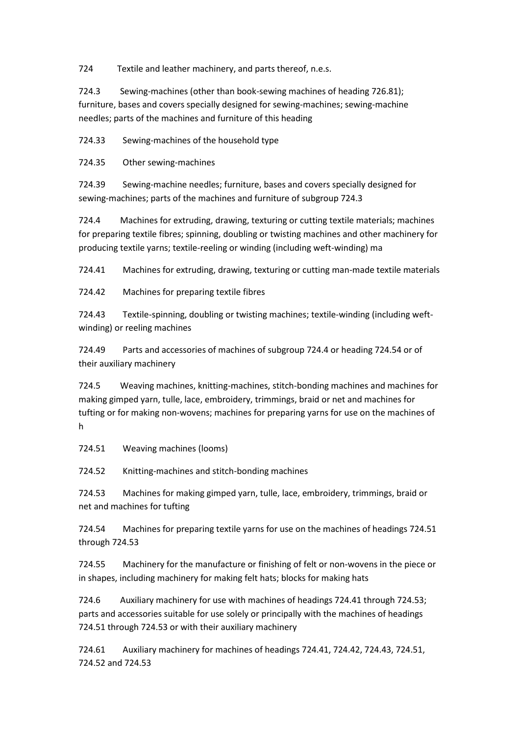724 Textile and leather machinery, and parts thereof, n.e.s.

724.3 Sewing-machines (other than book-sewing machines of heading 726.81); furniture, bases and covers specially designed for sewing-machines; sewing-machine needles; parts of the machines and furniture of this heading

724.33 Sewing-machines of the household type

724.35 Other sewing-machines

724.39 Sewing-machine needles; furniture, bases and covers specially designed for sewing-machines; parts of the machines and furniture of subgroup 724.3

724.4 Machines for extruding, drawing, texturing or cutting textile materials; machines for preparing textile fibres; spinning, doubling or twisting machines and other machinery for producing textile yarns; textile-reeling or winding (including weft-winding) ma

724.41 Machines for extruding, drawing, texturing or cutting man-made textile materials

724.42 Machines for preparing textile fibres

724.43 Textile-spinning, doubling or twisting machines; textile-winding (including weft-winding) or reeling machines

724.49 Parts and accessories of machines of subgroup 724.4 or heading 724.54 or of their auxiliary machinery

724.5 Weaving machines, knitting-machines, stitch-bonding machines and machines for making gimped yarn, tulle, lace, embroidery, trimmings, braid or net and machines for tufting or for making non-wovens; machines for preparing yarns for use on the machines of h

724.51 Weaving machines (looms)

724.52 Knitting-machines and stitch-bonding machines

724.53 Machines for making gimped yarn, tulle, lace, embroidery, trimmings, braid or net and machines for tufting

724.54 Machines for preparing textile yarns for use on the machines of headings 724.51 through 724.53

724.55 Machinery for the manufacture or finishing of felt or non-wovens in the piece or in shapes, including machinery for making felt hats; blocks for making hats

724.6 Auxiliary machinery for use with machines of headings 724.41 through 724.53; parts and accessories suitable for use solely or principally with the machines of headings 724.51 through 724.53 or with their auxiliary machinery

724.61 Auxiliary machinery for machines of headings 724.41, 724.42, 724.43, 724.51, 724.52 and 724.53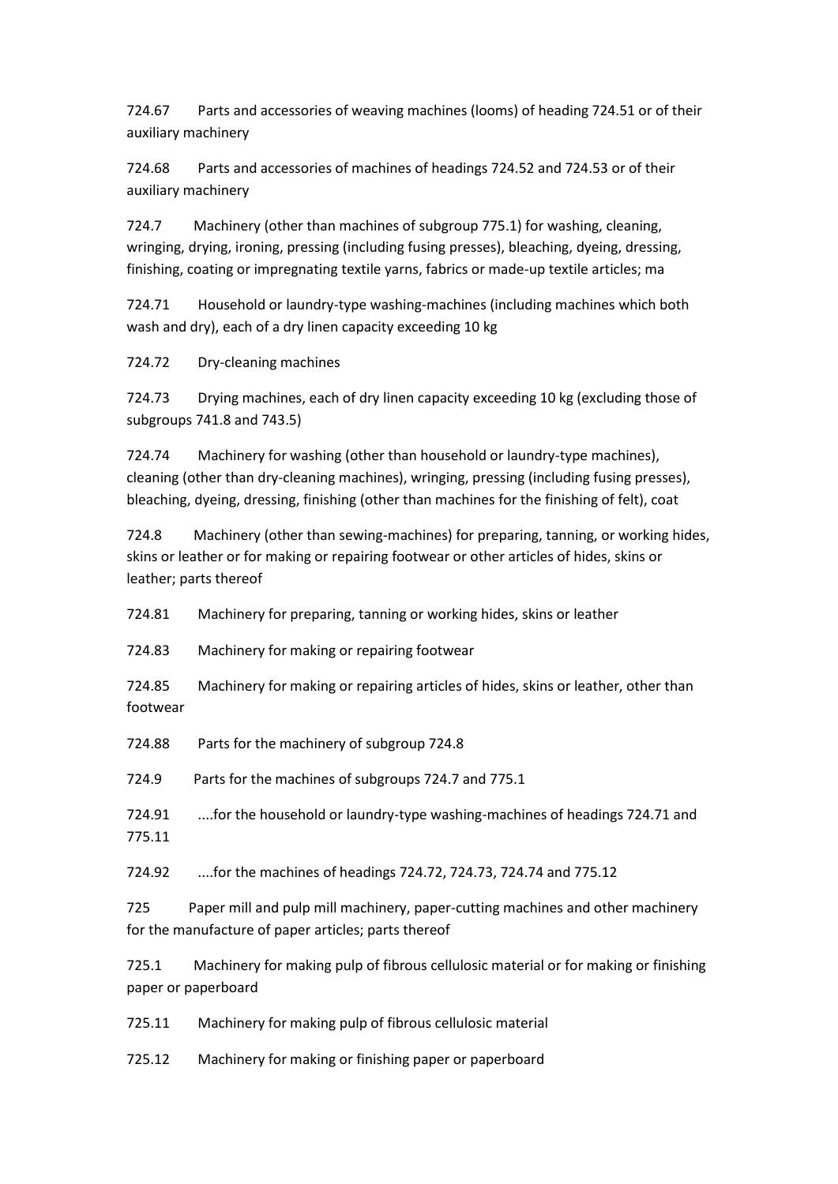724.67 Parts and accessories of weaving machines (looms) of heading 724.51 or of their auxiliary machinery

724.68 Parts and accessories of machines of headings 724.52 and 724.53 or of their auxiliary machinery

724.7 Machinery (other than machines of subgroup 775.1) for washing, cleaning, wringing, drying, ironing, pressing (including fusing presses), bleaching, dyeing, dressing, finishing, coating or impregnating textile yarns, fabrics or made-up textile articles; ma

724.71 Household or laundry-type washing-machines (including machines which both wash and dry), each of a dry linen capacity exceeding 10 kg

724.72 Dry-cleaning machines

724.73 Drying machines, each of dry linen capacity exceeding 10 kg (excluding those of subgroups 741.8 and 743.5)

724.74 Machinery for washing (other than household or laundry-type machines), cleaning (other than dry-cleaning machines), wringing, pressing (including fusing presses), bleaching, dyeing, dressing, finishing (other than machines for the finishing of felt), coat

724.8 Machinery (other than sewing-machines) for preparing, tanning, or working hides, skins or leather or for making or repairing footwear or other articles of hides, skins or leather; parts thereof

724.81 Machinery for preparing, tanning or working hides, skins or leather

724.83 Machinery for making or repairing footwear

724.85 Machinery for making or repairing articles of hides, skins or leather, other than footwear

724.88 Parts for the machinery of subgroup 724.8

724.9 Parts for the machines of subgroups 724.7 and 775.1

724.91 ....for the household or laundry-type washing-machines of headings 724.71 and 775.11

724.92 ....for the machines of headings 724.72, 724.73, 724.74 and 775.12

725 Paper mill and pulp mill machinery, paper-cutting machines and other machinery for the manufacture of paper articles; parts thereof

725.1 Machinery for making pulp of fibrous cellulosic material or for making or finishing paper or paperboard

725.11 Machinery for making pulp of fibrous cellulosic material

725.12 Machinery for making or finishing paper or paperboard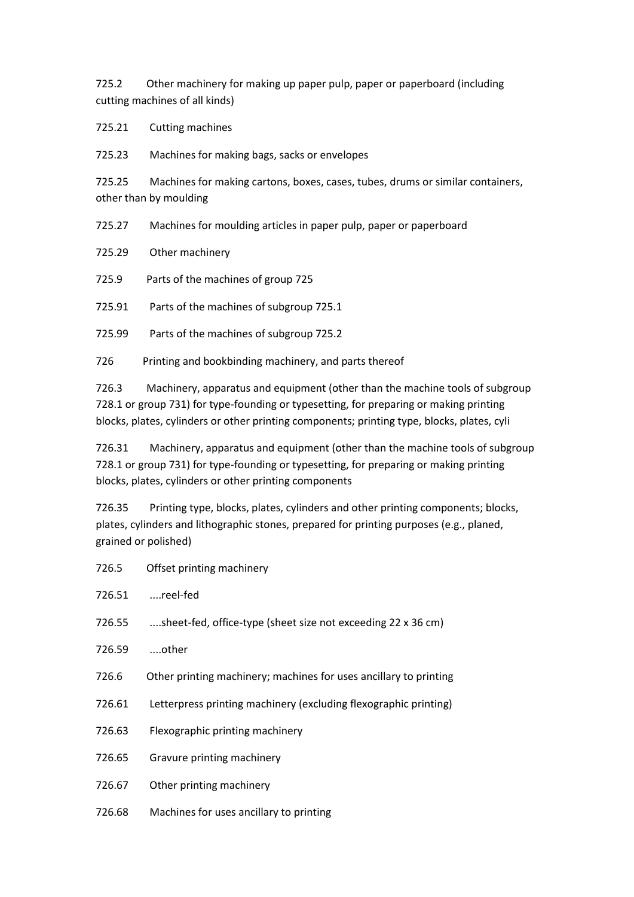725.2 Other machinery for making up paper pulp, paper or paperboard (including cutting machines of all kinds)

725.21 Cutting machines

725.23 Machines for making bags, sacks or envelopes

725.25 Machines for making cartons, boxes, cases, tubes, drums or similar containers, other than by moulding

725.27 Machines for moulding articles in paper pulp, paper or paperboard

725.29 Other machinery

725.9 Parts of the machines of group 725

725.91 Parts of the machines of subgroup 725.1

725.99 Parts of the machines of subgroup 725.2

726 Printing and bookbinding machinery, and parts thereof

726.3 Machinery, apparatus and equipment (other than the machine tools of subgroup 728.1 or group 731) for type-founding or typesetting, for preparing or making printing blocks, plates, cylinders or other printing components; printing type, blocks, plates, cyli

726.31 Machinery, apparatus and equipment (other than the machine tools of subgroup 728.1 or group 731) for type-founding or typesetting, for preparing or making printing blocks, plates, cylinders or other printing components

726.35 Printing type, blocks, plates, cylinders and other printing components; blocks, plates, cylinders and lithographic stones, prepared for printing purposes (e.g., planed, grained or polished)

726.5 Offset printing machinery

726.51 ....reel-fed

726.55 ....sheet-fed, office-type (sheet size not exceeding 22 x 36 cm)

726.59 ....other

726.6 Other printing machinery; machines for uses ancillary to printing

726.61 Letterpress printing machinery (excluding flexographic printing)

726.63 Flexographic printing machinery

726.65 Gravure printing machinery

726.67 Other printing machinery

726.68 Machines for uses ancillary to printing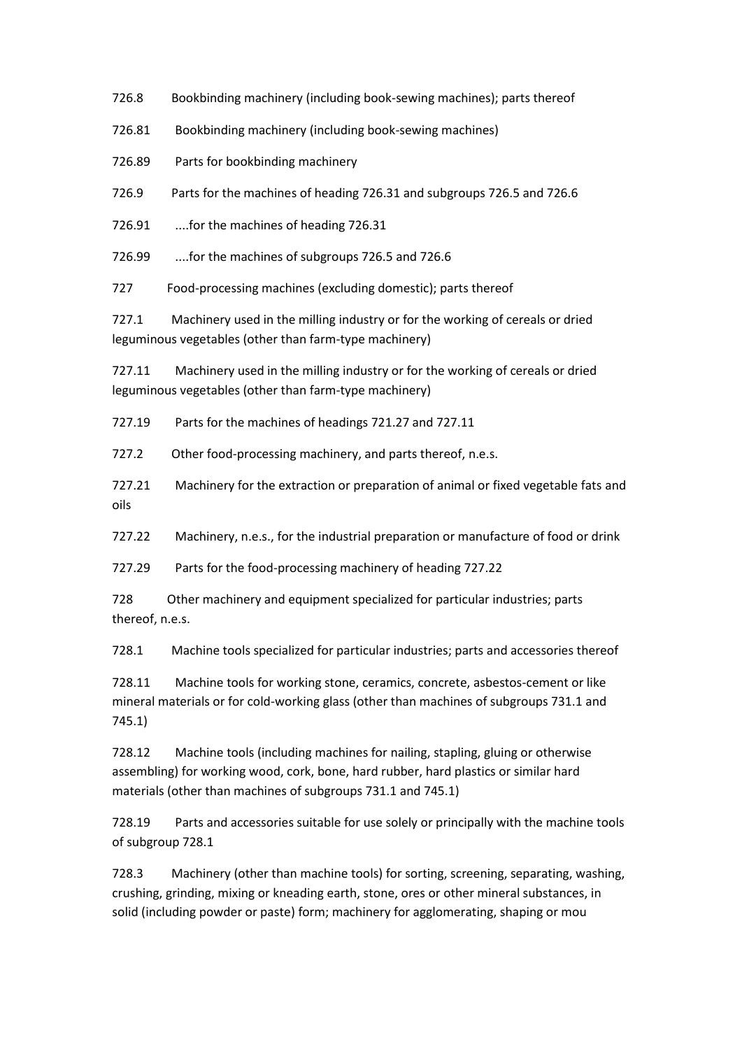726.8 Bookbinding machinery (including book-sewing machines); parts thereof

726.81 Bookbinding machinery (including book-sewing machines)

726.89 Parts for bookbinding machinery

726.9 Parts for the machines of heading 726.31 and subgroups 726.5 and 726.6

726.91 ....for the machines of heading 726.31

726.99 ....for the machines of subgroups 726.5 and 726.6

727 Food-processing machines (excluding domestic); parts thereof

727.1 Machinery used in the milling industry or for the working of cereals or dried leguminous vegetables (other than farm-type machinery)

727.11 Machinery used in the milling industry or for the working of cereals or dried leguminous vegetables (other than farm-type machinery)

727.19 Parts for the machines of headings 721.27 and 727.11

727.2 Other food-processing machinery, and parts thereof, n.e.s.

727.21 Machinery for the extraction or preparation of animal or fixed vegetable fats and oils

727.22 Machinery, n.e.s., for the industrial preparation or manufacture of food or drink

727.29 Parts for the food-processing machinery of heading 727.22

728 Other machinery and equipment specialized for particular industries; parts thereof, n.e.s.

728.1 Machine tools specialized for particular industries; parts and accessories thereof

728.11 Machine tools for working stone, ceramics, concrete, asbestos-cement or like mineral materials or for cold-working glass (other than machines of subgroups 731.1 and 745.1)

728.12 Machine tools (including machines for nailing, stapling, gluing or otherwise assembling) for working wood, cork, bone, hard rubber, hard plastics or similar hard materials (other than machines of subgroups 731.1 and 745.1)

728.19 Parts and accessories suitable for use solely or principally with the machine tools of subgroup 728.1

728.3 Machinery (other than machine tools) for sorting, screening, separating, washing, crushing, grinding, mixing or kneading earth, stone, ores or other mineral substances, in solid (including powder or paste) form; machinery for agglomerating, shaping or mou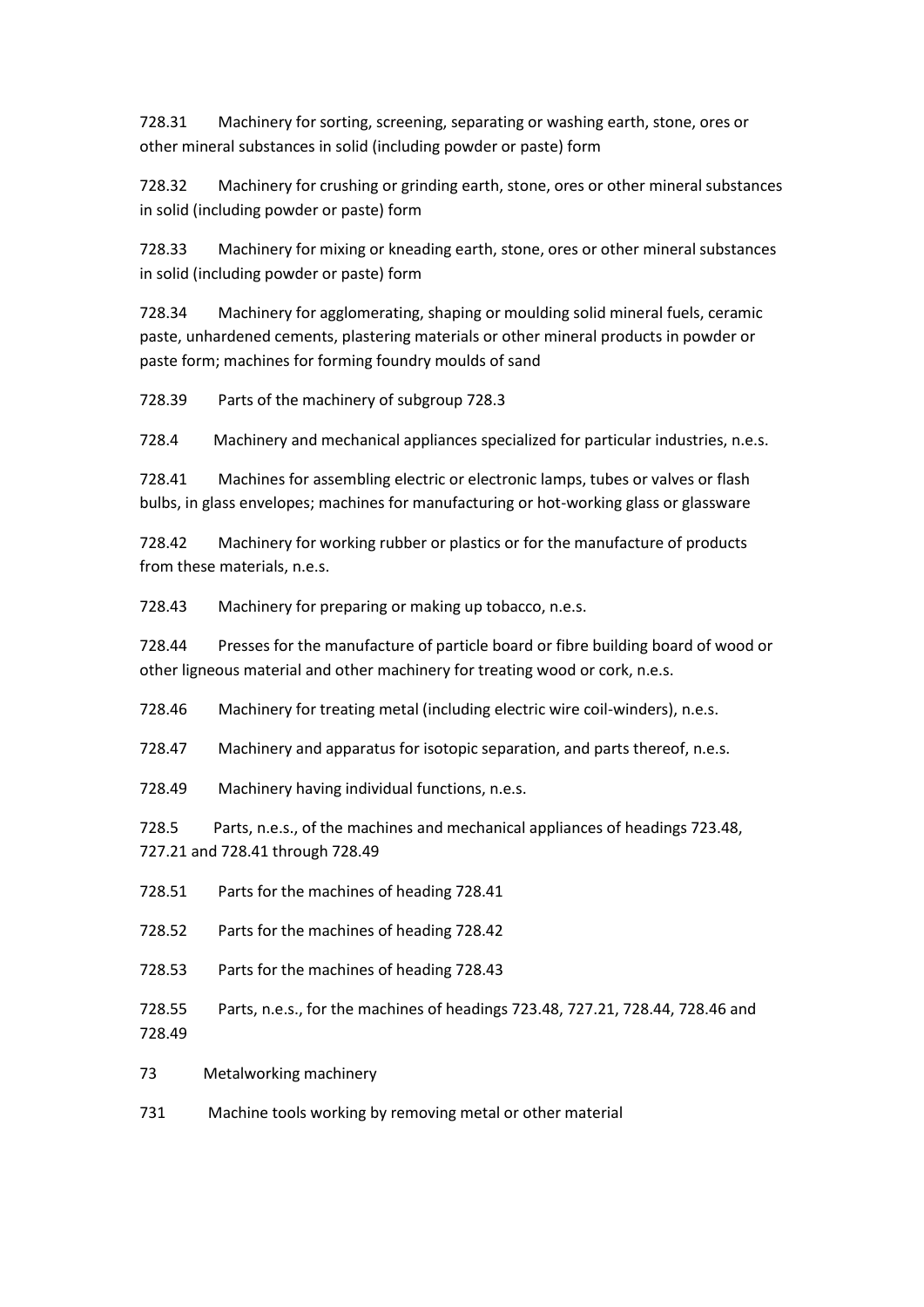728.31 Machinery for sorting, screening, separating or washing earth, stone, ores or other mineral substances in solid (including powder or paste) form

728.32 Machinery for crushing or grinding earth, stone, ores or other mineral substances in solid (including powder or paste) form

728.33 Machinery for mixing or kneading earth, stone, ores or other mineral substances in solid (including powder or paste) form

728.34 Machinery for agglomerating, shaping or moulding solid mineral fuels, ceramic paste, unhardened cements, plastering materials or other mineral products in powder or paste form; machines for forming foundry moulds of sand

728.39 Parts of the machinery of subgroup 728.3

728.4 Machinery and mechanical appliances specialized for particular industries, n.e.s.

728.41 Machines for assembling electric or electronic lamps, tubes or valves or flash bulbs, in glass envelopes; machines for manufacturing or hot-working glass or glassware

728.42 Machinery for working rubber or plastics or for the manufacture of products from these materials, n.e.s.

728.43 Machinery for preparing or making up tobacco, n.e.s.

728.44 Presses for the manufacture of particle board or fibre building board of wood or other ligneous material and other machinery for treating wood or cork, n.e.s.

728.46 Machinery for treating metal (including electric wire coil-winders), n.e.s.

728.47 Machinery and apparatus for isotopic separation, and parts thereof, n.e.s.

728.49 Machinery having individual functions, n.e.s.

728.5 Parts, n.e.s., of the machines and mechanical appliances of headings 723.48, 727.21 and 728.41 through 728.49

728.51 Parts for the machines of heading 728.41

728.52 Parts for the machines of heading 728.42

728.53 Parts for the machines of heading 728.43

728.55 Parts, n.e.s., for the machines of headings 723.48, 727.21, 728.44, 728.46 and 728.49

73 Metalworking machinery

731 Machine tools working by removing metal or other material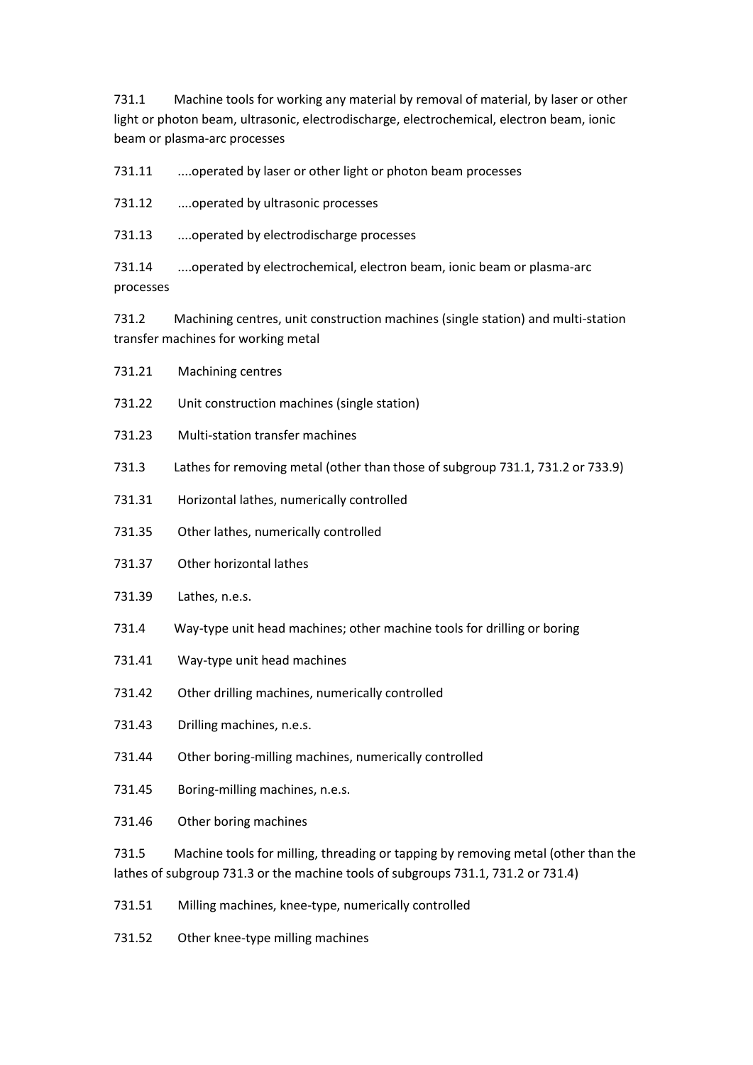731.1 Machine tools for working any material by removal of material, by laser or other light or photon beam, ultrasonic, electrodischarge, electrochemical, electron beam, ionic beam or plasma-arc processes

731.11 ....operated by laser or other light or photon beam processes

731.12 ....operated by ultrasonic processes

731.13 ....operated by electrodischarge processes

731.14 ....operated by electrochemical, electron beam, ionic beam or plasma-arc processes

731.2 Machining centres, unit construction machines (single station) and multi-station transfer machines for working metal

731.21 Machining centres

731.22 Unit construction machines (single station)

731.23 Multi-station transfer machines

731.3 Lathes for removing metal (other than those of subgroup 731.1, 731.2 or 733.9)

731.31 Horizontal lathes, numerically controlled

731.35 Other lathes, numerically controlled

731.37 Other horizontal lathes

731.39 Lathes, n.e.s.

731.4 Way-type unit head machines; other machine tools for drilling or boring

731.41 Way-type unit head machines

731.42 Other drilling machines, numerically controlled

731.43 Drilling machines, n.e.s.

731.44 Other boring-milling machines, numerically controlled

731.45 Boring-milling machines, n.e.s.

731.46 Other boring machines

731.5 Machine tools for milling, threading or tapping by removing metal (other than the lathes of subgroup 731.3 or the machine tools of subgroups 731.1, 731.2 or 731.4)

731.51 Milling machines, knee-type, numerically controlled

731.52 Other knee-type milling machines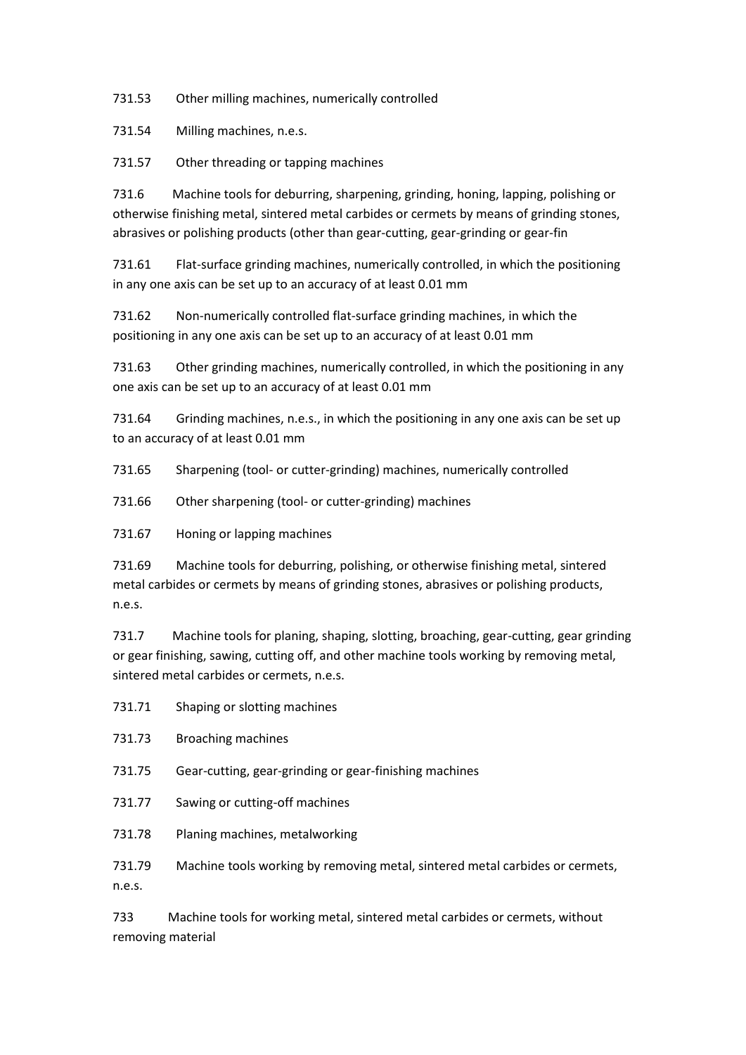731.53 Other milling machines, numerically controlled

731.54 Milling machines, n.e.s.

731.57 Other threading or tapping machines

731.6 Machine tools for deburring, sharpening, grinding, honing, lapping, polishing or otherwise finishing metal, sintered metal carbides or cermets by means of grinding stones, abrasives or polishing products (other than gear-cutting, gear-grinding or gear-fin

731.61 Flat-surface grinding machines, numerically controlled, in which the positioning in any one axis can be set up to an accuracy of at least 0.01 mm

731.62 Non-numerically controlled flat-surface grinding machines, in which the positioning in any one axis can be set up to an accuracy of at least 0.01 mm

731.63 Other grinding machines, numerically controlled, in which the positioning in any one axis can be set up to an accuracy of at least 0.01 mm

731.64 Grinding machines, n.e.s., in which the positioning in any one axis can be set up to an accuracy of at least 0.01 mm

731.65 Sharpening (tool- or cutter-grinding) machines, numerically controlled

731.66 Other sharpening (tool- or cutter-grinding) machines

731.67 Honing or lapping machines

731.69 Machine tools for deburring, polishing, or otherwise finishing metal, sintered metal carbides or cermets by means of grinding stones, abrasives or polishing products, n.e.s.

731.7 Machine tools for planing, shaping, slotting, broaching, gear-cutting, gear grinding or gear finishing, sawing, cutting off, and other machine tools working by removing metal, sintered metal carbides or cermets, n.e.s.

731.71 Shaping or slotting machines

731.73 Broaching machines

731.75 Gear-cutting, gear-grinding or gear-finishing machines

731.77 Sawing or cutting-off machines

731.78 Planing machines, metalworking

731.79 Machine tools working by removing metal, sintered metal carbides or cermets, n.e.s.

733 Machine tools for working metal, sintered metal carbides or cermets, without removing material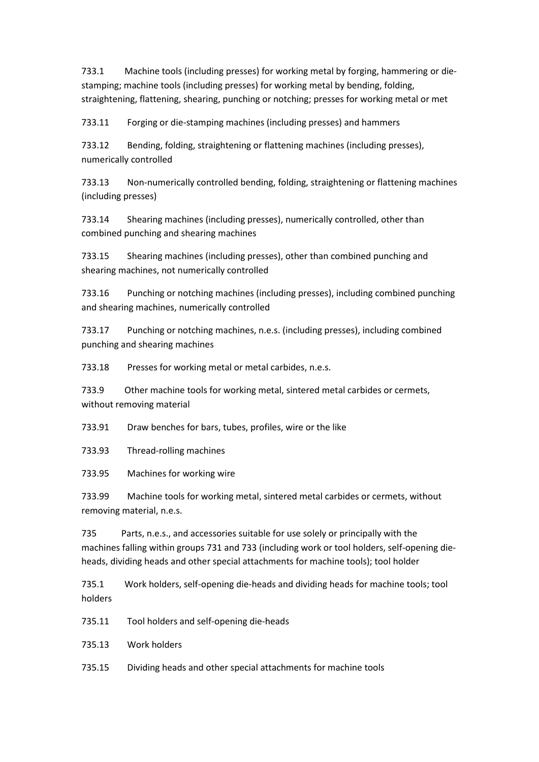733.1 Machine tools (including presses) for working metal by forging, hammering or die-stamping; machine tools (including presses) for working metal by bending, folding, straightening, flattening, shearing, punching or notching; presses for working metal or met

733.11 Forging or die-stamping machines (including presses) and hammers

733.12 Bending, folding, straightening or flattening machines (including presses), numerically controlled

733.13 Non-numerically controlled bending, folding, straightening or flattening machines (including presses)

733.14 Shearing machines (including presses), numerically controlled, other than combined punching and shearing machines

733.15 Shearing machines (including presses), other than combined punching and shearing machines, not numerically controlled

733.16 Punching or notching machines (including presses), including combined punching and shearing machines, numerically controlled

733.17 Punching or notching machines, n.e.s. (including presses), including combined punching and shearing machines

733.18 Presses for working metal or metal carbides, n.e.s.

733.9 Other machine tools for working metal, sintered metal carbides or cermets, without removing material

733.91 Draw benches for bars, tubes, profiles, wire or the like

733.93 Thread-rolling machines

733.95 Machines for working wire

733.99 Machine tools for working metal, sintered metal carbides or cermets, without removing material, n.e.s.

735 Parts, n.e.s., and accessories suitable for use solely or principally with the machines falling within groups 731 and 733 (including work or tool holders, self-opening die-heads, dividing heads and other special attachments for machine tools); tool holder

735.1 Work holders, self-opening die-heads and dividing heads for machine tools; tool holders

735.11 Tool holders and self-opening die-heads

735.13 Work holders

735.15 Dividing heads and other special attachments for machine tools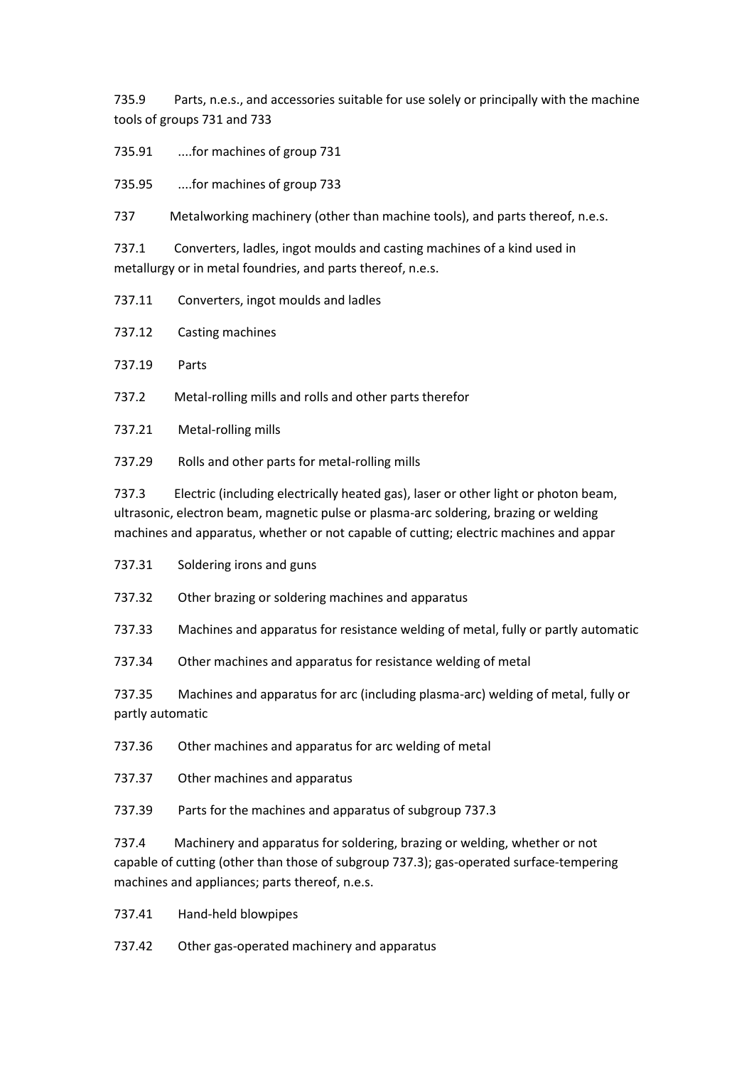735.9 Parts, n.e.s., and accessories suitable for use solely or principally with the machine tools of groups 731 and 733

735.91 ....for machines of group 731

735.95 ....for machines of group 733

737 Metalworking machinery (other than machine tools), and parts thereof, n.e.s.

737.1 Converters, ladles, ingot moulds and casting machines of a kind used in metallurgy or in metal foundries, and parts thereof, n.e.s.

737.11 Converters, ingot moulds and ladles

737.12 Casting machines

737.19 Parts

737.2 Metal-rolling mills and rolls and other parts therefor

737.21 Metal-rolling mills

737.29 Rolls and other parts for metal-rolling mills

737.3 Electric (including electrically heated gas), laser or other light or photon beam, ultrasonic, electron beam, magnetic pulse or plasma-arc soldering, brazing or welding machines and apparatus, whether or not capable of cutting; electric machines and appar

737.31 Soldering irons and guns

737.32 Other brazing or soldering machines and apparatus

737.33 Machines and apparatus for resistance welding of metal, fully or partly automatic

737.34 Other machines and apparatus for resistance welding of metal

737.35 Machines and apparatus for arc (including plasma-arc) welding of metal, fully or partly automatic

737.36 Other machines and apparatus for arc welding of metal

737.37 Other machines and apparatus

737.39 Parts for the machines and apparatus of subgroup 737.3

737.4 Machinery and apparatus for soldering, brazing or welding, whether or not capable of cutting (other than those of subgroup 737.3); gas-operated surface-tempering machines and appliances; parts thereof, n.e.s.

737.41 Hand-held blowpipes

737.42 Other gas-operated machinery and apparatus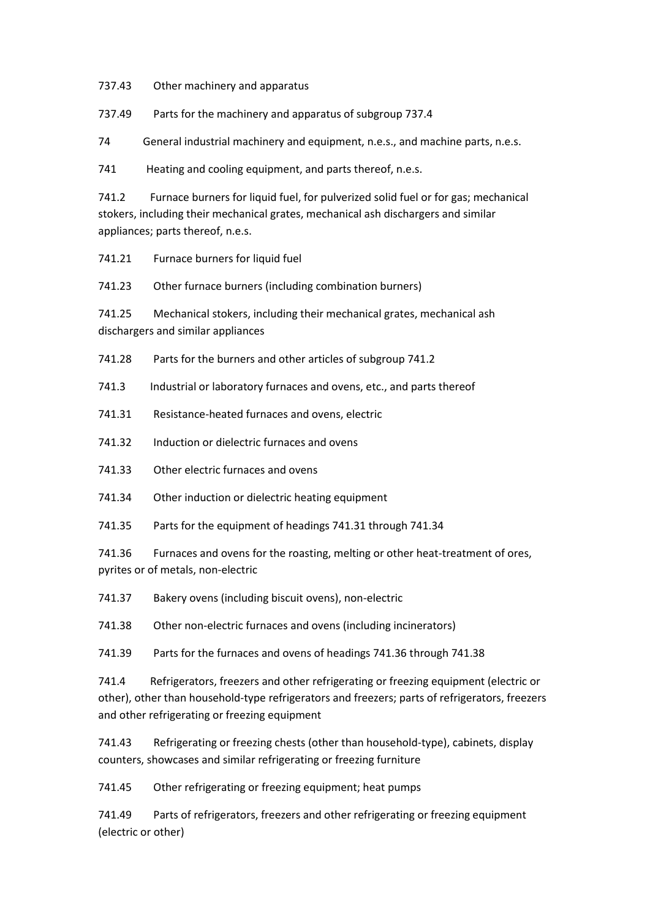737.43 Other machinery and apparatus

737.49 Parts for the machinery and apparatus of subgroup 737.4

74 General industrial machinery and equipment, n.e.s., and machine parts, n.e.s.

741 Heating and cooling equipment, and parts thereof, n.e.s.

741.2 Furnace burners for liquid fuel, for pulverized solid fuel or for gas; mechanical stokers, including their mechanical grates, mechanical ash dischargers and similar appliances; parts thereof, n.e.s.

741.21 Furnace burners for liquid fuel

741.23 Other furnace burners (including combination burners)

741.25 Mechanical stokers, including their mechanical grates, mechanical ash dischargers and similar appliances

741.28 Parts for the burners and other articles of subgroup 741.2

741.3 Industrial or laboratory furnaces and ovens, etc., and parts thereof

741.31 Resistance-heated furnaces and ovens, electric

741.32 Induction or dielectric furnaces and ovens

741.33 Other electric furnaces and ovens

741.34 Other induction or dielectric heating equipment

741.35 Parts for the equipment of headings 741.31 through 741.34

741.36 Furnaces and ovens for the roasting, melting or other heat-treatment of ores, pyrites or of metals, non-electric

741.37 Bakery ovens (including biscuit ovens), non-electric

741.38 Other non-electric furnaces and ovens (including incinerators)

741.39 Parts for the furnaces and ovens of headings 741.36 through 741.38

741.4 Refrigerators, freezers and other refrigerating or freezing equipment (electric or other), other than household-type refrigerators and freezers; parts of refrigerators, freezers and other refrigerating or freezing equipment

741.43 Refrigerating or freezing chests (other than household-type), cabinets, display counters, showcases and similar refrigerating or freezing furniture

741.45 Other refrigerating or freezing equipment; heat pumps

741.49 Parts of refrigerators, freezers and other refrigerating or freezing equipment (electric or other)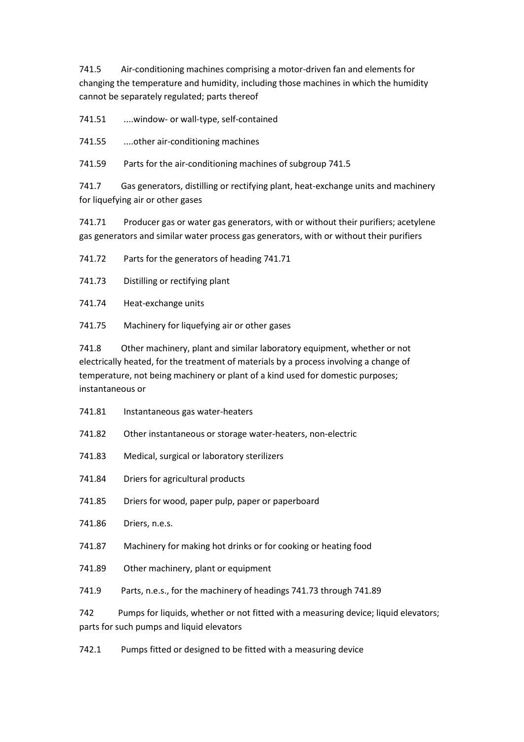741.5 Air-conditioning machines comprising a motor-driven fan and elements for changing the temperature and humidity, including those machines in which the humidity cannot be separately regulated; parts thereof

741.51 ....window- or wall-type, self-contained

741.55 ....other air-conditioning machines

741.59 Parts for the air-conditioning machines of subgroup 741.5

741.7 Gas generators, distilling or rectifying plant, heat-exchange units and machinery for liquefying air or other gases

741.71 Producer gas or water gas generators, with or without their purifiers; acetylene gas generators and similar water process gas generators, with or without their purifiers

741.72 Parts for the generators of heading 741.71

741.73 Distilling or rectifying plant

741.74 Heat-exchange units

741.75 Machinery for liquefying air or other gases

741.8 Other machinery, plant and similar laboratory equipment, whether or not electrically heated, for the treatment of materials by a process involving a change of temperature, not being machinery or plant of a kind used for domestic purposes; instantaneous or

741.81 Instantaneous gas water-heaters

741.82 Other instantaneous or storage water-heaters, non-electric

741.83 Medical, surgical or laboratory sterilizers

741.84 Driers for agricultural products

741.85 Driers for wood, paper pulp, paper or paperboard

741.86 Driers, n.e.s.

741.87 Machinery for making hot drinks or for cooking or heating food

741.89 Other machinery, plant or equipment

741.9 Parts, n.e.s., for the machinery of headings 741.73 through 741.89

742 Pumps for liquids, whether or not fitted with a measuring device; liquid elevators; parts for such pumps and liquid elevators

742.1 Pumps fitted or designed to be fitted with a measuring device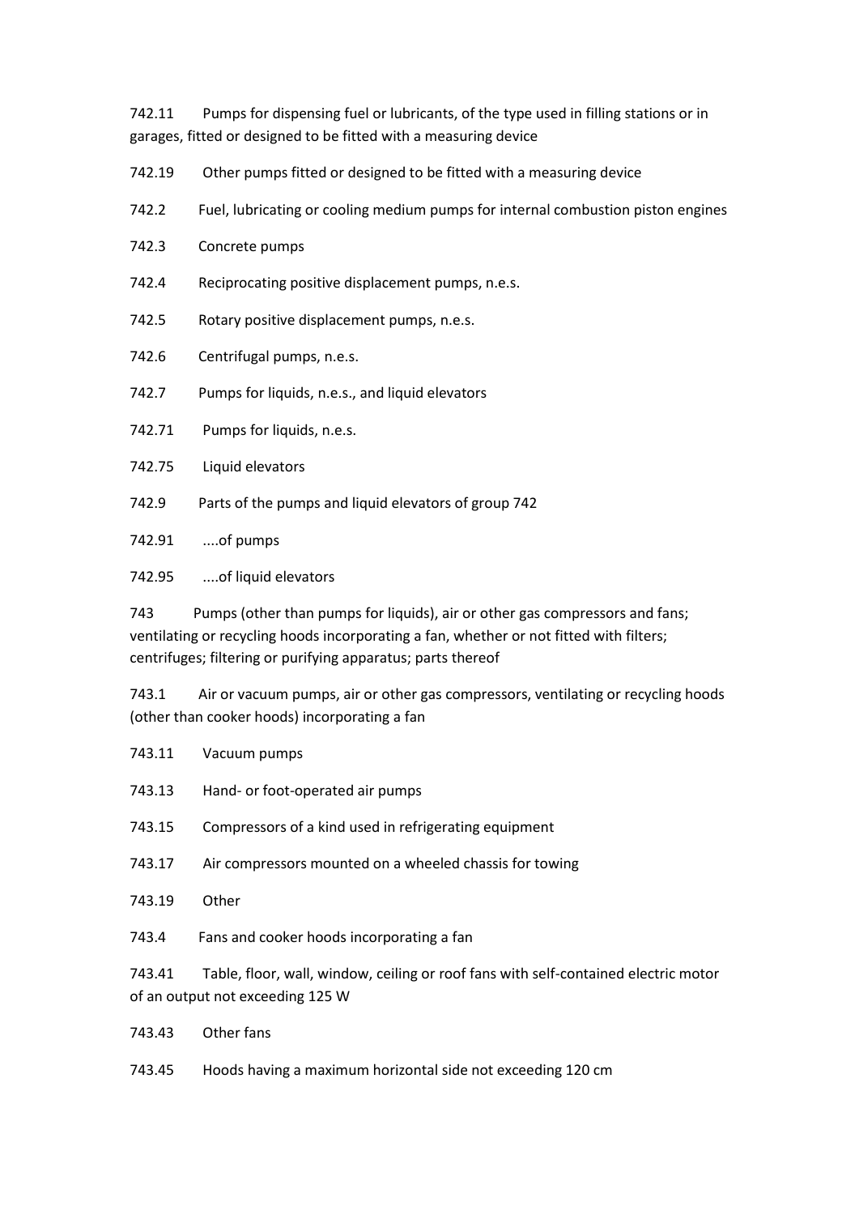742.11 Pumps for dispensing fuel or lubricants, of the type used in filling stations or in garages, fitted or designed to be fitted with a measuring device

742.19 Other pumps fitted or designed to be fitted with a measuring device

742.2 Fuel, lubricating or cooling medium pumps for internal combustion piston engines

742.3 Concrete pumps

742.4 Reciprocating positive displacement pumps, n.e.s.

742.5 Rotary positive displacement pumps, n.e.s.

742.6 Centrifugal pumps, n.e.s.

742.7 Pumps for liquids, n.e.s., and liquid elevators

742.71 Pumps for liquids, n.e.s.

742.75 Liquid elevators

742.9 Parts of the pumps and liquid elevators of group 742

742.91 ....of pumps

742.95 ....of liquid elevators

743 Pumps (other than pumps for liquids), air or other gas compressors and fans; ventilating or recycling hoods incorporating a fan, whether or not fitted with filters; centrifuges; filtering or purifying apparatus; parts thereof

743.1 Air or vacuum pumps, air or other gas compressors, ventilating or recycling hoods (other than cooker hoods) incorporating a fan

743.11 Vacuum pumps

743.13 Hand- or foot-operated air pumps

743.15 Compressors of a kind used in refrigerating equipment

743.17 Air compressors mounted on a wheeled chassis for towing

743.19 Other

743.4 Fans and cooker hoods incorporating a fan

743.41 Table, floor, wall, window, ceiling or roof fans with self-contained electric motor of an output not exceeding 125 W

743.43 Other fans

743.45 Hoods having a maximum horizontal side not exceeding 120 cm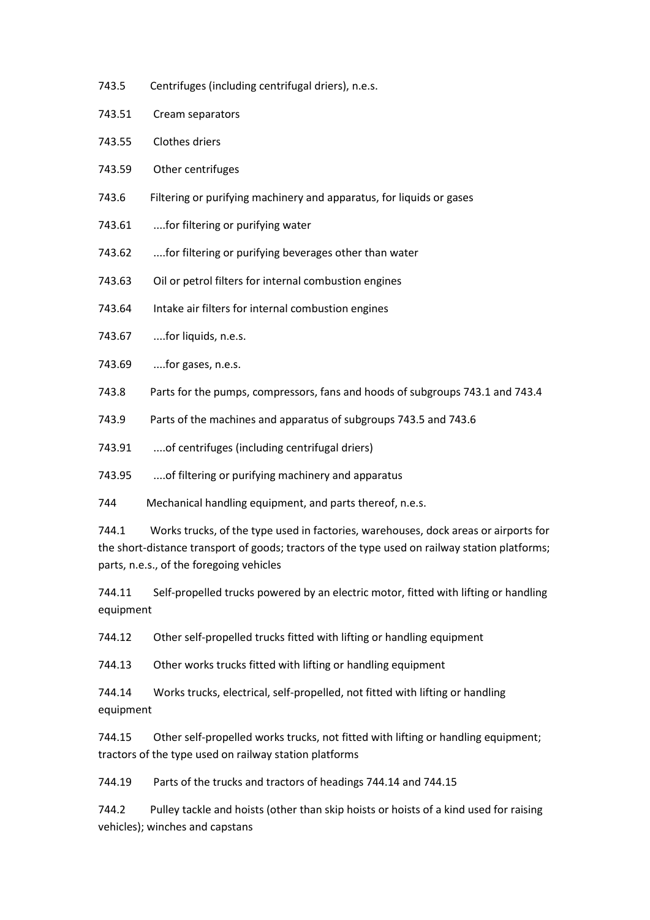743.5 Centrifuges (including centrifugal driers), n.e.s.

743.51 Cream separators

743.55 Clothes driers

743.59 Other centrifuges

743.6 Filtering or purifying machinery and apparatus, for liquids or gases

743.61 ....for filtering or purifying water

743.62 ....for filtering or purifying beverages other than water

743.63 Oil or petrol filters for internal combustion engines

743.64 Intake air filters for internal combustion engines

743.67 ....for liquids, n.e.s.

743.69 ....for gases, n.e.s.

743.8 Parts for the pumps, compressors, fans and hoods of subgroups 743.1 and 743.4

743.9 Parts of the machines and apparatus of subgroups 743.5 and 743.6

743.91 ....of centrifuges (including centrifugal driers)

743.95 ....of filtering or purifying machinery and apparatus

744 Mechanical handling equipment, and parts thereof, n.e.s.

744.1 Works trucks, of the type used in factories, warehouses, dock areas or airports for the short-distance transport of goods; tractors of the type used on railway station platforms; parts, n.e.s., of the foregoing vehicles

744.11 Self-propelled trucks powered by an electric motor, fitted with lifting or handling equipment

744.12 Other self-propelled trucks fitted with lifting or handling equipment

744.13 Other works trucks fitted with lifting or handling equipment

744.14 Works trucks, electrical, self-propelled, not fitted with lifting or handling equipment

744.15 Other self-propelled works trucks, not fitted with lifting or handling equipment; tractors of the type used on railway station platforms

744.19 Parts of the trucks and tractors of headings 744.14 and 744.15

744.2 Pulley tackle and hoists (other than skip hoists or hoists of a kind used for raising vehicles); winches and capstans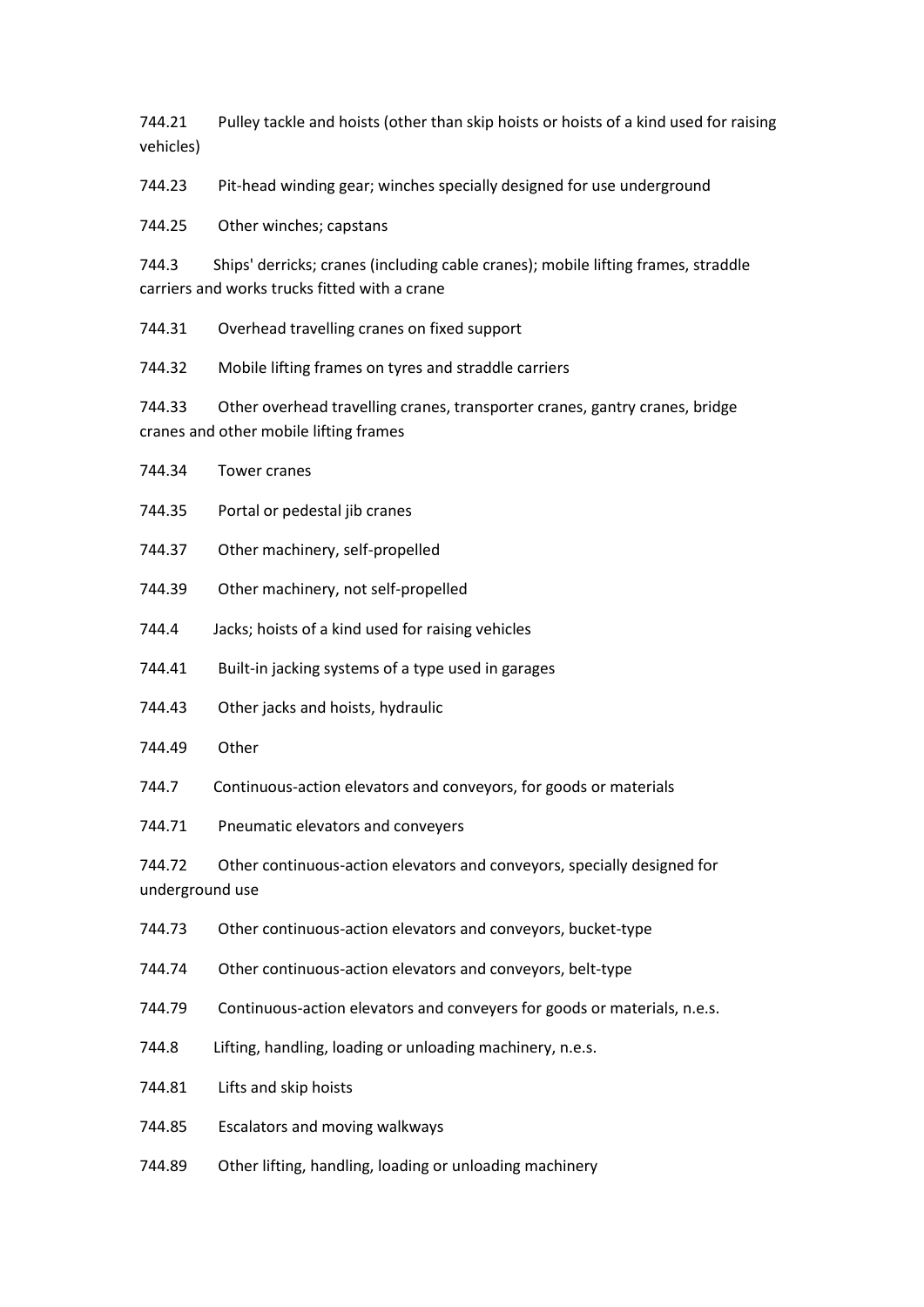744.21 Pulley tackle and hoists (other than skip hoists or hoists of a kind used for raising vehicles)

744.23 Pit-head winding gear; winches specially designed for use underground

744.25 Other winches; capstans

744.3 Ships' derricks; cranes (including cable cranes); mobile lifting frames, straddle carriers and works trucks fitted with a crane

744.31 Overhead travelling cranes on fixed support

744.32 Mobile lifting frames on tyres and straddle carriers

744.33 Other overhead travelling cranes, transporter cranes, gantry cranes, bridge cranes and other mobile lifting frames

744.34 Tower cranes

744.35 Portal or pedestal jib cranes

744.37 Other machinery, self-propelled

744.39 Other machinery, not self-propelled

744.4 Jacks; hoists of a kind used for raising vehicles

744.41 Built-in jacking systems of a type used in garages

744.43 Other jacks and hoists, hydraulic

744.49 Other

744.7 Continuous-action elevators and conveyors, for goods or materials

744.71 Pneumatic elevators and conveyers

744.72 Other continuous-action elevators and conveyors, specially designed for underground use

744.73 Other continuous-action elevators and conveyors, bucket-type

744.74 Other continuous-action elevators and conveyors, belt-type

744.79 Continuous-action elevators and conveyers for goods or materials, n.e.s.

744.8 Lifting, handling, loading or unloading machinery, n.e.s.

744.81 Lifts and skip hoists

744.85 Escalators and moving walkways

744.89 Other lifting, handling, loading or unloading machinery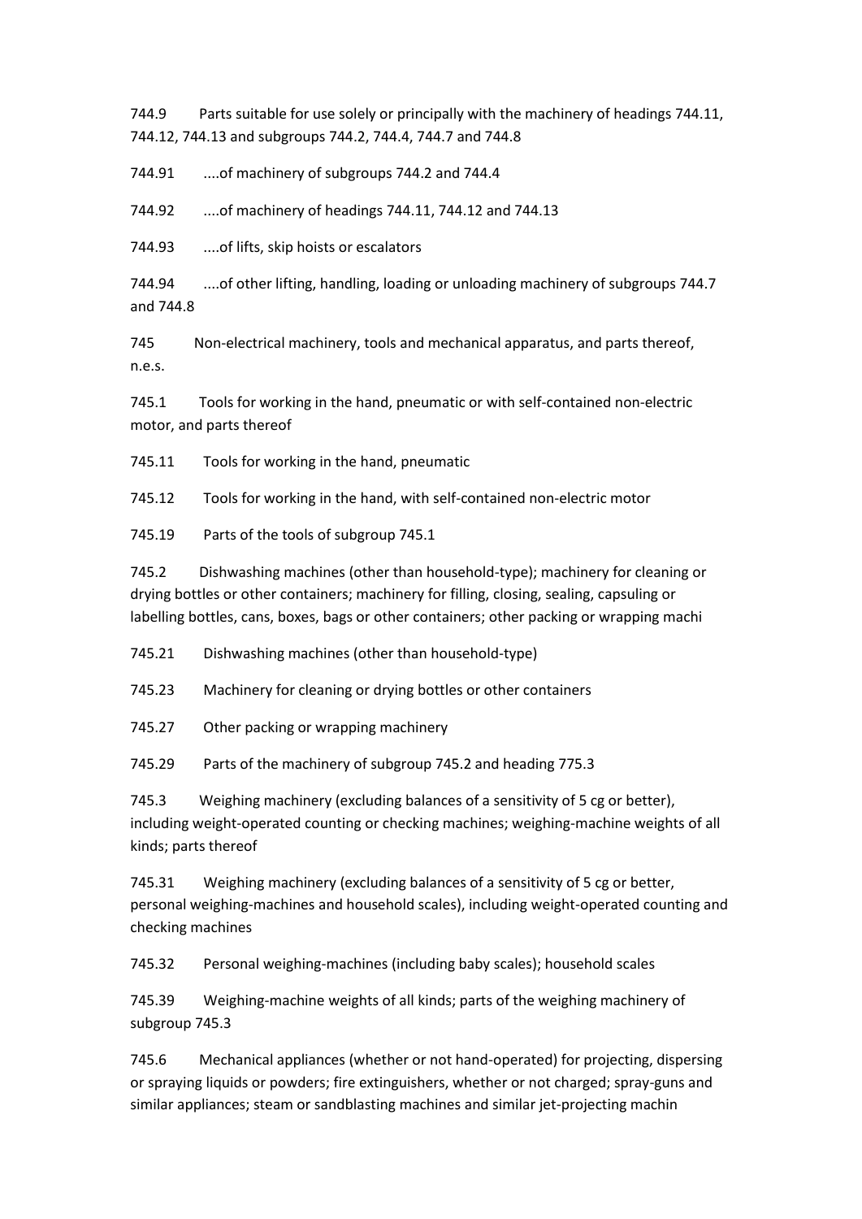744.9 Parts suitable for use solely or principally with the machinery of headings 744.11, 744.12, 744.13 and subgroups 744.2, 744.4, 744.7 and 744.8

744.91 ....of machinery of subgroups 744.2 and 744.4

744.92 ....of machinery of headings 744.11, 744.12 and 744.13

744.93 ....of lifts, skip hoists or escalators

744.94 ....of other lifting, handling, loading or unloading machinery of subgroups 744.7 and 744.8

745 Non-electrical machinery, tools and mechanical apparatus, and parts thereof, n.e.s.

745.1 Tools for working in the hand, pneumatic or with self-contained non-electric motor, and parts thereof

745.11 Tools for working in the hand, pneumatic

745.12 Tools for working in the hand, with self-contained non-electric motor

745.19 Parts of the tools of subgroup 745.1

745.2 Dishwashing machines (other than household-type); machinery for cleaning or drying bottles or other containers; machinery for filling, closing, sealing, capsuling or labelling bottles, cans, boxes, bags or other containers; other packing or wrapping machi

745.21 Dishwashing machines (other than household-type)

745.23 Machinery for cleaning or drying bottles or other containers

745.27 Other packing or wrapping machinery

745.29 Parts of the machinery of subgroup 745.2 and heading 775.3

745.3 Weighing machinery (excluding balances of a sensitivity of 5 cg or better), including weight-operated counting or checking machines; weighing-machine weights of all kinds; parts thereof

745.31 Weighing machinery (excluding balances of a sensitivity of 5 cg or better, personal weighing-machines and household scales), including weight-operated counting and checking machines

745.32 Personal weighing-machines (including baby scales); household scales

745.39 Weighing-machine weights of all kinds; parts of the weighing machinery of subgroup 745.3

745.6 Mechanical appliances (whether or not hand-operated) for projecting, dispersing or spraying liquids or powders; fire extinguishers, whether or not charged; spray-guns and similar appliances; steam or sandblasting machines and similar jet-projecting machin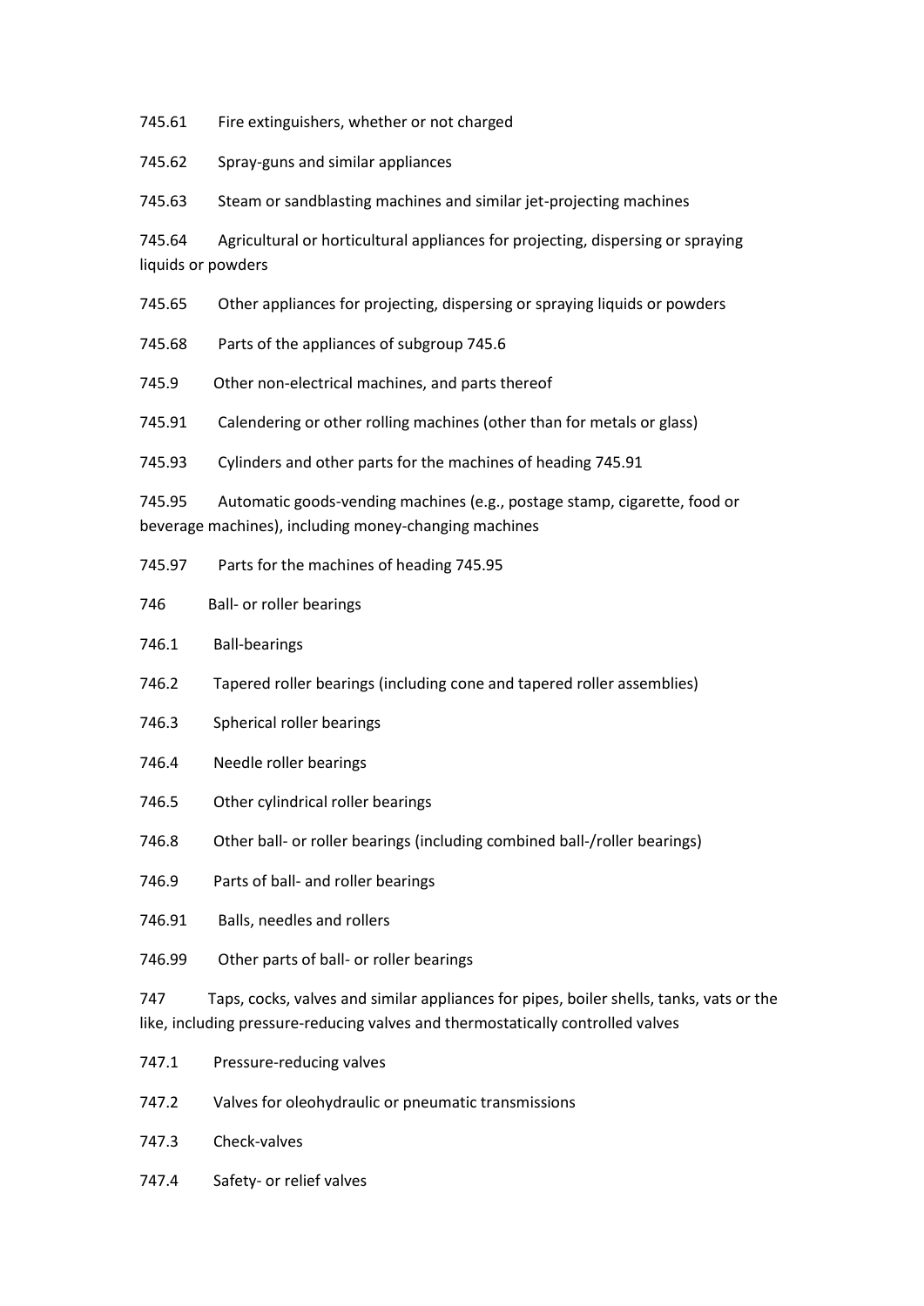745.61 Fire extinguishers, whether or not charged

745.62 Spray-guns and similar appliances

745.63 Steam or sandblasting machines and similar jet-projecting machines

745.64 Agricultural or horticultural appliances for projecting, dispersing or spraying liquids or powders

745.65 Other appliances for projecting, dispersing or spraying liquids or powders

745.68 Parts of the appliances of subgroup 745.6

745.9 Other non-electrical machines, and parts thereof

745.91 Calendering or other rolling machines (other than for metals or glass)

745.93 Cylinders and other parts for the machines of heading 745.91

745.95 Automatic goods-vending machines (e.g., postage stamp, cigarette, food or beverage machines), including money-changing machines

745.97 Parts for the machines of heading 745.95

746 Ball- or roller bearings

746.1 Ball-bearings

746.2 Tapered roller bearings (including cone and tapered roller assemblies)

746.3 Spherical roller bearings

746.4 Needle roller bearings

746.5 Other cylindrical roller bearings

746.8 Other ball- or roller bearings (including combined ball-/roller bearings)

746.9 Parts of ball- and roller bearings

746.91 Balls, needles and rollers

746.99 Other parts of ball- or roller bearings

747 Taps, cocks, valves and similar appliances for pipes, boiler shells, tanks, vats or the like, including pressure-reducing valves and thermostatically controlled valves

747.1 Pressure-reducing valves

747.2 Valves for oleohydraulic or pneumatic transmissions

747.3 Check-valves

747.4 Safety- or relief valves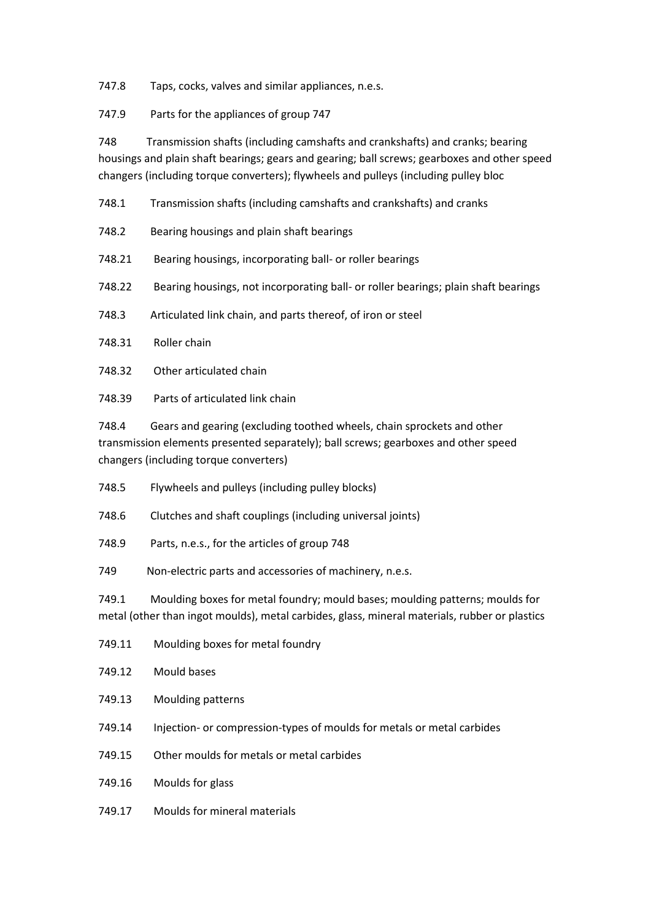747.8 Taps, cocks, valves and similar appliances, n.e.s.

747.9 Parts for the appliances of group 747

748 Transmission shafts (including camshafts and crankshafts) and cranks; bearing housings and plain shaft bearings; gears and gearing; ball screws; gearboxes and other speed changers (including torque converters); flywheels and pulleys (including pulley bloc

748.1 Transmission shafts (including camshafts and crankshafts) and cranks

748.2 Bearing housings and plain shaft bearings

748.21 Bearing housings, incorporating ball- or roller bearings

748.22 Bearing housings, not incorporating ball- or roller bearings; plain shaft bearings

748.3 Articulated link chain, and parts thereof, of iron or steel

748.31 Roller chain

748.32 Other articulated chain

748.39 Parts of articulated link chain

748.4 Gears and gearing (excluding toothed wheels, chain sprockets and other transmission elements presented separately); ball screws; gearboxes and other speed changers (including torque converters)

748.5 Flywheels and pulleys (including pulley blocks)

748.6 Clutches and shaft couplings (including universal joints)

748.9 Parts, n.e.s., for the articles of group 748

749 Non-electric parts and accessories of machinery, n.e.s.

749.1 Moulding boxes for metal foundry; mould bases; moulding patterns; moulds for metal (other than ingot moulds), metal carbides, glass, mineral materials, rubber or plastics

749.11 Moulding boxes for metal foundry

749.12 Mould bases

749.13 Moulding patterns

749.14 Injection- or compression-types of moulds for metals or metal carbides

749.15 Other moulds for metals or metal carbides

749.16 Moulds for glass

749.17 Moulds for mineral materials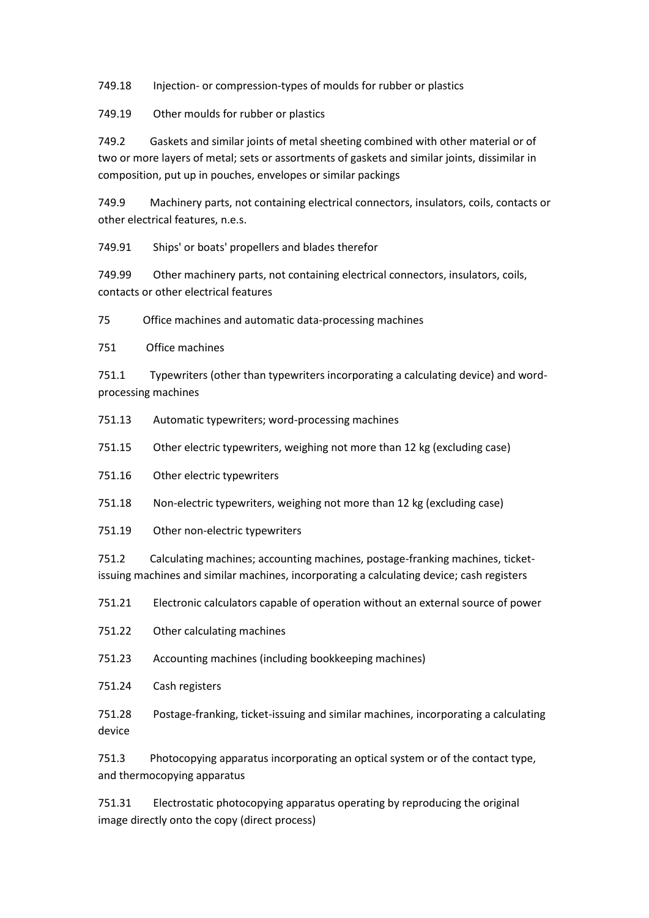749.18 Injection- or compression-types of moulds for rubber or plastics

749.19 Other moulds for rubber or plastics

749.2 Gaskets and similar joints of metal sheeting combined with other material or of two or more layers of metal; sets or assortments of gaskets and similar joints, dissimilar in composition, put up in pouches, envelopes or similar packings

749.9 Machinery parts, not containing electrical connectors, insulators, coils, contacts or other electrical features, n.e.s.

749.91 Ships' or boats' propellers and blades therefor

749.99 Other machinery parts, not containing electrical connectors, insulators, coils, contacts or other electrical features

75 Office machines and automatic data-processing machines

751 Office machines

751.1 Typewriters (other than typewriters incorporating a calculating device) and word-processing machines

751.13 Automatic typewriters; word-processing machines

751.15 Other electric typewriters, weighing not more than 12 kg (excluding case)

751.16 Other electric typewriters

751.18 Non-electric typewriters, weighing not more than 12 kg (excluding case)

751.19 Other non-electric typewriters

751.2 Calculating machines; accounting machines, postage-franking machines, ticket-issuing machines and similar machines, incorporating a calculating device; cash registers

751.21 Electronic calculators capable of operation without an external source of power

751.22 Other calculating machines

751.23 Accounting machines (including bookkeeping machines)

751.24 Cash registers

751.28 Postage-franking, ticket-issuing and similar machines, incorporating a calculating device

751.3 Photocopying apparatus incorporating an optical system or of the contact type, and thermocopying apparatus

751.31 Electrostatic photocopying apparatus operating by reproducing the original image directly onto the copy (direct process)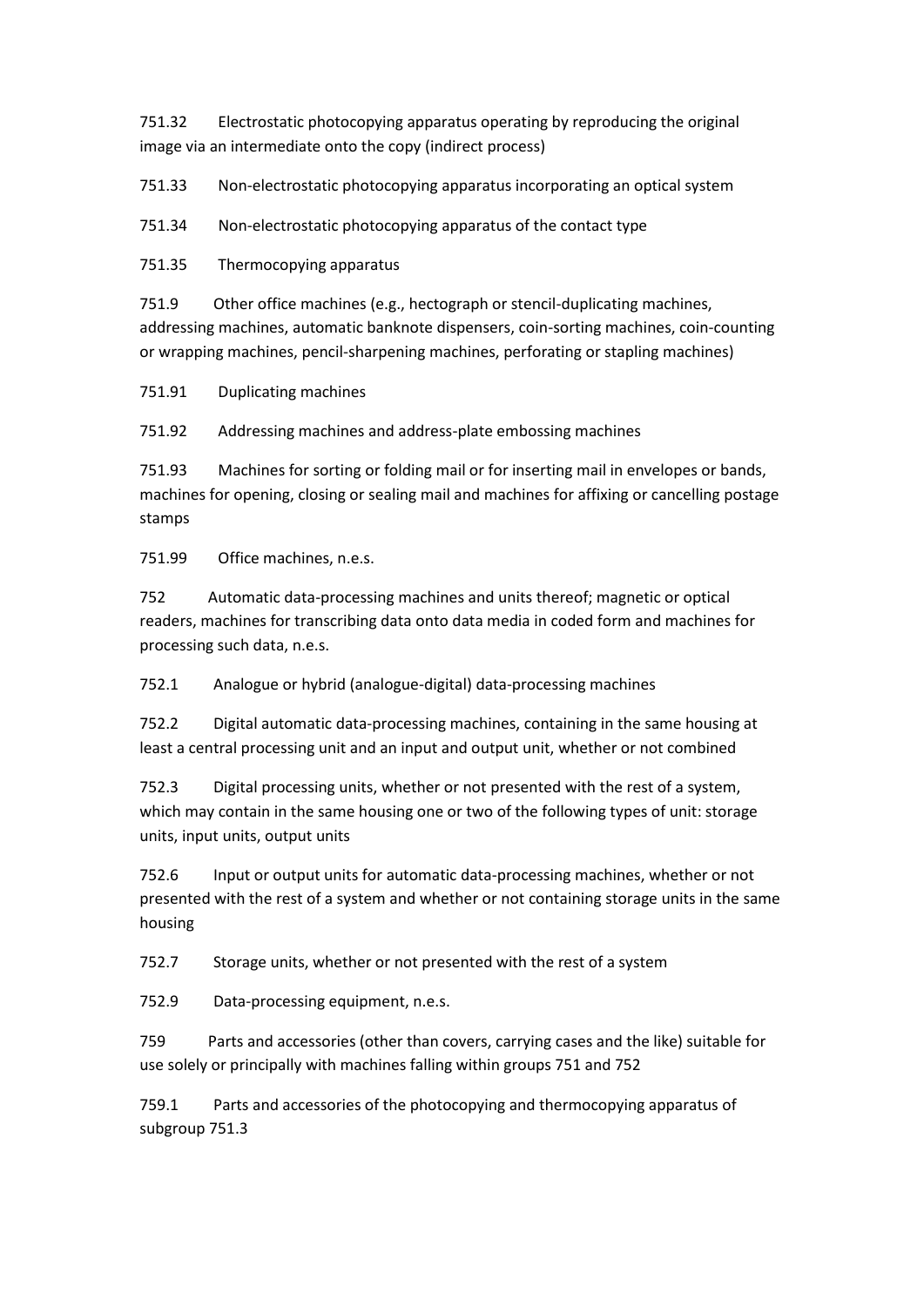751.32 Electrostatic photocopying apparatus operating by reproducing the original image via an intermediate onto the copy (indirect process)

751.33 Non-electrostatic photocopying apparatus incorporating an optical system

751.34 Non-electrostatic photocopying apparatus of the contact type

751.35 Thermocopying apparatus

751.9 Other office machines (e.g., hectograph or stencil-duplicating machines, addressing machines, automatic banknote dispensers, coin-sorting machines, coin-counting or wrapping machines, pencil-sharpening machines, perforating or stapling machines)

751.91 Duplicating machines

751.92 Addressing machines and address-plate embossing machines

751.93 Machines for sorting or folding mail or for inserting mail in envelopes or bands, machines for opening, closing or sealing mail and machines for affixing or cancelling postage stamps

751.99 Office machines, n.e.s.

752 Automatic data-processing machines and units thereof; magnetic or optical readers, machines for transcribing data onto data media in coded form and machines for processing such data, n.e.s.

752.1 Analogue or hybrid (analogue-digital) data-processing machines

752.2 Digital automatic data-processing machines, containing in the same housing at least a central processing unit and an input and output unit, whether or not combined

752.3 Digital processing units, whether or not presented with the rest of a system, which may contain in the same housing one or two of the following types of unit: storage units, input units, output units

752.6 Input or output units for automatic data-processing machines, whether or not presented with the rest of a system and whether or not containing storage units in the same housing

752.7 Storage units, whether or not presented with the rest of a system

752.9 Data-processing equipment, n.e.s.

759 Parts and accessories (other than covers, carrying cases and the like) suitable for use solely or principally with machines falling within groups 751 and 752

759.1 Parts and accessories of the photocopying and thermocopying apparatus of subgroup 751.3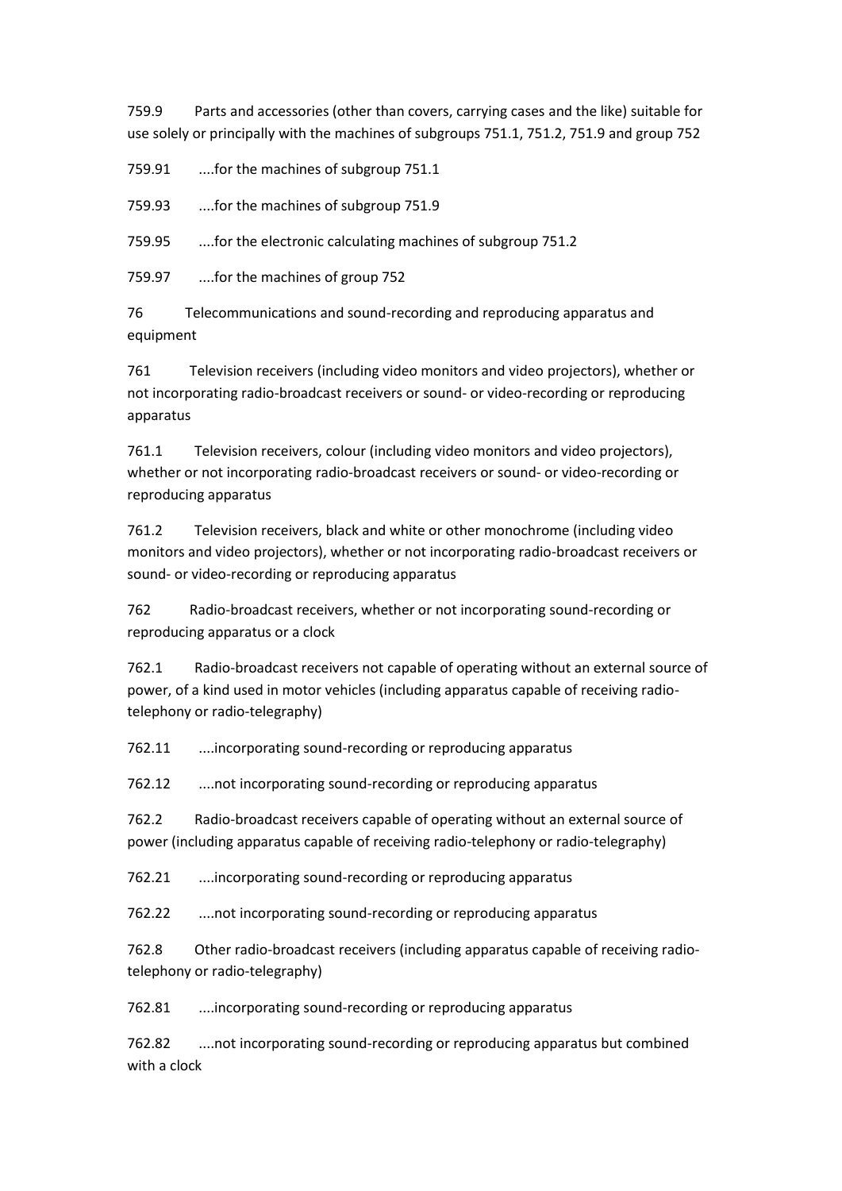759.9 Parts and accessories (other than covers, carrying cases and the like) suitable for use solely or principally with the machines of subgroups 751.1, 751.2, 751.9 and group 752

759.91 ....for the machines of subgroup 751.1

759.93 ....for the machines of subgroup 751.9

759.95 ....for the electronic calculating machines of subgroup 751.2

759.97 ....for the machines of group 752

76 Telecommunications and sound-recording and reproducing apparatus and equipment

761 Television receivers (including video monitors and video projectors), whether or not incorporating radio-broadcast receivers or sound- or video-recording or reproducing apparatus

761.1 Television receivers, colour (including video monitors and video projectors), whether or not incorporating radio-broadcast receivers or sound- or video-recording or reproducing apparatus

761.2 Television receivers, black and white or other monochrome (including video monitors and video projectors), whether or not incorporating radio-broadcast receivers or sound- or video-recording or reproducing apparatus

762 Radio-broadcast receivers, whether or not incorporating sound-recording or reproducing apparatus or a clock

762.1 Radio-broadcast receivers not capable of operating without an external source of power, of a kind used in motor vehicles (including apparatus capable of receiving radio-telephony or radio-telegraphy)

762.11 ....incorporating sound-recording or reproducing apparatus

762.12 ....not incorporating sound-recording or reproducing apparatus

762.2 Radio-broadcast receivers capable of operating without an external source of power (including apparatus capable of receiving radio-telephony or radio-telegraphy)

762.21 ....incorporating sound-recording or reproducing apparatus

762.22 ....not incorporating sound-recording or reproducing apparatus

762.8 Other radio-broadcast receivers (including apparatus capable of receiving radio-telephony or radio-telegraphy)

762.81 ....incorporating sound-recording or reproducing apparatus

762.82 ....not incorporating sound-recording or reproducing apparatus but combined with a clock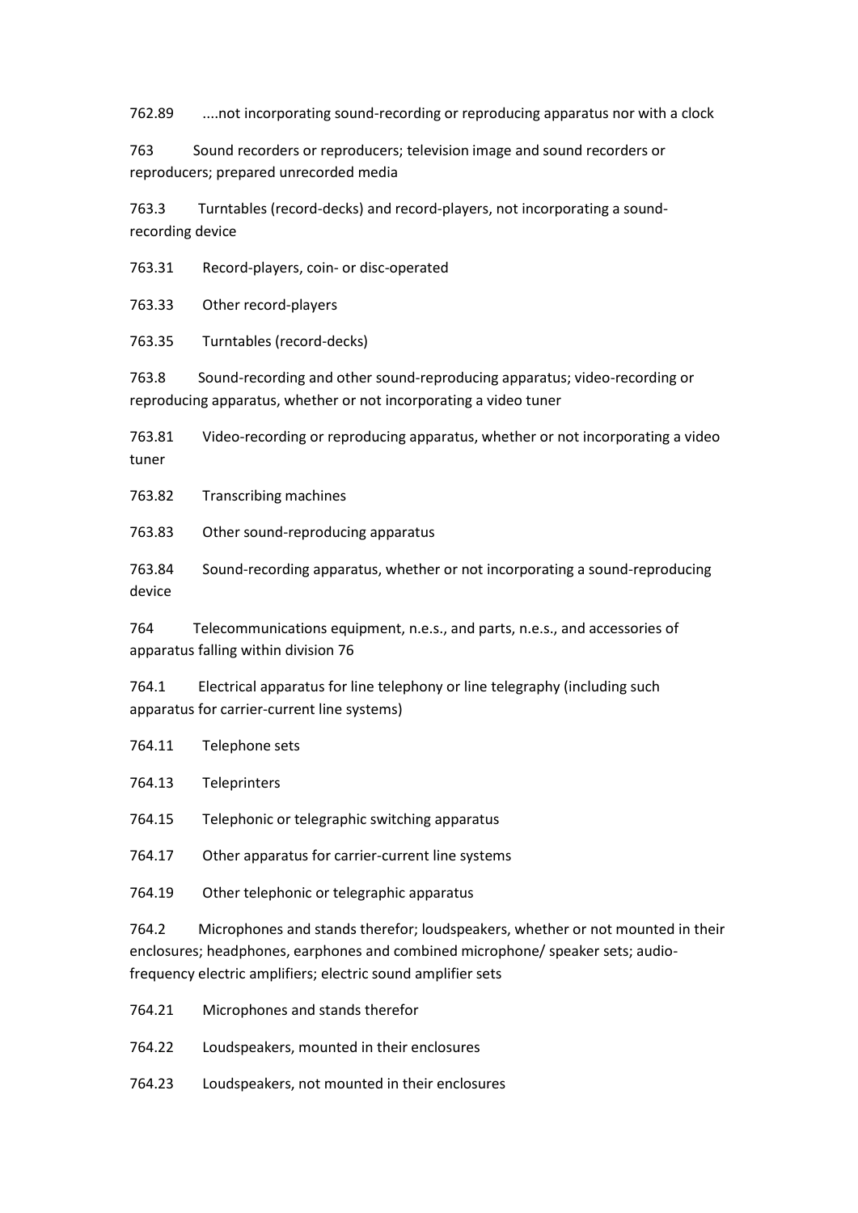762.89 ....not incorporating sound-recording or reproducing apparatus nor with a clock

763 Sound recorders or reproducers; television image and sound recorders or reproducers; prepared unrecorded media

763.3 Turntables (record-decks) and record-players, not incorporating a sound-recording device

763.31 Record-players, coin- or disc-operated

763.33 Other record-players

763.35 Turntables (record-decks)

763.8 Sound-recording and other sound-reproducing apparatus; video-recording or reproducing apparatus, whether or not incorporating a video tuner

763.81 Video-recording or reproducing apparatus, whether or not incorporating a video tuner

763.82 Transcribing machines

763.83 Other sound-reproducing apparatus

763.84 Sound-recording apparatus, whether or not incorporating a sound-reproducing device

764 Telecommunications equipment, n.e.s., and parts, n.e.s., and accessories of apparatus falling within division 76

764.1 Electrical apparatus for line telephony or line telegraphy (including such apparatus for carrier-current line systems)

764.11 Telephone sets

764.13 Teleprinters

764.15 Telephonic or telegraphic switching apparatus

764.17 Other apparatus for carrier-current line systems

764.19 Other telephonic or telegraphic apparatus

764.2 Microphones and stands therefor; loudspeakers, whether or not mounted in their enclosures; headphones, earphones and combined microphone/ speaker sets; audio-frequency electric amplifiers; electric sound amplifier sets

764.21 Microphones and stands therefor

764.22 Loudspeakers, mounted in their enclosures

764.23 Loudspeakers, not mounted in their enclosures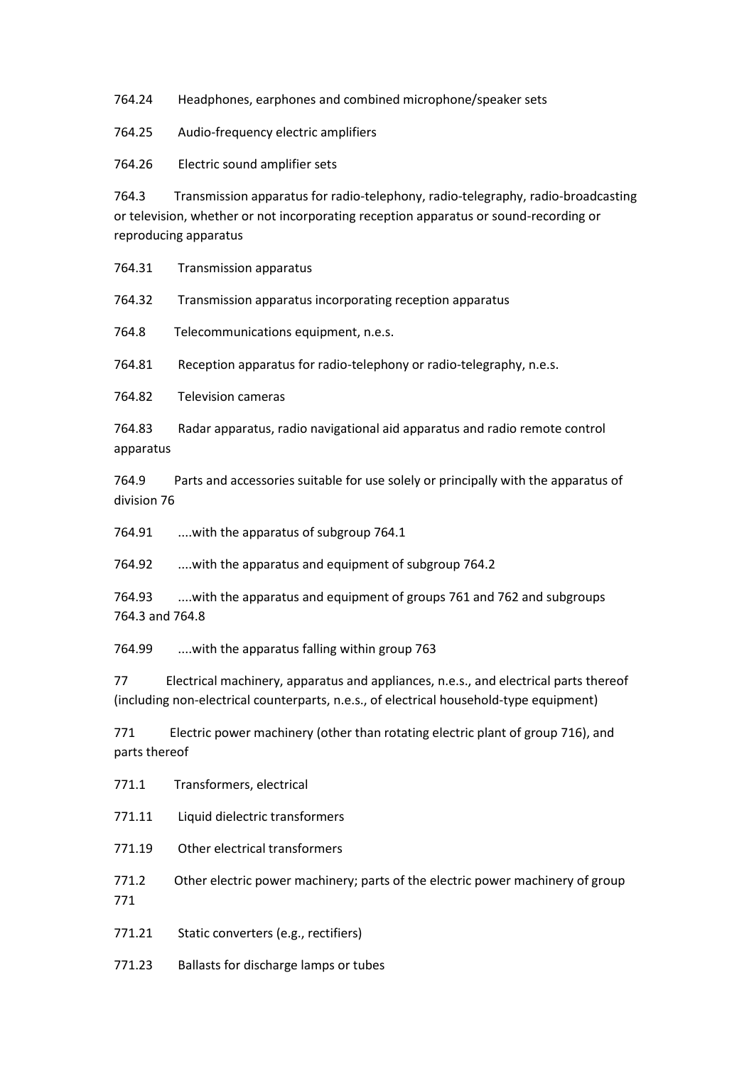764.24 Headphones, earphones and combined microphone/speaker sets

764.25 Audio-frequency electric amplifiers

764.26 Electric sound amplifier sets

764.3 Transmission apparatus for radio-telephony, radio-telegraphy, radio-broadcasting or television, whether or not incorporating reception apparatus or sound-recording or reproducing apparatus

764.31 Transmission apparatus

764.32 Transmission apparatus incorporating reception apparatus

764.8 Telecommunications equipment, n.e.s.

764.81 Reception apparatus for radio-telephony or radio-telegraphy, n.e.s.

764.82 Television cameras

764.83 Radar apparatus, radio navigational aid apparatus and radio remote control apparatus

764.9 Parts and accessories suitable for use solely or principally with the apparatus of division 76

764.91 ....with the apparatus of subgroup 764.1

764.92 ....with the apparatus and equipment of subgroup 764.2

764.93 ....with the apparatus and equipment of groups 761 and 762 and subgroups 764.3 and 764.8

764.99 ....with the apparatus falling within group 763

77 Electrical machinery, apparatus and appliances, n.e.s., and electrical parts thereof (including non-electrical counterparts, n.e.s., of electrical household-type equipment)

771 Electric power machinery (other than rotating electric plant of group 716), and parts thereof

771.1 Transformers, electrical

771.11 Liquid dielectric transformers

771.19 Other electrical transformers

771.2 Other electric power machinery; parts of the electric power machinery of group 771

771.21 Static converters (e.g., rectifiers)

771.23 Ballasts for discharge lamps or tubes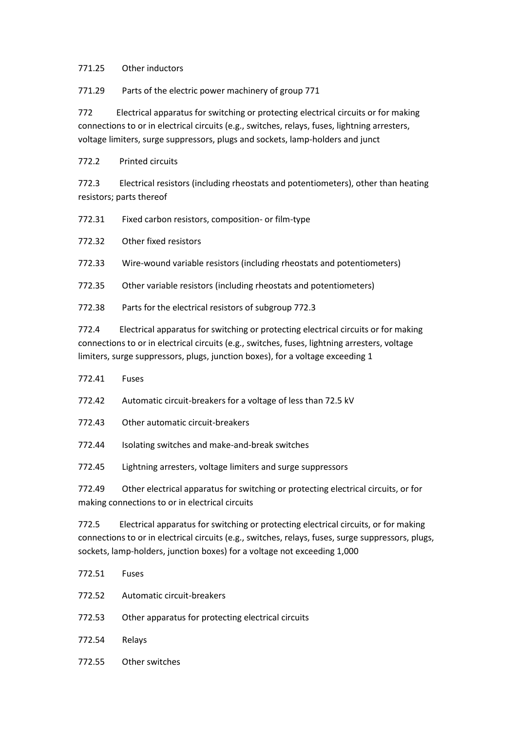771.25 Other inductors

771.29 Parts of the electric power machinery of group 771

772 Electrical apparatus for switching or protecting electrical circuits or for making connections to or in electrical circuits (e.g., switches, relays, fuses, lightning arresters, voltage limiters, surge suppressors, plugs and sockets, lamp-holders and junct

772.2 Printed circuits

772.3 Electrical resistors (including rheostats and potentiometers), other than heating resistors; parts thereof

772.31 Fixed carbon resistors, composition- or film-type

772.32 Other fixed resistors

772.33 Wire-wound variable resistors (including rheostats and potentiometers)

772.35 Other variable resistors (including rheostats and potentiometers)

772.38 Parts for the electrical resistors of subgroup 772.3

772.4 Electrical apparatus for switching or protecting electrical circuits or for making connections to or in electrical circuits (e.g., switches, fuses, lightning arresters, voltage limiters, surge suppressors, plugs, junction boxes), for a voltage exceeding 1

772.41 Fuses

772.42 Automatic circuit-breakers for a voltage of less than 72.5 kV

772.43 Other automatic circuit-breakers

772.44 Isolating switches and make-and-break switches

772.45 Lightning arresters, voltage limiters and surge suppressors

772.49 Other electrical apparatus for switching or protecting electrical circuits, or for making connections to or in electrical circuits

772.5 Electrical apparatus for switching or protecting electrical circuits, or for making connections to or in electrical circuits (e.g., switches, relays, fuses, surge suppressors, plugs, sockets, lamp-holders, junction boxes) for a voltage not exceeding 1,000

772.51 Fuses

772.52 Automatic circuit-breakers

772.53 Other apparatus for protecting electrical circuits

772.54 Relays

772.55 Other switches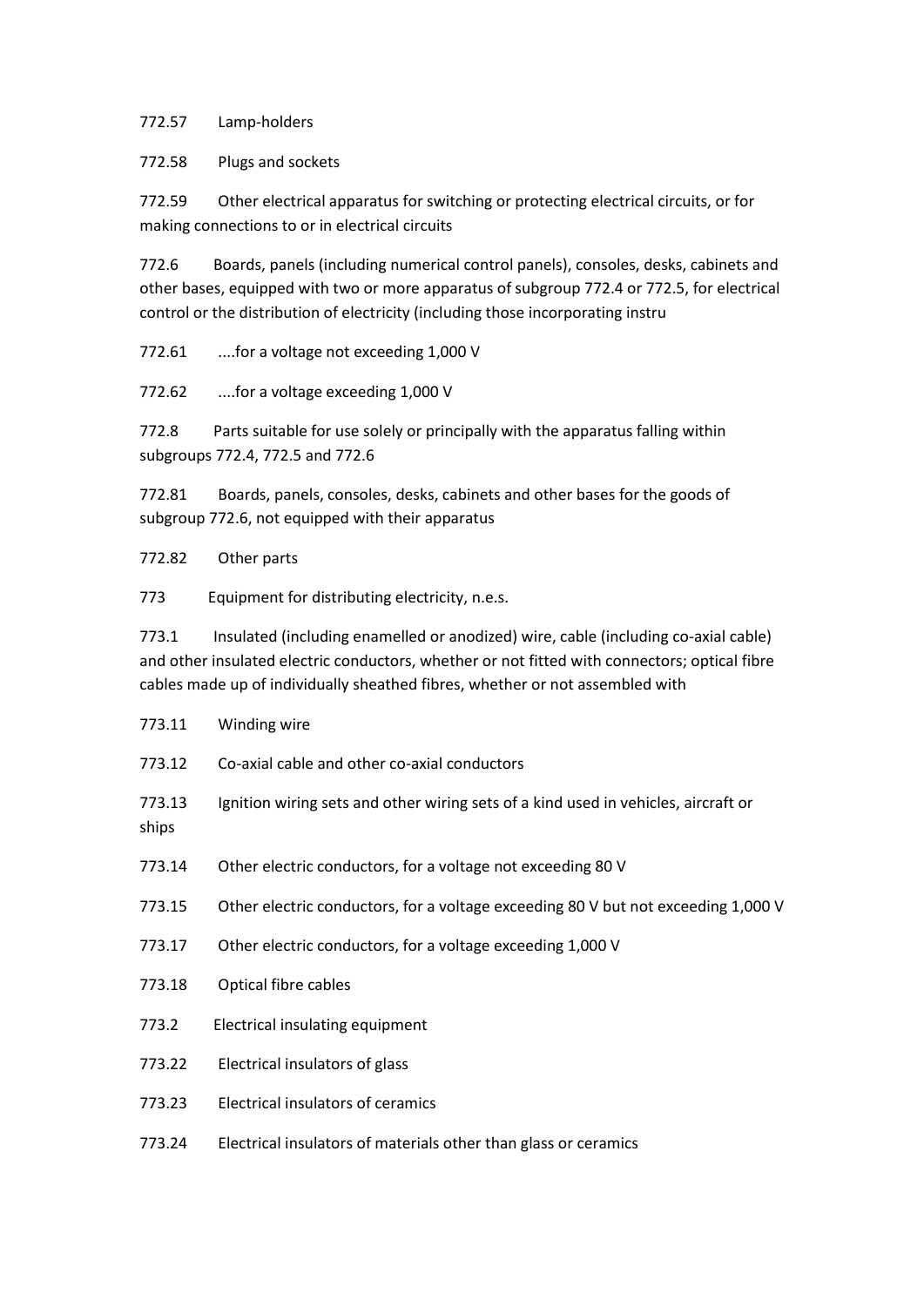772.57 Lamp-holders

772.58 Plugs and sockets

772.59 Other electrical apparatus for switching or protecting electrical circuits, or for making connections to or in electrical circuits

772.6 Boards, panels (including numerical control panels), consoles, desks, cabinets and other bases, equipped with two or more apparatus of subgroup 772.4 or 772.5, for electrical control or the distribution of electricity (including those incorporating instru

772.61 ....for a voltage not exceeding 1,000 V

772.62 ....for a voltage exceeding 1,000 V

772.8 Parts suitable for use solely or principally with the apparatus falling within subgroups 772.4, 772.5 and 772.6

772.81 Boards, panels, consoles, desks, cabinets and other bases for the goods of subgroup 772.6, not equipped with their apparatus

772.82 Other parts

773 Equipment for distributing electricity, n.e.s.

773.1 Insulated (including enamelled or anodized) wire, cable (including co-axial cable) and other insulated electric conductors, whether or not fitted with connectors; optical fibre cables made up of individually sheathed fibres, whether or not assembled with

773.11 Winding wire

773.12 Co-axial cable and other co-axial conductors

773.13 Ignition wiring sets and other wiring sets of a kind used in vehicles, aircraft or ships

773.14 Other electric conductors, for a voltage not exceeding 80 V

773.15 Other electric conductors, for a voltage exceeding 80 V but not exceeding 1,000 V

773.17 Other electric conductors, for a voltage exceeding 1,000 V

773.18 Optical fibre cables

773.2 Electrical insulating equipment

773.22 Electrical insulators of glass

773.23 Electrical insulators of ceramics

773.24 Electrical insulators of materials other than glass or ceramics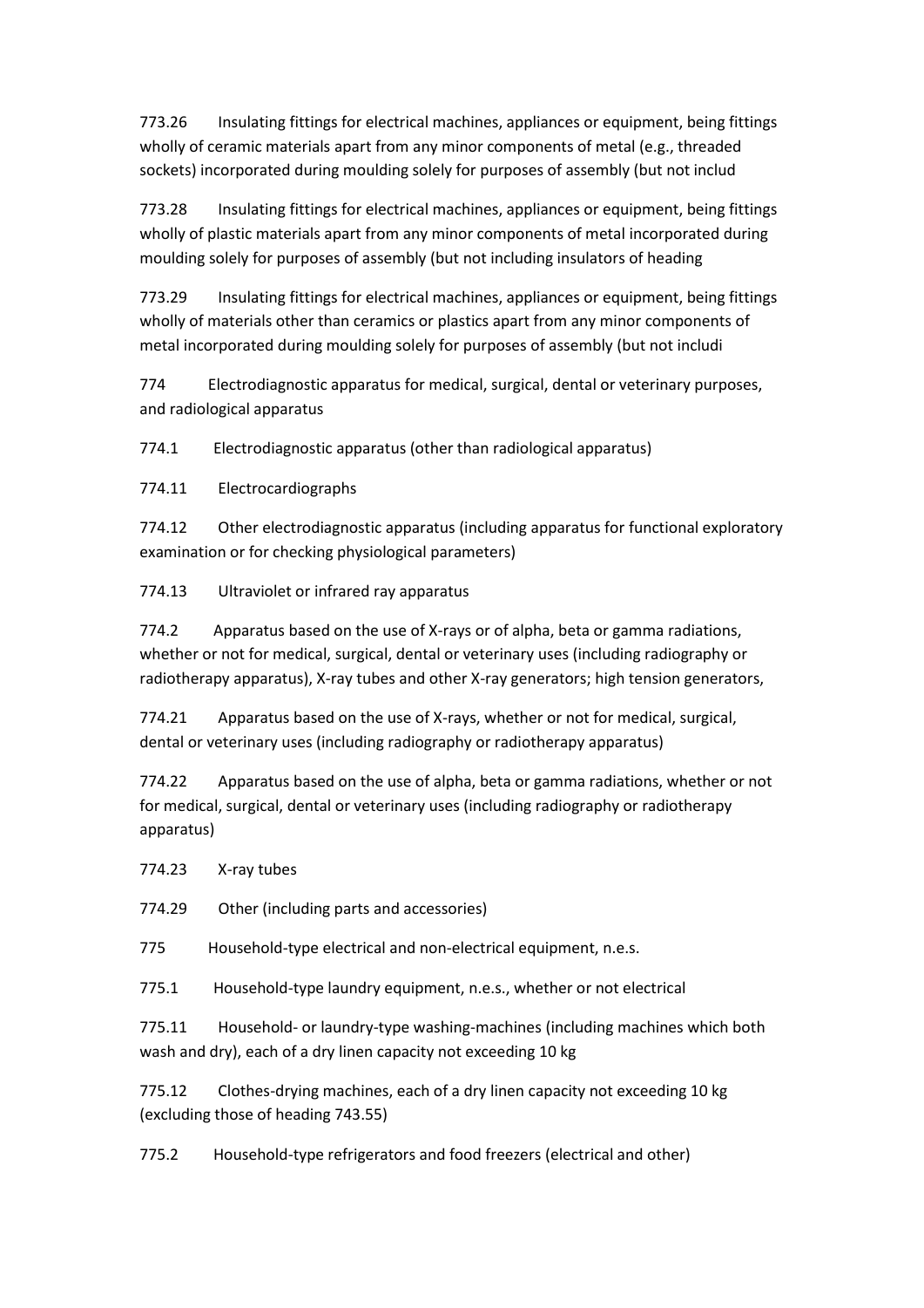773.26 Insulating fittings for electrical machines, appliances or equipment, being fittings wholly of ceramic materials apart from any minor components of metal (e.g., threaded sockets) incorporated during moulding solely for purposes of assembly (but not includ

773.28 Insulating fittings for electrical machines, appliances or equipment, being fittings wholly of plastic materials apart from any minor components of metal incorporated during moulding solely for purposes of assembly (but not including insulators of heading

773.29 Insulating fittings for electrical machines, appliances or equipment, being fittings wholly of materials other than ceramics or plastics apart from any minor components of metal incorporated during moulding solely for purposes of assembly (but not includi

774 Electrodiagnostic apparatus for medical, surgical, dental or veterinary purposes, and radiological apparatus

774.1 Electrodiagnostic apparatus (other than radiological apparatus)

774.11 Electrocardiographs

774.12 Other electrodiagnostic apparatus (including apparatus for functional exploratory examination or for checking physiological parameters)

774.13 Ultraviolet or infrared ray apparatus

774.2 Apparatus based on the use of X-rays or of alpha, beta or gamma radiations, whether or not for medical, surgical, dental or veterinary uses (including radiography or radiotherapy apparatus), X-ray tubes and other X-ray generators; high tension generators,

774.21 Apparatus based on the use of X-rays, whether or not for medical, surgical, dental or veterinary uses (including radiography or radiotherapy apparatus)

774.22 Apparatus based on the use of alpha, beta or gamma radiations, whether or not for medical, surgical, dental or veterinary uses (including radiography or radiotherapy apparatus)

774.23 X-ray tubes

774.29 Other (including parts and accessories)

775 Household-type electrical and non-electrical equipment, n.e.s.

775.1 Household-type laundry equipment, n.e.s., whether or not electrical

775.11 Household- or laundry-type washing-machines (including machines which both wash and dry), each of a dry linen capacity not exceeding 10 kg

775.12 Clothes-drying machines, each of a dry linen capacity not exceeding 10 kg (excluding those of heading 743.55)

775.2 Household-type refrigerators and food freezers (electrical and other)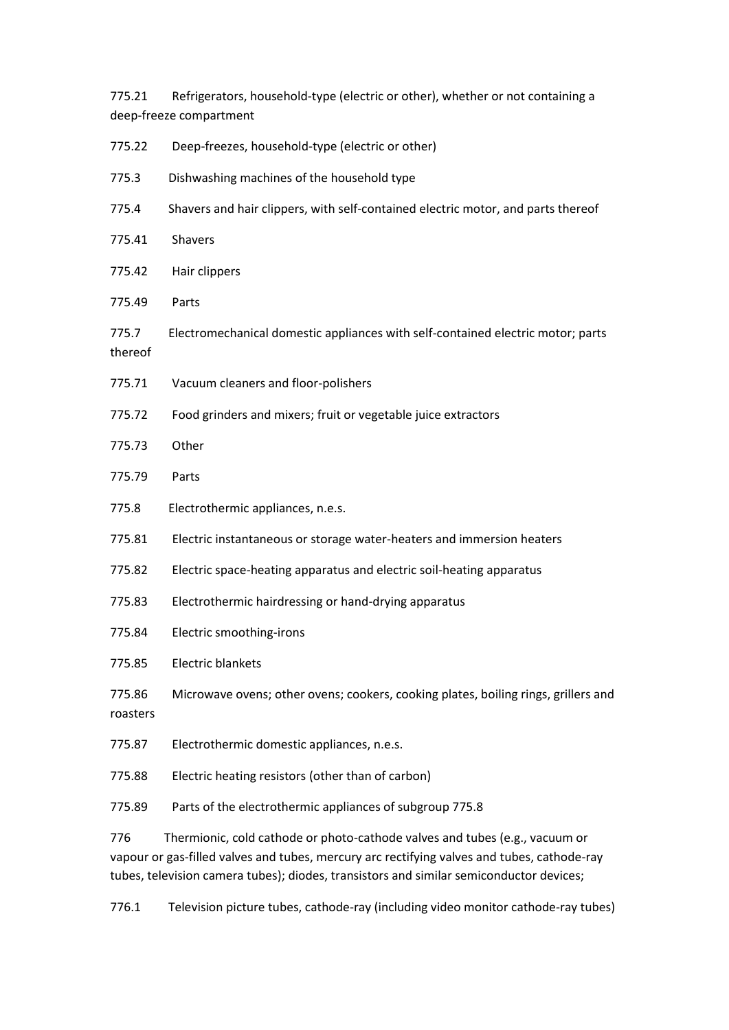775.21 Refrigerators, household-type (electric or other), whether or not containing a deep-freeze compartment

775.22 Deep-freezes, household-type (electric or other)

775.3 Dishwashing machines of the household type

775.4 Shavers and hair clippers, with self-contained electric motor, and parts thereof

775.41 Shavers

775.42 Hair clippers

775.49 Parts

775.7 Electromechanical domestic appliances with self-contained electric motor; parts thereof

775.71 Vacuum cleaners and floor-polishers

775.72 Food grinders and mixers; fruit or vegetable juice extractors

775.73 Other

775.79 Parts

775.8 Electrothermic appliances, n.e.s.

775.81 Electric instantaneous or storage water-heaters and immersion heaters

775.82 Electric space-heating apparatus and electric soil-heating apparatus

775.83 Electrothermic hairdressing or hand-drying apparatus

775.84 Electric smoothing-irons

775.85 Electric blankets

775.86 Microwave ovens; other ovens; cookers, cooking plates, boiling rings, grillers and roasters

775.87 Electrothermic domestic appliances, n.e.s.

775.88 Electric heating resistors (other than of carbon)

775.89 Parts of the electrothermic appliances of subgroup 775.8

776 Thermionic, cold cathode or photo-cathode valves and tubes (e.g., vacuum or vapour or gas-filled valves and tubes, mercury arc rectifying valves and tubes, cathode-ray tubes, television camera tubes); diodes, transistors and similar semiconductor devices;

776.1 Television picture tubes, cathode-ray (including video monitor cathode-ray tubes)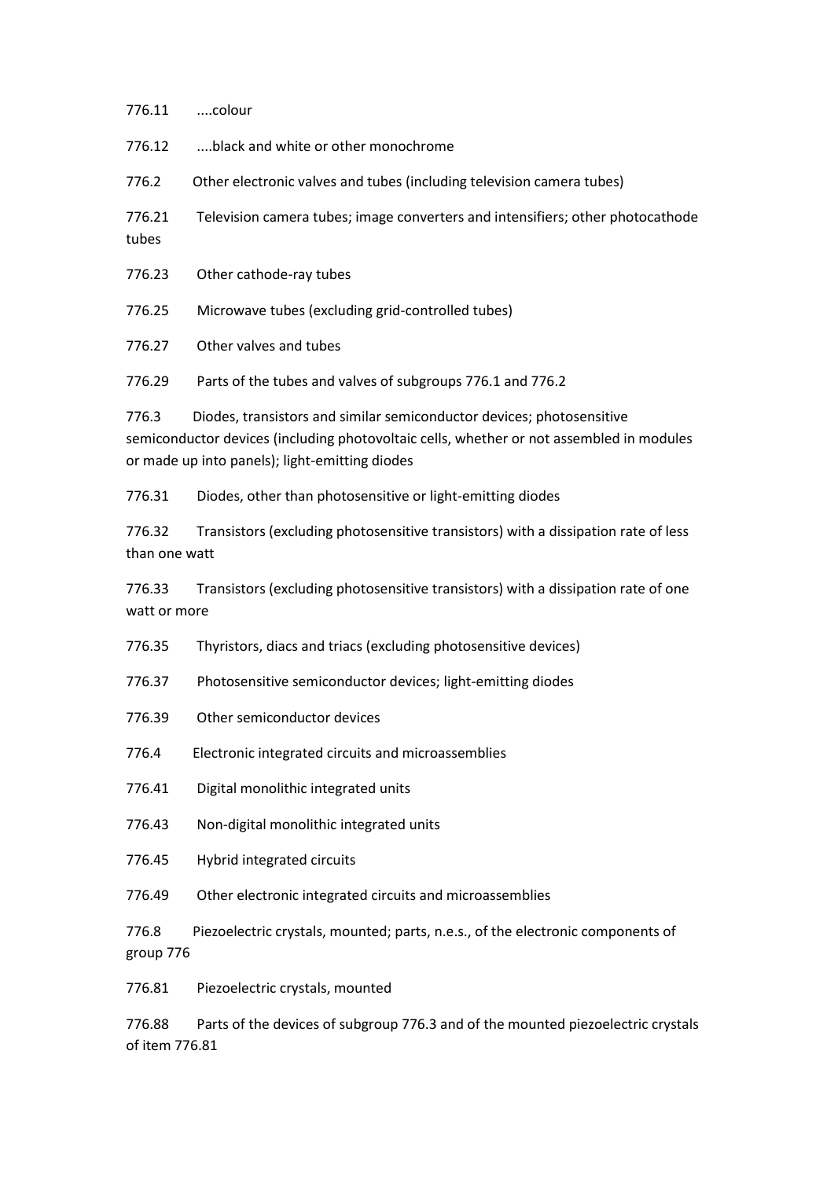776.11 ....colour

776.12 ....black and white or other monochrome

776.2 Other electronic valves and tubes (including television camera tubes)

776.21 Television camera tubes; image converters and intensifiers; other photocathode tubes

776.23 Other cathode-ray tubes

776.25 Microwave tubes (excluding grid-controlled tubes)

776.27 Other valves and tubes

776.29 Parts of the tubes and valves of subgroups 776.1 and 776.2

776.3 Diodes, transistors and similar semiconductor devices; photosensitive semiconductor devices (including photovoltaic cells, whether or not assembled in modules or made up into panels); light-emitting diodes

776.31 Diodes, other than photosensitive or light-emitting diodes

776.32 Transistors (excluding photosensitive transistors) with a dissipation rate of less than one watt

776.33 Transistors (excluding photosensitive transistors) with a dissipation rate of one watt or more

776.35 Thyristors, diacs and triacs (excluding photosensitive devices)

776.37 Photosensitive semiconductor devices; light-emitting diodes

776.39 Other semiconductor devices

776.4 Electronic integrated circuits and microassemblies

776.41 Digital monolithic integrated units

776.43 Non-digital monolithic integrated units

776.45 Hybrid integrated circuits

776.49 Other electronic integrated circuits and microassemblies

776.8 Piezoelectric crystals, mounted; parts, n.e.s., of the electronic components of group 776

776.81 Piezoelectric crystals, mounted

776.88 Parts of the devices of subgroup 776.3 and of the mounted piezoelectric crystals of item 776.81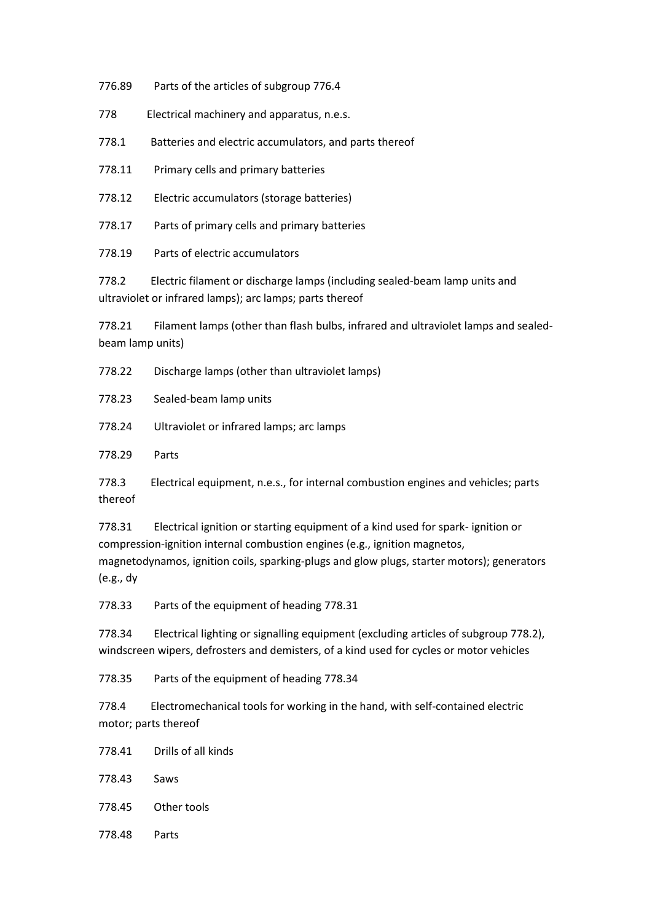776.89 Parts of the articles of subgroup 776.4

778 Electrical machinery and apparatus, n.e.s.

778.1 Batteries and electric accumulators, and parts thereof

778.11 Primary cells and primary batteries

778.12 Electric accumulators (storage batteries)

778.17 Parts of primary cells and primary batteries

778.19 Parts of electric accumulators

778.2 Electric filament or discharge lamps (including sealed-beam lamp units and ultraviolet or infrared lamps); arc lamps; parts thereof

778.21 Filament lamps (other than flash bulbs, infrared and ultraviolet lamps and sealed-beam lamp units)

778.22 Discharge lamps (other than ultraviolet lamps)

778.23 Sealed-beam lamp units

778.24 Ultraviolet or infrared lamps; arc lamps

778.29 Parts

778.3 Electrical equipment, n.e.s., for internal combustion engines and vehicles; parts thereof

778.31 Electrical ignition or starting equipment of a kind used for spark- ignition or compression-ignition internal combustion engines (e.g., ignition magnetos, magnetodynamos, ignition coils, sparking-plugs and glow plugs, starter motors); generators (e.g., dy

778.33 Parts of the equipment of heading 778.31

778.34 Electrical lighting or signalling equipment (excluding articles of subgroup 778.2), windscreen wipers, defrosters and demisters, of a kind used for cycles or motor vehicles

778.35 Parts of the equipment of heading 778.34

778.4 Electromechanical tools for working in the hand, with self-contained electric motor; parts thereof

778.41 Drills of all kinds

778.43 Saws

778.45 Other tools

778.48 Parts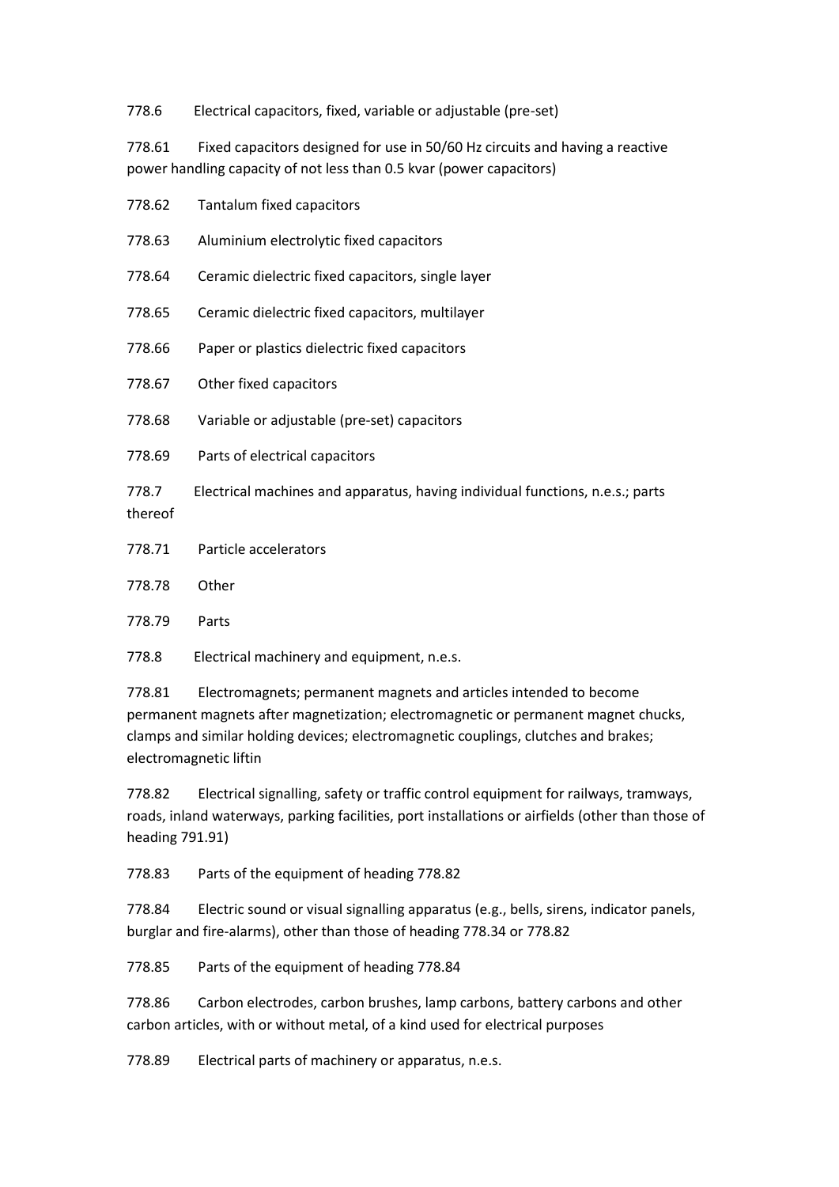778.6 Electrical capacitors, fixed, variable or adjustable (pre-set)

778.61 Fixed capacitors designed for use in 50/60 Hz circuits and having a reactive power handling capacity of not less than 0.5 kvar (power capacitors)

778.62 Tantalum fixed capacitors

778.63 Aluminium electrolytic fixed capacitors

778.64 Ceramic dielectric fixed capacitors, single layer

778.65 Ceramic dielectric fixed capacitors, multilayer

778.66 Paper or plastics dielectric fixed capacitors

778.67 Other fixed capacitors

778.68 Variable or adjustable (pre-set) capacitors

778.69 Parts of electrical capacitors

778.7 Electrical machines and apparatus, having individual functions, n.e.s.; parts thereof

778.71 Particle accelerators

778.78 Other

778.79 Parts

778.8 Electrical machinery and equipment, n.e.s.

778.81 Electromagnets; permanent magnets and articles intended to become permanent magnets after magnetization; electromagnetic or permanent magnet chucks, clamps and similar holding devices; electromagnetic couplings, clutches and brakes; electromagnetic liftin

778.82 Electrical signalling, safety or traffic control equipment for railways, tramways, roads, inland waterways, parking facilities, port installations or airfields (other than those of heading 791.91)

778.83 Parts of the equipment of heading 778.82

778.84 Electric sound or visual signalling apparatus (e.g., bells, sirens, indicator panels, burglar and fire-alarms), other than those of heading 778.34 or 778.82

778.85 Parts of the equipment of heading 778.84

778.86 Carbon electrodes, carbon brushes, lamp carbons, battery carbons and other carbon articles, with or without metal, of a kind used for electrical purposes

778.89 Electrical parts of machinery or apparatus, n.e.s.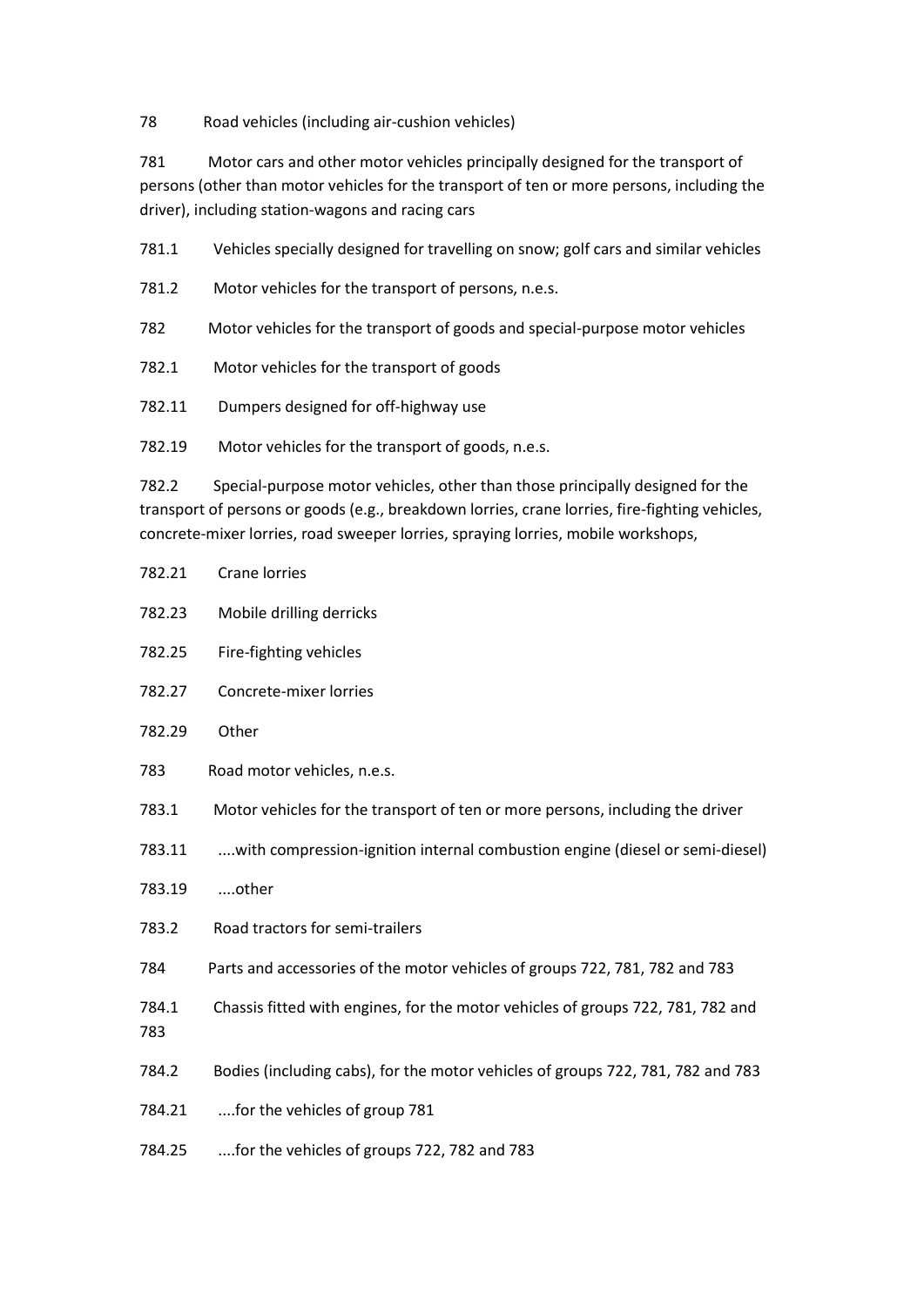78 Road vehicles (including air-cushion vehicles)

781 Motor cars and other motor vehicles principally designed for the transport of persons (other than motor vehicles for the transport of ten or more persons, including the driver), including station-wagons and racing cars

781.1 Vehicles specially designed for travelling on snow; golf cars and similar vehicles

781.2 Motor vehicles for the transport of persons, n.e.s.

782 Motor vehicles for the transport of goods and special-purpose motor vehicles

782.1 Motor vehicles for the transport of goods

782.11 Dumpers designed for off-highway use

782.19 Motor vehicles for the transport of goods, n.e.s.

782.2 Special-purpose motor vehicles, other than those principally designed for the transport of persons or goods (e.g., breakdown lorries, crane lorries, fire-fighting vehicles, concrete-mixer lorries, road sweeper lorries, spraying lorries, mobile workshops,

782.21 Crane lorries

782.23 Mobile drilling derricks

782.25 Fire-fighting vehicles

782.27 Concrete-mixer lorries

782.29 Other

783 Road motor vehicles, n.e.s.

783.1 Motor vehicles for the transport of ten or more persons, including the driver

783.11 ....with compression-ignition internal combustion engine (diesel or semi-diesel)

783.19 ....other

783.2 Road tractors for semi-trailers

784 Parts and accessories of the motor vehicles of groups 722, 781, 782 and 783

784.1 Chassis fitted with engines, for the motor vehicles of groups 722, 781, 782 and 783

784.2 Bodies (including cabs), for the motor vehicles of groups 722, 781, 782 and 783

784.21 ....for the vehicles of group 781

784.25 ....for the vehicles of groups 722, 782 and 783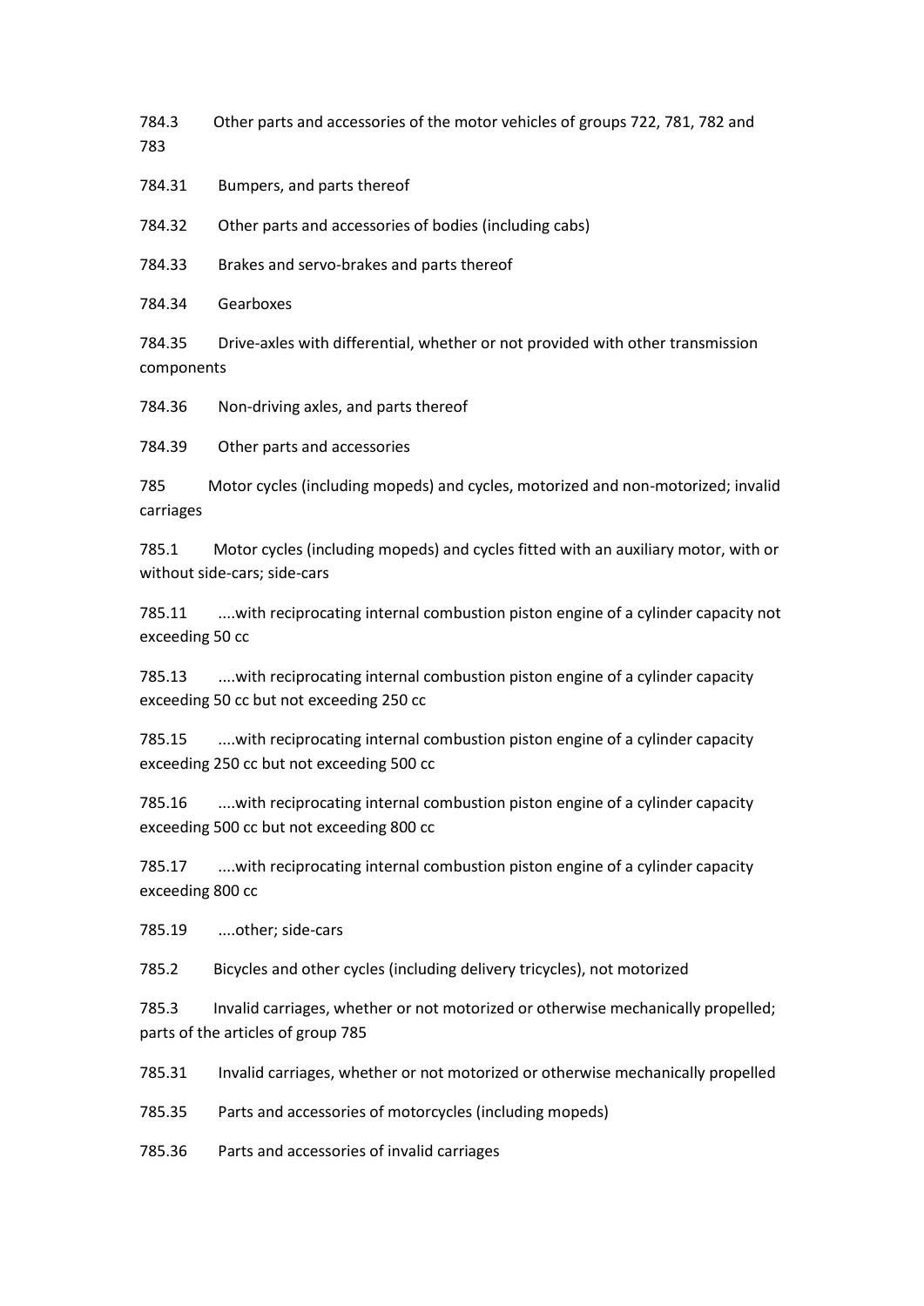784.3 Other parts and accessories of the motor vehicles of groups 722, 781, 782 and 783

784.31 Bumpers, and parts thereof

784.32 Other parts and accessories of bodies (including cabs)

784.33 Brakes and servo-brakes and parts thereof

784.34 Gearboxes

784.35 Drive-axles with differential, whether or not provided with other transmission components

784.36 Non-driving axles, and parts thereof

784.39 Other parts and accessories

785 Motor cycles (including mopeds) and cycles, motorized and non-motorized; invalid carriages

785.1 Motor cycles (including mopeds) and cycles fitted with an auxiliary motor, with or without side-cars; side-cars

785.11 ....with reciprocating internal combustion piston engine of a cylinder capacity not exceeding 50 cc

785.13 ....with reciprocating internal combustion piston engine of a cylinder capacity exceeding 50 cc but not exceeding 250 cc

785.15 ....with reciprocating internal combustion piston engine of a cylinder capacity exceeding 250 cc but not exceeding 500 cc

785.16 ....with reciprocating internal combustion piston engine of a cylinder capacity exceeding 500 cc but not exceeding 800 cc

785.17 ....with reciprocating internal combustion piston engine of a cylinder capacity exceeding 800 cc

785.19 ....other; side-cars

785.2 Bicycles and other cycles (including delivery tricycles), not motorized

785.3 Invalid carriages, whether or not motorized or otherwise mechanically propelled; parts of the articles of group 785

785.31 Invalid carriages, whether or not motorized or otherwise mechanically propelled

785.35 Parts and accessories of motorcycles (including mopeds)

785.36 Parts and accessories of invalid carriages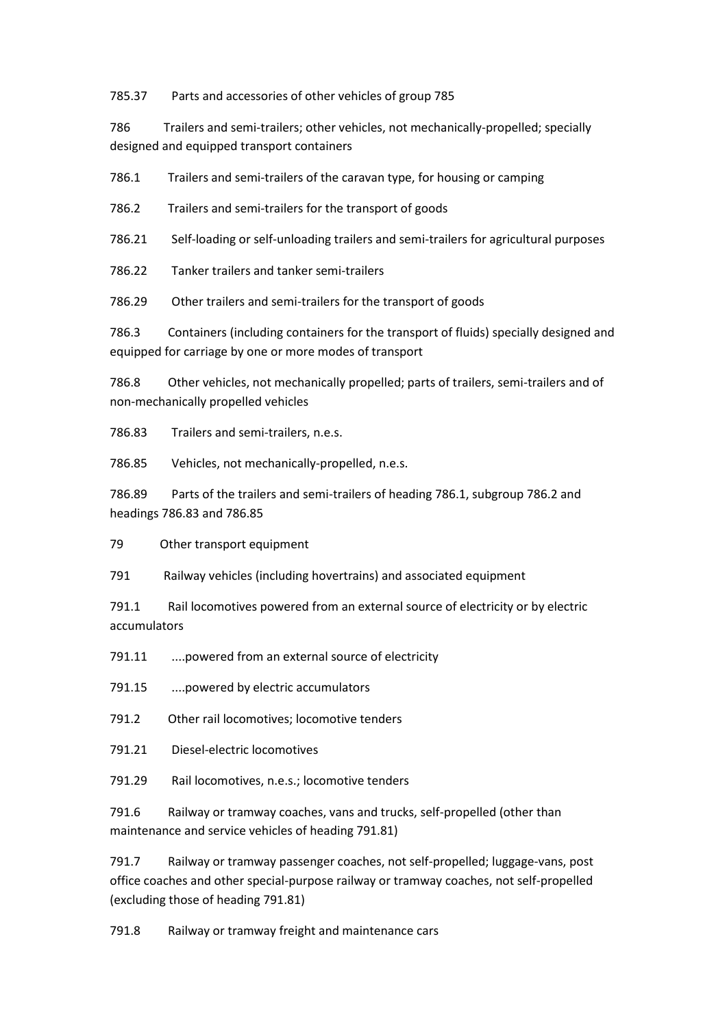785.37 Parts and accessories of other vehicles of group 785

786 Trailers and semi-trailers; other vehicles, not mechanically-propelled; specially designed and equipped transport containers

786.1 Trailers and semi-trailers of the caravan type, for housing or camping

786.2 Trailers and semi-trailers for the transport of goods

786.21 Self-loading or self-unloading trailers and semi-trailers for agricultural purposes

786.22 Tanker trailers and tanker semi-trailers

786.29 Other trailers and semi-trailers for the transport of goods

786.3 Containers (including containers for the transport of fluids) specially designed and equipped for carriage by one or more modes of transport

786.8 Other vehicles, not mechanically propelled; parts of trailers, semi-trailers and of non-mechanically propelled vehicles

786.83 Trailers and semi-trailers, n.e.s.

786.85 Vehicles, not mechanically-propelled, n.e.s.

786.89 Parts of the trailers and semi-trailers of heading 786.1, subgroup 786.2 and headings 786.83 and 786.85

79 Other transport equipment

791 Railway vehicles (including hovertrains) and associated equipment

791.1 Rail locomotives powered from an external source of electricity or by electric accumulators

791.11 ....powered from an external source of electricity

791.15 ....powered by electric accumulators

791.2 Other rail locomotives; locomotive tenders

791.21 Diesel-electric locomotives

791.29 Rail locomotives, n.e.s.; locomotive tenders

791.6 Railway or tramway coaches, vans and trucks, self-propelled (other than maintenance and service vehicles of heading 791.81)

791.7 Railway or tramway passenger coaches, not self-propelled; luggage-vans, post office coaches and other special-purpose railway or tramway coaches, not self-propelled (excluding those of heading 791.81)

791.8 Railway or tramway freight and maintenance cars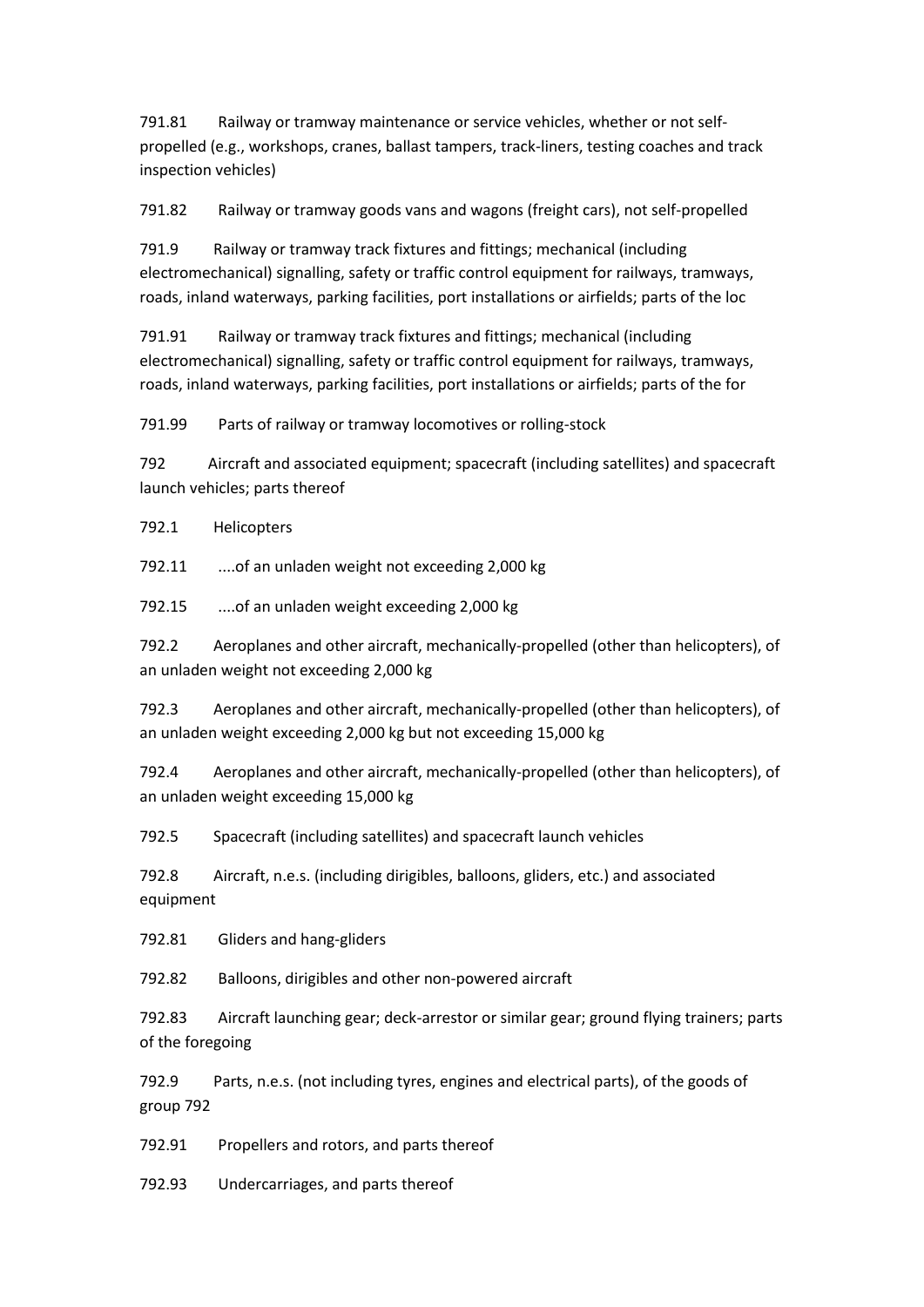791.81 Railway or tramway maintenance or service vehicles, whether or not self-propelled (e.g., workshops, cranes, ballast tampers, track-liners, testing coaches and track inspection vehicles)

791.82 Railway or tramway goods vans and wagons (freight cars), not self-propelled

791.9 Railway or tramway track fixtures and fittings; mechanical (including electromechanical) signalling, safety or traffic control equipment for railways, tramways, roads, inland waterways, parking facilities, port installations or airfields; parts of the loc

791.91 Railway or tramway track fixtures and fittings; mechanical (including electromechanical) signalling, safety or traffic control equipment for railways, tramways, roads, inland waterways, parking facilities, port installations or airfields; parts of the for

791.99 Parts of railway or tramway locomotives or rolling-stock

792 Aircraft and associated equipment; spacecraft (including satellites) and spacecraft launch vehicles; parts thereof

792.1 Helicopters

792.11 ....of an unladen weight not exceeding 2,000 kg

792.15 ....of an unladen weight exceeding 2,000 kg

792.2 Aeroplanes and other aircraft, mechanically-propelled (other than helicopters), of an unladen weight not exceeding 2,000 kg

792.3 Aeroplanes and other aircraft, mechanically-propelled (other than helicopters), of an unladen weight exceeding 2,000 kg but not exceeding 15,000 kg

792.4 Aeroplanes and other aircraft, mechanically-propelled (other than helicopters), of an unladen weight exceeding 15,000 kg

792.5 Spacecraft (including satellites) and spacecraft launch vehicles

792.8 Aircraft, n.e.s. (including dirigibles, balloons, gliders, etc.) and associated equipment

792.81 Gliders and hang-gliders

792.82 Balloons, dirigibles and other non-powered aircraft

792.83 Aircraft launching gear; deck-arrestor or similar gear; ground flying trainers; parts of the foregoing

792.9 Parts, n.e.s. (not including tyres, engines and electrical parts), of the goods of group 792

792.91 Propellers and rotors, and parts thereof

792.93 Undercarriages, and parts thereof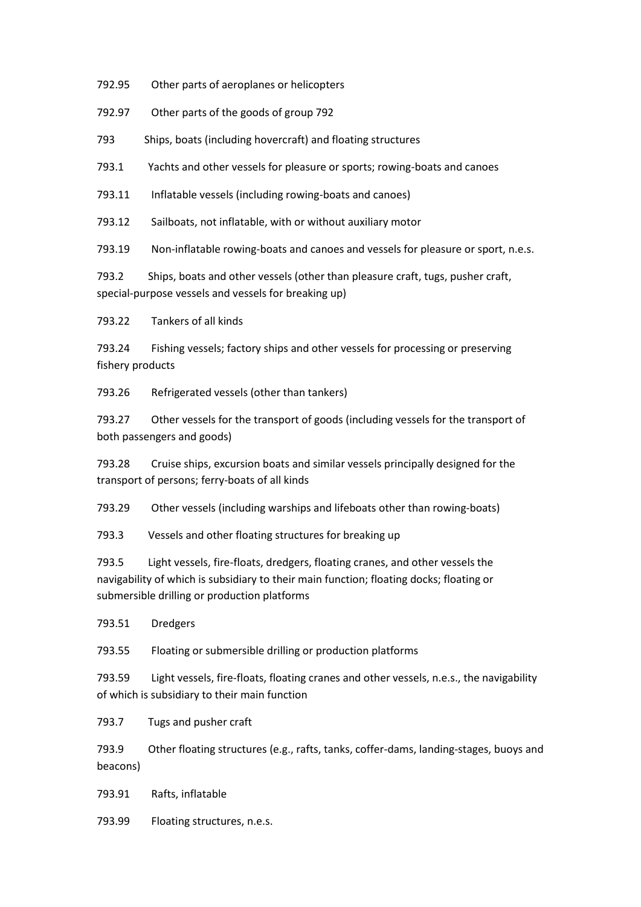792.95 Other parts of aeroplanes or helicopters

792.97 Other parts of the goods of group 792

793 Ships, boats (including hovercraft) and floating structures

793.1 Yachts and other vessels for pleasure or sports; rowing-boats and canoes

793.11 Inflatable vessels (including rowing-boats and canoes)

793.12 Sailboats, not inflatable, with or without auxiliary motor

793.19 Non-inflatable rowing-boats and canoes and vessels for pleasure or sport, n.e.s.

793.2 Ships, boats and other vessels (other than pleasure craft, tugs, pusher craft, special-purpose vessels and vessels for breaking up)

793.22 Tankers of all kinds

793.24 Fishing vessels; factory ships and other vessels for processing or preserving fishery products

793.26 Refrigerated vessels (other than tankers)

793.27 Other vessels for the transport of goods (including vessels for the transport of both passengers and goods)

793.28 Cruise ships, excursion boats and similar vessels principally designed for the transport of persons; ferry-boats of all kinds

793.29 Other vessels (including warships and lifeboats other than rowing-boats)

793.3 Vessels and other floating structures for breaking up

793.5 Light vessels, fire-floats, dredgers, floating cranes, and other vessels the navigability of which is subsidiary to their main function; floating docks; floating or submersible drilling or production platforms

793.51 Dredgers

793.55 Floating or submersible drilling or production platforms

793.59 Light vessels, fire-floats, floating cranes and other vessels, n.e.s., the navigability of which is subsidiary to their main function

793.7 Tugs and pusher craft

793.9 Other floating structures (e.g., rafts, tanks, coffer-dams, landing-stages, buoys and beacons)

793.91 Rafts, inflatable

793.99 Floating structures, n.e.s.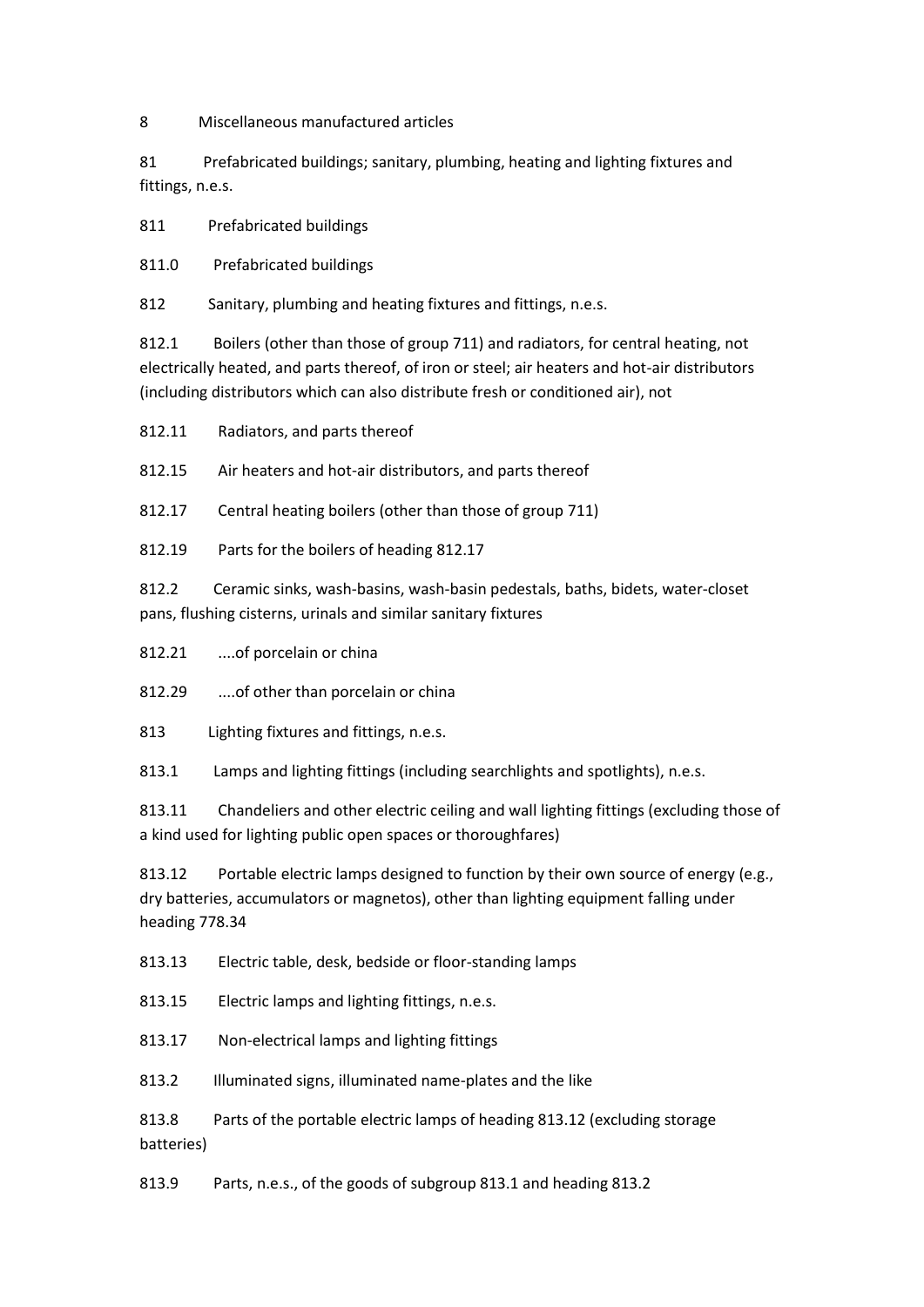8 Miscellaneous manufactured articles

81 Prefabricated buildings; sanitary, plumbing, heating and lighting fixtures and fittings, n.e.s.

811 Prefabricated buildings

811.0 Prefabricated buildings

812 Sanitary, plumbing and heating fixtures and fittings, n.e.s.

812.1 Boilers (other than those of group 711) and radiators, for central heating, not electrically heated, and parts thereof, of iron or steel; air heaters and hot-air distributors (including distributors which can also distribute fresh or conditioned air), not

812.11 Radiators, and parts thereof

812.15 Air heaters and hot-air distributors, and parts thereof

812.17 Central heating boilers (other than those of group 711)

812.19 Parts for the boilers of heading 812.17

812.2 Ceramic sinks, wash-basins, wash-basin pedestals, baths, bidets, water-closet pans, flushing cisterns, urinals and similar sanitary fixtures

812.21 ....of porcelain or china

812.29 ....of other than porcelain or china

813 Lighting fixtures and fittings, n.e.s.

813.1 Lamps and lighting fittings (including searchlights and spotlights), n.e.s.

813.11 Chandeliers and other electric ceiling and wall lighting fittings (excluding those of a kind used for lighting public open spaces or thoroughfares)

813.12 Portable electric lamps designed to function by their own source of energy (e.g., dry batteries, accumulators or magnetos), other than lighting equipment falling under heading 778.34

813.13 Electric table, desk, bedside or floor-standing lamps

813.15 Electric lamps and lighting fittings, n.e.s.

813.17 Non-electrical lamps and lighting fittings

813.2 Illuminated signs, illuminated name-plates and the like

813.8 Parts of the portable electric lamps of heading 813.12 (excluding storage batteries)

813.9 Parts, n.e.s., of the goods of subgroup 813.1 and heading 813.2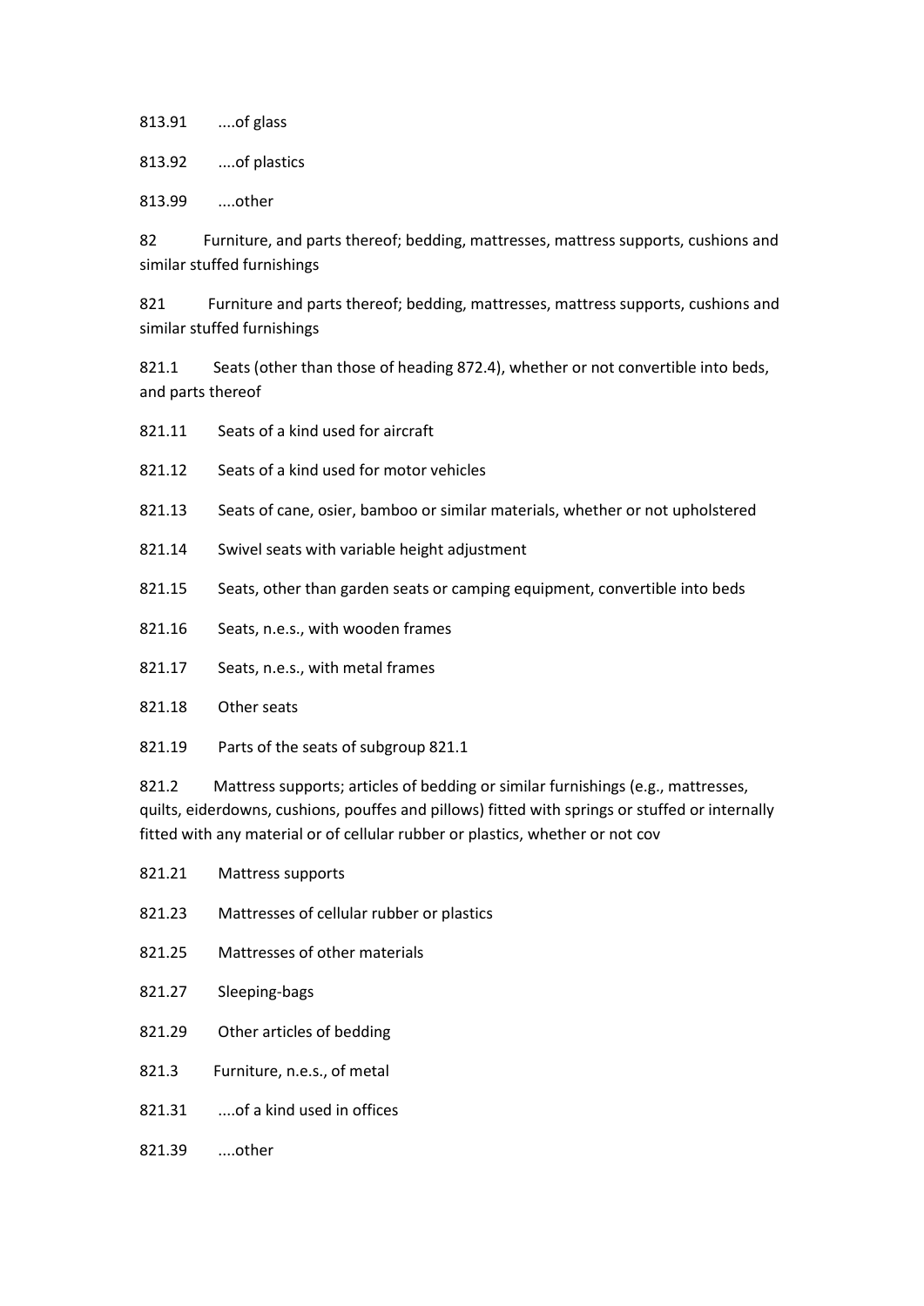813.91 ....of glass

813.92 ....of plastics

813.99 ....other

82 Furniture, and parts thereof; bedding, mattresses, mattress supports, cushions and similar stuffed furnishings

821 Furniture and parts thereof; bedding, mattresses, mattress supports, cushions and similar stuffed furnishings

821.1 Seats (other than those of heading 872.4), whether or not convertible into beds, and parts thereof

821.11 Seats of a kind used for aircraft

821.12 Seats of a kind used for motor vehicles

821.13 Seats of cane, osier, bamboo or similar materials, whether or not upholstered

821.14 Swivel seats with variable height adjustment

821.15 Seats, other than garden seats or camping equipment, convertible into beds

821.16 Seats, n.e.s., with wooden frames

821.17 Seats, n.e.s., with metal frames

821.18 Other seats

821.19 Parts of the seats of subgroup 821.1

821.2 Mattress supports; articles of bedding or similar furnishings (e.g., mattresses, quilts, eiderdowns, cushions, pouffes and pillows) fitted with springs or stuffed or internally fitted with any material or of cellular rubber or plastics, whether or not cov

821.21 Mattress supports

821.23 Mattresses of cellular rubber or plastics

821.25 Mattresses of other materials

821.27 Sleeping-bags

821.29 Other articles of bedding

821.3 Furniture, n.e.s., of metal

821.31 ....of a kind used in offices

821.39 ....other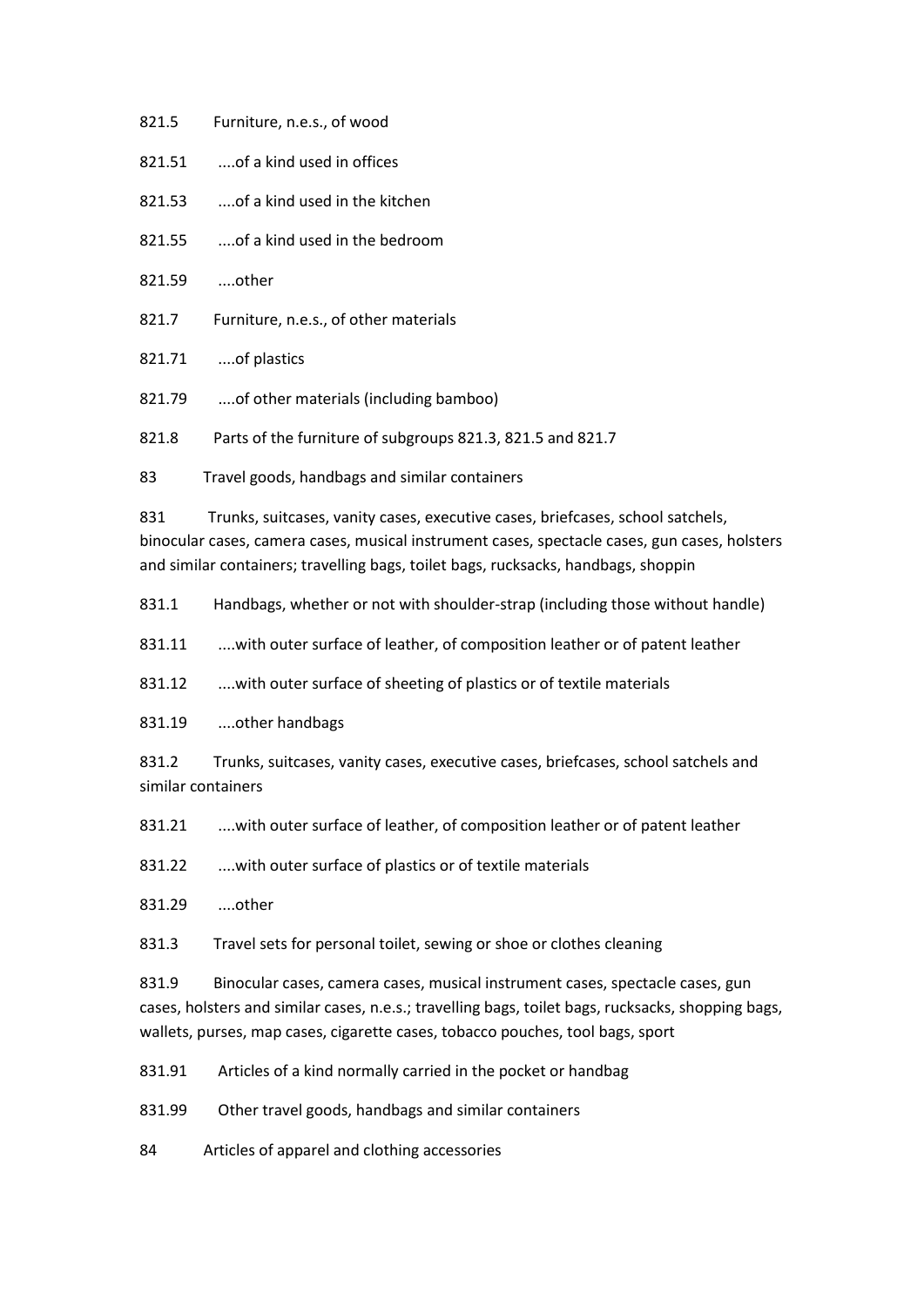821.5 Furniture, n.e.s., of wood

821.51 ....of a kind used in offices

821.53 ....of a kind used in the kitchen

821.55 ....of a kind used in the bedroom

821.59 ....other

821.7 Furniture, n.e.s., of other materials

821.71 ....of plastics

821.79 ....of other materials (including bamboo)

821.8 Parts of the furniture of subgroups 821.3, 821.5 and 821.7

83 Travel goods, handbags and similar containers

831 Trunks, suitcases, vanity cases, executive cases, briefcases, school satchels, binocular cases, camera cases, musical instrument cases, spectacle cases, gun cases, holsters and similar containers; travelling bags, toilet bags, rucksacks, handbags, shoppin

831.1 Handbags, whether or not with shoulder-strap (including those without handle)

831.11 ....with outer surface of leather, of composition leather or of patent leather

831.12 ....with outer surface of sheeting of plastics or of textile materials

831.19 ....other handbags

831.2 Trunks, suitcases, vanity cases, executive cases, briefcases, school satchels and similar containers

831.21 ....with outer surface of leather, of composition leather or of patent leather

831.22 ....with outer surface of plastics or of textile materials

831.29 ....other

831.3 Travel sets for personal toilet, sewing or shoe or clothes cleaning

831.9 Binocular cases, camera cases, musical instrument cases, spectacle cases, gun cases, holsters and similar cases, n.e.s.; travelling bags, toilet bags, rucksacks, shopping bags, wallets, purses, map cases, cigarette cases, tobacco pouches, tool bags, sport

831.91 Articles of a kind normally carried in the pocket or handbag

831.99 Other travel goods, handbags and similar containers

84 Articles of apparel and clothing accessories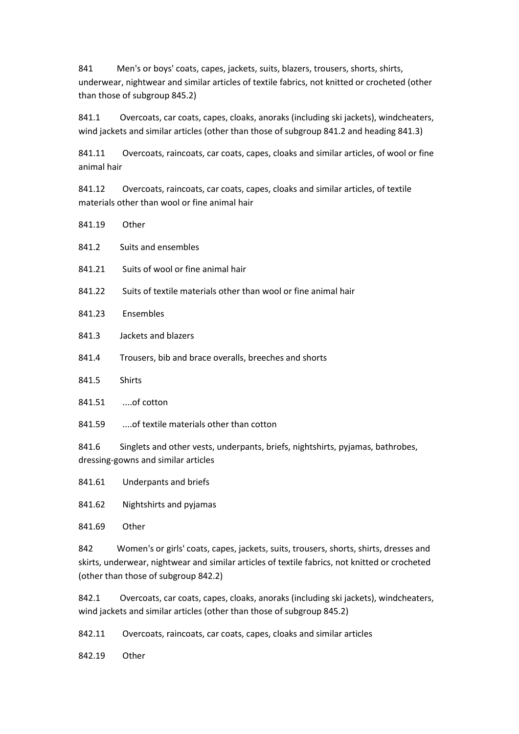841 Men's or boys' coats, capes, jackets, suits, blazers, trousers, shorts, shirts, underwear, nightwear and similar articles of textile fabrics, not knitted or crocheted (other than those of subgroup 845.2)

841.1 Overcoats, car coats, capes, cloaks, anoraks (including ski jackets), windcheaters, wind jackets and similar articles (other than those of subgroup 841.2 and heading 841.3)

841.11 Overcoats, raincoats, car coats, capes, cloaks and similar articles, of wool or fine animal hair

841.12 Overcoats, raincoats, car coats, capes, cloaks and similar articles, of textile materials other than wool or fine animal hair

841.19 Other

841.2 Suits and ensembles

841.21 Suits of wool or fine animal hair

841.22 Suits of textile materials other than wool or fine animal hair

841.23 Ensembles

841.3 Jackets and blazers

841.4 Trousers, bib and brace overalls, breeches and shorts

841.5 Shirts

841.51 ....of cotton

841.59 ....of textile materials other than cotton

841.6 Singlets and other vests, underpants, briefs, nightshirts, pyjamas, bathrobes, dressing-gowns and similar articles

841.61 Underpants and briefs

841.62 Nightshirts and pyjamas

841.69 Other

842 Women's or girls' coats, capes, jackets, suits, trousers, shorts, shirts, dresses and skirts, underwear, nightwear and similar articles of textile fabrics, not knitted or crocheted (other than those of subgroup 842.2)

842.1 Overcoats, car coats, capes, cloaks, anoraks (including ski jackets), windcheaters, wind jackets and similar articles (other than those of subgroup 845.2)

842.11 Overcoats, raincoats, car coats, capes, cloaks and similar articles

842.19 Other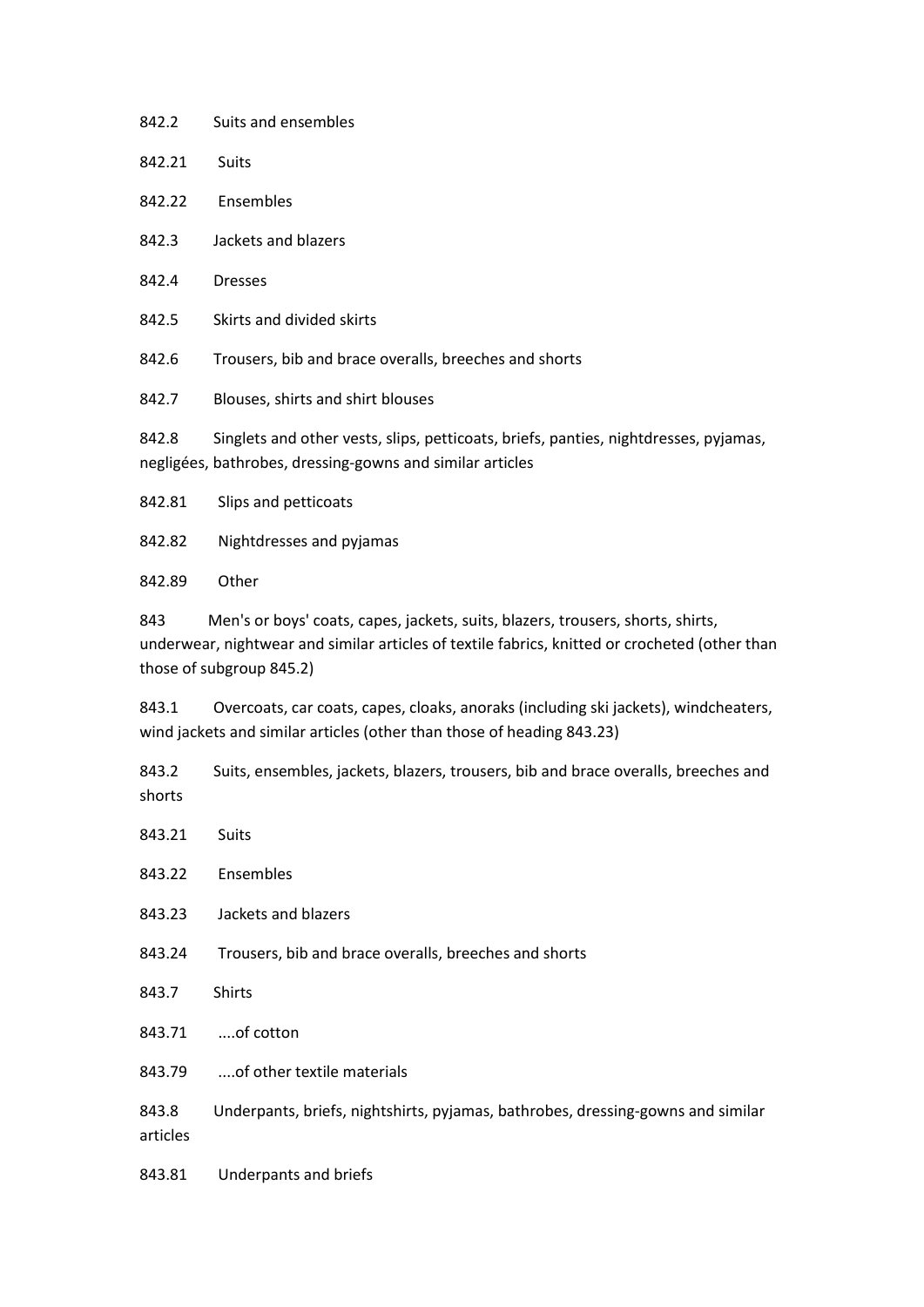842.2 Suits and ensembles

842.21 Suits

842.22 Ensembles

842.3 Jackets and blazers

842.4 Dresses

842.5 Skirts and divided skirts

842.6 Trousers, bib and brace overalls, breeches and shorts

842.7 Blouses, shirts and shirt blouses

842.8 Singlets and other vests, slips, petticoats, briefs, panties, nightdresses, pyjamas, negligées, bathrobes, dressing-gowns and similar articles

842.81 Slips and petticoats

842.82 Nightdresses and pyjamas

842.89 Other

843 Men's or boys' coats, capes, jackets, suits, blazers, trousers, shorts, shirts, underwear, nightwear and similar articles of textile fabrics, knitted or crocheted (other than those of subgroup 845.2)

843.1 Overcoats, car coats, capes, cloaks, anoraks (including ski jackets), windcheaters, wind jackets and similar articles (other than those of heading 843.23)

843.2 Suits, ensembles, jackets, blazers, trousers, bib and brace overalls, breeches and shorts

843.21 Suits

843.22 Ensembles

843.23 Jackets and blazers

843.24 Trousers, bib and brace overalls, breeches and shorts

843.7 Shirts

843.71 ....of cotton

843.79 ....of other textile materials

843.8 Underpants, briefs, nightshirts, pyjamas, bathrobes, dressing-gowns and similar articles

843.81 Underpants and briefs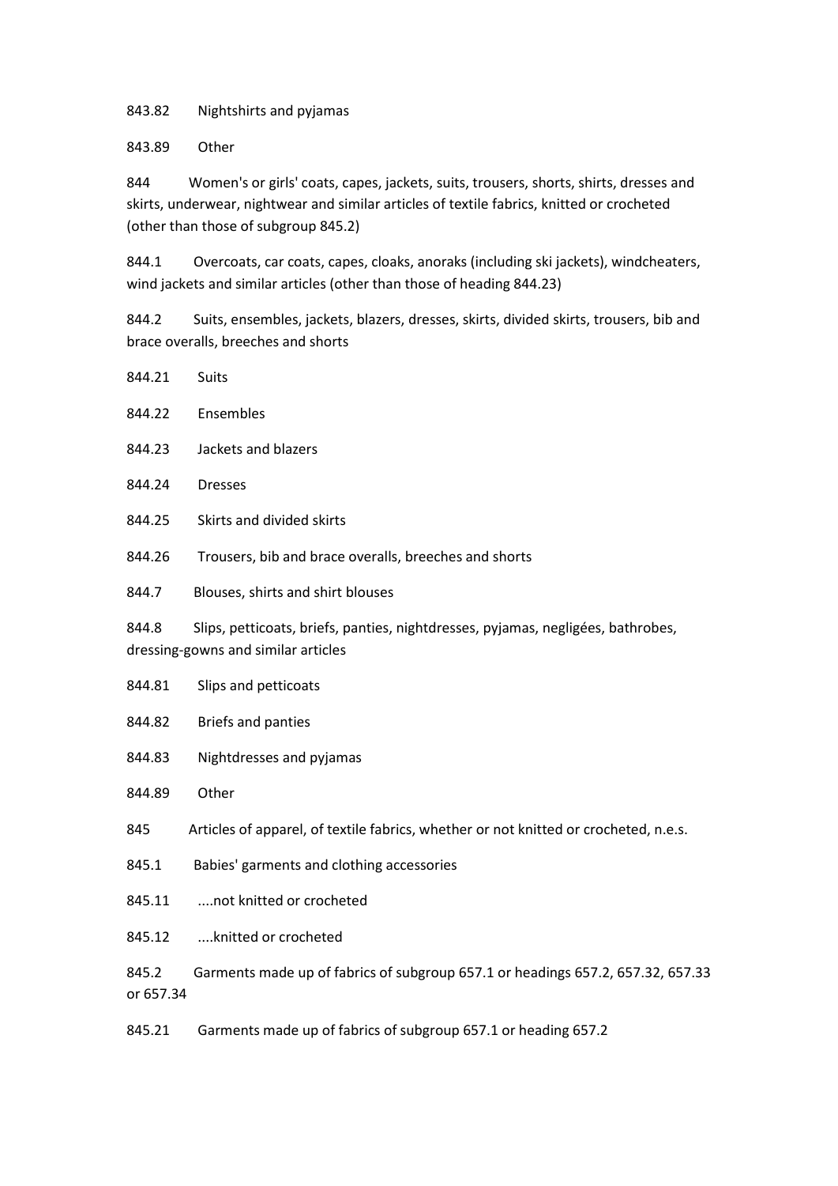843.82 Nightshirts and pyjamas

843.89 Other

844 Women's or girls' coats, capes, jackets, suits, trousers, shorts, shirts, dresses and skirts, underwear, nightwear and similar articles of textile fabrics, knitted or crocheted (other than those of subgroup 845.2)

844.1 Overcoats, car coats, capes, cloaks, anoraks (including ski jackets), windcheaters, wind jackets and similar articles (other than those of heading 844.23)

844.2 Suits, ensembles, jackets, blazers, dresses, skirts, divided skirts, trousers, bib and brace overalls, breeches and shorts

844.21 Suits

844.22 Ensembles

844.23 Jackets and blazers

844.24 Dresses

844.25 Skirts and divided skirts

844.26 Trousers, bib and brace overalls, breeches and shorts

844.7 Blouses, shirts and shirt blouses

844.8 Slips, petticoats, briefs, panties, nightdresses, pyjamas, negligées, bathrobes, dressing-gowns and similar articles

844.81 Slips and petticoats

844.82 Briefs and panties

844.83 Nightdresses and pyjamas

844.89 Other

845 Articles of apparel, of textile fabrics, whether or not knitted or crocheted, n.e.s.

845.1 Babies' garments and clothing accessories

845.11 ....not knitted or crocheted

845.12 ....knitted or crocheted

845.2 Garments made up of fabrics of subgroup 657.1 or headings 657.2, 657.32, 657.33 or 657.34

845.21 Garments made up of fabrics of subgroup 657.1 or heading 657.2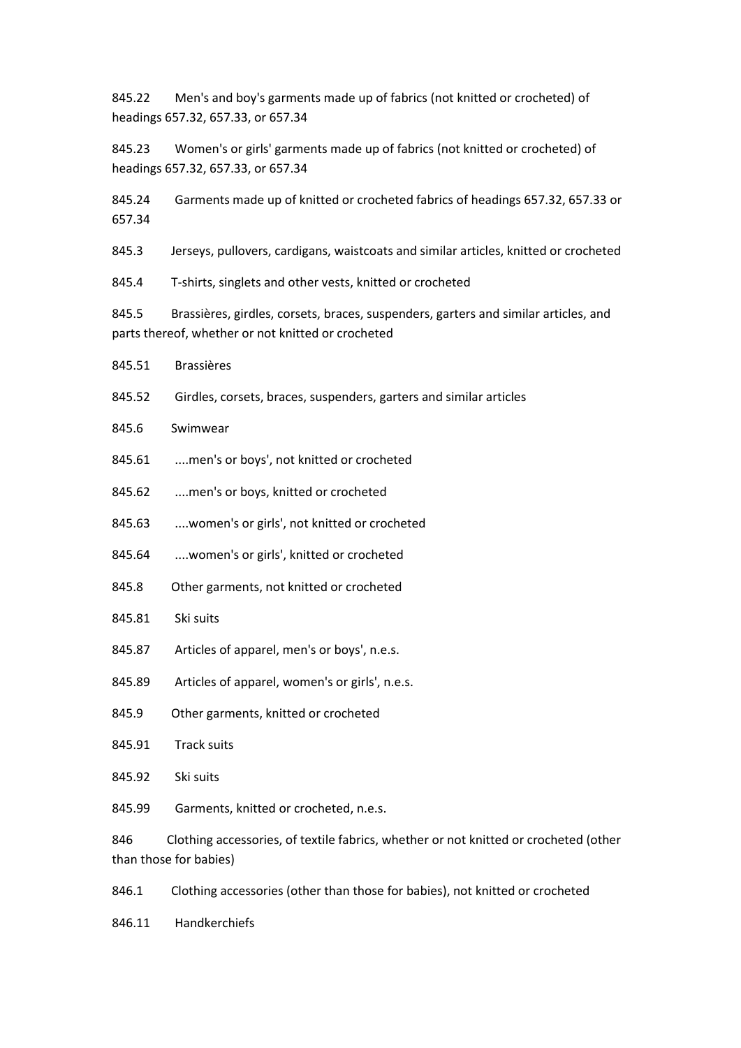845.22 Men's and boy's garments made up of fabrics (not knitted or crocheted) of headings 657.32, 657.33, or 657.34

845.23 Women's or girls' garments made up of fabrics (not knitted or crocheted) of headings 657.32, 657.33, or 657.34

845.24 Garments made up of knitted or crocheted fabrics of headings 657.32, 657.33 or 657.34

845.3 Jerseys, pullovers, cardigans, waistcoats and similar articles, knitted or crocheted

845.4 T-shirts, singlets and other vests, knitted or crocheted

845.5 Brassières, girdles, corsets, braces, suspenders, garters and similar articles, and parts thereof, whether or not knitted or crocheted

845.51 Brassières

845.52 Girdles, corsets, braces, suspenders, garters and similar articles

845.6 Swimwear

845.61 ....men's or boys', not knitted or crocheted

845.62 ....men's or boys, knitted or crocheted

845.63 ....women's or girls', not knitted or crocheted

845.64 ....women's or girls', knitted or crocheted

845.8 Other garments, not knitted or crocheted

845.81 Ski suits

845.87 Articles of apparel, men's or boys', n.e.s.

845.89 Articles of apparel, women's or girls', n.e.s.

845.9 Other garments, knitted or crocheted

845.91 Track suits

845.92 Ski suits

845.99 Garments, knitted or crocheted, n.e.s.

846 Clothing accessories, of textile fabrics, whether or not knitted or crocheted (other than those for babies)

846.1 Clothing accessories (other than those for babies), not knitted or crocheted

846.11 Handkerchiefs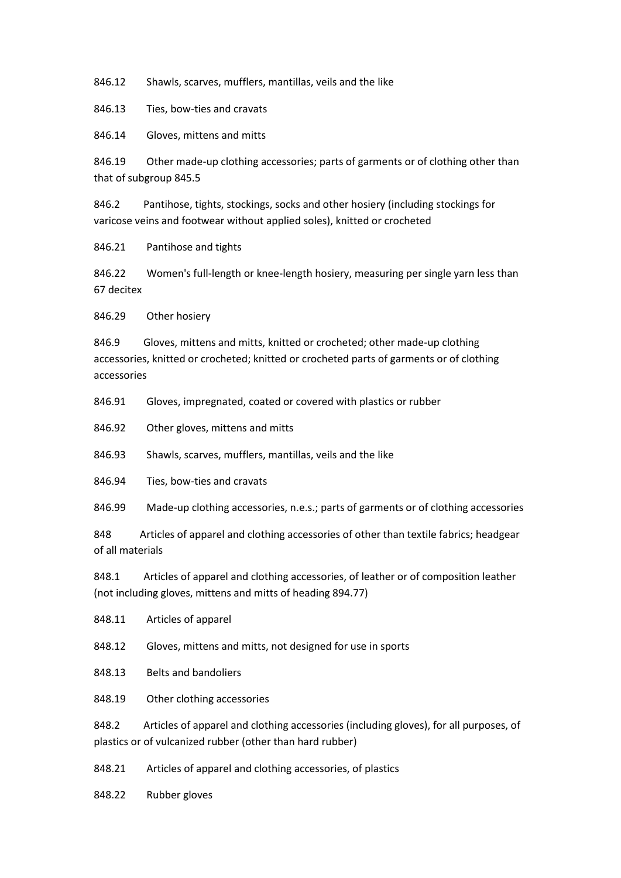846.12 Shawls, scarves, mufflers, mantillas, veils and the like

846.13 Ties, bow-ties and cravats

846.14 Gloves, mittens and mitts

846.19 Other made-up clothing accessories; parts of garments or of clothing other than that of subgroup 845.5

846.2 Pantihose, tights, stockings, socks and other hosiery (including stockings for varicose veins and footwear without applied soles), knitted or crocheted

846.21 Pantihose and tights

846.22 Women's full-length or knee-length hosiery, measuring per single yarn less than 67 decitex

846.29 Other hosiery

846.9 Gloves, mittens and mitts, knitted or crocheted; other made-up clothing accessories, knitted or crocheted; knitted or crocheted parts of garments or of clothing accessories

846.91 Gloves, impregnated, coated or covered with plastics or rubber

846.92 Other gloves, mittens and mitts

846.93 Shawls, scarves, mufflers, mantillas, veils and the like

846.94 Ties, bow-ties and cravats

846.99 Made-up clothing accessories, n.e.s.; parts of garments or of clothing accessories

848 Articles of apparel and clothing accessories of other than textile fabrics; headgear of all materials

848.1 Articles of apparel and clothing accessories, of leather or of composition leather (not including gloves, mittens and mitts of heading 894.77)

848.11 Articles of apparel

848.12 Gloves, mittens and mitts, not designed for use in sports

848.13 Belts and bandoliers

848.19 Other clothing accessories

848.2 Articles of apparel and clothing accessories (including gloves), for all purposes, of plastics or of vulcanized rubber (other than hard rubber)

848.21 Articles of apparel and clothing accessories, of plastics

848.22 Rubber gloves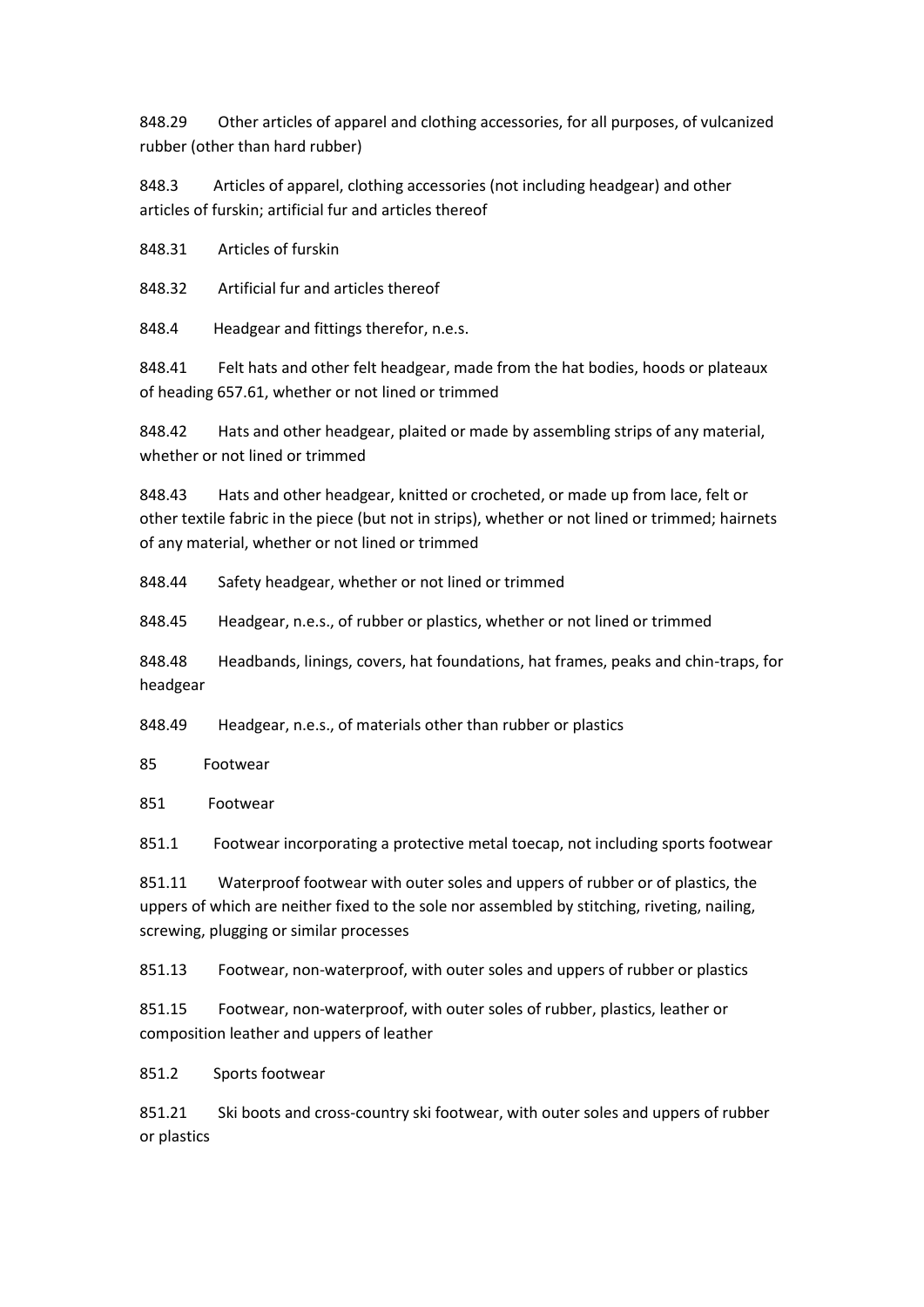848.29 Other articles of apparel and clothing accessories, for all purposes, of vulcanized rubber (other than hard rubber)

848.3 Articles of apparel, clothing accessories (not including headgear) and other articles of furskin; artificial fur and articles thereof

848.31 Articles of furskin

848.32 Artificial fur and articles thereof

848.4 Headgear and fittings therefor, n.e.s.

848.41 Felt hats and other felt headgear, made from the hat bodies, hoods or plateaux of heading 657.61, whether or not lined or trimmed

848.42 Hats and other headgear, plaited or made by assembling strips of any material, whether or not lined or trimmed

848.43 Hats and other headgear, knitted or crocheted, or made up from lace, felt or other textile fabric in the piece (but not in strips), whether or not lined or trimmed; hairnets of any material, whether or not lined or trimmed

848.44 Safety headgear, whether or not lined or trimmed

848.45 Headgear, n.e.s., of rubber or plastics, whether or not lined or trimmed

848.48 Headbands, linings, covers, hat foundations, hat frames, peaks and chin-traps, for headgear

848.49 Headgear, n.e.s., of materials other than rubber or plastics

85 Footwear

851 Footwear

851.1 Footwear incorporating a protective metal toecap, not including sports footwear

851.11 Waterproof footwear with outer soles and uppers of rubber or of plastics, the uppers of which are neither fixed to the sole nor assembled by stitching, riveting, nailing, screwing, plugging or similar processes

851.13 Footwear, non-waterproof, with outer soles and uppers of rubber or plastics

851.15 Footwear, non-waterproof, with outer soles of rubber, plastics, leather or composition leather and uppers of leather

851.2 Sports footwear

851.21 Ski boots and cross-country ski footwear, with outer soles and uppers of rubber or plastics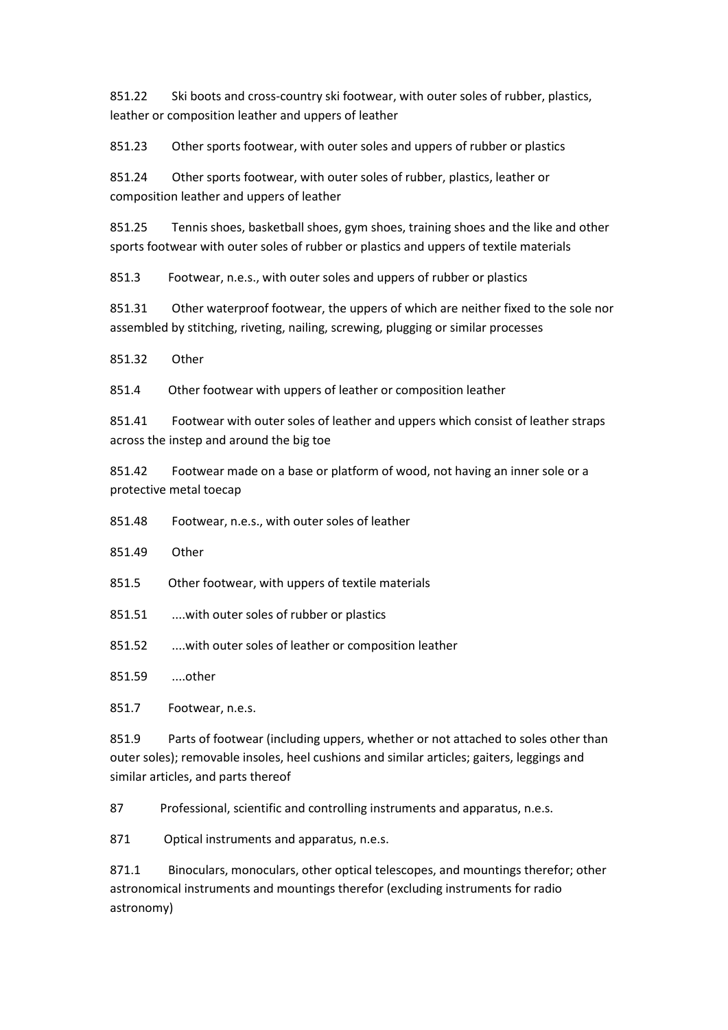851.22 Ski boots and cross-country ski footwear, with outer soles of rubber, plastics, leather or composition leather and uppers of leather

851.23 Other sports footwear, with outer soles and uppers of rubber or plastics

851.24 Other sports footwear, with outer soles of rubber, plastics, leather or composition leather and uppers of leather

851.25 Tennis shoes, basketball shoes, gym shoes, training shoes and the like and other sports footwear with outer soles of rubber or plastics and uppers of textile materials

851.3 Footwear, n.e.s., with outer soles and uppers of rubber or plastics

851.31 Other waterproof footwear, the uppers of which are neither fixed to the sole nor assembled by stitching, riveting, nailing, screwing, plugging or similar processes

851.32 Other

851.4 Other footwear with uppers of leather or composition leather

851.41 Footwear with outer soles of leather and uppers which consist of leather straps across the instep and around the big toe

851.42 Footwear made on a base or platform of wood, not having an inner sole or a protective metal toecap

851.48 Footwear, n.e.s., with outer soles of leather

851.49 Other

851.5 Other footwear, with uppers of textile materials

851.51 ....with outer soles of rubber or plastics

851.52 ....with outer soles of leather or composition leather

851.59 ....other

851.7 Footwear, n.e.s.

851.9 Parts of footwear (including uppers, whether or not attached to soles other than outer soles); removable insoles, heel cushions and similar articles; gaiters, leggings and similar articles, and parts thereof

87 Professional, scientific and controlling instruments and apparatus, n.e.s.

871 Optical instruments and apparatus, n.e.s.

871.1 Binoculars, monoculars, other optical telescopes, and mountings therefor; other astronomical instruments and mountings therefor (excluding instruments for radio astronomy)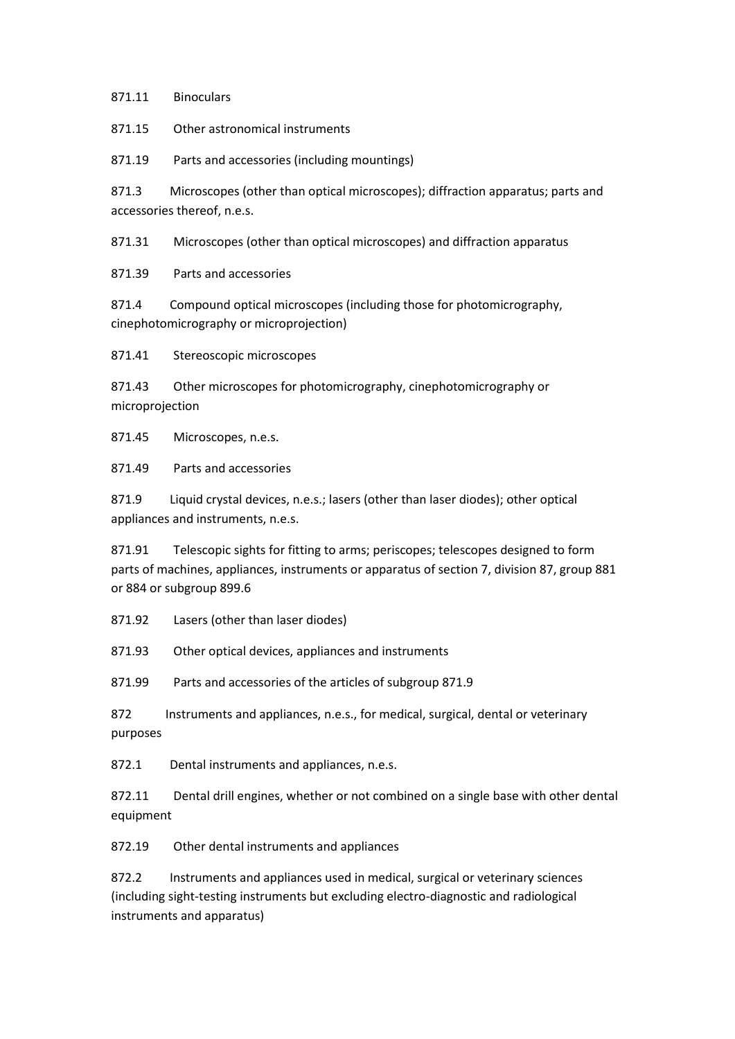871.11 Binoculars

871.15 Other astronomical instruments

871.19 Parts and accessories (including mountings)

871.3 Microscopes (other than optical microscopes); diffraction apparatus; parts and accessories thereof, n.e.s.

871.31 Microscopes (other than optical microscopes) and diffraction apparatus

871.39 Parts and accessories

871.4 Compound optical microscopes (including those for photomicrography, cinephotomicrography or microprojection)

871.41 Stereoscopic microscopes

871.43 Other microscopes for photomicrography, cinephotomicrography or microprojection

871.45 Microscopes, n.e.s.

871.49 Parts and accessories

871.9 Liquid crystal devices, n.e.s.; lasers (other than laser diodes); other optical appliances and instruments, n.e.s.

871.91 Telescopic sights for fitting to arms; periscopes; telescopes designed to form parts of machines, appliances, instruments or apparatus of section 7, division 87, group 881 or 884 or subgroup 899.6

871.92 Lasers (other than laser diodes)

871.93 Other optical devices, appliances and instruments

871.99 Parts and accessories of the articles of subgroup 871.9

872 Instruments and appliances, n.e.s., for medical, surgical, dental or veterinary purposes

872.1 Dental instruments and appliances, n.e.s.

872.11 Dental drill engines, whether or not combined on a single base with other dental equipment

872.19 Other dental instruments and appliances

872.2 Instruments and appliances used in medical, surgical or veterinary sciences (including sight-testing instruments but excluding electro-diagnostic and radiological instruments and apparatus)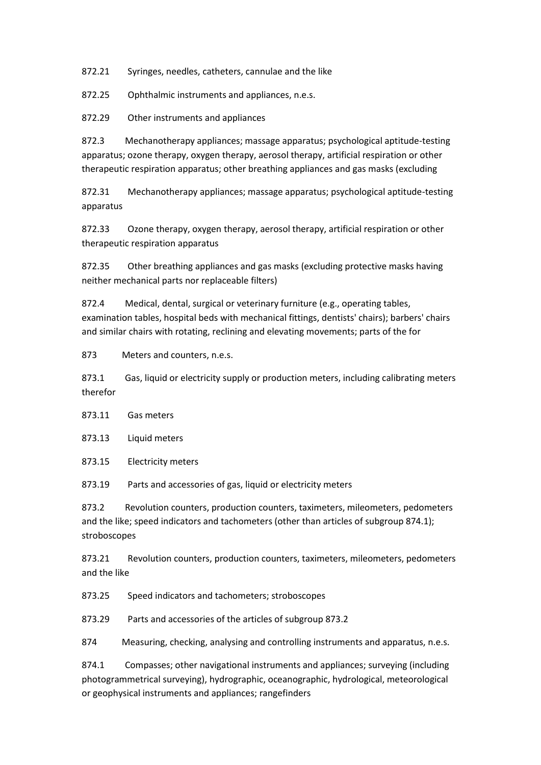872.21 Syringes, needles, catheters, cannulae and the like

872.25 Ophthalmic instruments and appliances, n.e.s.

872.29 Other instruments and appliances

872.3 Mechanotherapy appliances; massage apparatus; psychological aptitude-testing apparatus; ozone therapy, oxygen therapy, aerosol therapy, artificial respiration or other therapeutic respiration apparatus; other breathing appliances and gas masks (excluding

872.31 Mechanotherapy appliances; massage apparatus; psychological aptitude-testing apparatus

872.33 Ozone therapy, oxygen therapy, aerosol therapy, artificial respiration or other therapeutic respiration apparatus

872.35 Other breathing appliances and gas masks (excluding protective masks having neither mechanical parts nor replaceable filters)

872.4 Medical, dental, surgical or veterinary furniture (e.g., operating tables, examination tables, hospital beds with mechanical fittings, dentists' chairs); barbers' chairs and similar chairs with rotating, reclining and elevating movements; parts of the for

873 Meters and counters, n.e.s.

873.1 Gas, liquid or electricity supply or production meters, including calibrating meters therefor

873.11 Gas meters

873.13 Liquid meters

873.15 Electricity meters

873.19 Parts and accessories of gas, liquid or electricity meters

873.2 Revolution counters, production counters, taximeters, mileometers, pedometers and the like; speed indicators and tachometers (other than articles of subgroup 874.1); stroboscopes

873.21 Revolution counters, production counters, taximeters, mileometers, pedometers and the like

873.25 Speed indicators and tachometers; stroboscopes

873.29 Parts and accessories of the articles of subgroup 873.2

874 Measuring, checking, analysing and controlling instruments and apparatus, n.e.s.

874.1 Compasses; other navigational instruments and appliances; surveying (including photogrammetrical surveying), hydrographic, oceanographic, hydrological, meteorological or geophysical instruments and appliances; rangefinders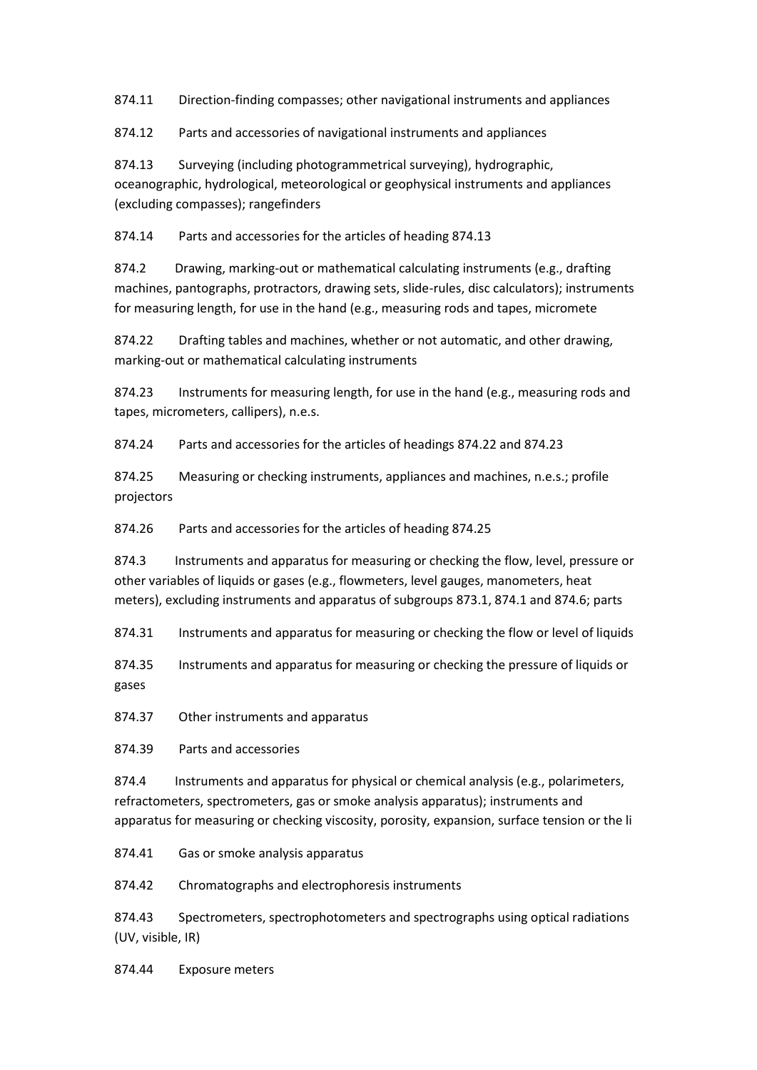874.11 Direction-finding compasses; other navigational instruments and appliances

874.12 Parts and accessories of navigational instruments and appliances

874.13 Surveying (including photogrammetrical surveying), hydrographic, oceanographic, hydrological, meteorological or geophysical instruments and appliances (excluding compasses); rangefinders

874.14 Parts and accessories for the articles of heading 874.13

874.2 Drawing, marking-out or mathematical calculating instruments (e.g., drafting machines, pantographs, protractors, drawing sets, slide-rules, disc calculators); instruments for measuring length, for use in the hand (e.g., measuring rods and tapes, micromete

874.22 Drafting tables and machines, whether or not automatic, and other drawing, marking-out or mathematical calculating instruments

874.23 Instruments for measuring length, for use in the hand (e.g., measuring rods and tapes, micrometers, callipers), n.e.s.

874.24 Parts and accessories for the articles of headings 874.22 and 874.23

874.25 Measuring or checking instruments, appliances and machines, n.e.s.; profile projectors

874.26 Parts and accessories for the articles of heading 874.25

874.3 Instruments and apparatus for measuring or checking the flow, level, pressure or other variables of liquids or gases (e.g., flowmeters, level gauges, manometers, heat meters), excluding instruments and apparatus of subgroups 873.1, 874.1 and 874.6; parts

874.31 Instruments and apparatus for measuring or checking the flow or level of liquids

874.35 Instruments and apparatus for measuring or checking the pressure of liquids or gases

874.37 Other instruments and apparatus

874.39 Parts and accessories

874.4 Instruments and apparatus for physical or chemical analysis (e.g., polarimeters, refractometers, spectrometers, gas or smoke analysis apparatus); instruments and apparatus for measuring or checking viscosity, porosity, expansion, surface tension or the li

874.41 Gas or smoke analysis apparatus

874.42 Chromatographs and electrophoresis instruments

874.43 Spectrometers, spectrophotometers and spectrographs using optical radiations (UV, visible, IR)

874.44 Exposure meters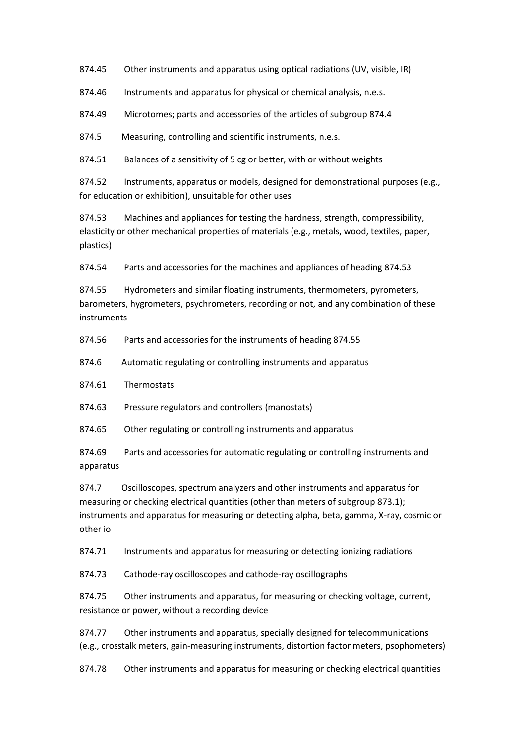874.45 Other instruments and apparatus using optical radiations (UV, visible, IR)

874.46 Instruments and apparatus for physical or chemical analysis, n.e.s.

874.49 Microtomes; parts and accessories of the articles of subgroup 874.4

874.5 Measuring, controlling and scientific instruments, n.e.s.

874.51 Balances of a sensitivity of 5 cg or better, with or without weights

874.52 Instruments, apparatus or models, designed for demonstrational purposes (e.g., for education or exhibition), unsuitable for other uses

874.53 Machines and appliances for testing the hardness, strength, compressibility, elasticity or other mechanical properties of materials (e.g., metals, wood, textiles, paper, plastics)

874.54 Parts and accessories for the machines and appliances of heading 874.53

874.55 Hydrometers and similar floating instruments, thermometers, pyrometers, barometers, hygrometers, psychrometers, recording or not, and any combination of these instruments

874.56 Parts and accessories for the instruments of heading 874.55

874.6 Automatic regulating or controlling instruments and apparatus

874.61 Thermostats

874.63 Pressure regulators and controllers (manostats)

874.65 Other regulating or controlling instruments and apparatus

874.69 Parts and accessories for automatic regulating or controlling instruments and apparatus

874.7 Oscilloscopes, spectrum analyzers and other instruments and apparatus for measuring or checking electrical quantities (other than meters of subgroup 873.1); instruments and apparatus for measuring or detecting alpha, beta, gamma, X-ray, cosmic or other io

874.71 Instruments and apparatus for measuring or detecting ionizing radiations

874.73 Cathode-ray oscilloscopes and cathode-ray oscillographs

874.75 Other instruments and apparatus, for measuring or checking voltage, current, resistance or power, without a recording device

874.77 Other instruments and apparatus, specially designed for telecommunications (e.g., crosstalk meters, gain-measuring instruments, distortion factor meters, psophometers)

874.78 Other instruments and apparatus for measuring or checking electrical quantities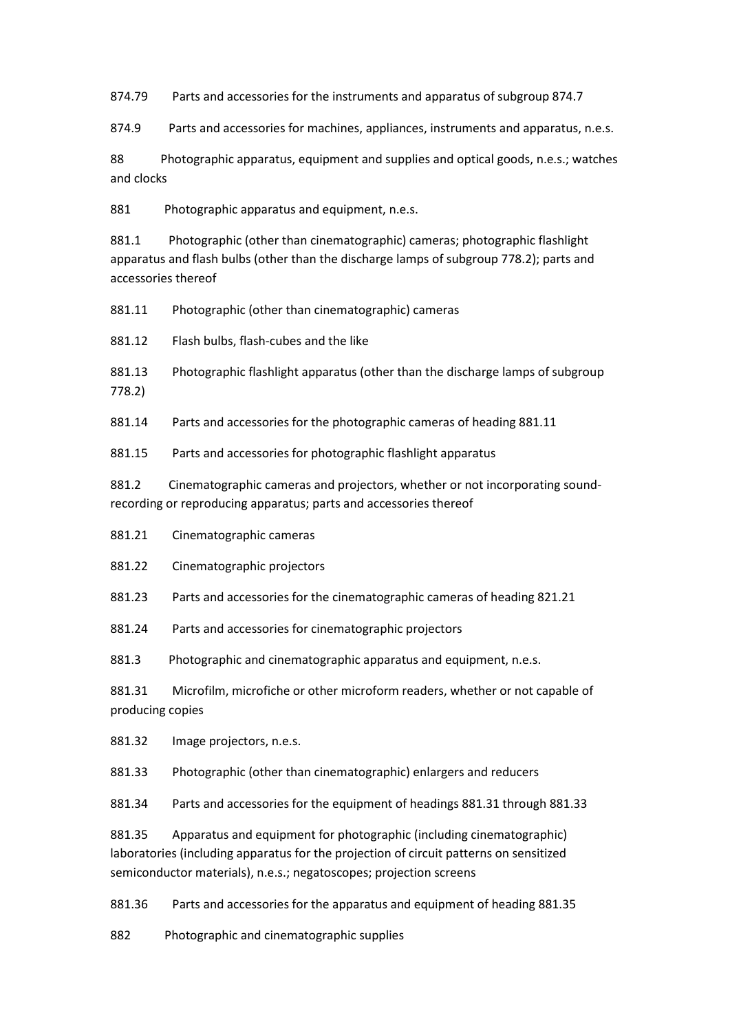874.79 Parts and accessories for the instruments and apparatus of subgroup 874.7

874.9 Parts and accessories for machines, appliances, instruments and apparatus, n.e.s.

88 Photographic apparatus, equipment and supplies and optical goods, n.e.s.; watches and clocks

881 Photographic apparatus and equipment, n.e.s.

881.1 Photographic (other than cinematographic) cameras; photographic flashlight apparatus and flash bulbs (other than the discharge lamps of subgroup 778.2); parts and accessories thereof

881.11 Photographic (other than cinematographic) cameras

881.12 Flash bulbs, flash-cubes and the like

881.13 Photographic flashlight apparatus (other than the discharge lamps of subgroup 778.2)

881.14 Parts and accessories for the photographic cameras of heading 881.11

881.15 Parts and accessories for photographic flashlight apparatus

881.2 Cinematographic cameras and projectors, whether or not incorporating sound-recording or reproducing apparatus; parts and accessories thereof

881.21 Cinematographic cameras

881.22 Cinematographic projectors

881.23 Parts and accessories for the cinematographic cameras of heading 821.21

881.24 Parts and accessories for cinematographic projectors

881.3 Photographic and cinematographic apparatus and equipment, n.e.s.

881.31 Microfilm, microfiche or other microform readers, whether or not capable of producing copies

881.32 Image projectors, n.e.s.

881.33 Photographic (other than cinematographic) enlargers and reducers

881.34 Parts and accessories for the equipment of headings 881.31 through 881.33

881.35 Apparatus and equipment for photographic (including cinematographic) laboratories (including apparatus for the projection of circuit patterns on sensitized semiconductor materials), n.e.s.; negatoscopes; projection screens

881.36 Parts and accessories for the apparatus and equipment of heading 881.35

882 Photographic and cinematographic supplies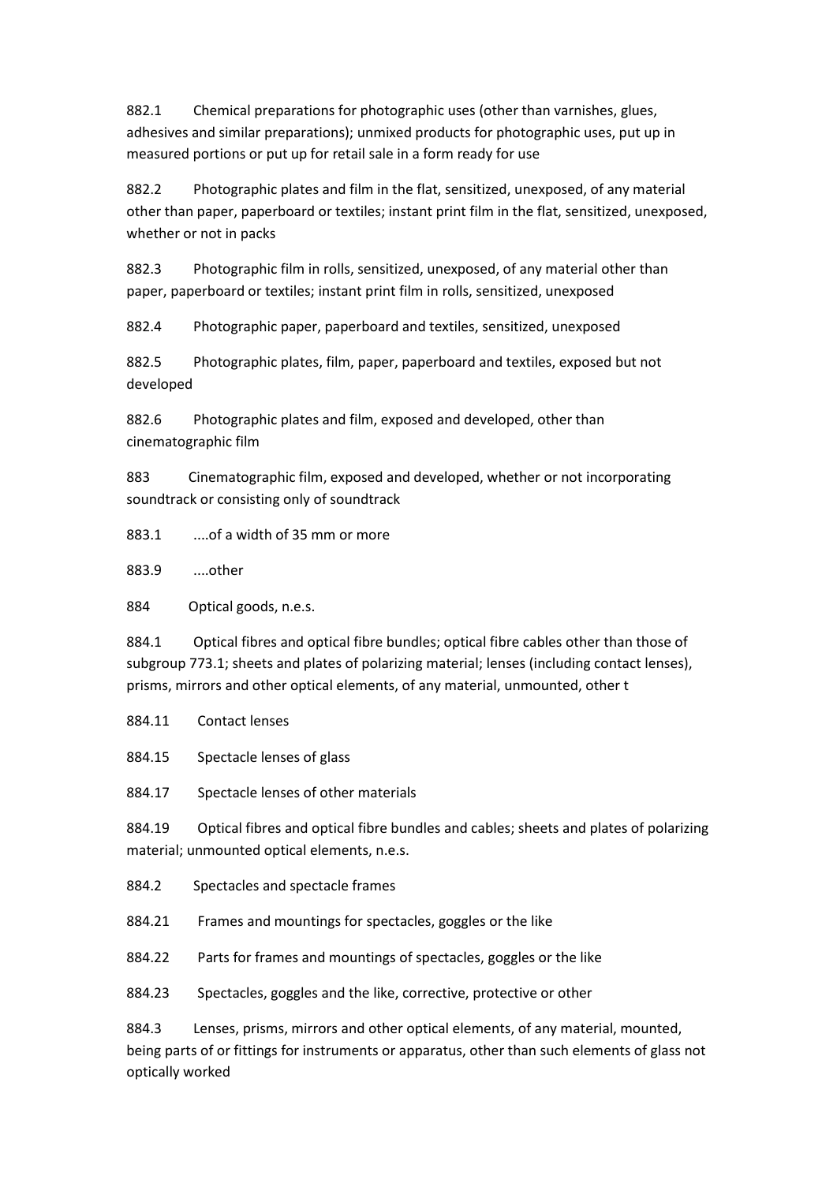882.1 Chemical preparations for photographic uses (other than varnishes, glues, adhesives and similar preparations); unmixed products for photographic uses, put up in measured portions or put up for retail sale in a form ready for use

882.2 Photographic plates and film in the flat, sensitized, unexposed, of any material other than paper, paperboard or textiles; instant print film in the flat, sensitized, unexposed, whether or not in packs

882.3 Photographic film in rolls, sensitized, unexposed, of any material other than paper, paperboard or textiles; instant print film in rolls, sensitized, unexposed

882.4 Photographic paper, paperboard and textiles, sensitized, unexposed

882.5 Photographic plates, film, paper, paperboard and textiles, exposed but not developed

882.6 Photographic plates and film, exposed and developed, other than cinematographic film

883 Cinematographic film, exposed and developed, whether or not incorporating soundtrack or consisting only of soundtrack

883.1 ....of a width of 35 mm or more

883.9 ....other

884 Optical goods, n.e.s.

884.1 Optical fibres and optical fibre bundles; optical fibre cables other than those of subgroup 773.1; sheets and plates of polarizing material; lenses (including contact lenses), prisms, mirrors and other optical elements, of any material, unmounted, other t

884.11 Contact lenses

884.15 Spectacle lenses of glass

884.17 Spectacle lenses of other materials

884.19 Optical fibres and optical fibre bundles and cables; sheets and plates of polarizing material; unmounted optical elements, n.e.s.

884.2 Spectacles and spectacle frames

884.21 Frames and mountings for spectacles, goggles or the like

884.22 Parts for frames and mountings of spectacles, goggles or the like

884.23 Spectacles, goggles and the like, corrective, protective or other

884.3 Lenses, prisms, mirrors and other optical elements, of any material, mounted, being parts of or fittings for instruments or apparatus, other than such elements of glass not optically worked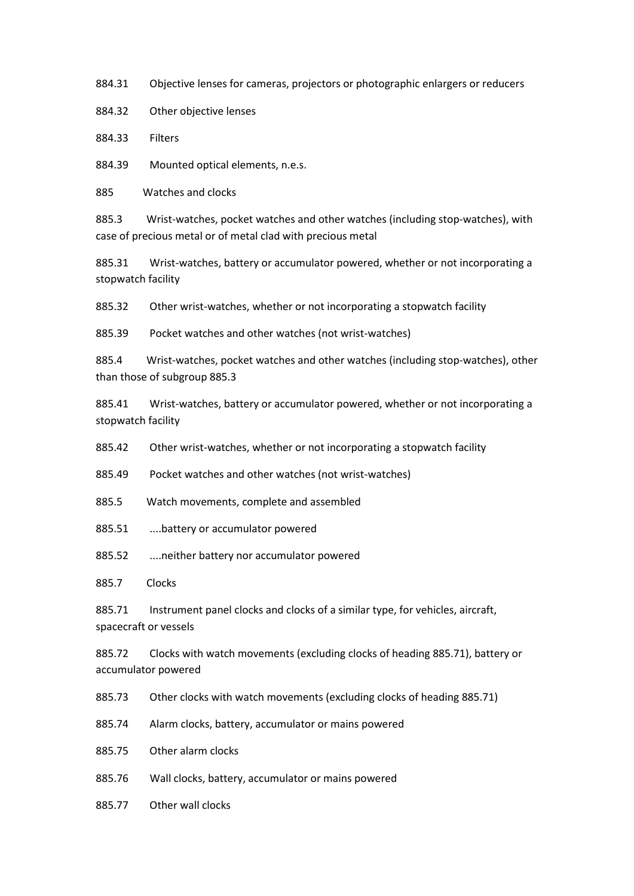884.31 Objective lenses for cameras, projectors or photographic enlargers or reducers

884.32 Other objective lenses

884.33 Filters

884.39 Mounted optical elements, n.e.s.

885 Watches and clocks

885.3 Wrist-watches, pocket watches and other watches (including stop-watches), with case of precious metal or of metal clad with precious metal

885.31 Wrist-watches, battery or accumulator powered, whether or not incorporating a stopwatch facility

885.32 Other wrist-watches, whether or not incorporating a stopwatch facility

885.39 Pocket watches and other watches (not wrist-watches)

885.4 Wrist-watches, pocket watches and other watches (including stop-watches), other than those of subgroup 885.3

885.41 Wrist-watches, battery or accumulator powered, whether or not incorporating a stopwatch facility

885.42 Other wrist-watches, whether or not incorporating a stopwatch facility

885.49 Pocket watches and other watches (not wrist-watches)

885.5 Watch movements, complete and assembled

885.51 ....battery or accumulator powered

885.52 ....neither battery nor accumulator powered

885.7 Clocks

885.71 Instrument panel clocks and clocks of a similar type, for vehicles, aircraft, spacecraft or vessels

885.72 Clocks with watch movements (excluding clocks of heading 885.71), battery or accumulator powered

885.73 Other clocks with watch movements (excluding clocks of heading 885.71)

885.74 Alarm clocks, battery, accumulator or mains powered

885.75 Other alarm clocks

885.76 Wall clocks, battery, accumulator or mains powered

885.77 Other wall clocks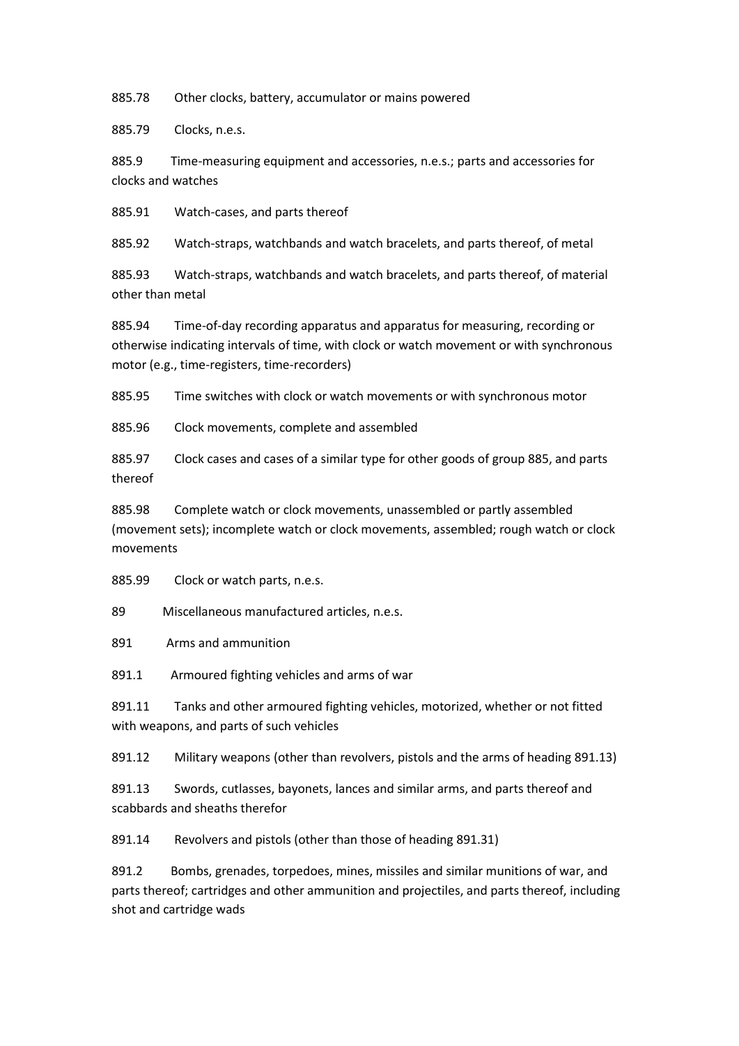885.78 Other clocks, battery, accumulator or mains powered

885.79 Clocks, n.e.s.

885.9 Time-measuring equipment and accessories, n.e.s.; parts and accessories for clocks and watches

885.91 Watch-cases, and parts thereof

885.92 Watch-straps, watchbands and watch bracelets, and parts thereof, of metal

885.93 Watch-straps, watchbands and watch bracelets, and parts thereof, of material other than metal

885.94 Time-of-day recording apparatus and apparatus for measuring, recording or otherwise indicating intervals of time, with clock or watch movement or with synchronous motor (e.g., time-registers, time-recorders)

885.95 Time switches with clock or watch movements or with synchronous motor

885.96 Clock movements, complete and assembled

885.97 Clock cases and cases of a similar type for other goods of group 885, and parts thereof

885.98 Complete watch or clock movements, unassembled or partly assembled (movement sets); incomplete watch or clock movements, assembled; rough watch or clock movements

885.99 Clock or watch parts, n.e.s.

89 Miscellaneous manufactured articles, n.e.s.

891 Arms and ammunition

891.1 Armoured fighting vehicles and arms of war

891.11 Tanks and other armoured fighting vehicles, motorized, whether or not fitted with weapons, and parts of such vehicles

891.12 Military weapons (other than revolvers, pistols and the arms of heading 891.13)

891.13 Swords, cutlasses, bayonets, lances and similar arms, and parts thereof and scabbards and sheaths therefor

891.14 Revolvers and pistols (other than those of heading 891.31)

891.2 Bombs, grenades, torpedoes, mines, missiles and similar munitions of war, and parts thereof; cartridges and other ammunition and projectiles, and parts thereof, including shot and cartridge wads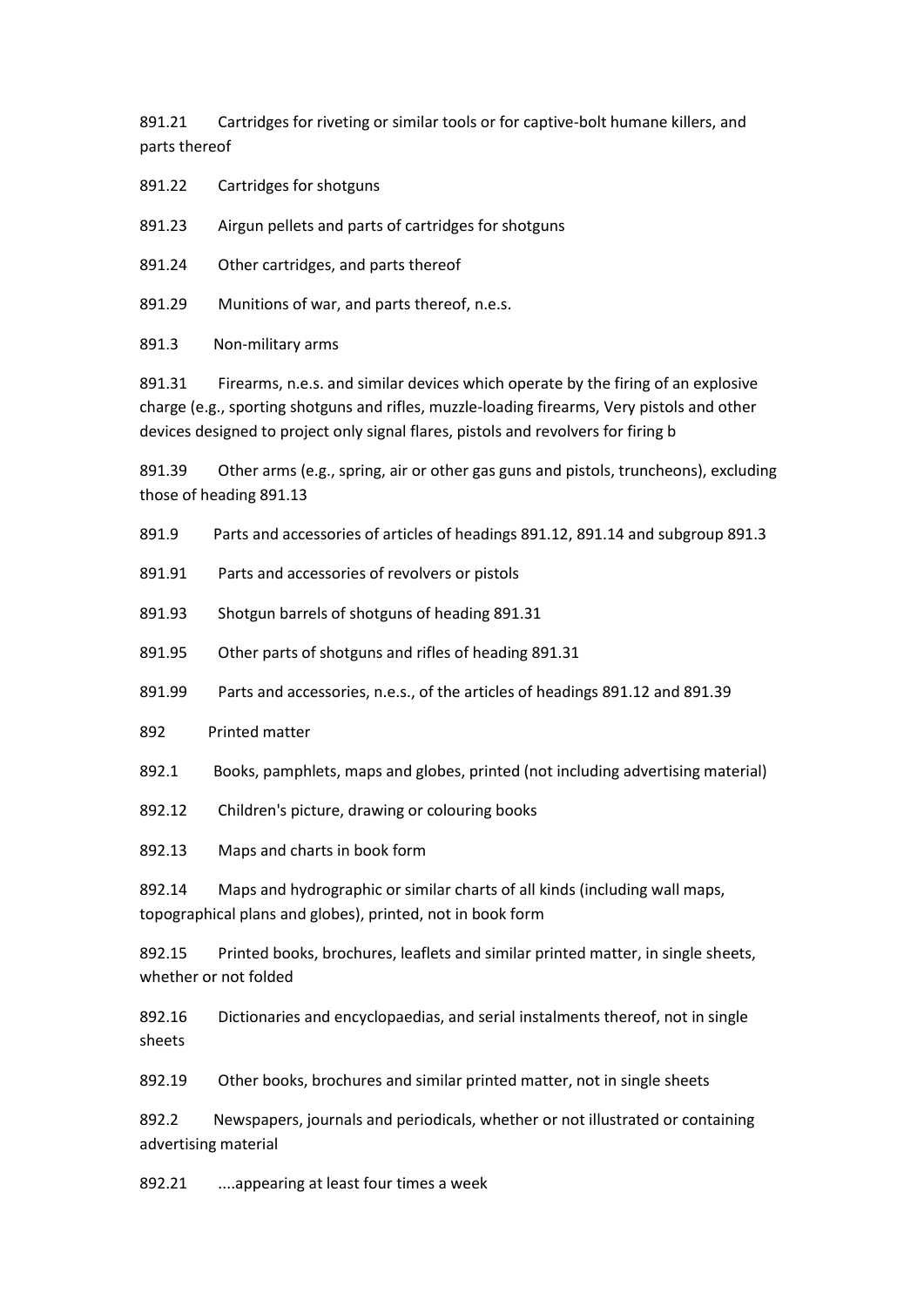891.21 Cartridges for riveting or similar tools or for captive-bolt humane killers, and parts thereof

891.22 Cartridges for shotguns

891.23 Airgun pellets and parts of cartridges for shotguns

891.24 Other cartridges, and parts thereof

891.29 Munitions of war, and parts thereof, n.e.s.

891.3 Non-military arms

891.31 Firearms, n.e.s. and similar devices which operate by the firing of an explosive charge (e.g., sporting shotguns and rifles, muzzle-loading firearms, Very pistols and other devices designed to project only signal flares, pistols and revolvers for firing b

891.39 Other arms (e.g., spring, air or other gas guns and pistols, truncheons), excluding those of heading 891.13

891.9 Parts and accessories of articles of headings 891.12, 891.14 and subgroup 891.3

891.91 Parts and accessories of revolvers or pistols

891.93 Shotgun barrels of shotguns of heading 891.31

891.95 Other parts of shotguns and rifles of heading 891.31

891.99 Parts and accessories, n.e.s., of the articles of headings 891.12 and 891.39

892 Printed matter

892.1 Books, pamphlets, maps and globes, printed (not including advertising material)

892.12 Children's picture, drawing or colouring books

892.13 Maps and charts in book form

892.14 Maps and hydrographic or similar charts of all kinds (including wall maps, topographical plans and globes), printed, not in book form

892.15 Printed books, brochures, leaflets and similar printed matter, in single sheets, whether or not folded

892.16 Dictionaries and encyclopaedias, and serial instalments thereof, not in single sheets

892.19 Other books, brochures and similar printed matter, not in single sheets

892.2 Newspapers, journals and periodicals, whether or not illustrated or containing advertising material

892.21 ....appearing at least four times a week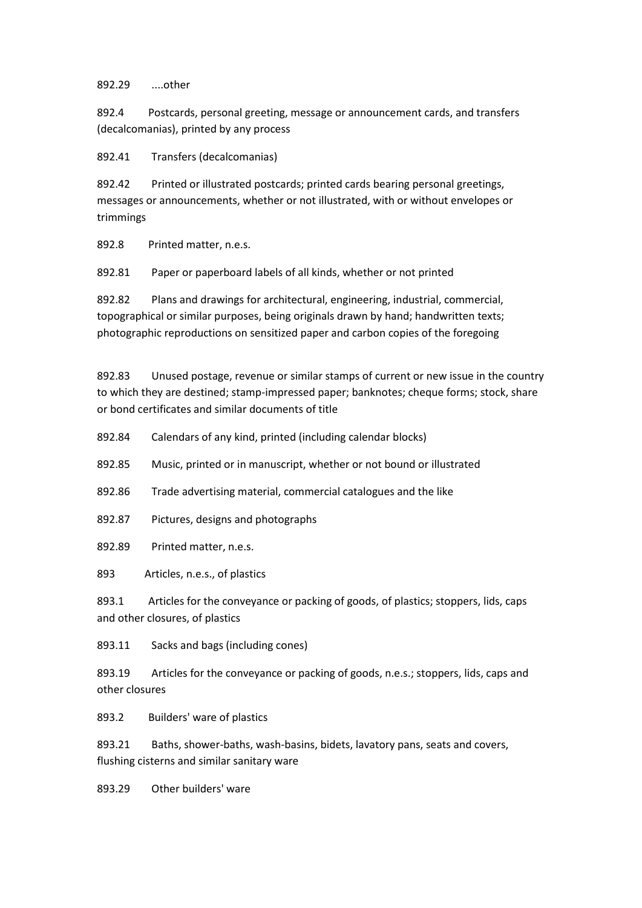892.29 ....other

892.4 Postcards, personal greeting, message or announcement cards, and transfers (decalcomanias), printed by any process

892.41 Transfers (decalcomanias)

892.42 Printed or illustrated postcards; printed cards bearing personal greetings, messages or announcements, whether or not illustrated, with or without envelopes or trimmings

892.8 Printed matter, n.e.s.

892.81 Paper or paperboard labels of all kinds, whether or not printed

892.82 Plans and drawings for architectural, engineering, industrial, commercial, topographical or similar purposes, being originals drawn by hand; handwritten texts; photographic reproductions on sensitized paper and carbon copies of the foregoing

892.83 Unused postage, revenue or similar stamps of current or new issue in the country to which they are destined; stamp-impressed paper; banknotes; cheque forms; stock, share or bond certificates and similar documents of title

892.84 Calendars of any kind, printed (including calendar blocks)

892.85 Music, printed or in manuscript, whether or not bound or illustrated

892.86 Trade advertising material, commercial catalogues and the like

892.87 Pictures, designs and photographs

892.89 Printed matter, n.e.s.

893 Articles, n.e.s., of plastics

893.1 Articles for the conveyance or packing of goods, of plastics; stoppers, lids, caps and other closures, of plastics

893.11 Sacks and bags (including cones)

893.19 Articles for the conveyance or packing of goods, n.e.s.; stoppers, lids, caps and other closures

893.2 Builders' ware of plastics

893.21 Baths, shower-baths, wash-basins, bidets, lavatory pans, seats and covers, flushing cisterns and similar sanitary ware

893.29 Other builders' ware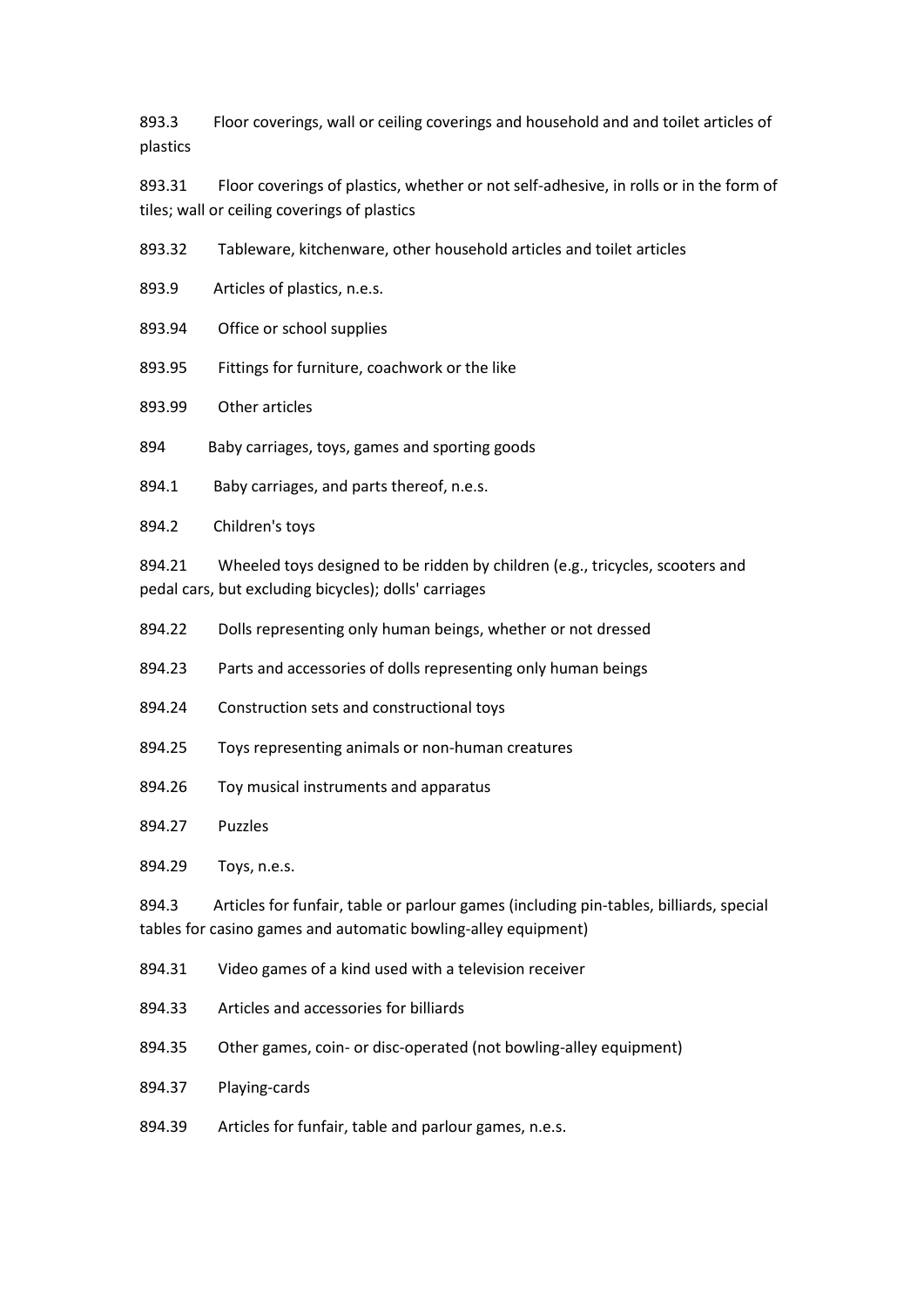893.3 Floor coverings, wall or ceiling coverings and household and and toilet articles of plastics

893.31 Floor coverings of plastics, whether or not self-adhesive, in rolls or in the form of tiles; wall or ceiling coverings of plastics

893.32 Tableware, kitchenware, other household articles and toilet articles

893.9 Articles of plastics, n.e.s.

893.94 Office or school supplies

893.95 Fittings for furniture, coachwork or the like

893.99 Other articles

894 Baby carriages, toys, games and sporting goods

894.1 Baby carriages, and parts thereof, n.e.s.

894.2 Children's toys

894.21 Wheeled toys designed to be ridden by children (e.g., tricycles, scooters and pedal cars, but excluding bicycles); dolls' carriages

894.22 Dolls representing only human beings, whether or not dressed

894.23 Parts and accessories of dolls representing only human beings

894.24 Construction sets and constructional toys

894.25 Toys representing animals or non-human creatures

894.26 Toy musical instruments and apparatus

894.27 Puzzles

894.29 Toys, n.e.s.

894.3 Articles for funfair, table or parlour games (including pin-tables, billiards, special tables for casino games and automatic bowling-alley equipment)

894.31 Video games of a kind used with a television receiver

894.33 Articles and accessories for billiards

894.35 Other games, coin- or disc-operated (not bowling-alley equipment)

894.37 Playing-cards

894.39 Articles for funfair, table and parlour games, n.e.s.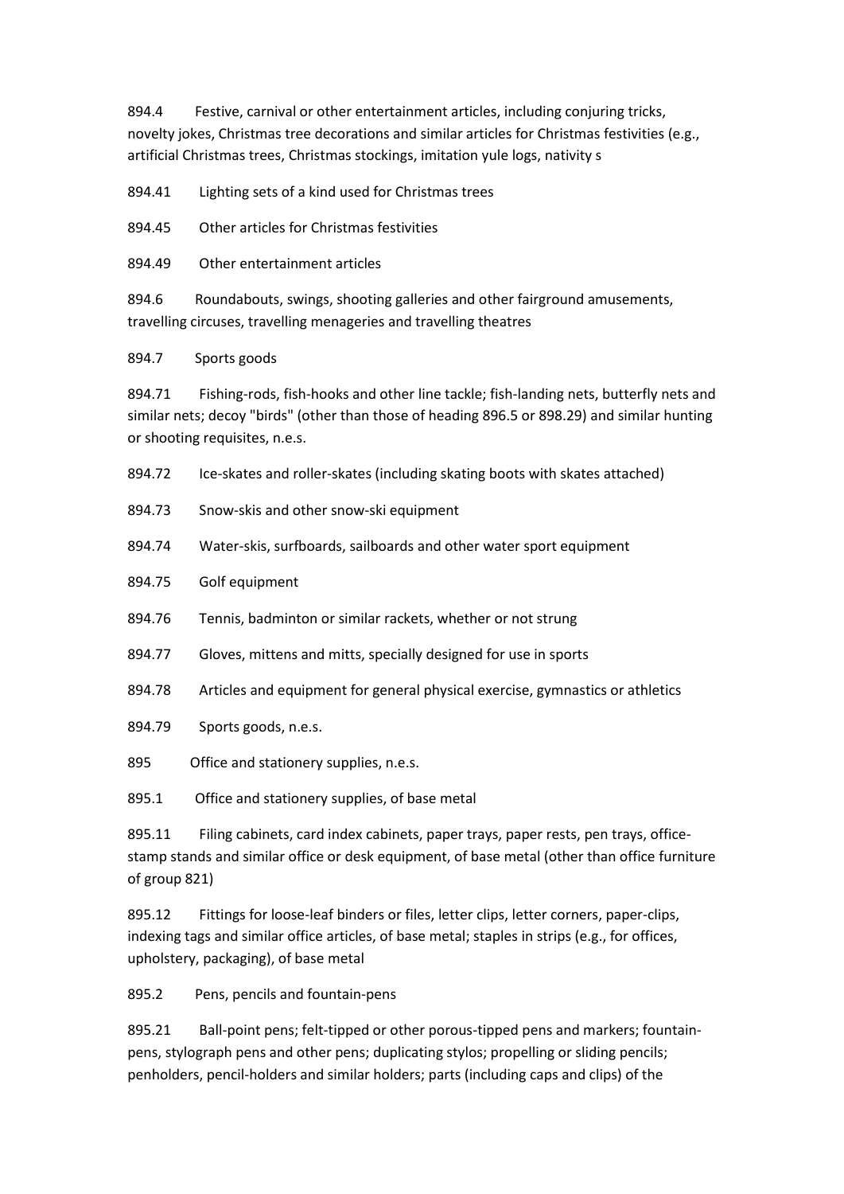894.4 Festive, carnival or other entertainment articles, including conjuring tricks, novelty jokes, Christmas tree decorations and similar articles for Christmas festivities (e.g., artificial Christmas trees, Christmas stockings, imitation yule logs, nativity s

894.41 Lighting sets of a kind used for Christmas trees

894.45 Other articles for Christmas festivities

894.49 Other entertainment articles

894.6 Roundabouts, swings, shooting galleries and other fairground amusements, travelling circuses, travelling menageries and travelling theatres

894.7 Sports goods

894.71 Fishing-rods, fish-hooks and other line tackle; fish-landing nets, butterfly nets and similar nets; decoy "birds" (other than those of heading 896.5 or 898.29) and similar hunting or shooting requisites, n.e.s.

894.72 Ice-skates and roller-skates (including skating boots with skates attached)

894.73 Snow-skis and other snow-ski equipment

894.74 Water-skis, surfboards, sailboards and other water sport equipment

894.75 Golf equipment

894.76 Tennis, badminton or similar rackets, whether or not strung

894.77 Gloves, mittens and mitts, specially designed for use in sports

894.78 Articles and equipment for general physical exercise, gymnastics or athletics

894.79 Sports goods, n.e.s.

895 Office and stationery supplies, n.e.s.

895.1 Office and stationery supplies, of base metal

895.11 Filing cabinets, card index cabinets, paper trays, paper rests, pen trays, office-stamp stands and similar office or desk equipment, of base metal (other than office furniture of group 821)

895.12 Fittings for loose-leaf binders or files, letter clips, letter corners, paper-clips, indexing tags and similar office articles, of base metal; staples in strips (e.g., for offices, upholstery, packaging), of base metal

895.2 Pens, pencils and fountain-pens

895.21 Ball-point pens; felt-tipped or other porous-tipped pens and markers; fountain-pens, stylograph pens and other pens; duplicating stylos; propelling or sliding pencils; penholders, pencil-holders and similar holders; parts (including caps and clips) of the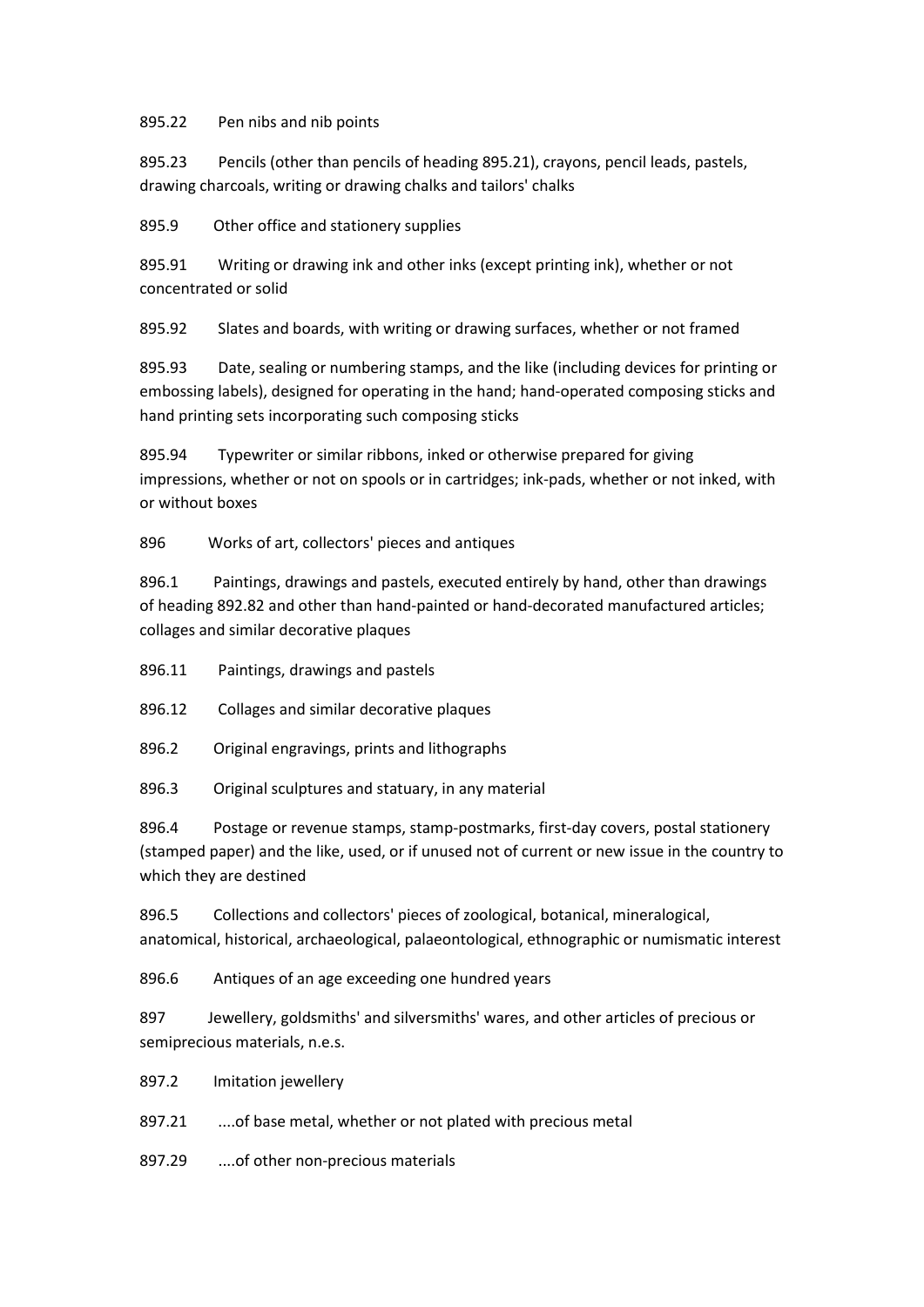895.22 Pen nibs and nib points

895.23 Pencils (other than pencils of heading 895.21), crayons, pencil leads, pastels, drawing charcoals, writing or drawing chalks and tailors' chalks

895.9 Other office and stationery supplies

895.91 Writing or drawing ink and other inks (except printing ink), whether or not concentrated or solid

895.92 Slates and boards, with writing or drawing surfaces, whether or not framed

895.93 Date, sealing or numbering stamps, and the like (including devices for printing or embossing labels), designed for operating in the hand; hand-operated composing sticks and hand printing sets incorporating such composing sticks

895.94 Typewriter or similar ribbons, inked or otherwise prepared for giving impressions, whether or not on spools or in cartridges; ink-pads, whether or not inked, with or without boxes

896 Works of art, collectors' pieces and antiques

896.1 Paintings, drawings and pastels, executed entirely by hand, other than drawings of heading 892.82 and other than hand-painted or hand-decorated manufactured articles; collages and similar decorative plaques

896.11 Paintings, drawings and pastels

896.12 Collages and similar decorative plaques

896.2 Original engravings, prints and lithographs

896.3 Original sculptures and statuary, in any material

896.4 Postage or revenue stamps, stamp-postmarks, first-day covers, postal stationery (stamped paper) and the like, used, or if unused not of current or new issue in the country to which they are destined

896.5 Collections and collectors' pieces of zoological, botanical, mineralogical, anatomical, historical, archaeological, palaeontological, ethnographic or numismatic interest

896.6 Antiques of an age exceeding one hundred years

897 Jewellery, goldsmiths' and silversmiths' wares, and other articles of precious or semiprecious materials, n.e.s.

897.2 Imitation jewellery

897.21 ....of base metal, whether or not plated with precious metal

897.29 ....of other non-precious materials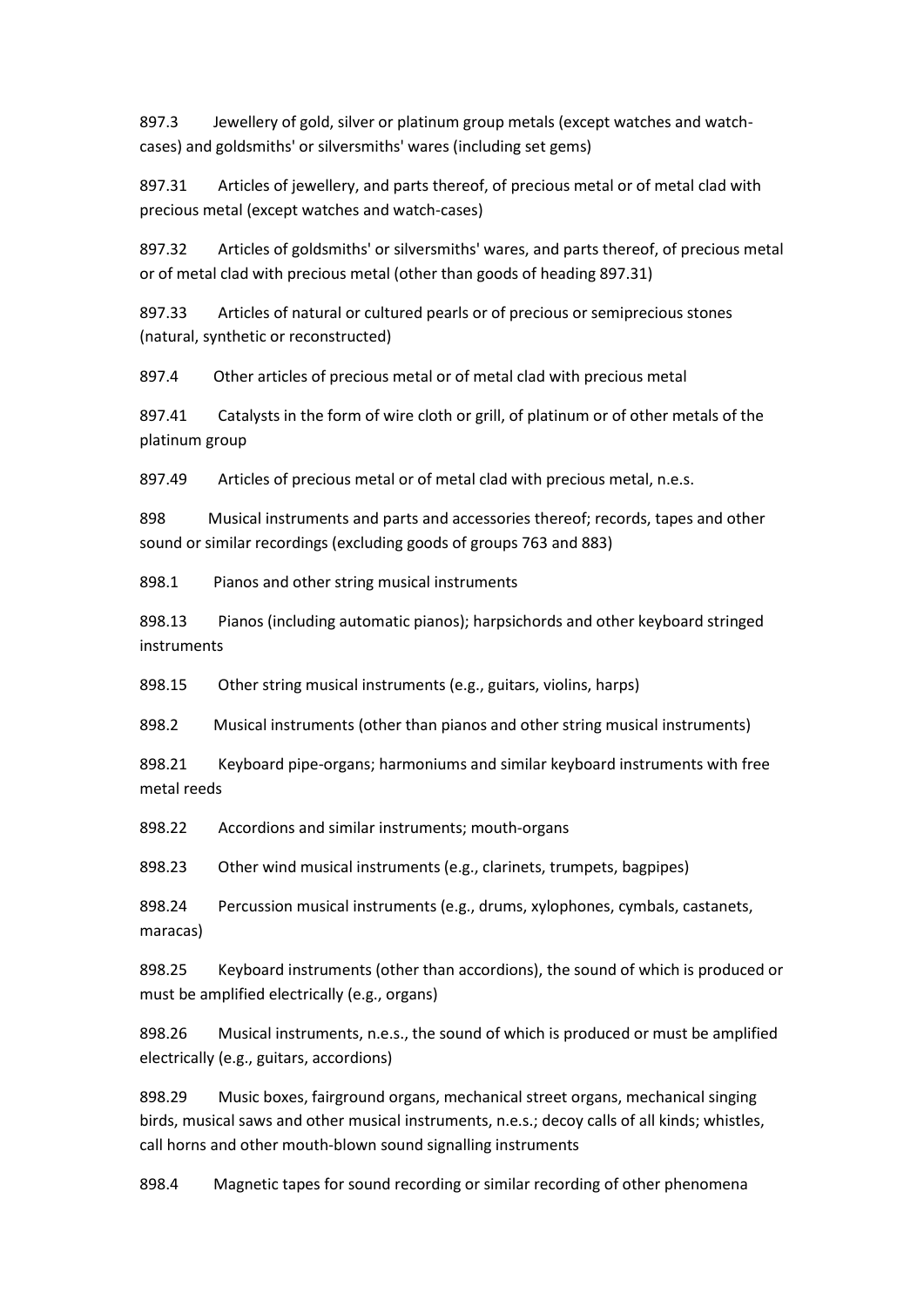897.3 Jewellery of gold, silver or platinum group metals (except watches and watch-cases) and goldsmiths' or silversmiths' wares (including set gems)

897.31 Articles of jewellery, and parts thereof, of precious metal or of metal clad with precious metal (except watches and watch-cases)

897.32 Articles of goldsmiths' or silversmiths' wares, and parts thereof, of precious metal or of metal clad with precious metal (other than goods of heading 897.31)

897.33 Articles of natural or cultured pearls or of precious or semiprecious stones (natural, synthetic or reconstructed)

897.4 Other articles of precious metal or of metal clad with precious metal

897.41 Catalysts in the form of wire cloth or grill, of platinum or of other metals of the platinum group

897.49 Articles of precious metal or of metal clad with precious metal, n.e.s.

898 Musical instruments and parts and accessories thereof; records, tapes and other sound or similar recordings (excluding goods of groups 763 and 883)

898.1 Pianos and other string musical instruments

898.13 Pianos (including automatic pianos); harpsichords and other keyboard stringed instruments

898.15 Other string musical instruments (e.g., guitars, violins, harps)

898.2 Musical instruments (other than pianos and other string musical instruments)

898.21 Keyboard pipe-organs; harmoniums and similar keyboard instruments with free metal reeds

898.22 Accordions and similar instruments; mouth-organs

898.23 Other wind musical instruments (e.g., clarinets, trumpets, bagpipes)

898.24 Percussion musical instruments (e.g., drums, xylophones, cymbals, castanets, maracas)

898.25 Keyboard instruments (other than accordions), the sound of which is produced or must be amplified electrically (e.g., organs)

898.26 Musical instruments, n.e.s., the sound of which is produced or must be amplified electrically (e.g., guitars, accordions)

898.29 Music boxes, fairground organs, mechanical street organs, mechanical singing birds, musical saws and other musical instruments, n.e.s.; decoy calls of all kinds; whistles, call horns and other mouth-blown sound signalling instruments

898.4 Magnetic tapes for sound recording or similar recording of other phenomena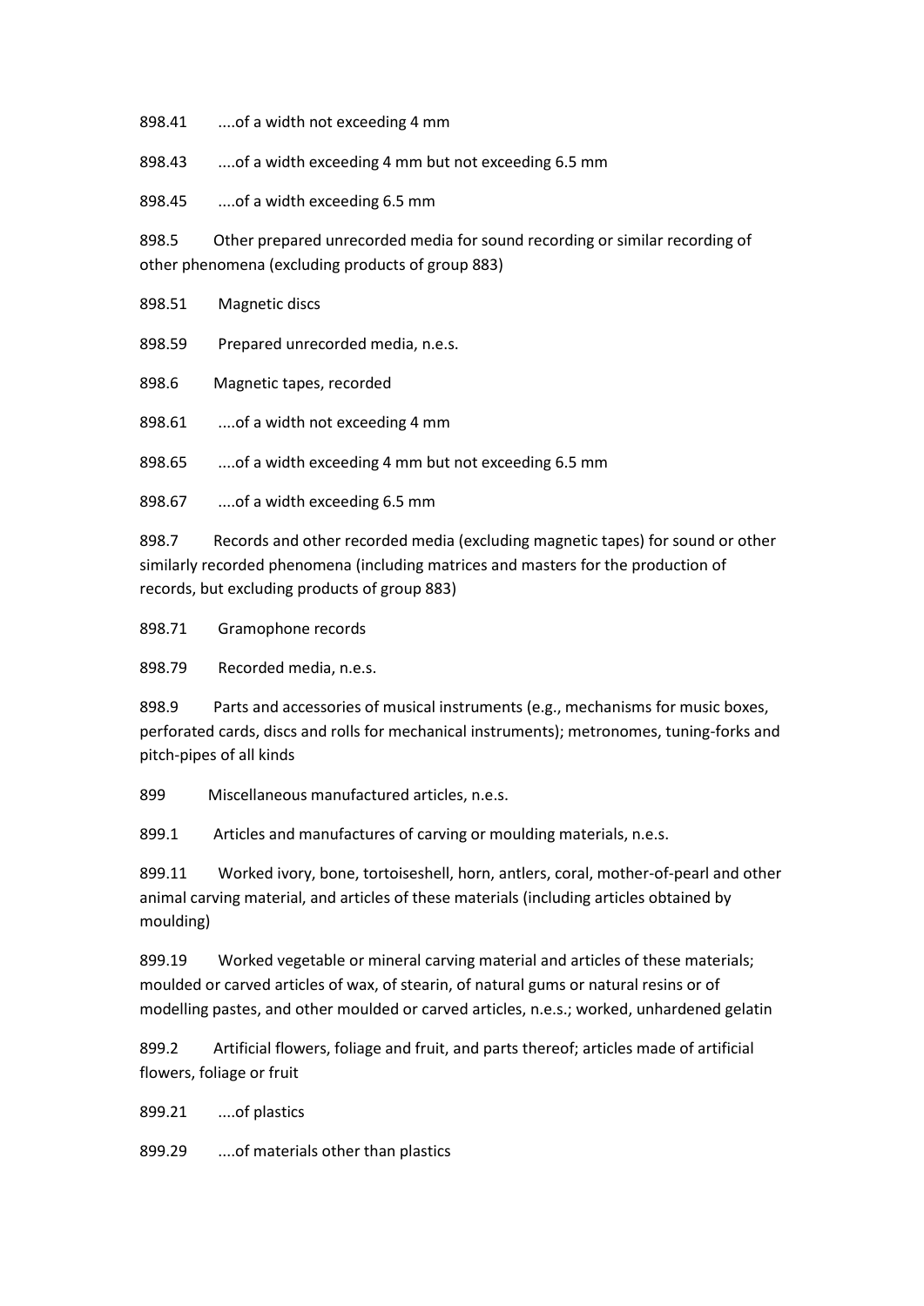898.41 ....of a width not exceeding 4 mm

898.43 ....of a width exceeding 4 mm but not exceeding 6.5 mm

898.45 ....of a width exceeding 6.5 mm

898.5 Other prepared unrecorded media for sound recording or similar recording of other phenomena (excluding products of group 883)

898.51 Magnetic discs

898.59 Prepared unrecorded media, n.e.s.

898.6 Magnetic tapes, recorded

898.61 ....of a width not exceeding 4 mm

898.65 ....of a width exceeding 4 mm but not exceeding 6.5 mm

898.67 ....of a width exceeding 6.5 mm

898.7 Records and other recorded media (excluding magnetic tapes) for sound or other similarly recorded phenomena (including matrices and masters for the production of records, but excluding products of group 883)

898.71 Gramophone records

898.79 Recorded media, n.e.s.

898.9 Parts and accessories of musical instruments (e.g., mechanisms for music boxes, perforated cards, discs and rolls for mechanical instruments); metronomes, tuning-forks and pitch-pipes of all kinds

899 Miscellaneous manufactured articles, n.e.s.

899.1 Articles and manufactures of carving or moulding materials, n.e.s.

899.11 Worked ivory, bone, tortoiseshell, horn, antlers, coral, mother-of-pearl and other animal carving material, and articles of these materials (including articles obtained by moulding)

899.19 Worked vegetable or mineral carving material and articles of these materials; moulded or carved articles of wax, of stearin, of natural gums or natural resins or of modelling pastes, and other moulded or carved articles, n.e.s.; worked, unhardened gelatin

899.2 Artificial flowers, foliage and fruit, and parts thereof; articles made of artificial flowers, foliage or fruit

899.21 ....of plastics

899.29 ....of materials other than plastics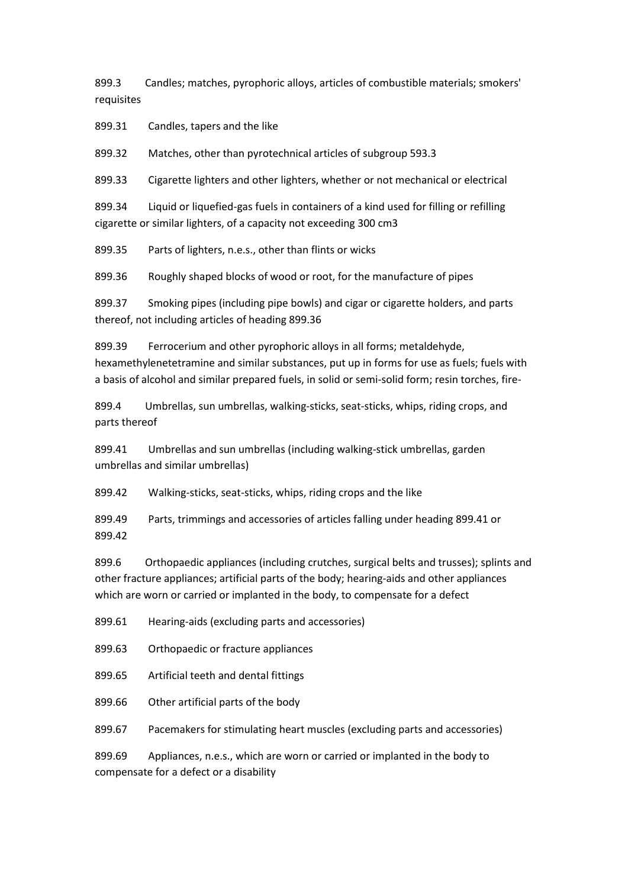899.3 Candles; matches, pyrophoric alloys, articles of combustible materials; smokers' requisites

899.31 Candles, tapers and the like

899.32 Matches, other than pyrotechnical articles of subgroup 593.3

899.33 Cigarette lighters and other lighters, whether or not mechanical or electrical

899.34 Liquid or liquefied-gas fuels in containers of a kind used for filling or refilling cigarette or similar lighters, of a capacity not exceeding 300 cm3

899.35 Parts of lighters, n.e.s., other than flints or wicks

899.36 Roughly shaped blocks of wood or root, for the manufacture of pipes

899.37 Smoking pipes (including pipe bowls) and cigar or cigarette holders, and parts thereof, not including articles of heading 899.36

899.39 Ferrocerium and other pyrophoric alloys in all forms; metaldehyde, hexamethylenetetramine and similar substances, put up in forms for use as fuels; fuels with a basis of alcohol and similar prepared fuels, in solid or semi-solid form; resin torches, fire-

899.4 Umbrellas, sun umbrellas, walking-sticks, seat-sticks, whips, riding crops, and parts thereof

899.41 Umbrellas and sun umbrellas (including walking-stick umbrellas, garden umbrellas and similar umbrellas)

899.42 Walking-sticks, seat-sticks, whips, riding crops and the like

899.49 Parts, trimmings and accessories of articles falling under heading 899.41 or 899.42

899.6 Orthopaedic appliances (including crutches, surgical belts and trusses); splints and other fracture appliances; artificial parts of the body; hearing-aids and other appliances which are worn or carried or implanted in the body, to compensate for a defect

899.61 Hearing-aids (excluding parts and accessories)

899.63 Orthopaedic or fracture appliances

899.65 Artificial teeth and dental fittings

899.66 Other artificial parts of the body

899.67 Pacemakers for stimulating heart muscles (excluding parts and accessories)

899.69 Appliances, n.e.s., which are worn or carried or implanted in the body to compensate for a defect or a disability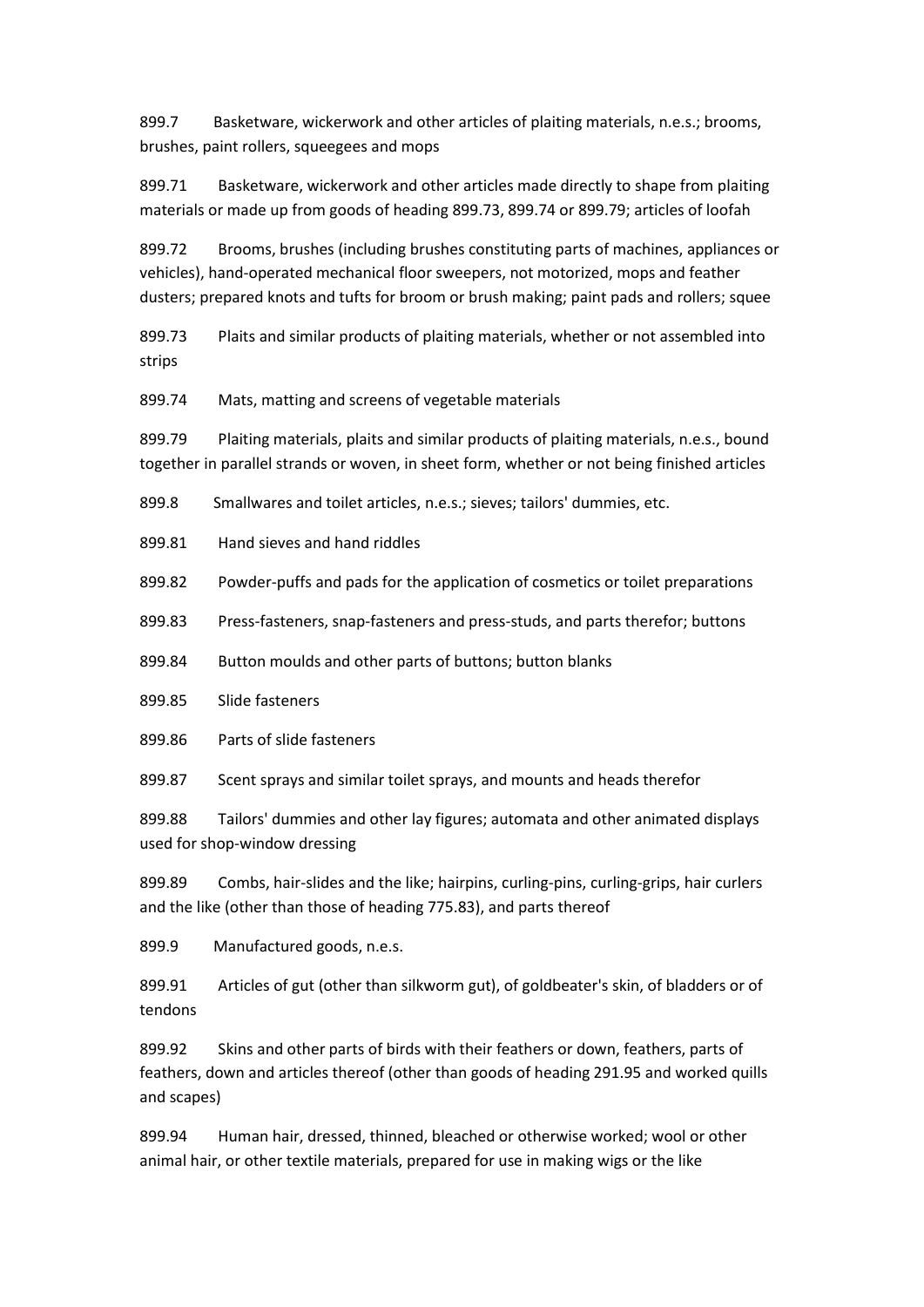899.7	Basketware, wickerwork and other articles of plaiting materials, n.e.s.; brooms, brushes, paint rollers, squeegees and mops

899.71	Basketware, wickerwork and other articles made directly to shape from plaiting materials or made up from goods of heading 899.73, 899.74 or 899.79; articles of loofah

899.72	Brooms, brushes (including brushes constituting parts of machines, appliances or vehicles), hand-operated mechanical floor sweepers, not motorized, mops and feather dusters; prepared knots and tufts for broom or brush making; paint pads and rollers; squee

899.73	Plaits and similar products of plaiting materials, whether or not assembled into strips

899.74	Mats, matting and screens of vegetable materials

899.79	Plaiting materials, plaits and similar products of plaiting materials, n.e.s., bound together in parallel strands or woven, in sheet form, whether or not being finished articles

899.8	Smallwares and toilet articles, n.e.s.; sieves; tailors' dummies, etc.

899.81	Hand sieves and hand riddles

899.82	Powder-puffs and pads for the application of cosmetics or toilet preparations

899.83	Press-fasteners, snap-fasteners and press-studs, and parts therefor; buttons

899.84	Button moulds and other parts of buttons; button blanks

899.85	Slide fasteners

899.86	Parts of slide fasteners

899.87	Scent sprays and similar toilet sprays, and mounts and heads therefor

899.88	Tailors' dummies and other lay figures; automata and other animated displays used for shop-window dressing

899.89	Combs, hair-slides and the like; hairpins, curling-pins, curling-grips, hair curlers and the like (other than those of heading 775.83), and parts thereof

899.9	Manufactured goods, n.e.s.

899.91	Articles of gut (other than silkworm gut), of goldbeater's skin, of bladders or of tendons

899.92	Skins and other parts of birds with their feathers or down, feathers, parts of feathers, down and articles thereof (other than goods of heading 291.95 and worked quills and scapes)

899.94	Human hair, dressed, thinned, bleached or otherwise worked; wool or other animal hair, or other textile materials, prepared for use in making wigs or the like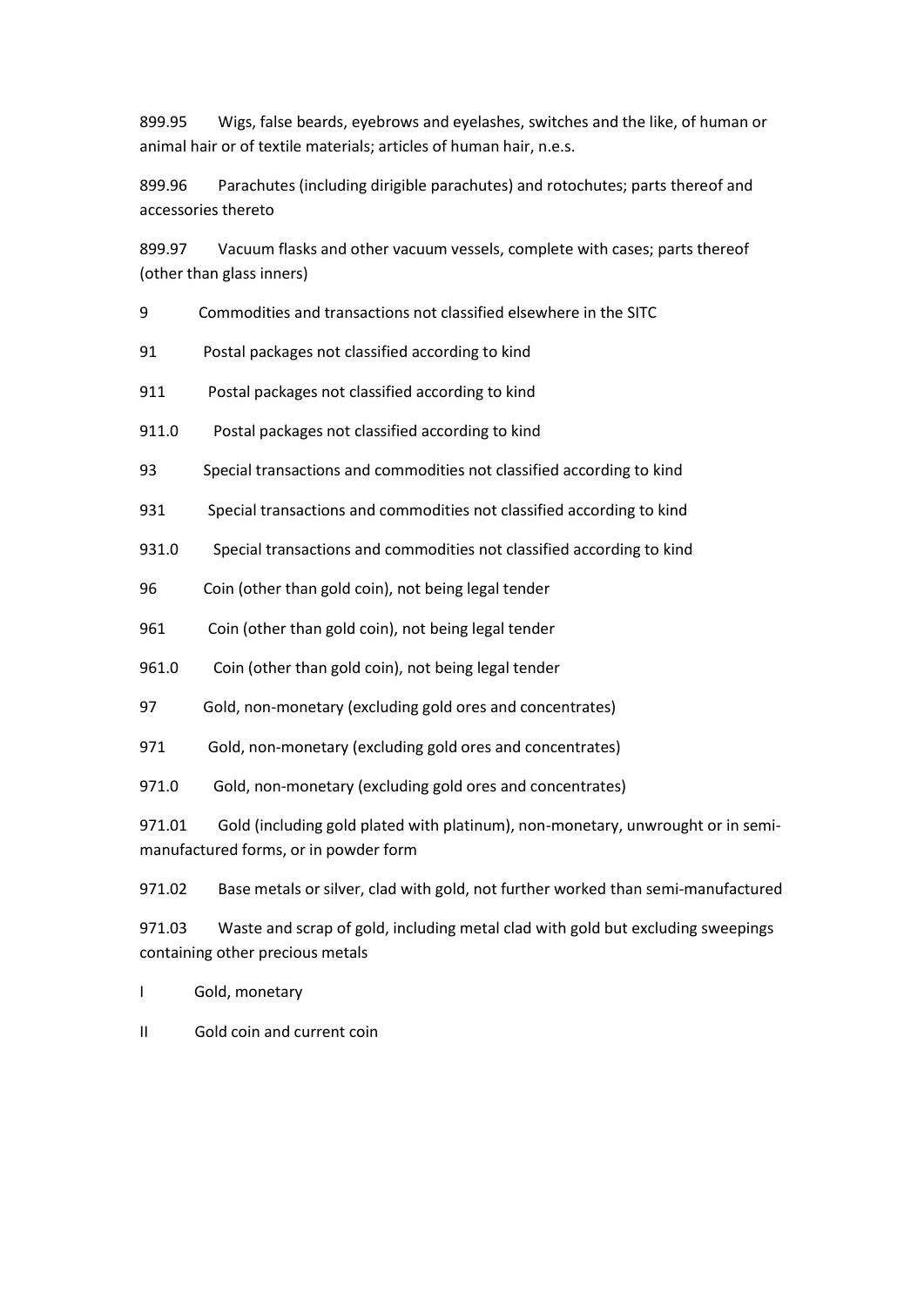899.95 Wigs, false beards, eyebrows and eyelashes, switches and the like, of human or animal hair or of textile materials; articles of human hair, n.e.s.

899.96 Parachutes (including dirigible parachutes) and rotochutes; parts thereof and accessories thereto

899.97 Vacuum flasks and other vacuum vessels, complete with cases; parts thereof (other than glass inners)

9 Commodities and transactions not classified elsewhere in the SITC

91 Postal packages not classified according to kind

911 Postal packages not classified according to kind

911.0 Postal packages not classified according to kind

93 Special transactions and commodities not classified according to kind

931 Special transactions and commodities not classified according to kind

931.0 Special transactions and commodities not classified according to kind

96 Coin (other than gold coin), not being legal tender

961 Coin (other than gold coin), not being legal tender

961.0 Coin (other than gold coin), not being legal tender

97 Gold, non-monetary (excluding gold ores and concentrates)

971 Gold, non-monetary (excluding gold ores and concentrates)

971.0 Gold, non-monetary (excluding gold ores and concentrates)

971.01 Gold (including gold plated with platinum), non-monetary, unwrought or in semi-manufactured forms, or in powder form

971.02 Base metals or silver, clad with gold, not further worked than semi-manufactured

971.03 Waste and scrap of gold, including metal clad with gold but excluding sweepings containing other precious metals

I Gold, monetary

II Gold coin and current coin